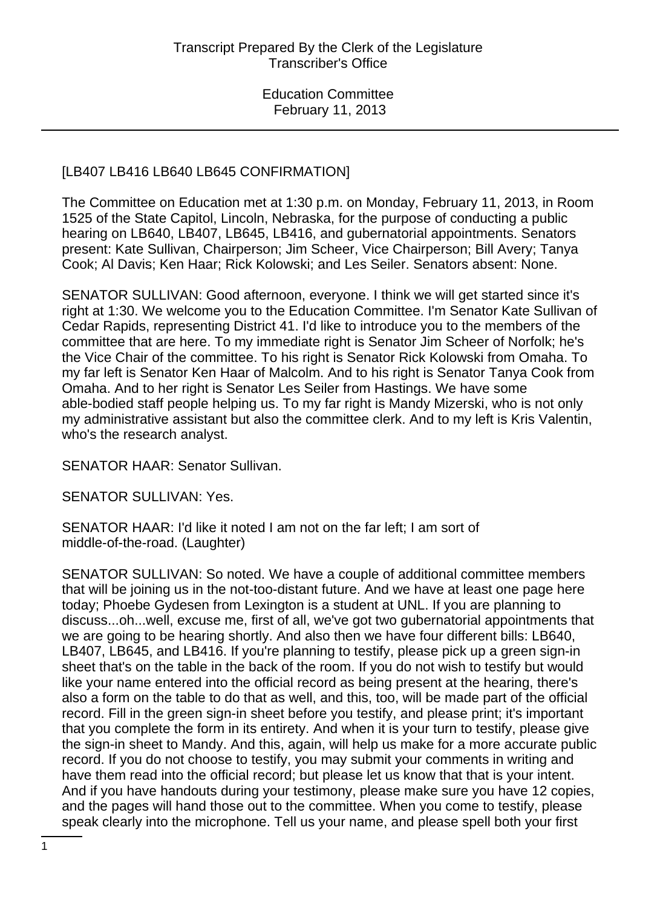[LB407 LB416 LB640 LB645 CONFIRMATION]

The Committee on Education met at 1:30 p.m. on Monday, February 11, 2013, in Room 1525 of the State Capitol, Lincoln, Nebraska, for the purpose of conducting a public hearing on LB640, LB407, LB645, LB416, and gubernatorial appointments. Senators present: Kate Sullivan, Chairperson; Jim Scheer, Vice Chairperson; Bill Avery; Tanya Cook; Al Davis; Ken Haar; Rick Kolowski; and Les Seiler. Senators absent: None.

SENATOR SULLIVAN: Good afternoon, everyone. I think we will get started since it's right at 1:30. We welcome you to the Education Committee. I'm Senator Kate Sullivan of Cedar Rapids, representing District 41. I'd like to introduce you to the members of the committee that are here. To my immediate right is Senator Jim Scheer of Norfolk; he's the Vice Chair of the committee. To his right is Senator Rick Kolowski from Omaha. To my far left is Senator Ken Haar of Malcolm. And to his right is Senator Tanya Cook from Omaha. And to her right is Senator Les Seiler from Hastings. We have some able-bodied staff people helping us. To my far right is Mandy Mizerski, who is not only my administrative assistant but also the committee clerk. And to my left is Kris Valentin, who's the research analyst.

SENATOR HAAR: Senator Sullivan.

SENATOR SULLIVAN: Yes.

SENATOR HAAR: I'd like it noted I am not on the far left; I am sort of middle-of-the-road. (Laughter)

SENATOR SULLIVAN: So noted. We have a couple of additional committee members that will be joining us in the not-too-distant future. And we have at least one page here today; Phoebe Gydesen from Lexington is a student at UNL. If you are planning to discuss...oh...well, excuse me, first of all, we've got two gubernatorial appointments that we are going to be hearing shortly. And also then we have four different bills: LB640, LB407, LB645, and LB416. If you're planning to testify, please pick up a green sign-in sheet that's on the table in the back of the room. If you do not wish to testify but would like your name entered into the official record as being present at the hearing, there's also a form on the table to do that as well, and this, too, will be made part of the official record. Fill in the green sign-in sheet before you testify, and please print; it's important that you complete the form in its entirety. And when it is your turn to testify, please give the sign-in sheet to Mandy. And this, again, will help us make for a more accurate public record. If you do not choose to testify, you may submit your comments in writing and have them read into the official record; but please let us know that that is your intent. And if you have handouts during your testimony, please make sure you have 12 copies, and the pages will hand those out to the committee. When you come to testify, please speak clearly into the microphone. Tell us your name, and please spell both your first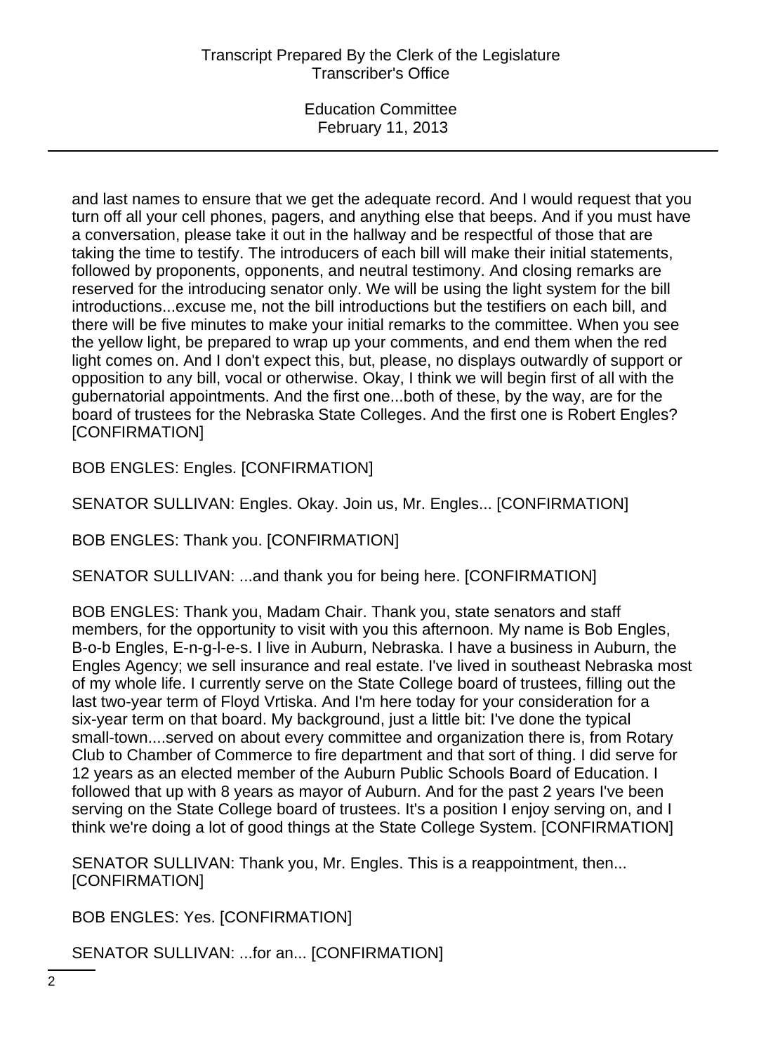and last names to ensure that we get the adequate record. And I would request that you turn off all your cell phones, pagers, and anything else that beeps. And if you must have a conversation, please take it out in the hallway and be respectful of those that are taking the time to testify. The introducers of each bill will make their initial statements, followed by proponents, opponents, and neutral testimony. And closing remarks are reserved for the introducing senator only. We will be using the light system for the bill introductions...excuse me, not the bill introductions but the testifiers on each bill, and there will be five minutes to make your initial remarks to the committee. When you see the yellow light, be prepared to wrap up your comments, and end them when the red light comes on. And I don't expect this, but, please, no displays outwardly of support or opposition to any bill, vocal or otherwise. Okay, I think we will begin first of all with the gubernatorial appointments. And the first one...both of these, by the way, are for the board of trustees for the Nebraska State Colleges. And the first one is Robert Engles? [CONFIRMATION]

BOB ENGLES: Engles. [CONFIRMATION]

SENATOR SULLIVAN: Engles. Okay. Join us, Mr. Engles... [CONFIRMATION]

BOB ENGLES: Thank you. [CONFIRMATION]

SENATOR SULLIVAN: ...and thank you for being here. [CONFIRMATION]

BOB ENGLES: Thank you, Madam Chair. Thank you, state senators and staff members, for the opportunity to visit with you this afternoon. My name is Bob Engles, B-o-b Engles, E-n-g-l-e-s. I live in Auburn, Nebraska. I have a business in Auburn, the Engles Agency; we sell insurance and real estate. I've lived in southeast Nebraska most of my whole life. I currently serve on the State College board of trustees, filling out the last two-year term of Floyd Vrtiska. And I'm here today for your consideration for a six-year term on that board. My background, just a little bit: I've done the typical small-town....served on about every committee and organization there is, from Rotary Club to Chamber of Commerce to fire department and that sort of thing. I did serve for 12 years as an elected member of the Auburn Public Schools Board of Education. I followed that up with 8 years as mayor of Auburn. And for the past 2 years I've been serving on the State College board of trustees. It's a position I enjoy serving on, and I think we're doing a lot of good things at the State College System. [CONFIRMATION]

SENATOR SULLIVAN: Thank you, Mr. Engles. This is a reappointment, then... [CONFIRMATION]

BOB ENGLES: Yes. [CONFIRMATION]

SENATOR SULLIVAN: ...for an... [CONFIRMATION]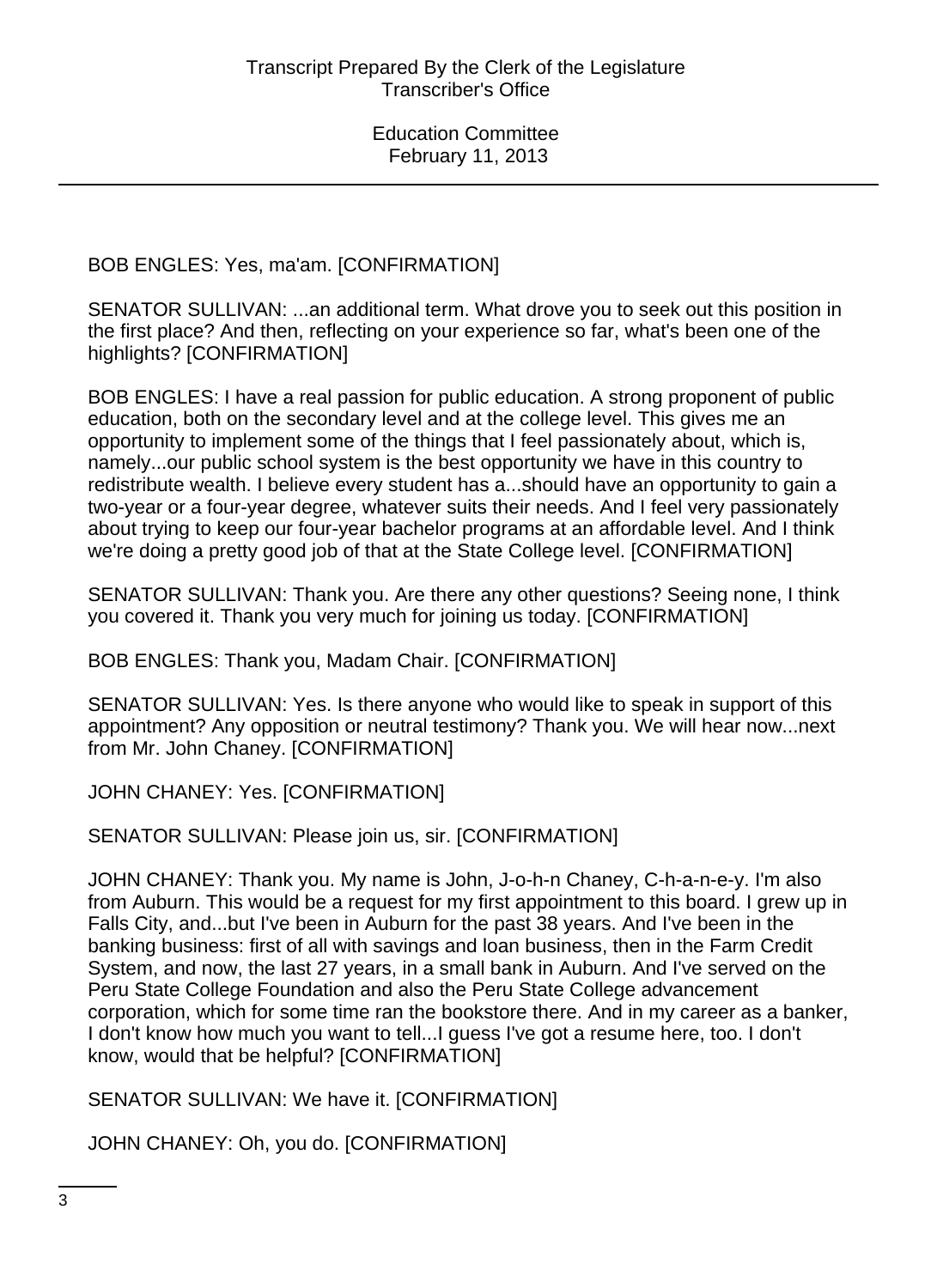BOB ENGLES: Yes, ma'am. [CONFIRMATION]

SENATOR SULLIVAN: ...an additional term. What drove you to seek out this position in the first place? And then, reflecting on your experience so far, what's been one of the highlights? [CONFIRMATION]

BOB ENGLES: I have a real passion for public education. A strong proponent of public education, both on the secondary level and at the college level. This gives me an opportunity to implement some of the things that I feel passionately about, which is, namely...our public school system is the best opportunity we have in this country to redistribute wealth. I believe every student has a...should have an opportunity to gain a two-year or a four-year degree, whatever suits their needs. And I feel very passionately about trying to keep our four-year bachelor programs at an affordable level. And I think we're doing a pretty good job of that at the State College level. [CONFIRMATION]

SENATOR SULLIVAN: Thank you. Are there any other questions? Seeing none, I think you covered it. Thank you very much for joining us today. [CONFIRMATION]

BOB ENGLES: Thank you, Madam Chair. [CONFIRMATION]

SENATOR SULLIVAN: Yes. Is there anyone who would like to speak in support of this appointment? Any opposition or neutral testimony? Thank you. We will hear now...next from Mr. John Chaney. [CONFIRMATION]

JOHN CHANEY: Yes. [CONFIRMATION]

SENATOR SULLIVAN: Please join us, sir. [CONFIRMATION]

JOHN CHANEY: Thank you. My name is John, J-o-h-n Chaney, C-h-a-n-e-y. I'm also from Auburn. This would be a request for my first appointment to this board. I grew up in Falls City, and...but I've been in Auburn for the past 38 years. And I've been in the banking business: first of all with savings and loan business, then in the Farm Credit System, and now, the last 27 years, in a small bank in Auburn. And I've served on the Peru State College Foundation and also the Peru State College advancement corporation, which for some time ran the bookstore there. And in my career as a banker, I don't know how much you want to tell...I guess I've got a resume here, too. I don't know, would that be helpful? [CONFIRMATION]

SENATOR SULLIVAN: We have it. [CONFIRMATION]

JOHN CHANEY: Oh, you do. [CONFIRMATION]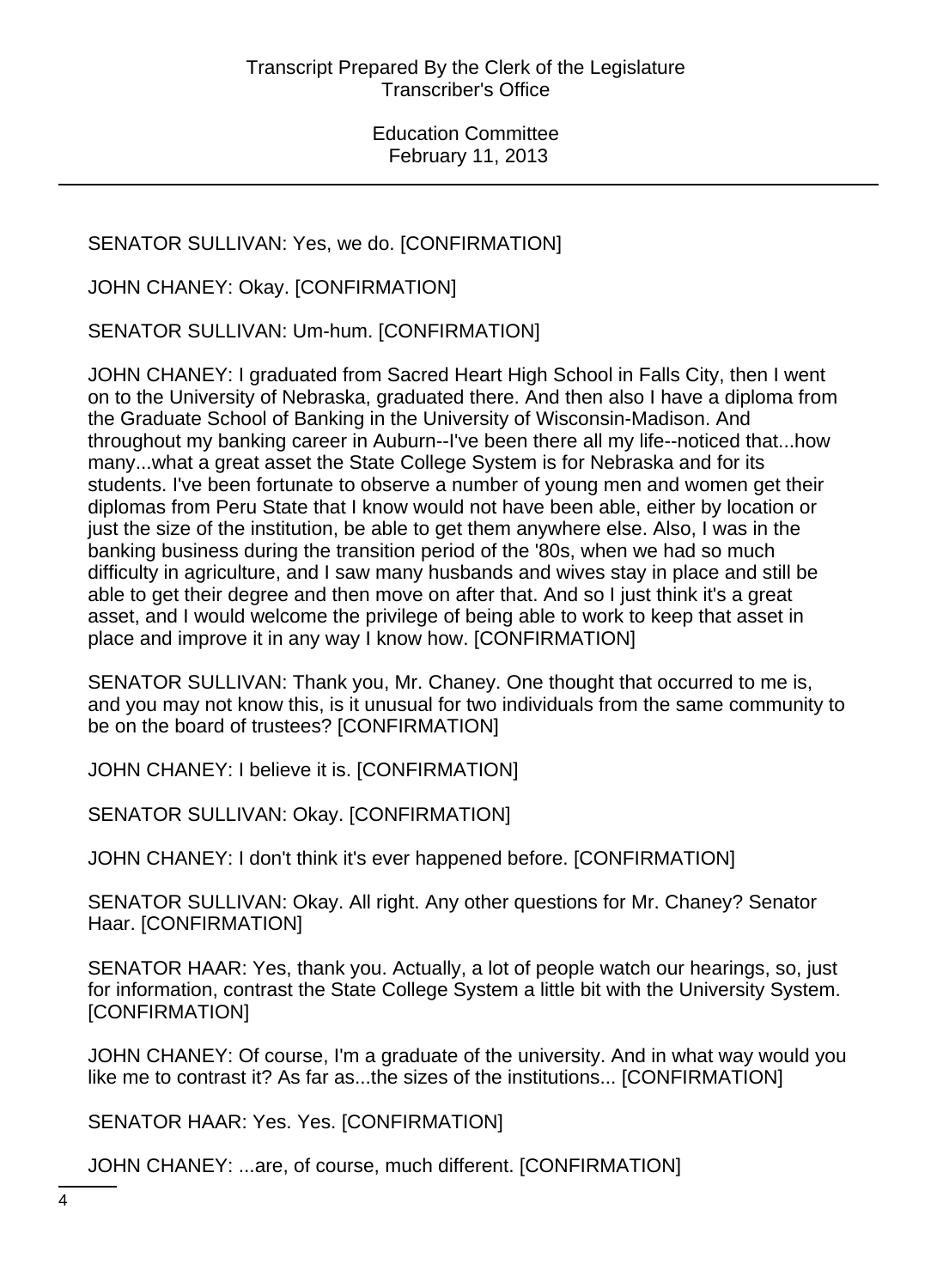SENATOR SULLIVAN: Yes, we do. [CONFIRMATION]

JOHN CHANEY: Okay. [CONFIRMATION]

SENATOR SULLIVAN: Um-hum. [CONFIRMATION]

JOHN CHANEY: I graduated from Sacred Heart High School in Falls City, then I went on to the University of Nebraska, graduated there. And then also I have a diploma from the Graduate School of Banking in the University of Wisconsin-Madison. And throughout my banking career in Auburn--I've been there all my life--noticed that...how many...what a great asset the State College System is for Nebraska and for its students. I've been fortunate to observe a number of young men and women get their diplomas from Peru State that I know would not have been able, either by location or just the size of the institution, be able to get them anywhere else. Also, I was in the banking business during the transition period of the '80s, when we had so much difficulty in agriculture, and I saw many husbands and wives stay in place and still be able to get their degree and then move on after that. And so I just think it's a great asset, and I would welcome the privilege of being able to work to keep that asset in place and improve it in any way I know how. [CONFIRMATION]

SENATOR SULLIVAN: Thank you, Mr. Chaney. One thought that occurred to me is, and you may not know this, is it unusual for two individuals from the same community to be on the board of trustees? [CONFIRMATION]

JOHN CHANEY: I believe it is. [CONFIRMATION]

SENATOR SULLIVAN: Okay. [CONFIRMATION]

JOHN CHANEY: I don't think it's ever happened before. [CONFIRMATION]

SENATOR SULLIVAN: Okay. All right. Any other questions for Mr. Chaney? Senator Haar. [CONFIRMATION]

SENATOR HAAR: Yes, thank you. Actually, a lot of people watch our hearings, so, just for information, contrast the State College System a little bit with the University System. [CONFIRMATION]

JOHN CHANEY: Of course, I'm a graduate of the university. And in what way would you like me to contrast it? As far as...the sizes of the institutions... [CONFIRMATION]

SENATOR HAAR: Yes. Yes. [CONFIRMATION]

JOHN CHANEY: ...are, of course, much different. [CONFIRMATION]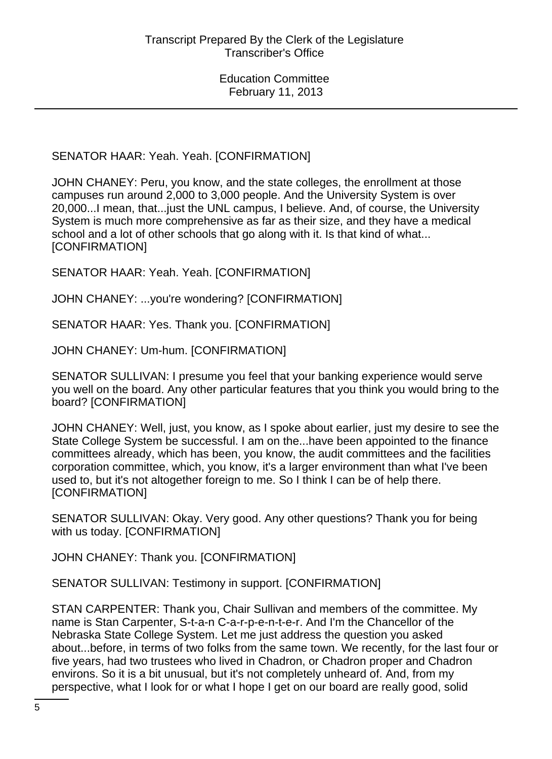SENATOR HAAR: Yeah. Yeah. [CONFIRMATION]

JOHN CHANEY: Peru, you know, and the state colleges, the enrollment at those campuses run around 2,000 to 3,000 people. And the University System is over 20,000...I mean, that...just the UNL campus, I believe. And, of course, the University System is much more comprehensive as far as their size, and they have a medical school and a lot of other schools that go along with it. Is that kind of what... [CONFIRMATION]

SENATOR HAAR: Yeah. Yeah. [CONFIRMATION]

JOHN CHANEY: ...you're wondering? [CONFIRMATION]

SENATOR HAAR: Yes. Thank you. [CONFIRMATION]

JOHN CHANEY: Um-hum. [CONFIRMATION]

SENATOR SULLIVAN: I presume you feel that your banking experience would serve you well on the board. Any other particular features that you think you would bring to the board? [CONFIRMATION]

JOHN CHANEY: Well, just, you know, as I spoke about earlier, just my desire to see the State College System be successful. I am on the...have been appointed to the finance committees already, which has been, you know, the audit committees and the facilities corporation committee, which, you know, it's a larger environment than what I've been used to, but it's not altogether foreign to me. So I think I can be of help there. [CONFIRMATION]

SENATOR SULLIVAN: Okay. Very good. Any other questions? Thank you for being with us today. [CONFIRMATION]

JOHN CHANEY: Thank you. [CONFIRMATION]

SENATOR SULLIVAN: Testimony in support. [CONFIRMATION]

STAN CARPENTER: Thank you, Chair Sullivan and members of the committee. My name is Stan Carpenter, S-t-a-n C-a-r-p-e-n-t-e-r. And I'm the Chancellor of the Nebraska State College System. Let me just address the question you asked about...before, in terms of two folks from the same town. We recently, for the last four or five years, had two trustees who lived in Chadron, or Chadron proper and Chadron environs. So it is a bit unusual, but it's not completely unheard of. And, from my perspective, what I look for or what I hope I get on our board are really good, solid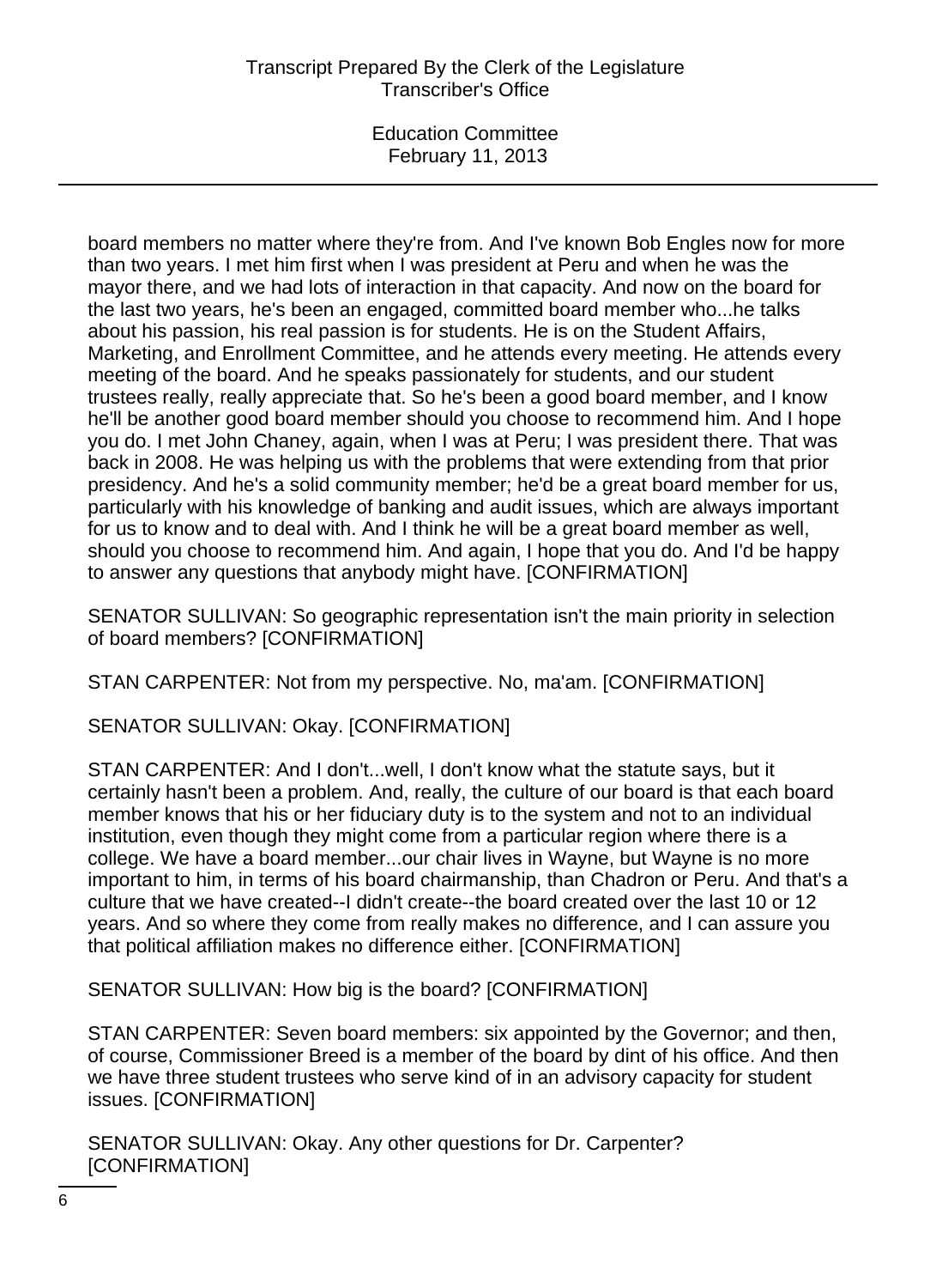board members no matter where they're from. And I've known Bob Engles now for more than two years. I met him first when I was president at Peru and when he was the mayor there, and we had lots of interaction in that capacity. And now on the board for the last two years, he's been an engaged, committed board member who...he talks about his passion, his real passion is for students. He is on the Student Affairs, Marketing, and Enrollment Committee, and he attends every meeting. He attends every meeting of the board. And he speaks passionately for students, and our student trustees really, really appreciate that. So he's been a good board member, and I know he'll be another good board member should you choose to recommend him. And I hope you do. I met John Chaney, again, when I was at Peru; I was president there. That was back in 2008. He was helping us with the problems that were extending from that prior presidency. And he's a solid community member; he'd be a great board member for us, particularly with his knowledge of banking and audit issues, which are always important for us to know and to deal with. And I think he will be a great board member as well, should you choose to recommend him. And again, I hope that you do. And I'd be happy to answer any questions that anybody might have. [CONFIRMATION]

SENATOR SULLIVAN: So geographic representation isn't the main priority in selection of board members? [CONFIRMATION]

STAN CARPENTER: Not from my perspective. No, ma'am. [CONFIRMATION]

SENATOR SULLIVAN: Okay. [CONFIRMATION]

STAN CARPENTER: And I don't...well, I don't know what the statute says, but it certainly hasn't been a problem. And, really, the culture of our board is that each board member knows that his or her fiduciary duty is to the system and not to an individual institution, even though they might come from a particular region where there is a college. We have a board member...our chair lives in Wayne, but Wayne is no more important to him, in terms of his board chairmanship, than Chadron or Peru. And that's a culture that we have created--I didn't create--the board created over the last 10 or 12 years. And so where they come from really makes no difference, and I can assure you that political affiliation makes no difference either. [CONFIRMATION]

SENATOR SULLIVAN: How big is the board? [CONFIRMATION]

STAN CARPENTER: Seven board members: six appointed by the Governor; and then, of course, Commissioner Breed is a member of the board by dint of his office. And then we have three student trustees who serve kind of in an advisory capacity for student issues. [CONFIRMATION]

SENATOR SULLIVAN: Okay. Any other questions for Dr. Carpenter? [CONFIRMATION]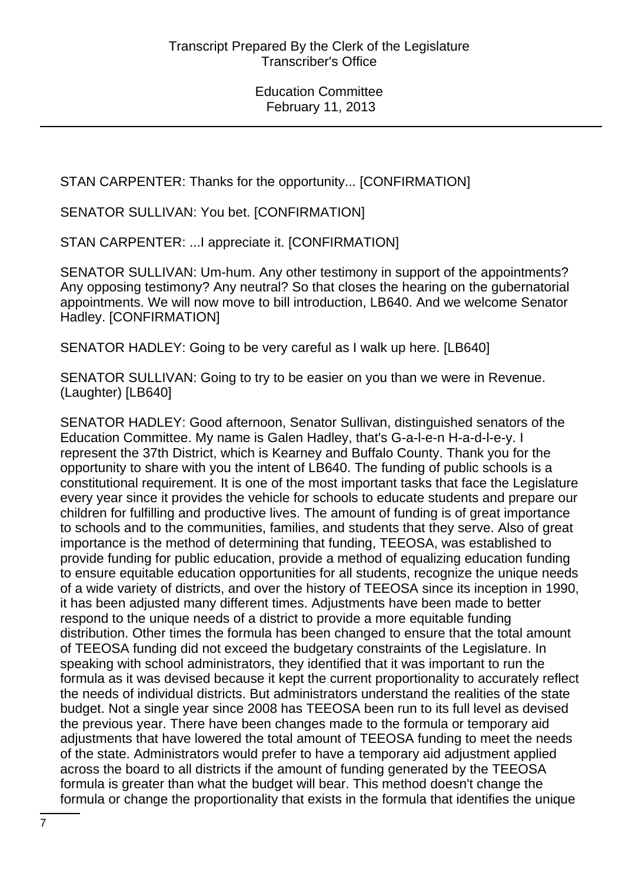STAN CARPENTER: Thanks for the opportunity... [CONFIRMATION]

SENATOR SULLIVAN: You bet. [CONFIRMATION]

STAN CARPENTER: ...I appreciate it. [CONFIRMATION]

SENATOR SULLIVAN: Um-hum. Any other testimony in support of the appointments? Any opposing testimony? Any neutral? So that closes the hearing on the gubernatorial appointments. We will now move to bill introduction, LB640. And we welcome Senator Hadley. [CONFIRMATION]

SENATOR HADLEY: Going to be very careful as I walk up here. [LB640]

SENATOR SULLIVAN: Going to try to be easier on you than we were in Revenue. (Laughter) [LB640]

SENATOR HADLEY: Good afternoon, Senator Sullivan, distinguished senators of the Education Committee. My name is Galen Hadley, that's G-a-l-e-n H-a-d-l-e-y. I represent the 37th District, which is Kearney and Buffalo County. Thank you for the opportunity to share with you the intent of LB640. The funding of public schools is a constitutional requirement. It is one of the most important tasks that face the Legislature every year since it provides the vehicle for schools to educate students and prepare our children for fulfilling and productive lives. The amount of funding is of great importance to schools and to the communities, families, and students that they serve. Also of great importance is the method of determining that funding, TEEOSA, was established to provide funding for public education, provide a method of equalizing education funding to ensure equitable education opportunities for all students, recognize the unique needs of a wide variety of districts, and over the history of TEEOSA since its inception in 1990, it has been adjusted many different times. Adjustments have been made to better respond to the unique needs of a district to provide a more equitable funding distribution. Other times the formula has been changed to ensure that the total amount of TEEOSA funding did not exceed the budgetary constraints of the Legislature. In speaking with school administrators, they identified that it was important to run the formula as it was devised because it kept the current proportionality to accurately reflect the needs of individual districts. But administrators understand the realities of the state budget. Not a single year since 2008 has TEEOSA been run to its full level as devised the previous year. There have been changes made to the formula or temporary aid adjustments that have lowered the total amount of TEEOSA funding to meet the needs of the state. Administrators would prefer to have a temporary aid adjustment applied across the board to all districts if the amount of funding generated by the TEEOSA formula is greater than what the budget will bear. This method doesn't change the formula or change the proportionality that exists in the formula that identifies the unique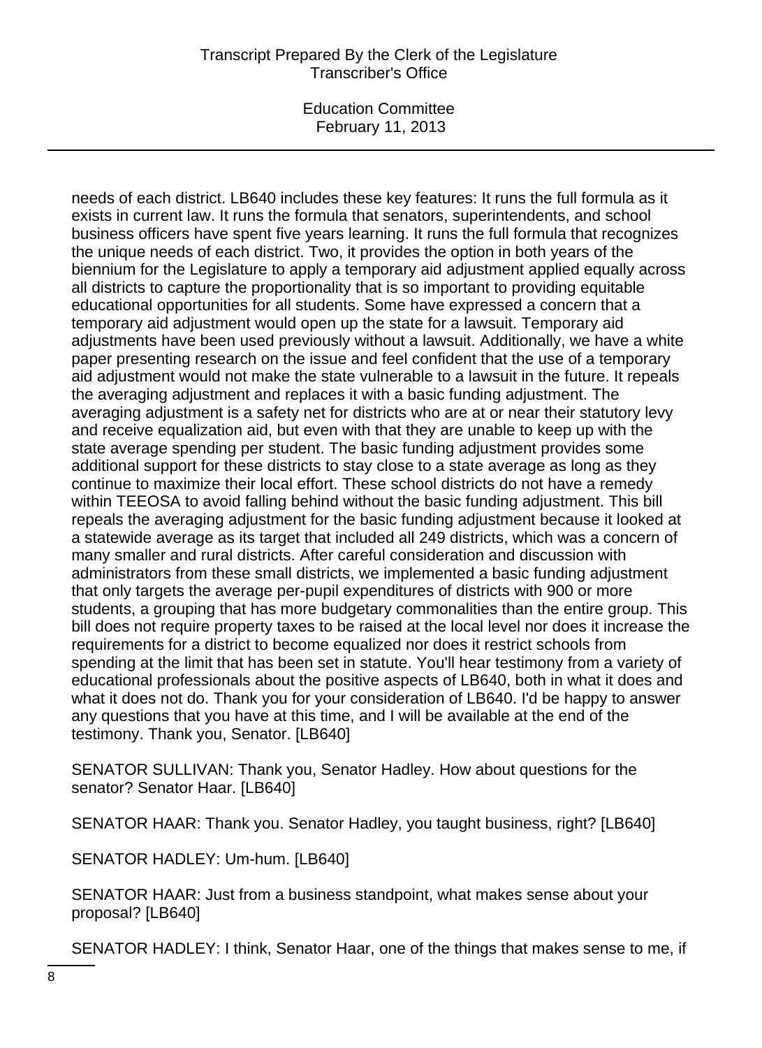needs of each district. LB640 includes these key features: It runs the full formula as it exists in current law. It runs the formula that senators, superintendents, and school business officers have spent five years learning. It runs the full formula that recognizes the unique needs of each district. Two, it provides the option in both years of the biennium for the Legislature to apply a temporary aid adjustment applied equally across all districts to capture the proportionality that is so important to providing equitable educational opportunities for all students. Some have expressed a concern that a temporary aid adjustment would open up the state for a lawsuit. Temporary aid adjustments have been used previously without a lawsuit. Additionally, we have a white paper presenting research on the issue and feel confident that the use of a temporary aid adjustment would not make the state vulnerable to a lawsuit in the future. It repeals the averaging adjustment and replaces it with a basic funding adjustment. The averaging adjustment is a safety net for districts who are at or near their statutory levy and receive equalization aid, but even with that they are unable to keep up with the state average spending per student. The basic funding adjustment provides some additional support for these districts to stay close to a state average as long as they continue to maximize their local effort. These school districts do not have a remedy within TEEOSA to avoid falling behind without the basic funding adjustment. This bill repeals the averaging adjustment for the basic funding adjustment because it looked at a statewide average as its target that included all 249 districts, which was a concern of many smaller and rural districts. After careful consideration and discussion with administrators from these small districts, we implemented a basic funding adjustment that only targets the average per-pupil expenditures of districts with 900 or more students, a grouping that has more budgetary commonalities than the entire group. This bill does not require property taxes to be raised at the local level nor does it increase the requirements for a district to become equalized nor does it restrict schools from spending at the limit that has been set in statute. You'll hear testimony from a variety of educational professionals about the positive aspects of LB640, both in what it does and what it does not do. Thank you for your consideration of LB640. I'd be happy to answer any questions that you have at this time, and I will be available at the end of the testimony. Thank you, Senator. [LB640]

SENATOR SULLIVAN: Thank you, Senator Hadley. How about questions for the senator? Senator Haar. [LB640]

SENATOR HAAR: Thank you. Senator Hadley, you taught business, right? [LB640]

SENATOR HADLEY: Um-hum. [LB640]

SENATOR HAAR: Just from a business standpoint, what makes sense about your proposal? [LB640]

SENATOR HADLEY: I think, Senator Haar, one of the things that makes sense to me, if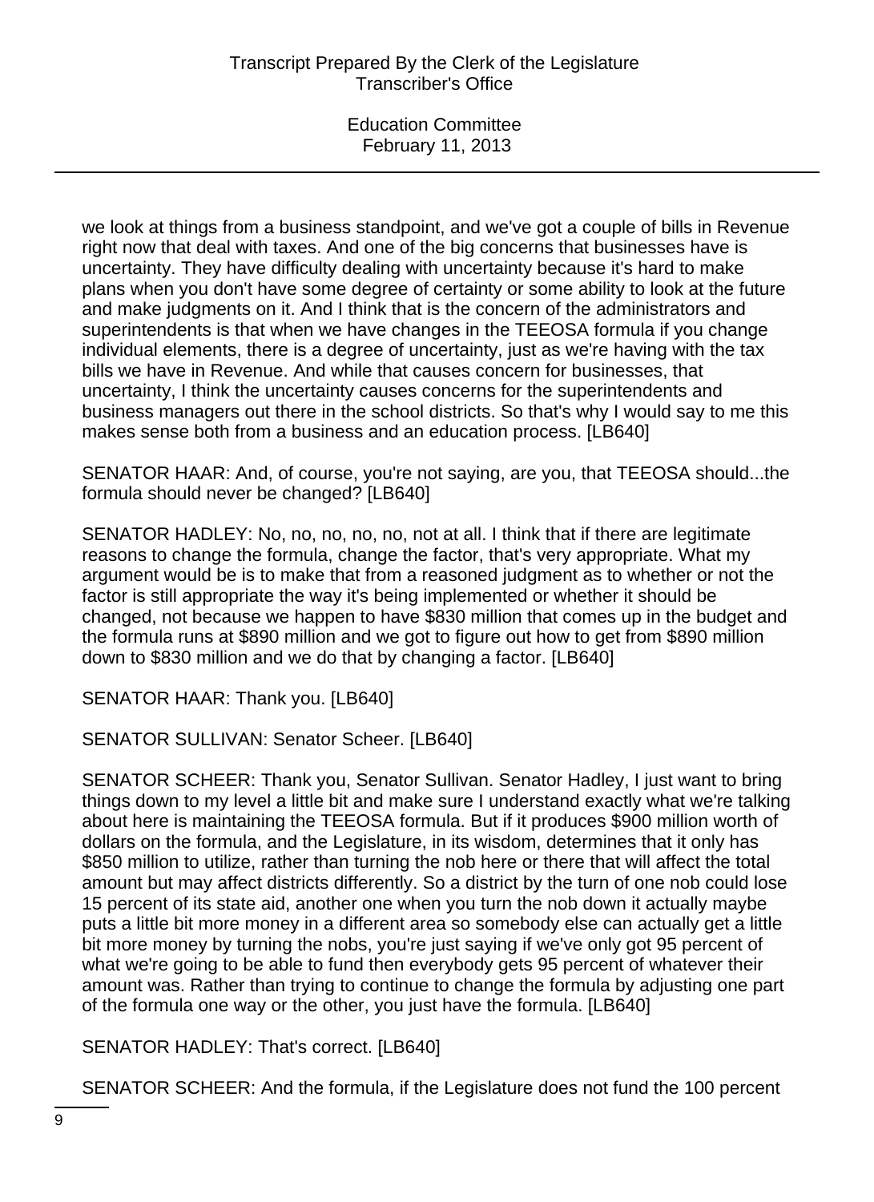we look at things from a business standpoint, and we've got a couple of bills in Revenue right now that deal with taxes. And one of the big concerns that businesses have is uncertainty. They have difficulty dealing with uncertainty because it's hard to make plans when you don't have some degree of certainty or some ability to look at the future and make judgments on it. And I think that is the concern of the administrators and superintendents is that when we have changes in the TEEOSA formula if you change individual elements, there is a degree of uncertainty, just as we're having with the tax bills we have in Revenue. And while that causes concern for businesses, that uncertainty, I think the uncertainty causes concerns for the superintendents and business managers out there in the school districts. So that's why I would say to me this makes sense both from a business and an education process. [LB640]

SENATOR HAAR: And, of course, you're not saying, are you, that TEEOSA should...the formula should never be changed? [LB640]

SENATOR HADLEY: No, no, no, no, no, not at all. I think that if there are legitimate reasons to change the formula, change the factor, that's very appropriate. What my argument would be is to make that from a reasoned judgment as to whether or not the factor is still appropriate the way it's being implemented or whether it should be changed, not because we happen to have $830 million that comes up in the budget and the formula runs at $890 million and we got to figure out how to get from $890 million down to $830 million and we do that by changing a factor. [LB640]

SENATOR HAAR: Thank you. [LB640]

SENATOR SULLIVAN: Senator Scheer. [LB640]

SENATOR SCHEER: Thank you, Senator Sullivan. Senator Hadley, I just want to bring things down to my level a little bit and make sure I understand exactly what we're talking about here is maintaining the TEEOSA formula. But if it produces $900 million worth of dollars on the formula, and the Legislature, in its wisdom, determines that it only has $850 million to utilize, rather than turning the nob here or there that will affect the total amount but may affect districts differently. So a district by the turn of one nob could lose 15 percent of its state aid, another one when you turn the nob down it actually maybe puts a little bit more money in a different area so somebody else can actually get a little bit more money by turning the nobs, you're just saying if we've only got 95 percent of what we're going to be able to fund then everybody gets 95 percent of whatever their amount was. Rather than trying to continue to change the formula by adjusting one part of the formula one way or the other, you just have the formula. [LB640]

SENATOR HADLEY: That's correct. [LB640]

SENATOR SCHEER: And the formula, if the Legislature does not fund the 100 percent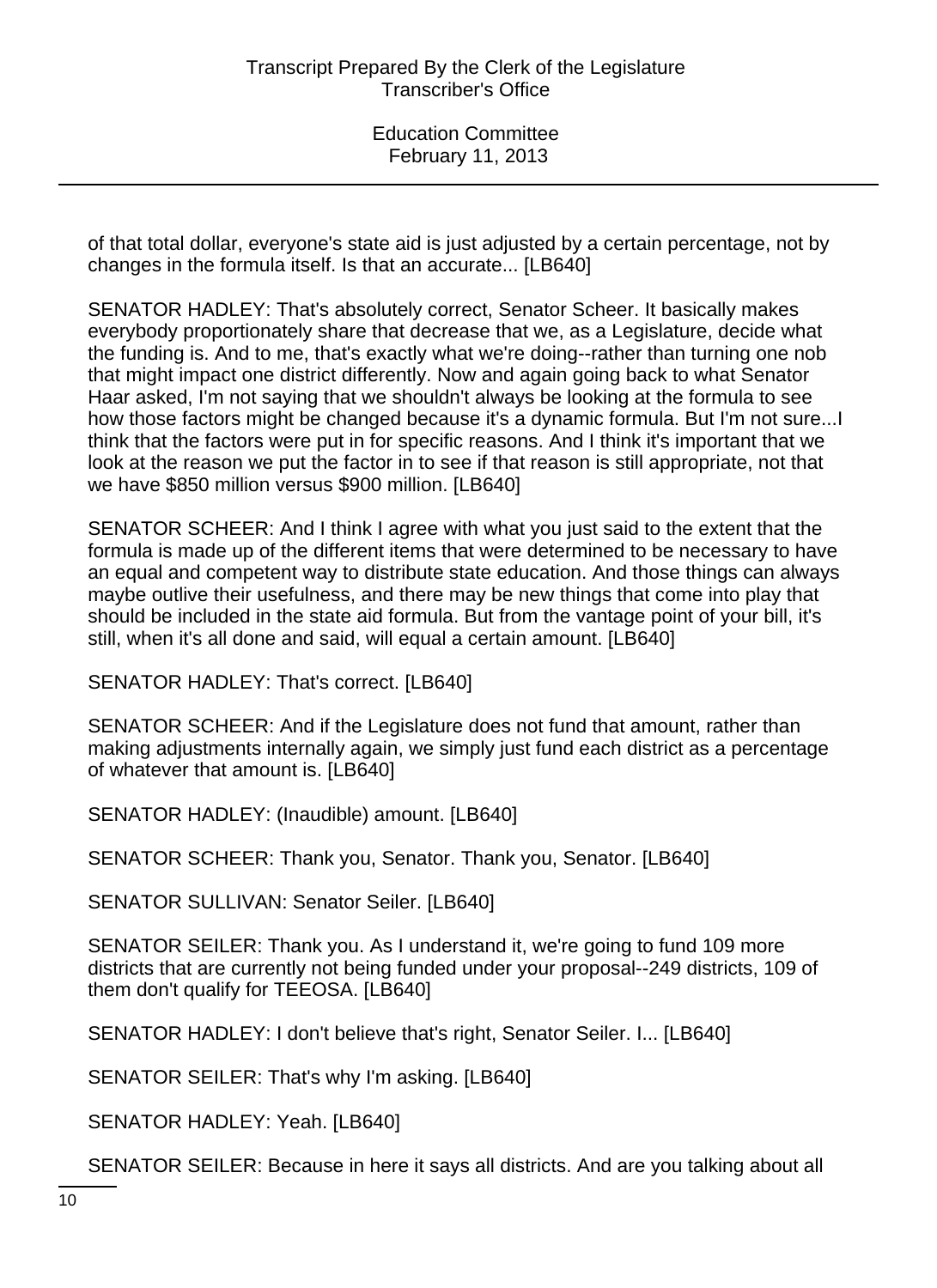of that total dollar, everyone's state aid is just adjusted by a certain percentage, not by changes in the formula itself. Is that an accurate... [LB640]

SENATOR HADLEY: That's absolutely correct, Senator Scheer. It basically makes everybody proportionately share that decrease that we, as a Legislature, decide what the funding is. And to me, that's exactly what we're doing--rather than turning one nob that might impact one district differently. Now and again going back to what Senator Haar asked, I'm not saying that we shouldn't always be looking at the formula to see how those factors might be changed because it's a dynamic formula. But I'm not sure...I think that the factors were put in for specific reasons. And I think it's important that we look at the reason we put the factor in to see if that reason is still appropriate, not that we have $850 million versus $900 million. [LB640]

SENATOR SCHEER: And I think I agree with what you just said to the extent that the formula is made up of the different items that were determined to be necessary to have an equal and competent way to distribute state education. And those things can always maybe outlive their usefulness, and there may be new things that come into play that should be included in the state aid formula. But from the vantage point of your bill, it's still, when it's all done and said, will equal a certain amount. [LB640]

SENATOR HADLEY: That's correct. [LB640]

SENATOR SCHEER: And if the Legislature does not fund that amount, rather than making adjustments internally again, we simply just fund each district as a percentage of whatever that amount is. [LB640]

SENATOR HADLEY: (Inaudible) amount. [LB640]

SENATOR SCHEER: Thank you, Senator. Thank you, Senator. [LB640]

SENATOR SULLIVAN: Senator Seiler. [LB640]

SENATOR SEILER: Thank you. As I understand it, we're going to fund 109 more districts that are currently not being funded under your proposal--249 districts, 109 of them don't qualify for TEEOSA. [LB640]

SENATOR HADLEY: I don't believe that's right, Senator Seiler. I... [LB640]

SENATOR SEILER: That's why I'm asking. [LB640]

SENATOR HADLEY: Yeah. [LB640]

SENATOR SEILER: Because in here it says all districts. And are you talking about all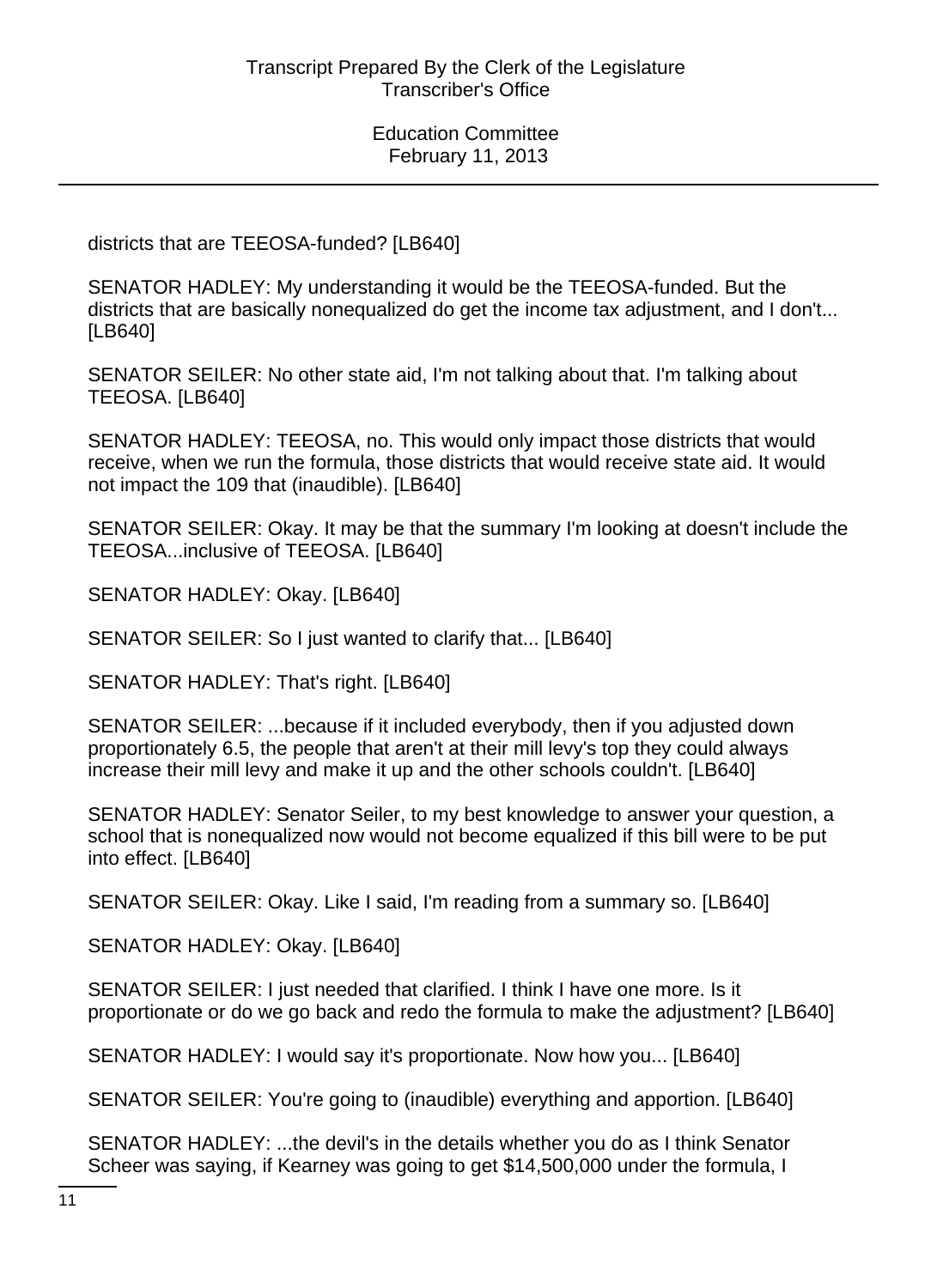districts that are TEEOSA-funded? [LB640]

SENATOR HADLEY: My understanding it would be the TEEOSA-funded. But the districts that are basically nonequalized do get the income tax adjustment, and I don't... [LB640]

SENATOR SEILER: No other state aid, I'm not talking about that. I'm talking about TEEOSA. [LB640]

SENATOR HADLEY: TEEOSA, no. This would only impact those districts that would receive, when we run the formula, those districts that would receive state aid. It would not impact the 109 that (inaudible). [LB640]

SENATOR SEILER: Okay. It may be that the summary I'm looking at doesn't include the TEEOSA...inclusive of TEEOSA. [LB640]

SENATOR HADLEY: Okay. [LB640]

SENATOR SEILER: So I just wanted to clarify that... [LB640]

SENATOR HADLEY: That's right. [LB640]

SENATOR SEILER: ...because if it included everybody, then if you adjusted down proportionately 6.5, the people that aren't at their mill levy's top they could always increase their mill levy and make it up and the other schools couldn't. [LB640]

SENATOR HADLEY: Senator Seiler, to my best knowledge to answer your question, a school that is nonequalized now would not become equalized if this bill were to be put into effect. [LB640]

SENATOR SEILER: Okay. Like I said, I'm reading from a summary so. [LB640]

SENATOR HADLEY: Okay. [LB640]

SENATOR SEILER: I just needed that clarified. I think I have one more. Is it proportionate or do we go back and redo the formula to make the adjustment? [LB640]

SENATOR HADLEY: I would say it's proportionate. Now how you... [LB640]

SENATOR SEILER: You're going to (inaudible) everything and apportion. [LB640]

SENATOR HADLEY: ...the devil's in the details whether you do as I think Senator Scheer was saying, if Kearney was going to get $14,500,000 under the formula, I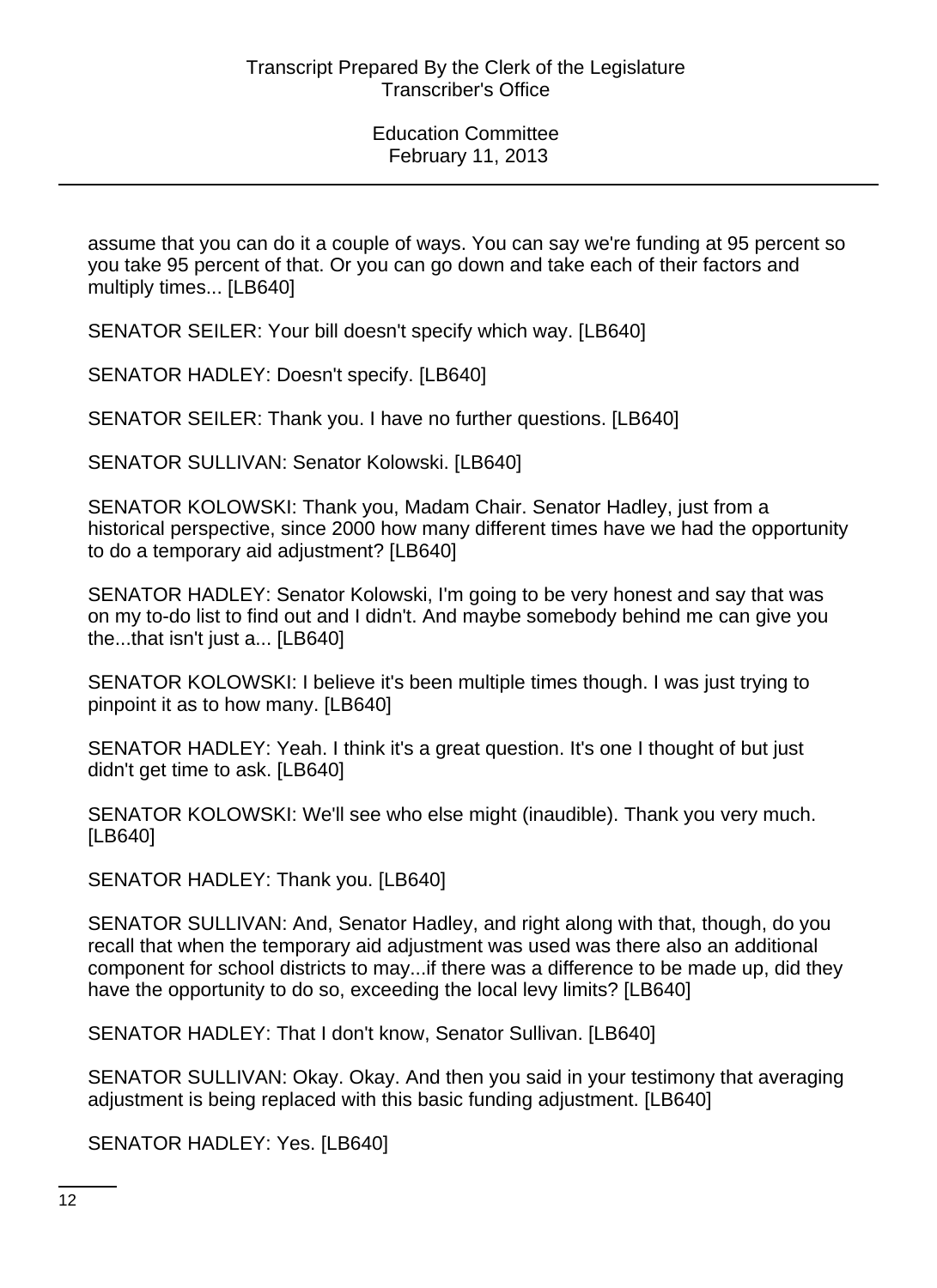assume that you can do it a couple of ways. You can say we're funding at 95 percent so you take 95 percent of that. Or you can go down and take each of their factors and multiply times... [LB640]

SENATOR SEILER: Your bill doesn't specify which way. [LB640]

SENATOR HADLEY: Doesn't specify. [LB640]

SENATOR SEILER: Thank you. I have no further questions. [LB640]

SENATOR SULLIVAN: Senator Kolowski. [LB640]

SENATOR KOLOWSKI: Thank you, Madam Chair. Senator Hadley, just from a historical perspective, since 2000 how many different times have we had the opportunity to do a temporary aid adjustment? [LB640]

SENATOR HADLEY: Senator Kolowski, I'm going to be very honest and say that was on my to-do list to find out and I didn't. And maybe somebody behind me can give you the...that isn't just a... [LB640]

SENATOR KOLOWSKI: I believe it's been multiple times though. I was just trying to pinpoint it as to how many. [LB640]

SENATOR HADLEY: Yeah. I think it's a great question. It's one I thought of but just didn't get time to ask. [LB640]

SENATOR KOLOWSKI: We'll see who else might (inaudible). Thank you very much. [LB640]

SENATOR HADLEY: Thank you. [LB640]

SENATOR SULLIVAN: And, Senator Hadley, and right along with that, though, do you recall that when the temporary aid adjustment was used was there also an additional component for school districts to may...if there was a difference to be made up, did they have the opportunity to do so, exceeding the local levy limits? [LB640]

SENATOR HADLEY: That I don't know, Senator Sullivan. [LB640]

SENATOR SULLIVAN: Okay. Okay. And then you said in your testimony that averaging adjustment is being replaced with this basic funding adjustment. [LB640]

SENATOR HADLEY: Yes. [LB640]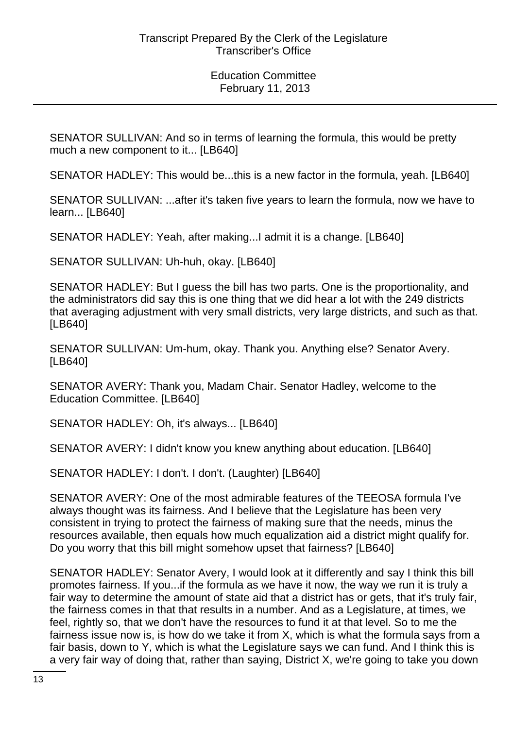SENATOR SULLIVAN: And so in terms of learning the formula, this would be pretty much a new component to it... [LB640]

SENATOR HADLEY: This would be...this is a new factor in the formula, yeah. [LB640]

SENATOR SULLIVAN: ...after it's taken five years to learn the formula, now we have to learn... [LB640]

SENATOR HADLEY: Yeah, after making...I admit it is a change. [LB640]

SENATOR SULLIVAN: Uh-huh, okay. [LB640]

SENATOR HADLEY: But I guess the bill has two parts. One is the proportionality, and the administrators did say this is one thing that we did hear a lot with the 249 districts that averaging adjustment with very small districts, very large districts, and such as that. [LB640]

SENATOR SULLIVAN: Um-hum, okay. Thank you. Anything else? Senator Avery. [LB640]

SENATOR AVERY: Thank you, Madam Chair. Senator Hadley, welcome to the Education Committee. [LB640]

SENATOR HADLEY: Oh, it's always... [LB640]

SENATOR AVERY: I didn't know you knew anything about education. [LB640]

SENATOR HADLEY: I don't. I don't. (Laughter) [LB640]

SENATOR AVERY: One of the most admirable features of the TEEOSA formula I've always thought was its fairness. And I believe that the Legislature has been very consistent in trying to protect the fairness of making sure that the needs, minus the resources available, then equals how much equalization aid a district might qualify for. Do you worry that this bill might somehow upset that fairness? [LB640]

SENATOR HADLEY: Senator Avery, I would look at it differently and say I think this bill promotes fairness. If you...if the formula as we have it now, the way we run it is truly a fair way to determine the amount of state aid that a district has or gets, that it's truly fair, the fairness comes in that that results in a number. And as a Legislature, at times, we feel, rightly so, that we don't have the resources to fund it at that level. So to me the fairness issue now is, is how do we take it from X, which is what the formula says from a fair basis, down to Y, which is what the Legislature says we can fund. And I think this is a very fair way of doing that, rather than saying, District X, we're going to take you down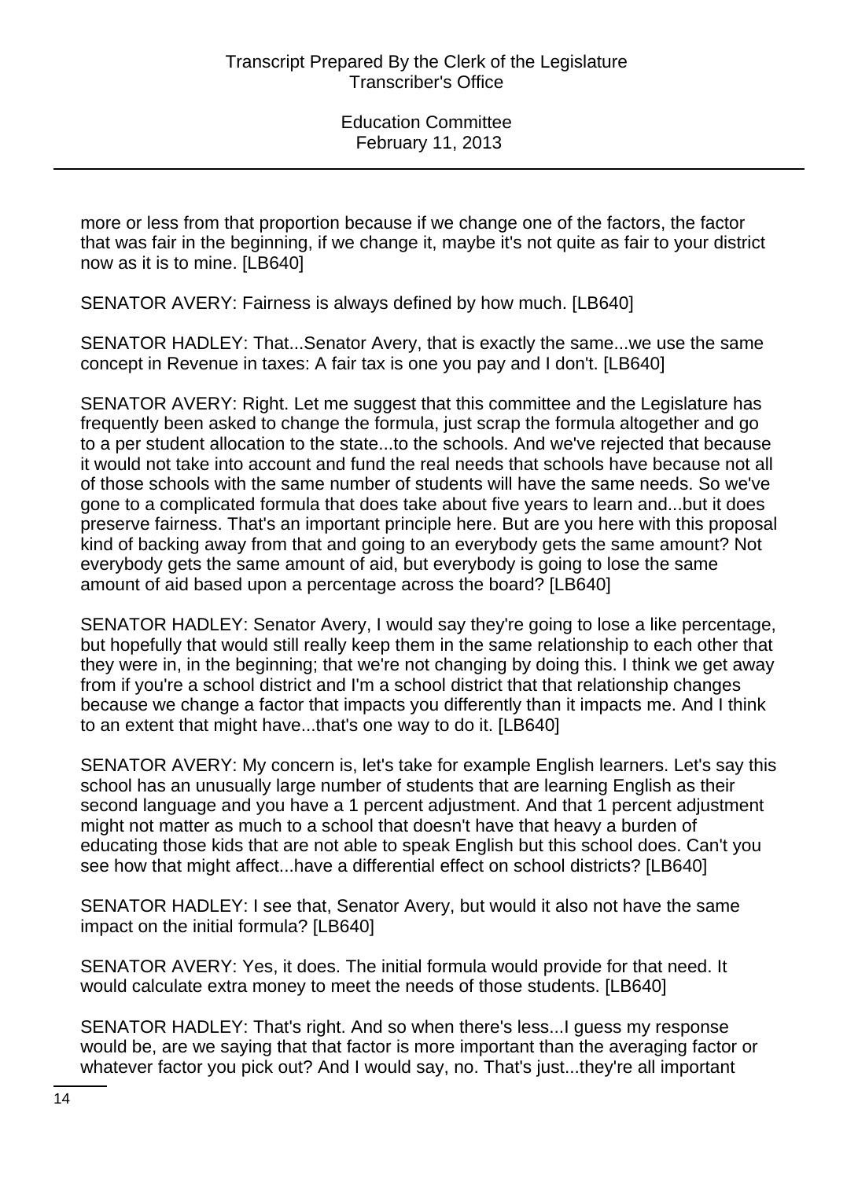more or less from that proportion because if we change one of the factors, the factor that was fair in the beginning, if we change it, maybe it's not quite as fair to your district now as it is to mine. [LB640]

SENATOR AVERY: Fairness is always defined by how much. [LB640]

SENATOR HADLEY: That...Senator Avery, that is exactly the same...we use the same concept in Revenue in taxes: A fair tax is one you pay and I don't. [LB640]

SENATOR AVERY: Right. Let me suggest that this committee and the Legislature has frequently been asked to change the formula, just scrap the formula altogether and go to a per student allocation to the state...to the schools. And we've rejected that because it would not take into account and fund the real needs that schools have because not all of those schools with the same number of students will have the same needs. So we've gone to a complicated formula that does take about five years to learn and...but it does preserve fairness. That's an important principle here. But are you here with this proposal kind of backing away from that and going to an everybody gets the same amount? Not everybody gets the same amount of aid, but everybody is going to lose the same amount of aid based upon a percentage across the board? [LB640]

SENATOR HADLEY: Senator Avery, I would say they're going to lose a like percentage, but hopefully that would still really keep them in the same relationship to each other that they were in, in the beginning; that we're not changing by doing this. I think we get away from if you're a school district and I'm a school district that that relationship changes because we change a factor that impacts you differently than it impacts me. And I think to an extent that might have...that's one way to do it. [LB640]

SENATOR AVERY: My concern is, let's take for example English learners. Let's say this school has an unusually large number of students that are learning English as their second language and you have a 1 percent adjustment. And that 1 percent adjustment might not matter as much to a school that doesn't have that heavy a burden of educating those kids that are not able to speak English but this school does. Can't you see how that might affect...have a differential effect on school districts? [LB640]

SENATOR HADLEY: I see that, Senator Avery, but would it also not have the same impact on the initial formula? [LB640]

SENATOR AVERY: Yes, it does. The initial formula would provide for that need. It would calculate extra money to meet the needs of those students. [LB640]

SENATOR HADLEY: That's right. And so when there's less...I guess my response would be, are we saying that that factor is more important than the averaging factor or whatever factor you pick out? And I would say, no. That's just...they're all important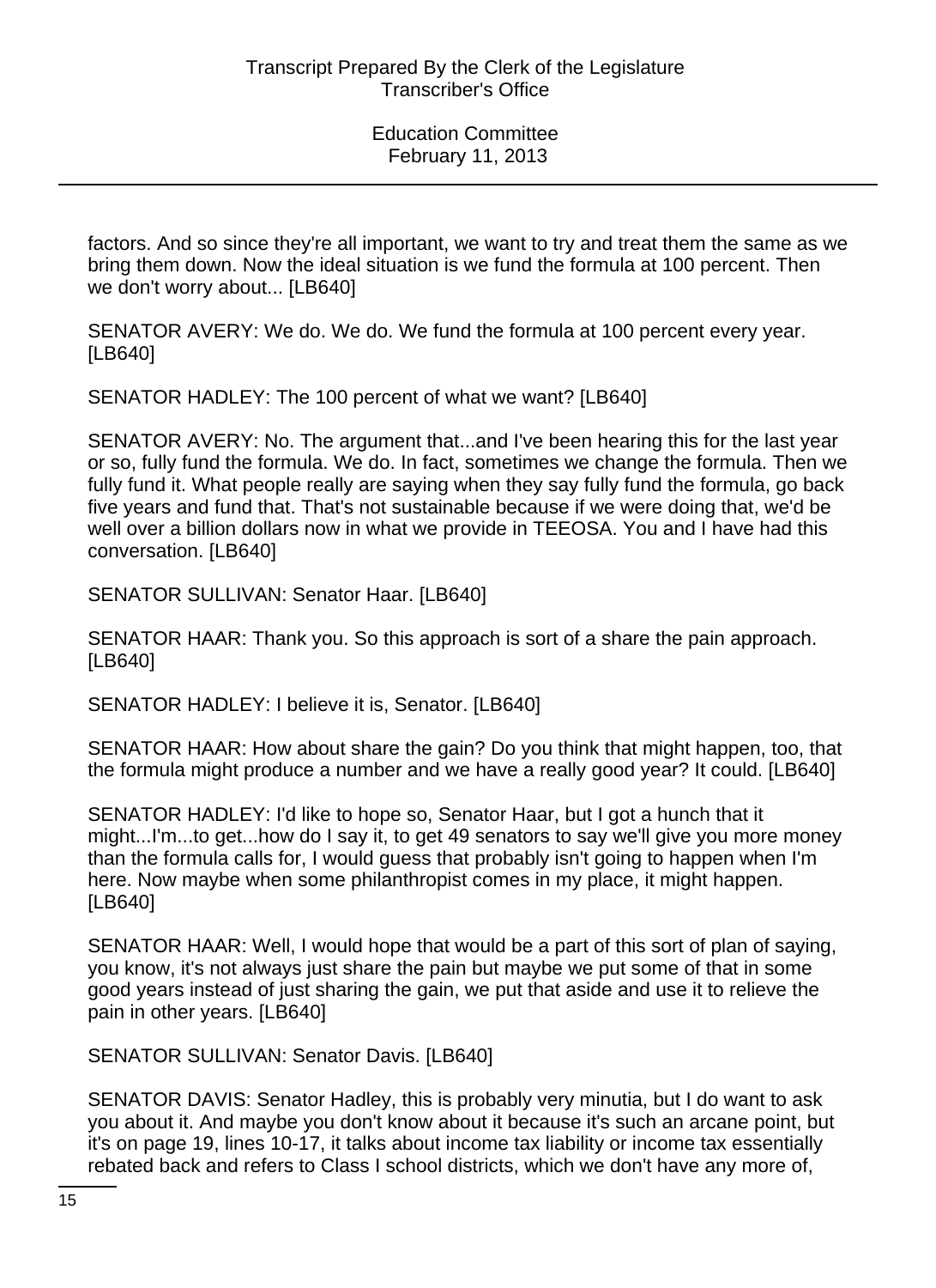factors. And so since they're all important, we want to try and treat them the same as we bring them down. Now the ideal situation is we fund the formula at 100 percent. Then we don't worry about... [LB640]

SENATOR AVERY: We do. We do. We fund the formula at 100 percent every year. [LB640]

SENATOR HADLEY: The 100 percent of what we want? [LB640]

SENATOR AVERY: No. The argument that...and I've been hearing this for the last year or so, fully fund the formula. We do. In fact, sometimes we change the formula. Then we fully fund it. What people really are saying when they say fully fund the formula, go back five years and fund that. That's not sustainable because if we were doing that, we'd be well over a billion dollars now in what we provide in TEEOSA. You and I have had this conversation. [LB640]

SENATOR SULLIVAN: Senator Haar. [LB640]

SENATOR HAAR: Thank you. So this approach is sort of a share the pain approach. [LB640]

SENATOR HADLEY: I believe it is, Senator. [LB640]

SENATOR HAAR: How about share the gain? Do you think that might happen, too, that the formula might produce a number and we have a really good year? It could. [LB640]

SENATOR HADLEY: I'd like to hope so, Senator Haar, but I got a hunch that it might...I'm...to get...how do I say it, to get 49 senators to say we'll give you more money than the formula calls for, I would guess that probably isn't going to happen when I'm here. Now maybe when some philanthropist comes in my place, it might happen. [LB640]

SENATOR HAAR: Well, I would hope that would be a part of this sort of plan of saying, you know, it's not always just share the pain but maybe we put some of that in some good years instead of just sharing the gain, we put that aside and use it to relieve the pain in other years. [LB640]

SENATOR SULLIVAN: Senator Davis. [LB640]

SENATOR DAVIS: Senator Hadley, this is probably very minutia, but I do want to ask you about it. And maybe you don't know about it because it's such an arcane point, but it's on page 19, lines 10-17, it talks about income tax liability or income tax essentially rebated back and refers to Class I school districts, which we don't have any more of,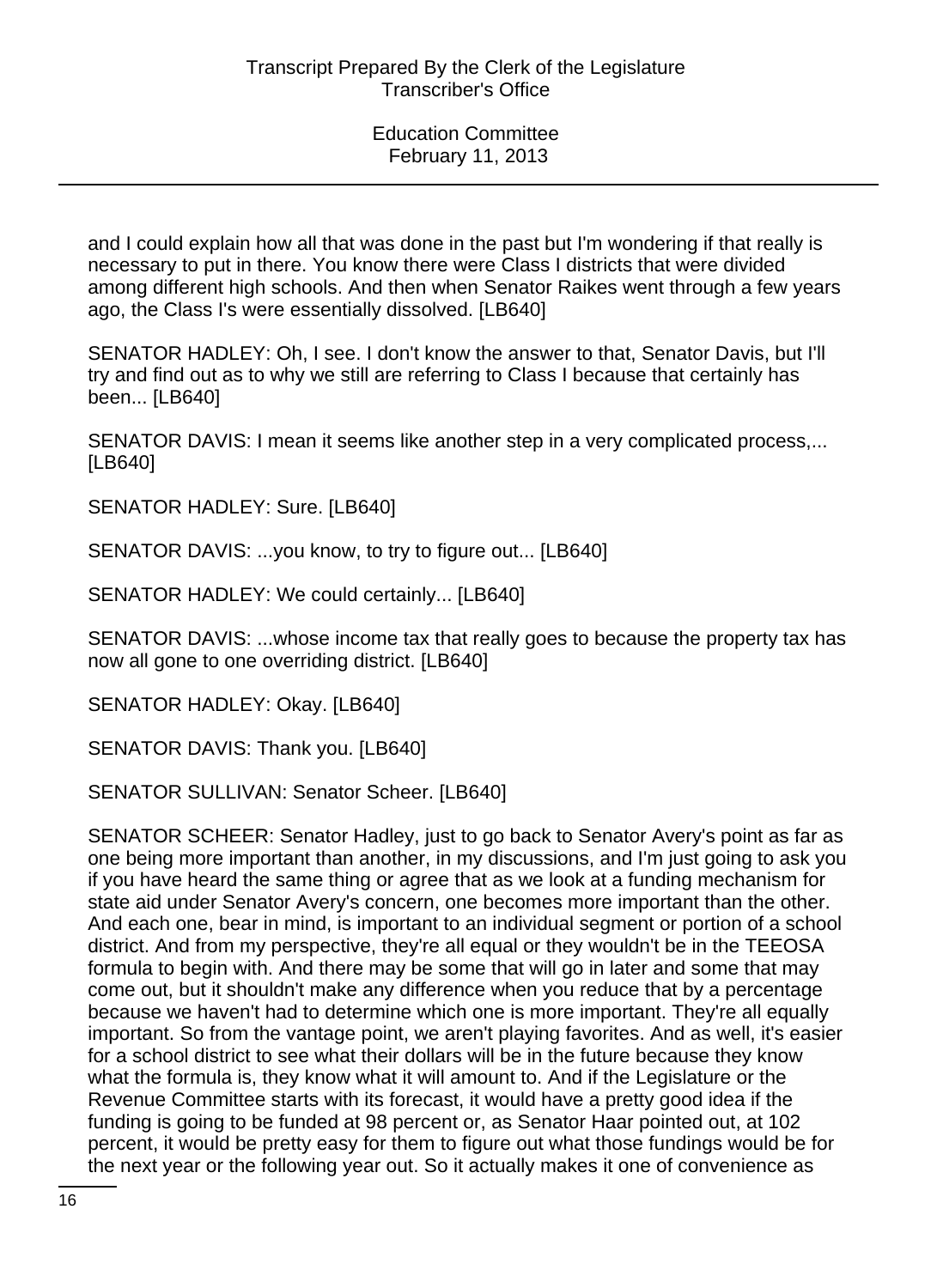and I could explain how all that was done in the past but I'm wondering if that really is necessary to put in there. You know there were Class I districts that were divided among different high schools. And then when Senator Raikes went through a few years ago, the Class I's were essentially dissolved. [LB640]

SENATOR HADLEY: Oh, I see. I don't know the answer to that, Senator Davis, but I'll try and find out as to why we still are referring to Class I because that certainly has been... [LB640]

SENATOR DAVIS: I mean it seems like another step in a very complicated process,... [LB640]

SENATOR HADLEY: Sure. [LB640]

SENATOR DAVIS: ...you know, to try to figure out... [LB640]

SENATOR HADLEY: We could certainly... [LB640]

SENATOR DAVIS: ...whose income tax that really goes to because the property tax has now all gone to one overriding district. [LB640]

SENATOR HADLEY: Okay. [LB640]

SENATOR DAVIS: Thank you. [LB640]

SENATOR SULLIVAN: Senator Scheer. [LB640]

SENATOR SCHEER: Senator Hadley, just to go back to Senator Avery's point as far as one being more important than another, in my discussions, and I'm just going to ask you if you have heard the same thing or agree that as we look at a funding mechanism for state aid under Senator Avery's concern, one becomes more important than the other. And each one, bear in mind, is important to an individual segment or portion of a school district. And from my perspective, they're all equal or they wouldn't be in the TEEOSA formula to begin with. And there may be some that will go in later and some that may come out, but it shouldn't make any difference when you reduce that by a percentage because we haven't had to determine which one is more important. They're all equally important. So from the vantage point, we aren't playing favorites. And as well, it's easier for a school district to see what their dollars will be in the future because they know what the formula is, they know what it will amount to. And if the Legislature or the Revenue Committee starts with its forecast, it would have a pretty good idea if the funding is going to be funded at 98 percent or, as Senator Haar pointed out, at 102 percent, it would be pretty easy for them to figure out what those fundings would be for the next year or the following year out. So it actually makes it one of convenience as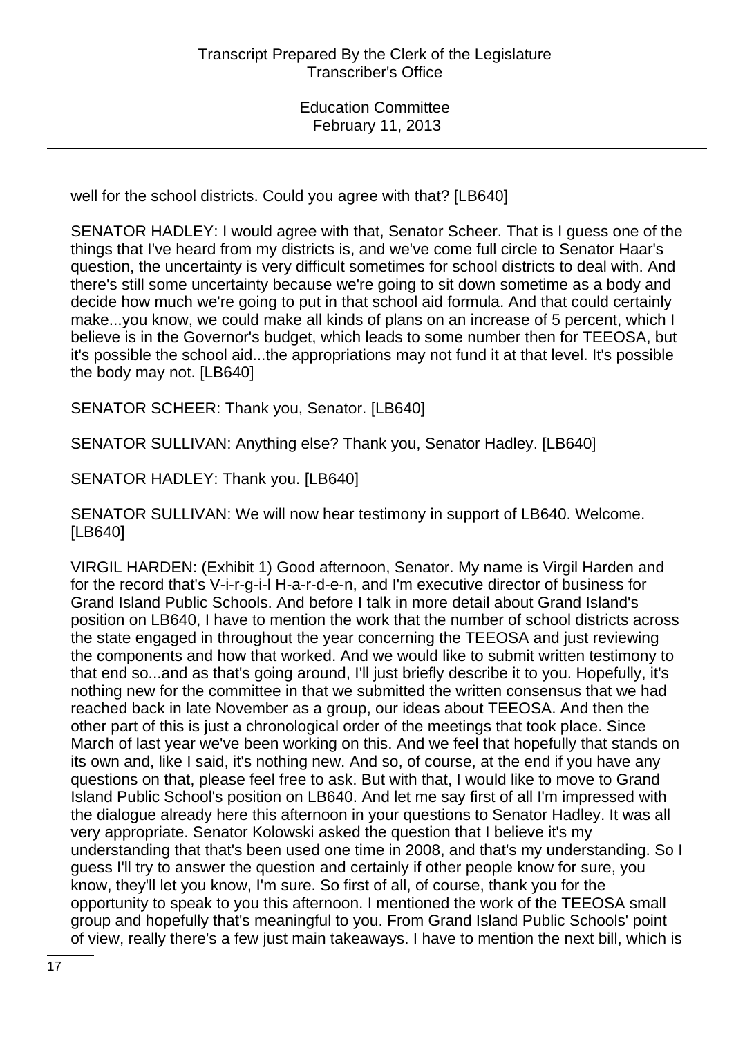well for the school districts. Could you agree with that? [LB640]

SENATOR HADLEY: I would agree with that, Senator Scheer. That is I guess one of the things that I've heard from my districts is, and we've come full circle to Senator Haar's question, the uncertainty is very difficult sometimes for school districts to deal with. And there's still some uncertainty because we're going to sit down sometime as a body and decide how much we're going to put in that school aid formula. And that could certainly make...you know, we could make all kinds of plans on an increase of 5 percent, which I believe is in the Governor's budget, which leads to some number then for TEEOSA, but it's possible the school aid...the appropriations may not fund it at that level. It's possible the body may not. [LB640]

SENATOR SCHEER: Thank you, Senator. [LB640]

SENATOR SULLIVAN: Anything else? Thank you, Senator Hadley. [LB640]

SENATOR HADLEY: Thank you. [LB640]

SENATOR SULLIVAN: We will now hear testimony in support of LB640. Welcome. [LB640]

VIRGIL HARDEN: (Exhibit 1) Good afternoon, Senator. My name is Virgil Harden and for the record that's V-i-r-g-i-l H-a-r-d-e-n, and I'm executive director of business for Grand Island Public Schools. And before I talk in more detail about Grand Island's position on LB640, I have to mention the work that the number of school districts across the state engaged in throughout the year concerning the TEEOSA and just reviewing the components and how that worked. And we would like to submit written testimony to that end so...and as that's going around, I'll just briefly describe it to you. Hopefully, it's nothing new for the committee in that we submitted the written consensus that we had reached back in late November as a group, our ideas about TEEOSA. And then the other part of this is just a chronological order of the meetings that took place. Since March of last year we've been working on this. And we feel that hopefully that stands on its own and, like I said, it's nothing new. And so, of course, at the end if you have any questions on that, please feel free to ask. But with that, I would like to move to Grand Island Public School's position on LB640. And let me say first of all I'm impressed with the dialogue already here this afternoon in your questions to Senator Hadley. It was all very appropriate. Senator Kolowski asked the question that I believe it's my understanding that that's been used one time in 2008, and that's my understanding. So I guess I'll try to answer the question and certainly if other people know for sure, you know, they'll let you know, I'm sure. So first of all, of course, thank you for the opportunity to speak to you this afternoon. I mentioned the work of the TEEOSA small group and hopefully that's meaningful to you. From Grand Island Public Schools' point of view, really there's a few just main takeaways. I have to mention the next bill, which is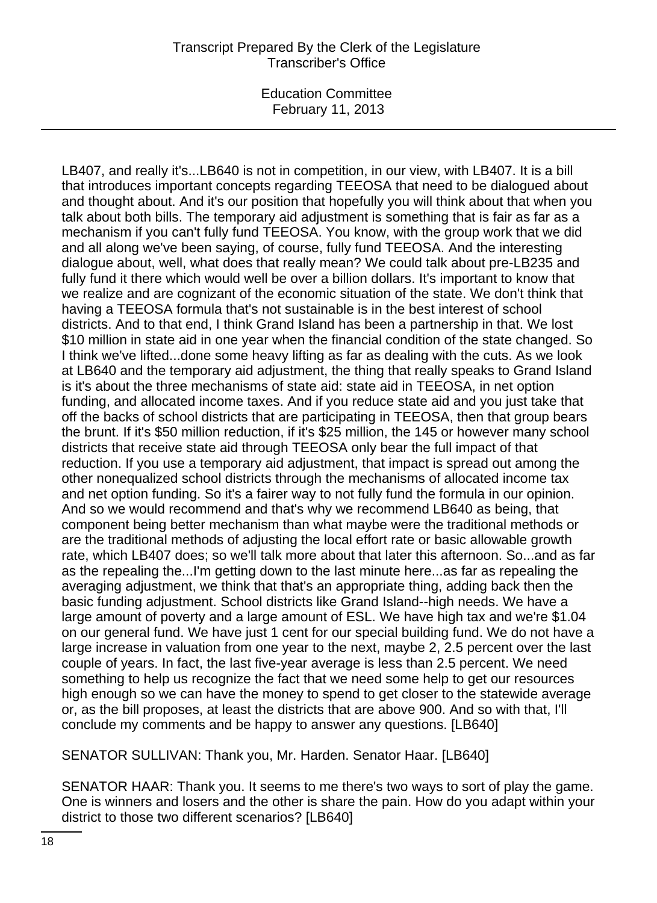LB407, and really it's...LB640 is not in competition, in our view, with LB407. It is a bill that introduces important concepts regarding TEEOSA that need to be dialogued about and thought about. And it's our position that hopefully you will think about that when you talk about both bills. The temporary aid adjustment is something that is fair as far as a mechanism if you can't fully fund TEEOSA. You know, with the group work that we did and all along we've been saying, of course, fully fund TEEOSA. And the interesting dialogue about, well, what does that really mean? We could talk about pre-LB235 and fully fund it there which would well be over a billion dollars. It's important to know that we realize and are cognizant of the economic situation of the state. We don't think that having a TEEOSA formula that's not sustainable is in the best interest of school districts. And to that end, I think Grand Island has been a partnership in that. We lost $10 million in state aid in one year when the financial condition of the state changed. So I think we've lifted...done some heavy lifting as far as dealing with the cuts. As we look at LB640 and the temporary aid adjustment, the thing that really speaks to Grand Island is it's about the three mechanisms of state aid: state aid in TEEOSA, in net option funding, and allocated income taxes. And if you reduce state aid and you just take that off the backs of school districts that are participating in TEEOSA, then that group bears the brunt. If it's $50 million reduction, if it's $25 million, the 145 or however many school districts that receive state aid through TEEOSA only bear the full impact of that reduction. If you use a temporary aid adjustment, that impact is spread out among the other nonequalized school districts through the mechanisms of allocated income tax and net option funding. So it's a fairer way to not fully fund the formula in our opinion. And so we would recommend and that's why we recommend LB640 as being, that component being better mechanism than what maybe were the traditional methods or are the traditional methods of adjusting the local effort rate or basic allowable growth rate, which LB407 does; so we'll talk more about that later this afternoon. So...and as far as the repealing the...I'm getting down to the last minute here...as far as repealing the averaging adjustment, we think that that's an appropriate thing, adding back then the basic funding adjustment. School districts like Grand Island--high needs. We have a large amount of poverty and a large amount of ESL. We have high tax and we're $1.04 on our general fund. We have just 1 cent for our special building fund. We do not have a large increase in valuation from one year to the next, maybe 2, 2.5 percent over the last couple of years. In fact, the last five-year average is less than 2.5 percent. We need something to help us recognize the fact that we need some help to get our resources high enough so we can have the money to spend to get closer to the statewide average or, as the bill proposes, at least the districts that are above 900. And so with that, I'll conclude my comments and be happy to answer any questions. [LB640]

SENATOR SULLIVAN: Thank you, Mr. Harden. Senator Haar. [LB640]

SENATOR HAAR: Thank you. It seems to me there's two ways to sort of play the game. One is winners and losers and the other is share the pain. How do you adapt within your district to those two different scenarios? [LB640]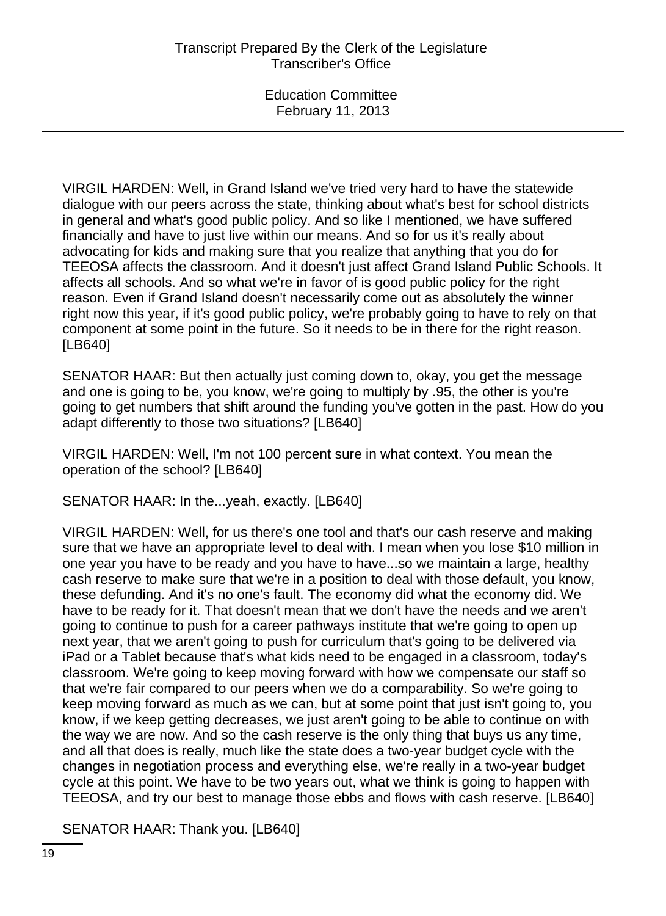VIRGIL HARDEN: Well, in Grand Island we've tried very hard to have the statewide dialogue with our peers across the state, thinking about what's best for school districts in general and what's good public policy. And so like I mentioned, we have suffered financially and have to just live within our means. And so for us it's really about advocating for kids and making sure that you realize that anything that you do for TEEOSA affects the classroom. And it doesn't just affect Grand Island Public Schools. It affects all schools. And so what we're in favor of is good public policy for the right reason. Even if Grand Island doesn't necessarily come out as absolutely the winner right now this year, if it's good public policy, we're probably going to have to rely on that component at some point in the future. So it needs to be in there for the right reason. [LB640]

SENATOR HAAR: But then actually just coming down to, okay, you get the message and one is going to be, you know, we're going to multiply by .95, the other is you're going to get numbers that shift around the funding you've gotten in the past. How do you adapt differently to those two situations? [LB640]

VIRGIL HARDEN: Well, I'm not 100 percent sure in what context. You mean the operation of the school? [LB640]

SENATOR HAAR: In the...yeah, exactly. [LB640]

VIRGIL HARDEN: Well, for us there's one tool and that's our cash reserve and making sure that we have an appropriate level to deal with. I mean when you lose $10 million in one year you have to be ready and you have to have...so we maintain a large, healthy cash reserve to make sure that we're in a position to deal with those default, you know, these defunding. And it's no one's fault. The economy did what the economy did. We have to be ready for it. That doesn't mean that we don't have the needs and we aren't going to continue to push for a career pathways institute that we're going to open up next year, that we aren't going to push for curriculum that's going to be delivered via iPad or a Tablet because that's what kids need to be engaged in a classroom, today's classroom. We're going to keep moving forward with how we compensate our staff so that we're fair compared to our peers when we do a comparability. So we're going to keep moving forward as much as we can, but at some point that just isn't going to, you know, if we keep getting decreases, we just aren't going to be able to continue on with the way we are now. And so the cash reserve is the only thing that buys us any time, and all that does is really, much like the state does a two-year budget cycle with the changes in negotiation process and everything else, we're really in a two-year budget cycle at this point. We have to be two years out, what we think is going to happen with TEEOSA, and try our best to manage those ebbs and flows with cash reserve. [LB640]

SENATOR HAAR: Thank you. [LB640]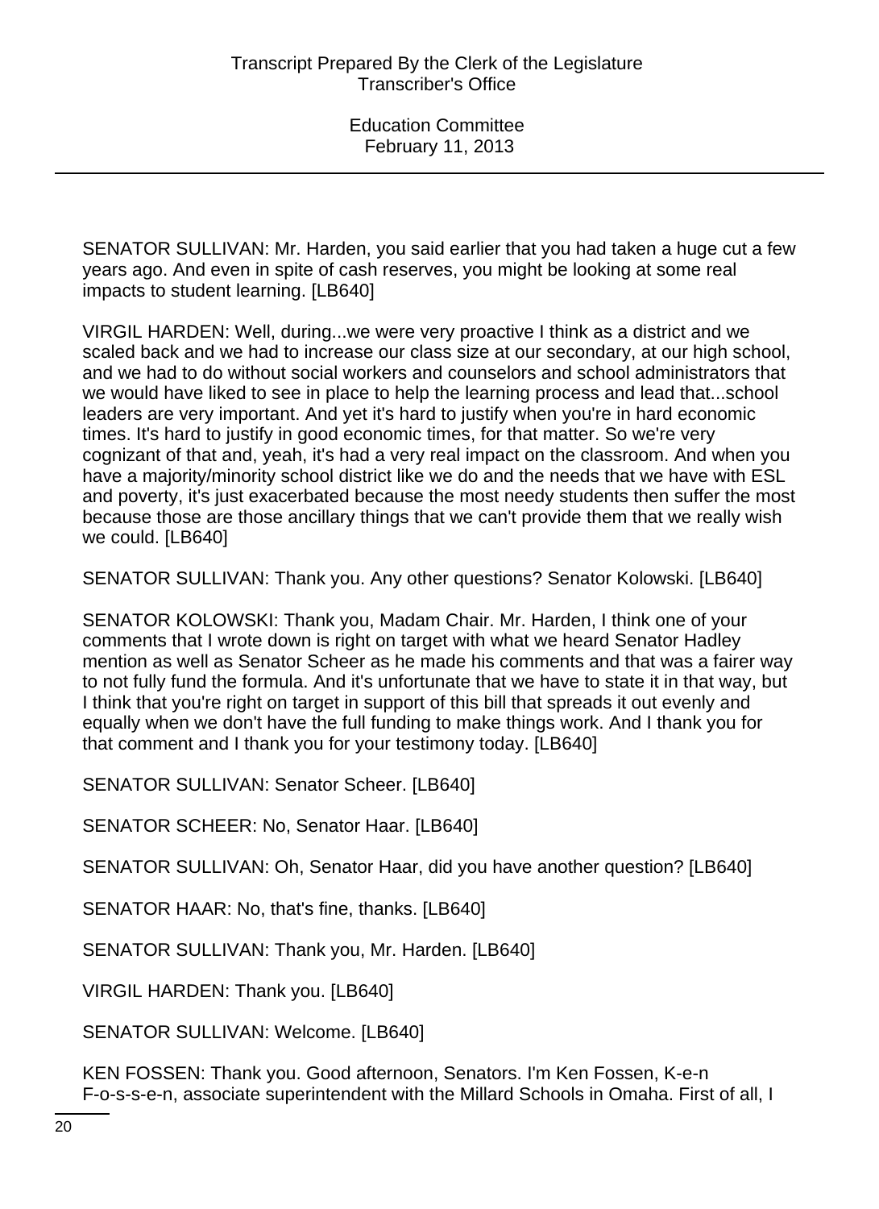SENATOR SULLIVAN: Mr. Harden, you said earlier that you had taken a huge cut a few years ago. And even in spite of cash reserves, you might be looking at some real impacts to student learning. [LB640]

VIRGIL HARDEN: Well, during...we were very proactive I think as a district and we scaled back and we had to increase our class size at our secondary, at our high school, and we had to do without social workers and counselors and school administrators that we would have liked to see in place to help the learning process and lead that...school leaders are very important. And yet it's hard to justify when you're in hard economic times. It's hard to justify in good economic times, for that matter. So we're very cognizant of that and, yeah, it's had a very real impact on the classroom. And when you have a majority/minority school district like we do and the needs that we have with ESL and poverty, it's just exacerbated because the most needy students then suffer the most because those are those ancillary things that we can't provide them that we really wish we could. [LB640]

SENATOR SULLIVAN: Thank you. Any other questions? Senator Kolowski. [LB640]

SENATOR KOLOWSKI: Thank you, Madam Chair. Mr. Harden, I think one of your comments that I wrote down is right on target with what we heard Senator Hadley mention as well as Senator Scheer as he made his comments and that was a fairer way to not fully fund the formula. And it's unfortunate that we have to state it in that way, but I think that you're right on target in support of this bill that spreads it out evenly and equally when we don't have the full funding to make things work. And I thank you for that comment and I thank you for your testimony today. [LB640]

SENATOR SULLIVAN: Senator Scheer. [LB640]

SENATOR SCHEER: No, Senator Haar. [LB640]

SENATOR SULLIVAN: Oh, Senator Haar, did you have another question? [LB640]

SENATOR HAAR: No, that's fine, thanks. [LB640]

SENATOR SULLIVAN: Thank you, Mr. Harden. [LB640]

VIRGIL HARDEN: Thank you. [LB640]

SENATOR SULLIVAN: Welcome. [LB640]

KEN FOSSEN: Thank you. Good afternoon, Senators. I'm Ken Fossen, K-e-n F-o-s-s-e-n, associate superintendent with the Millard Schools in Omaha. First of all, I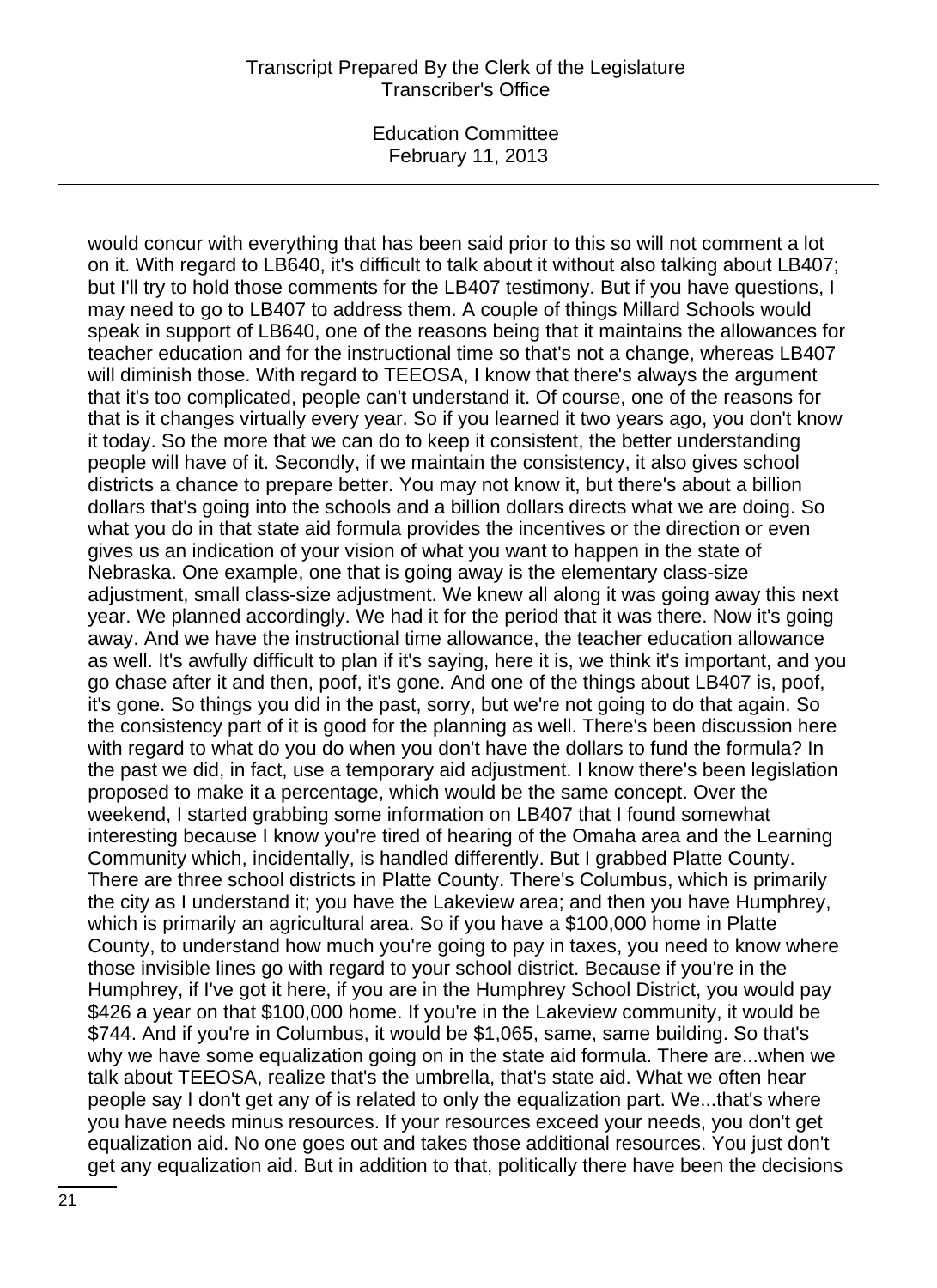would concur with everything that has been said prior to this so will not comment a lot on it. With regard to LB640, it's difficult to talk about it without also talking about LB407; but I'll try to hold those comments for the LB407 testimony. But if you have questions, I may need to go to LB407 to address them. A couple of things Millard Schools would speak in support of LB640, one of the reasons being that it maintains the allowances for teacher education and for the instructional time so that's not a change, whereas LB407 will diminish those. With regard to TEEOSA, I know that there's always the argument that it's too complicated, people can't understand it. Of course, one of the reasons for that is it changes virtually every year. So if you learned it two years ago, you don't know it today. So the more that we can do to keep it consistent, the better understanding people will have of it. Secondly, if we maintain the consistency, it also gives school districts a chance to prepare better. You may not know it, but there's about a billion dollars that's going into the schools and a billion dollars directs what we are doing. So what you do in that state aid formula provides the incentives or the direction or even gives us an indication of your vision of what you want to happen in the state of Nebraska. One example, one that is going away is the elementary class-size adjustment, small class-size adjustment. We knew all along it was going away this next year. We planned accordingly. We had it for the period that it was there. Now it's going away. And we have the instructional time allowance, the teacher education allowance as well. It's awfully difficult to plan if it's saying, here it is, we think it's important, and you go chase after it and then, poof, it's gone. And one of the things about LB407 is, poof, it's gone. So things you did in the past, sorry, but we're not going to do that again. So the consistency part of it is good for the planning as well. There's been discussion here with regard to what do you do when you don't have the dollars to fund the formula? In the past we did, in fact, use a temporary aid adjustment. I know there's been legislation proposed to make it a percentage, which would be the same concept. Over the weekend, I started grabbing some information on LB407 that I found somewhat interesting because I know you're tired of hearing of the Omaha area and the Learning Community which, incidentally, is handled differently. But I grabbed Platte County. There are three school districts in Platte County. There's Columbus, which is primarily the city as I understand it; you have the Lakeview area; and then you have Humphrey, which is primarily an agricultural area. So if you have a $100,000 home in Platte County, to understand how much you're going to pay in taxes, you need to know where those invisible lines go with regard to your school district. Because if you're in the Humphrey, if I've got it here, if you are in the Humphrey School District, you would pay $426 a year on that $100,000 home. If you're in the Lakeview community, it would be $744. And if you're in Columbus, it would be $1,065, same, same building. So that's why we have some equalization going on in the state aid formula. There are...when we talk about TEEOSA, realize that's the umbrella, that's state aid. What we often hear people say I don't get any of is related to only the equalization part. We...that's where you have needs minus resources. If your resources exceed your needs, you don't get equalization aid. No one goes out and takes those additional resources. You just don't get any equalization aid. But in addition to that, politically there have been the decisions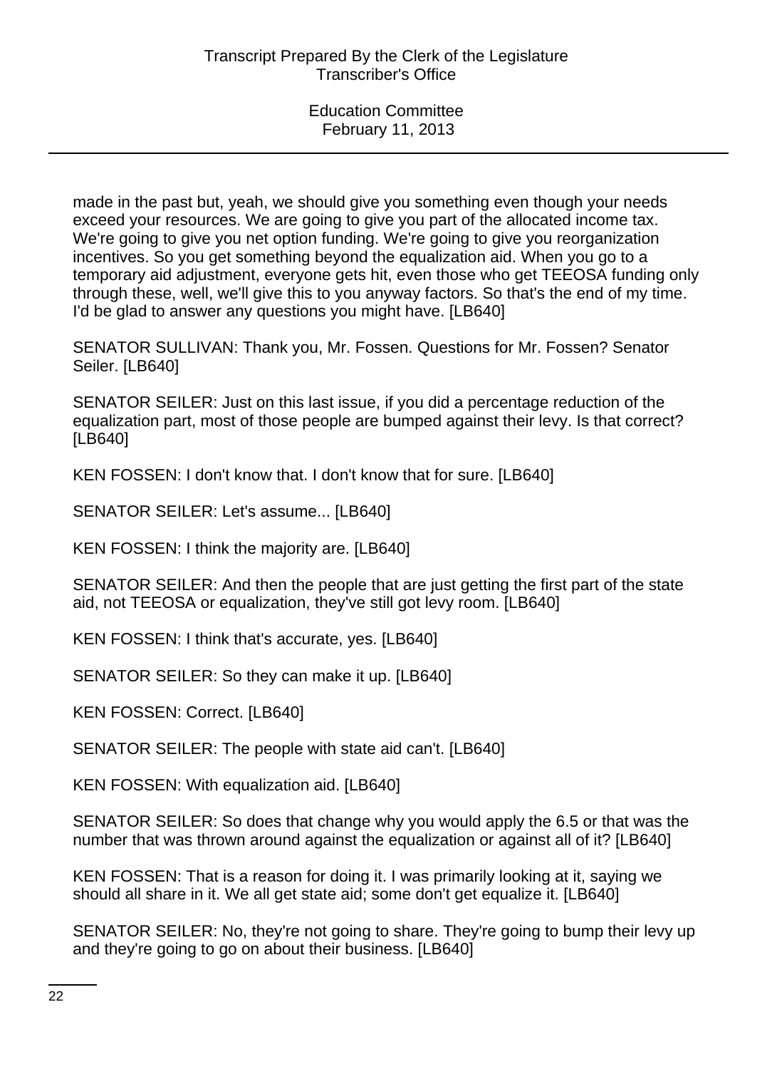made in the past but, yeah, we should give you something even though your needs exceed your resources. We are going to give you part of the allocated income tax. We're going to give you net option funding. We're going to give you reorganization incentives. So you get something beyond the equalization aid. When you go to a temporary aid adjustment, everyone gets hit, even those who get TEEOSA funding only through these, well, we'll give this to you anyway factors. So that's the end of my time. I'd be glad to answer any questions you might have. [LB640]

SENATOR SULLIVAN: Thank you, Mr. Fossen. Questions for Mr. Fossen? Senator Seiler. [LB640]

SENATOR SEILER: Just on this last issue, if you did a percentage reduction of the equalization part, most of those people are bumped against their levy. Is that correct? [LB640]

KEN FOSSEN: I don't know that. I don't know that for sure. [LB640]

SENATOR SEILER: Let's assume... [LB640]

KEN FOSSEN: I think the majority are. [LB640]

SENATOR SEILER: And then the people that are just getting the first part of the state aid, not TEEOSA or equalization, they've still got levy room. [LB640]

KEN FOSSEN: I think that's accurate, yes. [LB640]

SENATOR SEILER: So they can make it up. [LB640]

KEN FOSSEN: Correct. [LB640]

SENATOR SEILER: The people with state aid can't. [LB640]

KEN FOSSEN: With equalization aid. [LB640]

SENATOR SEILER: So does that change why you would apply the 6.5 or that was the number that was thrown around against the equalization or against all of it? [LB640]

KEN FOSSEN: That is a reason for doing it. I was primarily looking at it, saying we should all share in it. We all get state aid; some don't get equalize it. [LB640]

SENATOR SEILER: No, they're not going to share. They're going to bump their levy up and they're going to go on about their business. [LB640]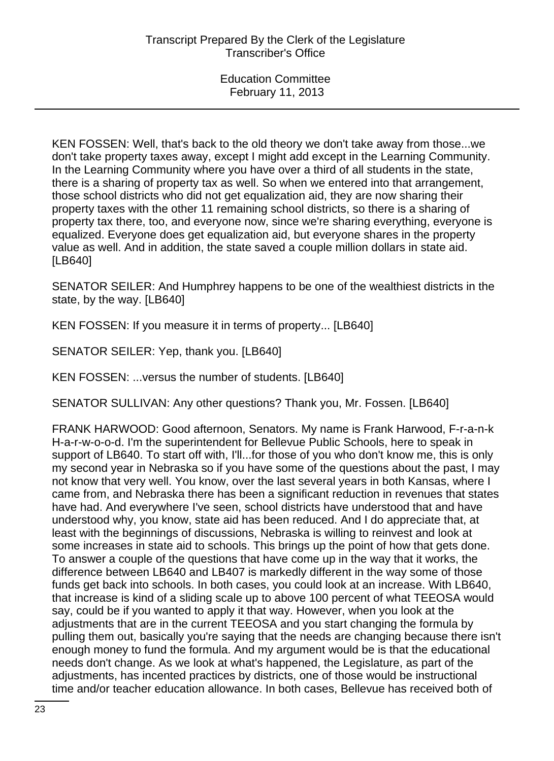KEN FOSSEN: Well, that's back to the old theory we don't take away from those...we don't take property taxes away, except I might add except in the Learning Community. In the Learning Community where you have over a third of all students in the state, there is a sharing of property tax as well. So when we entered into that arrangement, those school districts who did not get equalization aid, they are now sharing their property taxes with the other 11 remaining school districts, so there is a sharing of property tax there, too, and everyone now, since we're sharing everything, everyone is equalized. Everyone does get equalization aid, but everyone shares in the property value as well. And in addition, the state saved a couple million dollars in state aid. [LB640]

SENATOR SEILER: And Humphrey happens to be one of the wealthiest districts in the state, by the way. [LB640]

KEN FOSSEN: If you measure it in terms of property... [LB640]

SENATOR SEILER: Yep, thank you. [LB640]

KEN FOSSEN: ...versus the number of students. [LB640]

SENATOR SULLIVAN: Any other questions? Thank you, Mr. Fossen. [LB640]

FRANK HARWOOD: Good afternoon, Senators. My name is Frank Harwood, F-r-a-n-k H-a-r-w-o-o-d. I'm the superintendent for Bellevue Public Schools, here to speak in support of LB640. To start off with, I'll...for those of you who don't know me, this is only my second year in Nebraska so if you have some of the questions about the past, I may not know that very well. You know, over the last several years in both Kansas, where I came from, and Nebraska there has been a significant reduction in revenues that states have had. And everywhere I've seen, school districts have understood that and have understood why, you know, state aid has been reduced. And I do appreciate that, at least with the beginnings of discussions, Nebraska is willing to reinvest and look at some increases in state aid to schools. This brings up the point of how that gets done. To answer a couple of the questions that have come up in the way that it works, the difference between LB640 and LB407 is markedly different in the way some of those funds get back into schools. In both cases, you could look at an increase. With LB640, that increase is kind of a sliding scale up to above 100 percent of what TEEOSA would say, could be if you wanted to apply it that way. However, when you look at the adjustments that are in the current TEEOSA and you start changing the formula by pulling them out, basically you're saying that the needs are changing because there isn't enough money to fund the formula. And my argument would be is that the educational needs don't change. As we look at what's happened, the Legislature, as part of the adjustments, has incented practices by districts, one of those would be instructional time and/or teacher education allowance. In both cases, Bellevue has received both of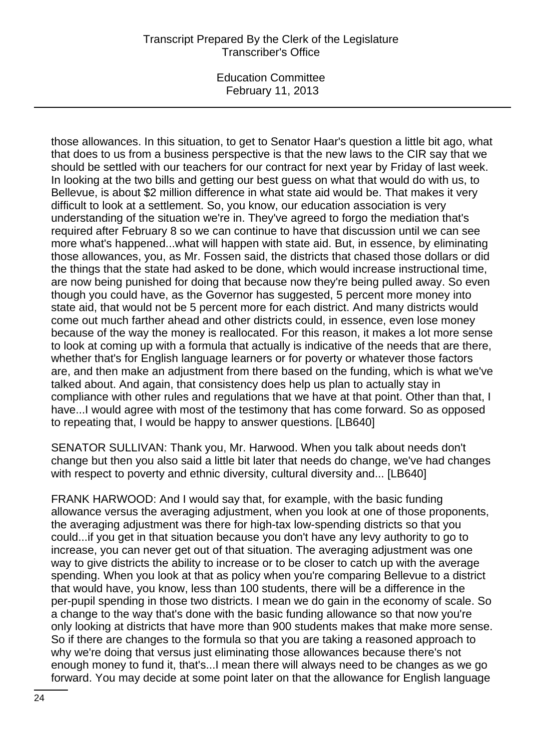those allowances. In this situation, to get to Senator Haar's question a little bit ago, what that does to us from a business perspective is that the new laws to the CIR say that we should be settled with our teachers for our contract for next year by Friday of last week. In looking at the two bills and getting our best guess on what that would do with us, to Bellevue, is about $2 million difference in what state aid would be. That makes it very difficult to look at a settlement. So, you know, our education association is very understanding of the situation we're in. They've agreed to forgo the mediation that's required after February 8 so we can continue to have that discussion until we can see more what's happened...what will happen with state aid. But, in essence, by eliminating those allowances, you, as Mr. Fossen said, the districts that chased those dollars or did the things that the state had asked to be done, which would increase instructional time, are now being punished for doing that because now they're being pulled away. So even though you could have, as the Governor has suggested, 5 percent more money into state aid, that would not be 5 percent more for each district. And many districts would come out much farther ahead and other districts could, in essence, even lose money because of the way the money is reallocated. For this reason, it makes a lot more sense to look at coming up with a formula that actually is indicative of the needs that are there, whether that's for English language learners or for poverty or whatever those factors are, and then make an adjustment from there based on the funding, which is what we've talked about. And again, that consistency does help us plan to actually stay in compliance with other rules and regulations that we have at that point. Other than that, I have...I would agree with most of the testimony that has come forward. So as opposed to repeating that, I would be happy to answer questions. [LB640]

SENATOR SULLIVAN: Thank you, Mr. Harwood. When you talk about needs don't change but then you also said a little bit later that needs do change, we've had changes with respect to poverty and ethnic diversity, cultural diversity and... [LB640]

FRANK HARWOOD: And I would say that, for example, with the basic funding allowance versus the averaging adjustment, when you look at one of those proponents, the averaging adjustment was there for high-tax low-spending districts so that you could...if you get in that situation because you don't have any levy authority to go to increase, you can never get out of that situation. The averaging adjustment was one way to give districts the ability to increase or to be closer to catch up with the average spending. When you look at that as policy when you're comparing Bellevue to a district that would have, you know, less than 100 students, there will be a difference in the per-pupil spending in those two districts. I mean we do gain in the economy of scale. So a change to the way that's done with the basic funding allowance so that now you're only looking at districts that have more than 900 students makes that make more sense. So if there are changes to the formula so that you are taking a reasoned approach to why we're doing that versus just eliminating those allowances because there's not enough money to fund it, that's...I mean there will always need to be changes as we go forward. You may decide at some point later on that the allowance for English language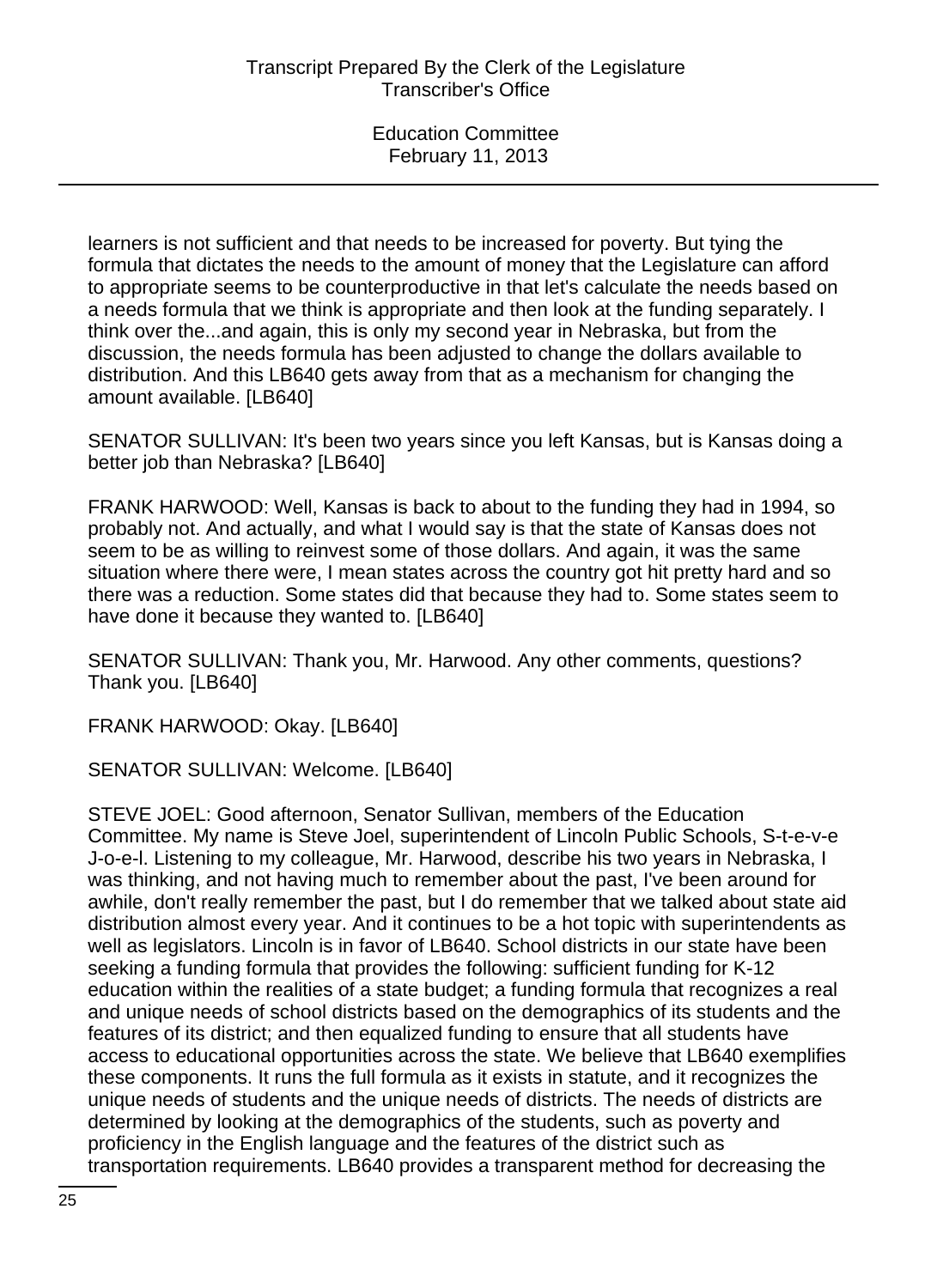learners is not sufficient and that needs to be increased for poverty. But tying the formula that dictates the needs to the amount of money that the Legislature can afford to appropriate seems to be counterproductive in that let's calculate the needs based on a needs formula that we think is appropriate and then look at the funding separately. I think over the...and again, this is only my second year in Nebraska, but from the discussion, the needs formula has been adjusted to change the dollars available to distribution. And this LB640 gets away from that as a mechanism for changing the amount available. [LB640]

SENATOR SULLIVAN: It's been two years since you left Kansas, but is Kansas doing a better job than Nebraska? [LB640]

FRANK HARWOOD: Well, Kansas is back to about to the funding they had in 1994, so probably not. And actually, and what I would say is that the state of Kansas does not seem to be as willing to reinvest some of those dollars. And again, it was the same situation where there were, I mean states across the country got hit pretty hard and so there was a reduction. Some states did that because they had to. Some states seem to have done it because they wanted to. [LB640]

SENATOR SULLIVAN: Thank you, Mr. Harwood. Any other comments, questions? Thank you. [LB640]

FRANK HARWOOD: Okay. [LB640]

SENATOR SULLIVAN: Welcome. [LB640]

STEVE JOEL: Good afternoon, Senator Sullivan, members of the Education Committee. My name is Steve Joel, superintendent of Lincoln Public Schools, S-t-e-v-e J-o-e-l. Listening to my colleague, Mr. Harwood, describe his two years in Nebraska, I was thinking, and not having much to remember about the past, I've been around for awhile, don't really remember the past, but I do remember that we talked about state aid distribution almost every year. And it continues to be a hot topic with superintendents as well as legislators. Lincoln is in favor of LB640. School districts in our state have been seeking a funding formula that provides the following: sufficient funding for K-12 education within the realities of a state budget; a funding formula that recognizes a real and unique needs of school districts based on the demographics of its students and the features of its district; and then equalized funding to ensure that all students have access to educational opportunities across the state. We believe that LB640 exemplifies these components. It runs the full formula as it exists in statute, and it recognizes the unique needs of students and the unique needs of districts. The needs of districts are determined by looking at the demographics of the students, such as poverty and proficiency in the English language and the features of the district such as transportation requirements. LB640 provides a transparent method for decreasing the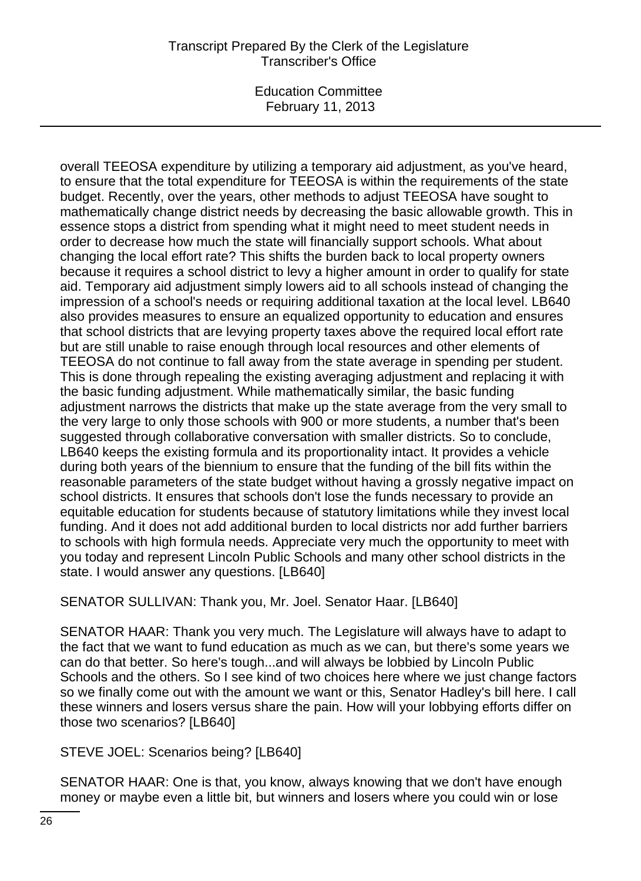overall TEEOSA expenditure by utilizing a temporary aid adjustment, as you've heard, to ensure that the total expenditure for TEEOSA is within the requirements of the state budget. Recently, over the years, other methods to adjust TEEOSA have sought to mathematically change district needs by decreasing the basic allowable growth. This in essence stops a district from spending what it might need to meet student needs in order to decrease how much the state will financially support schools. What about changing the local effort rate? This shifts the burden back to local property owners because it requires a school district to levy a higher amount in order to qualify for state aid. Temporary aid adjustment simply lowers aid to all schools instead of changing the impression of a school's needs or requiring additional taxation at the local level. LB640 also provides measures to ensure an equalized opportunity to education and ensures that school districts that are levying property taxes above the required local effort rate but are still unable to raise enough through local resources and other elements of TEEOSA do not continue to fall away from the state average in spending per student. This is done through repealing the existing averaging adjustment and replacing it with the basic funding adjustment. While mathematically similar, the basic funding adjustment narrows the districts that make up the state average from the very small to the very large to only those schools with 900 or more students, a number that's been suggested through collaborative conversation with smaller districts. So to conclude, LB640 keeps the existing formula and its proportionality intact. It provides a vehicle during both years of the biennium to ensure that the funding of the bill fits within the reasonable parameters of the state budget without having a grossly negative impact on school districts. It ensures that schools don't lose the funds necessary to provide an equitable education for students because of statutory limitations while they invest local funding. And it does not add additional burden to local districts nor add further barriers to schools with high formula needs. Appreciate very much the opportunity to meet with you today and represent Lincoln Public Schools and many other school districts in the state. I would answer any questions. [LB640]

SENATOR SULLIVAN: Thank you, Mr. Joel. Senator Haar. [LB640]

SENATOR HAAR: Thank you very much. The Legislature will always have to adapt to the fact that we want to fund education as much as we can, but there's some years we can do that better. So here's tough...and will always be lobbied by Lincoln Public Schools and the others. So I see kind of two choices here where we just change factors so we finally come out with the amount we want or this, Senator Hadley's bill here. I call these winners and losers versus share the pain. How will your lobbying efforts differ on those two scenarios? [LB640]

STEVE JOEL: Scenarios being? [LB640]

SENATOR HAAR: One is that, you know, always knowing that we don't have enough money or maybe even a little bit, but winners and losers where you could win or lose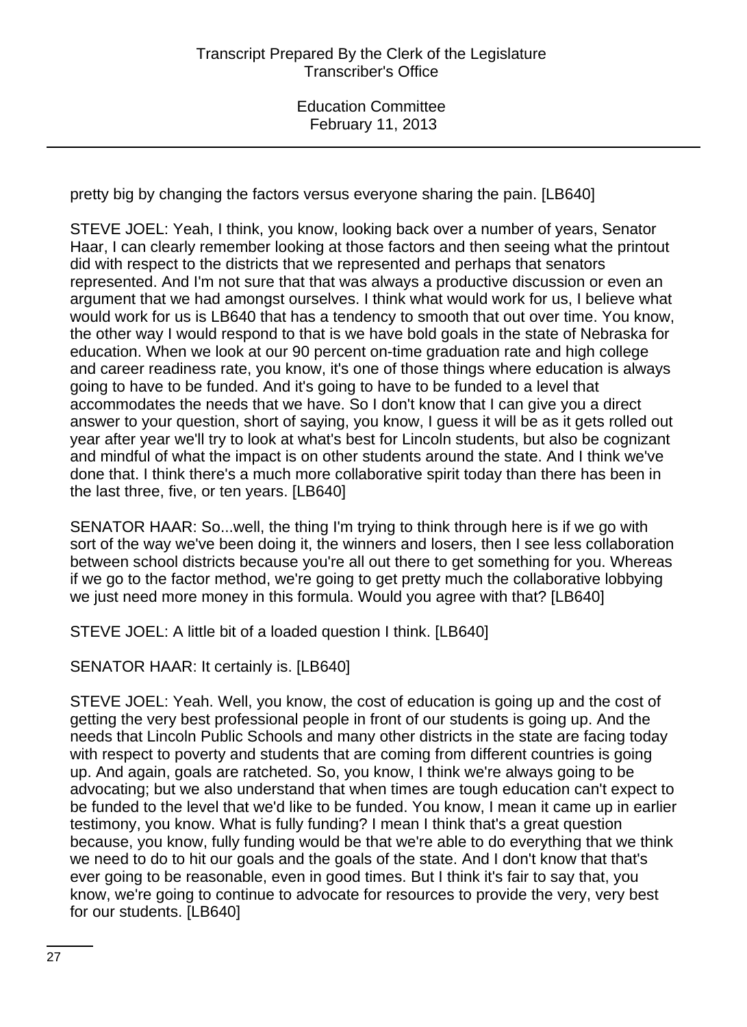pretty big by changing the factors versus everyone sharing the pain. [LB640]

STEVE JOEL: Yeah, I think, you know, looking back over a number of years, Senator Haar, I can clearly remember looking at those factors and then seeing what the printout did with respect to the districts that we represented and perhaps that senators represented. And I'm not sure that that was always a productive discussion or even an argument that we had amongst ourselves. I think what would work for us, I believe what would work for us is LB640 that has a tendency to smooth that out over time. You know, the other way I would respond to that is we have bold goals in the state of Nebraska for education. When we look at our 90 percent on-time graduation rate and high college and career readiness rate, you know, it's one of those things where education is always going to have to be funded. And it's going to have to be funded to a level that accommodates the needs that we have. So I don't know that I can give you a direct answer to your question, short of saying, you know, I guess it will be as it gets rolled out year after year we'll try to look at what's best for Lincoln students, but also be cognizant and mindful of what the impact is on other students around the state. And I think we've done that. I think there's a much more collaborative spirit today than there has been in the last three, five, or ten years. [LB640]

SENATOR HAAR: So...well, the thing I'm trying to think through here is if we go with sort of the way we've been doing it, the winners and losers, then I see less collaboration between school districts because you're all out there to get something for you. Whereas if we go to the factor method, we're going to get pretty much the collaborative lobbying we just need more money in this formula. Would you agree with that? [LB640]

STEVE JOEL: A little bit of a loaded question I think. [LB640]

SENATOR HAAR: It certainly is. [LB640]

STEVE JOEL: Yeah. Well, you know, the cost of education is going up and the cost of getting the very best professional people in front of our students is going up. And the needs that Lincoln Public Schools and many other districts in the state are facing today with respect to poverty and students that are coming from different countries is going up. And again, goals are ratcheted. So, you know, I think we're always going to be advocating; but we also understand that when times are tough education can't expect to be funded to the level that we'd like to be funded. You know, I mean it came up in earlier testimony, you know. What is fully funding? I mean I think that's a great question because, you know, fully funding would be that we're able to do everything that we think we need to do to hit our goals and the goals of the state. And I don't know that that's ever going to be reasonable, even in good times. But I think it's fair to say that, you know, we're going to continue to advocate for resources to provide the very, very best for our students. [LB640]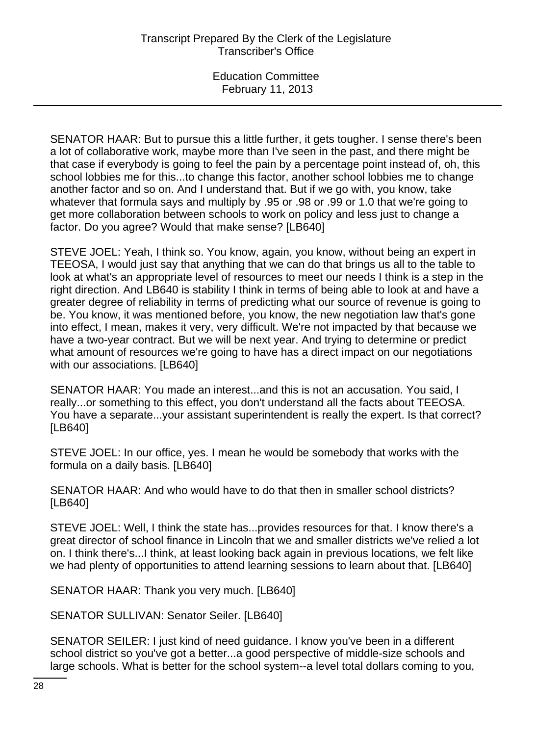SENATOR HAAR: But to pursue this a little further, it gets tougher. I sense there's been a lot of collaborative work, maybe more than I've seen in the past, and there might be that case if everybody is going to feel the pain by a percentage point instead of, oh, this school lobbies me for this...to change this factor, another school lobbies me to change another factor and so on. And I understand that. But if we go with, you know, take whatever that formula says and multiply by .95 or .98 or .99 or 1.0 that we're going to get more collaboration between schools to work on policy and less just to change a factor. Do you agree? Would that make sense? [LB640]

STEVE JOEL: Yeah, I think so. You know, again, you know, without being an expert in TEEOSA, I would just say that anything that we can do that brings us all to the table to look at what's an appropriate level of resources to meet our needs I think is a step in the right direction. And LB640 is stability I think in terms of being able to look at and have a greater degree of reliability in terms of predicting what our source of revenue is going to be. You know, it was mentioned before, you know, the new negotiation law that's gone into effect, I mean, makes it very, very difficult. We're not impacted by that because we have a two-year contract. But we will be next year. And trying to determine or predict what amount of resources we're going to have has a direct impact on our negotiations with our associations. [LB640]

SENATOR HAAR: You made an interest...and this is not an accusation. You said, I really...or something to this effect, you don't understand all the facts about TEEOSA. You have a separate...your assistant superintendent is really the expert. Is that correct? [LB640]

STEVE JOEL: In our office, yes. I mean he would be somebody that works with the formula on a daily basis. [LB640]

SENATOR HAAR: And who would have to do that then in smaller school districts? [LB640]

STEVE JOEL: Well, I think the state has...provides resources for that. I know there's a great director of school finance in Lincoln that we and smaller districts we've relied a lot on. I think there's...I think, at least looking back again in previous locations, we felt like we had plenty of opportunities to attend learning sessions to learn about that. [LB640]

SENATOR HAAR: Thank you very much. [LB640]

SENATOR SULLIVAN: Senator Seiler. [LB640]

SENATOR SEILER: I just kind of need guidance. I know you've been in a different school district so you've got a better...a good perspective of middle-size schools and large schools. What is better for the school system--a level total dollars coming to you,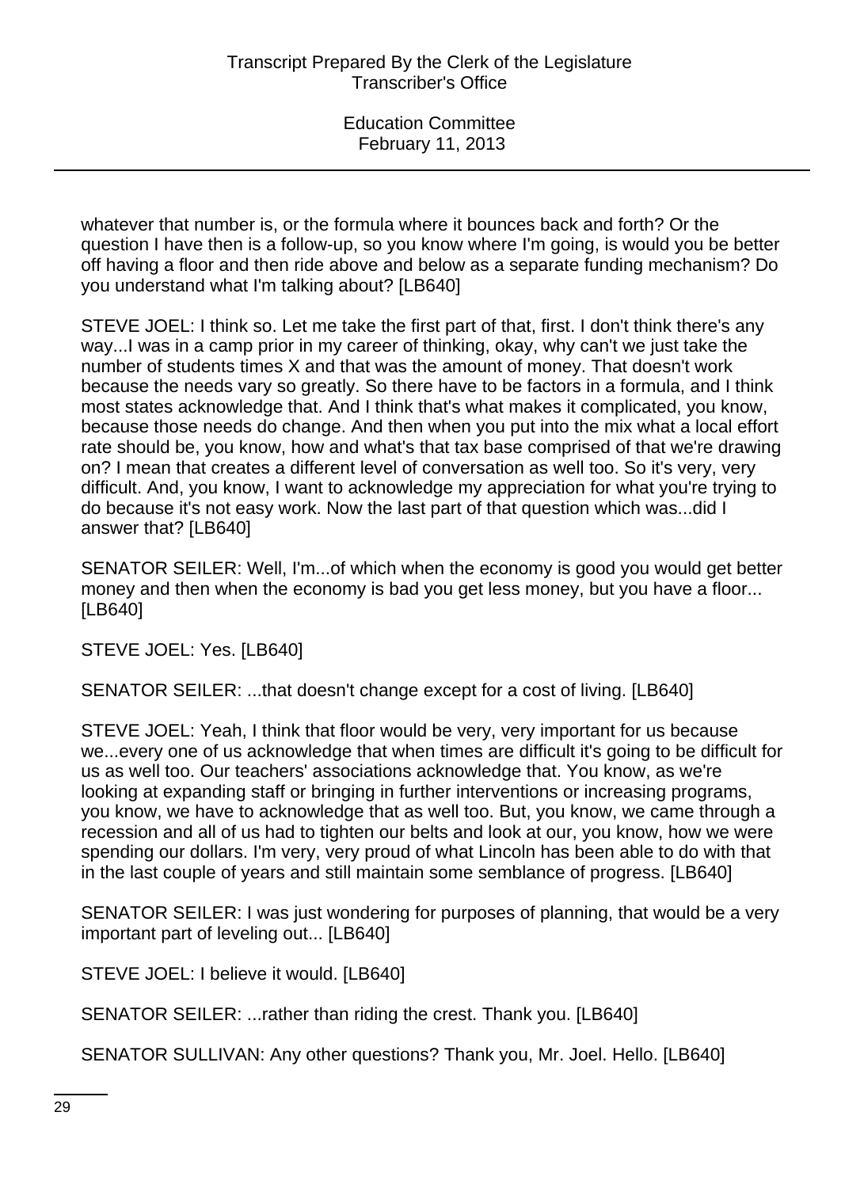whatever that number is, or the formula where it bounces back and forth? Or the question I have then is a follow-up, so you know where I'm going, is would you be better off having a floor and then ride above and below as a separate funding mechanism? Do you understand what I'm talking about? [LB640]

STEVE JOEL: I think so. Let me take the first part of that, first. I don't think there's any way...I was in a camp prior in my career of thinking, okay, why can't we just take the number of students times X and that was the amount of money. That doesn't work because the needs vary so greatly. So there have to be factors in a formula, and I think most states acknowledge that. And I think that's what makes it complicated, you know, because those needs do change. And then when you put into the mix what a local effort rate should be, you know, how and what's that tax base comprised of that we're drawing on? I mean that creates a different level of conversation as well too. So it's very, very difficult. And, you know, I want to acknowledge my appreciation for what you're trying to do because it's not easy work. Now the last part of that question which was...did I answer that? [LB640]

SENATOR SEILER: Well, I'm...of which when the economy is good you would get better money and then when the economy is bad you get less money, but you have a floor... [LB640]

STEVE JOEL: Yes. [LB640]

SENATOR SEILER: ...that doesn't change except for a cost of living. [LB640]

STEVE JOEL: Yeah, I think that floor would be very, very important for us because we...every one of us acknowledge that when times are difficult it's going to be difficult for us as well too. Our teachers' associations acknowledge that. You know, as we're looking at expanding staff or bringing in further interventions or increasing programs, you know, we have to acknowledge that as well too. But, you know, we came through a recession and all of us had to tighten our belts and look at our, you know, how we were spending our dollars. I'm very, very proud of what Lincoln has been able to do with that in the last couple of years and still maintain some semblance of progress. [LB640]

SENATOR SEILER: I was just wondering for purposes of planning, that would be a very important part of leveling out... [LB640]

STEVE JOEL: I believe it would. [LB640]

SENATOR SEILER: ...rather than riding the crest. Thank you. [LB640]

SENATOR SULLIVAN: Any other questions? Thank you, Mr. Joel. Hello. [LB640]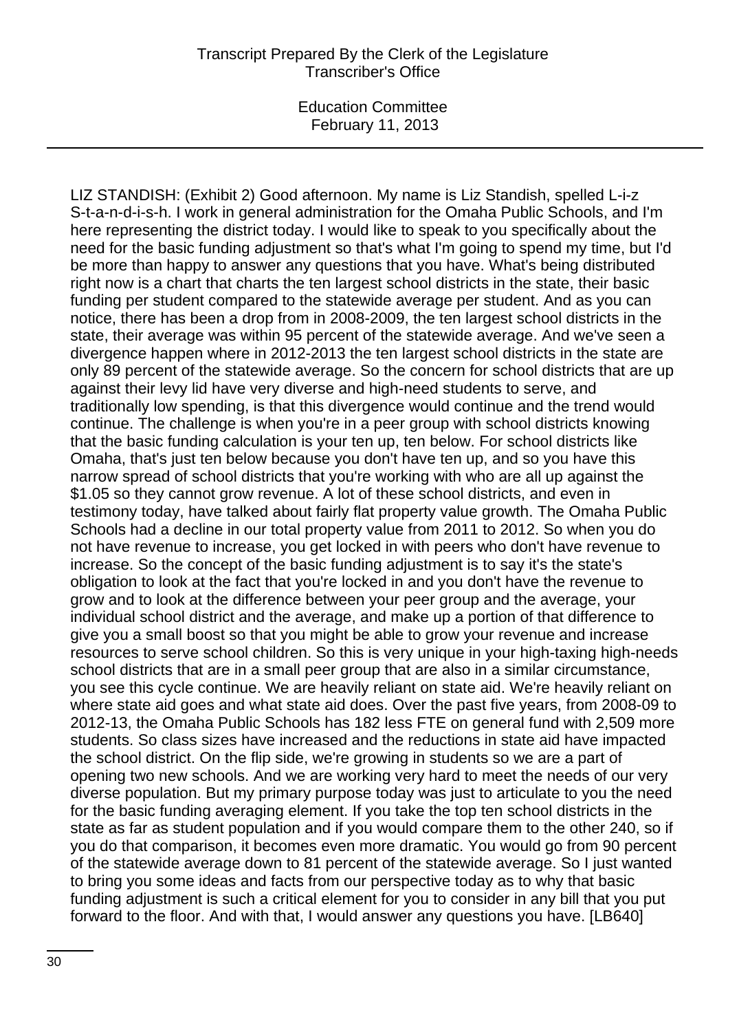LIZ STANDISH: (Exhibit 2) Good afternoon. My name is Liz Standish, spelled L-i-z S-t-a-n-d-i-s-h. I work in general administration for the Omaha Public Schools, and I'm here representing the district today. I would like to speak to you specifically about the need for the basic funding adjustment so that's what I'm going to spend my time, but I'd be more than happy to answer any questions that you have. What's being distributed right now is a chart that charts the ten largest school districts in the state, their basic funding per student compared to the statewide average per student. And as you can notice, there has been a drop from in 2008-2009, the ten largest school districts in the state, their average was within 95 percent of the statewide average. And we've seen a divergence happen where in 2012-2013 the ten largest school districts in the state are only 89 percent of the statewide average. So the concern for school districts that are up against their levy lid have very diverse and high-need students to serve, and traditionally low spending, is that this divergence would continue and the trend would continue. The challenge is when you're in a peer group with school districts knowing that the basic funding calculation is your ten up, ten below. For school districts like Omaha, that's just ten below because you don't have ten up, and so you have this narrow spread of school districts that you're working with who are all up against the $1.05 so they cannot grow revenue. A lot of these school districts, and even in testimony today, have talked about fairly flat property value growth. The Omaha Public Schools had a decline in our total property value from 2011 to 2012. So when you do not have revenue to increase, you get locked in with peers who don't have revenue to increase. So the concept of the basic funding adjustment is to say it's the state's obligation to look at the fact that you're locked in and you don't have the revenue to grow and to look at the difference between your peer group and the average, your individual school district and the average, and make up a portion of that difference to give you a small boost so that you might be able to grow your revenue and increase resources to serve school children. So this is very unique in your high-taxing high-needs school districts that are in a small peer group that are also in a similar circumstance, you see this cycle continue. We are heavily reliant on state aid. We're heavily reliant on where state aid goes and what state aid does. Over the past five years, from 2008-09 to 2012-13, the Omaha Public Schools has 182 less FTE on general fund with 2,509 more students. So class sizes have increased and the reductions in state aid have impacted the school district. On the flip side, we're growing in students so we are a part of opening two new schools. And we are working very hard to meet the needs of our very diverse population. But my primary purpose today was just to articulate to you the need for the basic funding averaging element. If you take the top ten school districts in the state as far as student population and if you would compare them to the other 240, so if you do that comparison, it becomes even more dramatic. You would go from 90 percent of the statewide average down to 81 percent of the statewide average. So I just wanted to bring you some ideas and facts from our perspective today as to why that basic funding adjustment is such a critical element for you to consider in any bill that you put forward to the floor. And with that, I would answer any questions you have. [LB640]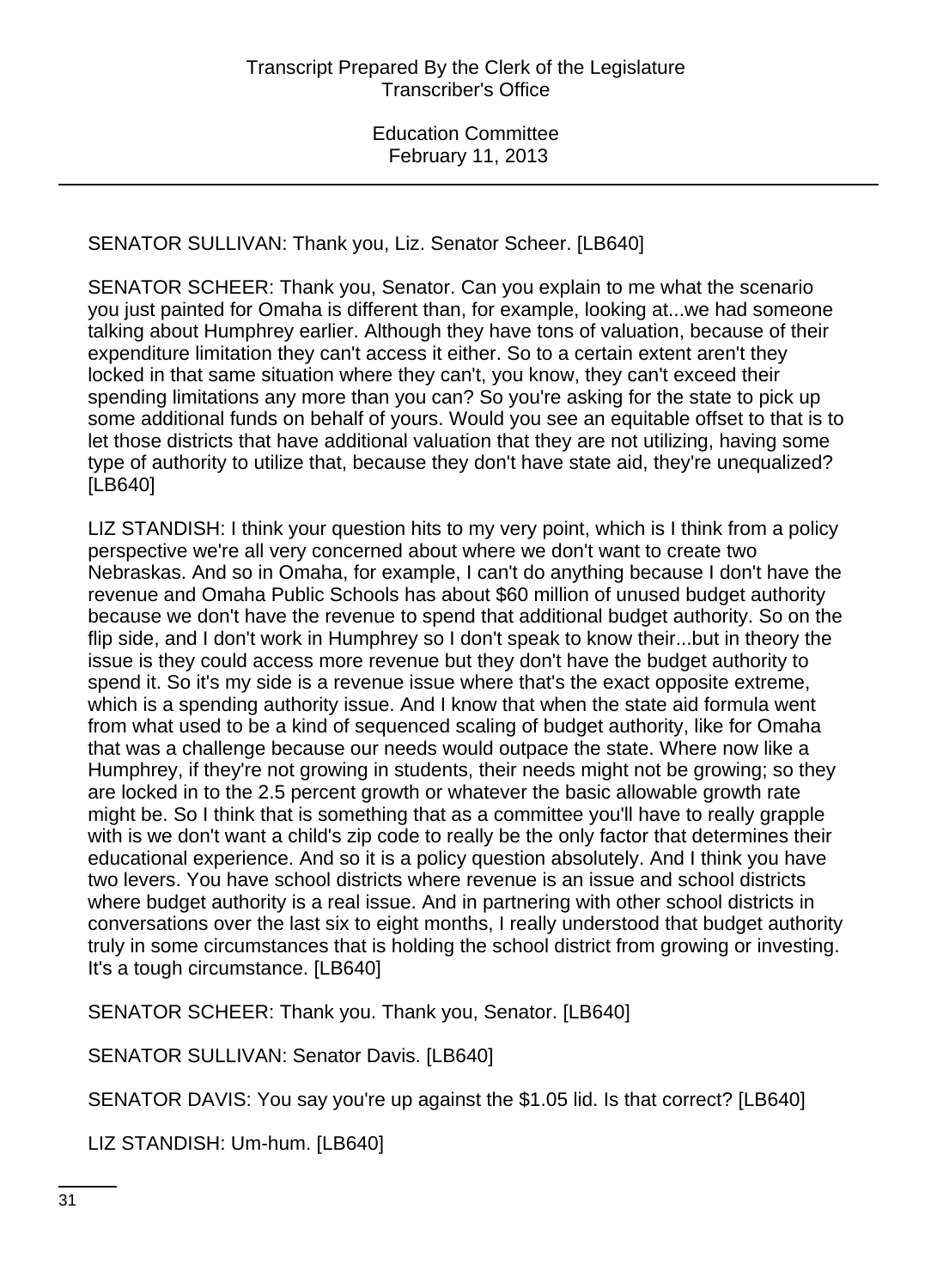SENATOR SULLIVAN: Thank you, Liz. Senator Scheer. [LB640]

SENATOR SCHEER: Thank you, Senator. Can you explain to me what the scenario you just painted for Omaha is different than, for example, looking at...we had someone talking about Humphrey earlier. Although they have tons of valuation, because of their expenditure limitation they can't access it either. So to a certain extent aren't they locked in that same situation where they can't, you know, they can't exceed their spending limitations any more than you can? So you're asking for the state to pick up some additional funds on behalf of yours. Would you see an equitable offset to that is to let those districts that have additional valuation that they are not utilizing, having some type of authority to utilize that, because they don't have state aid, they're unequalized? [LB640]

LIZ STANDISH: I think your question hits to my very point, which is I think from a policy perspective we're all very concerned about where we don't want to create two Nebraskas. And so in Omaha, for example, I can't do anything because I don't have the revenue and Omaha Public Schools has about $60 million of unused budget authority because we don't have the revenue to spend that additional budget authority. So on the flip side, and I don't work in Humphrey so I don't speak to know their...but in theory the issue is they could access more revenue but they don't have the budget authority to spend it. So it's my side is a revenue issue where that's the exact opposite extreme, which is a spending authority issue. And I know that when the state aid formula went from what used to be a kind of sequenced scaling of budget authority, like for Omaha that was a challenge because our needs would outpace the state. Where now like a Humphrey, if they're not growing in students, their needs might not be growing; so they are locked in to the 2.5 percent growth or whatever the basic allowable growth rate might be. So I think that is something that as a committee you'll have to really grapple with is we don't want a child's zip code to really be the only factor that determines their educational experience. And so it is a policy question absolutely. And I think you have two levers. You have school districts where revenue is an issue and school districts where budget authority is a real issue. And in partnering with other school districts in conversations over the last six to eight months, I really understood that budget authority truly in some circumstances that is holding the school district from growing or investing. It's a tough circumstance. [LB640]

SENATOR SCHEER: Thank you. Thank you, Senator. [LB640]

SENATOR SULLIVAN: Senator Davis. [LB640]

SENATOR DAVIS: You say you're up against the $1.05 lid. Is that correct? [LB640]

LIZ STANDISH: Um-hum. [LB640]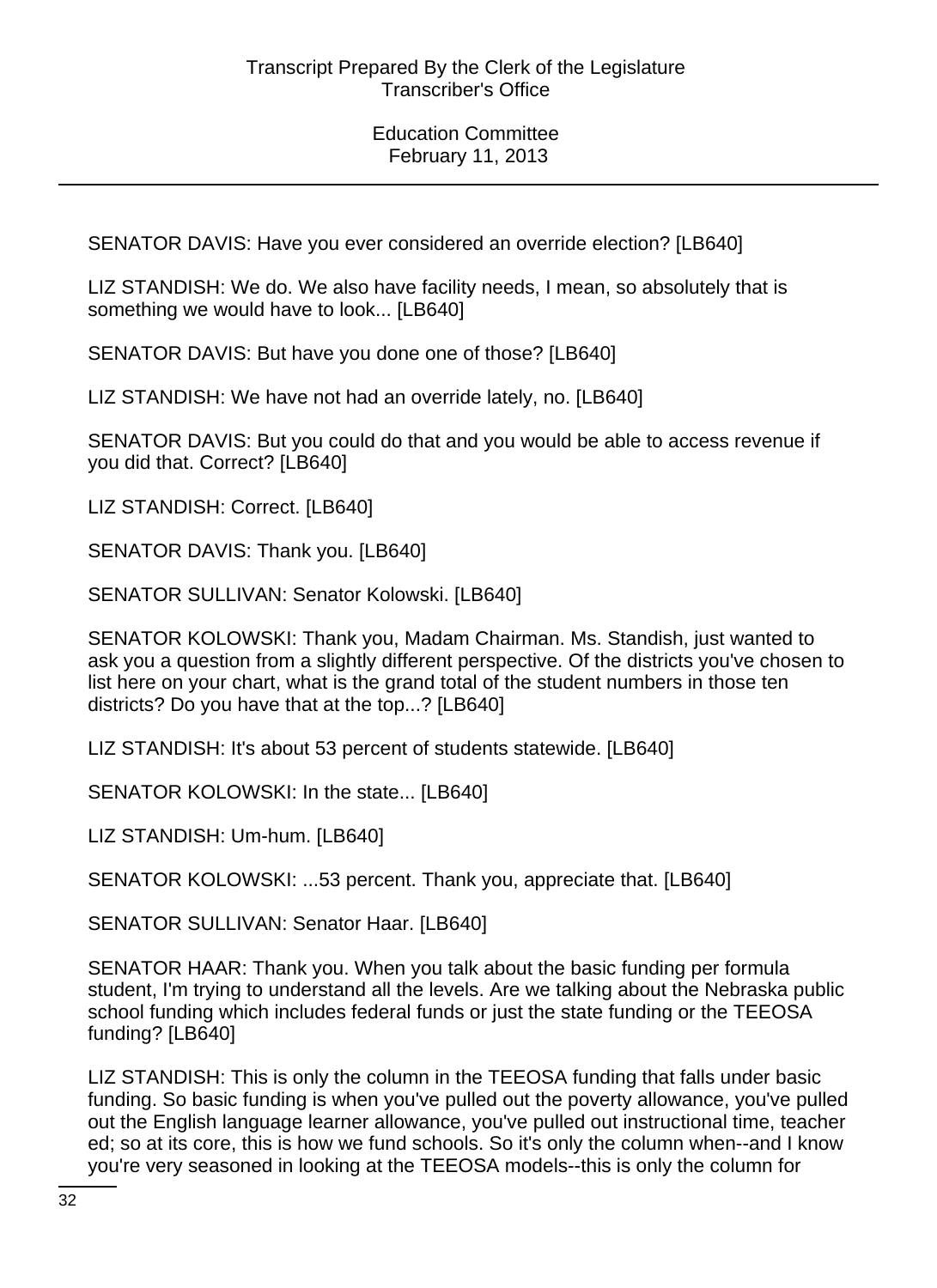SENATOR DAVIS: Have you ever considered an override election? [LB640]

LIZ STANDISH: We do. We also have facility needs, I mean, so absolutely that is something we would have to look... [LB640]

SENATOR DAVIS: But have you done one of those? [LB640]

LIZ STANDISH: We have not had an override lately, no. [LB640]

SENATOR DAVIS: But you could do that and you would be able to access revenue if you did that. Correct? [LB640]

LIZ STANDISH: Correct. [LB640]

SENATOR DAVIS: Thank you. [LB640]

SENATOR SULLIVAN: Senator Kolowski. [LB640]

SENATOR KOLOWSKI: Thank you, Madam Chairman. Ms. Standish, just wanted to ask you a question from a slightly different perspective. Of the districts you've chosen to list here on your chart, what is the grand total of the student numbers in those ten districts? Do you have that at the top...? [LB640]

LIZ STANDISH: It's about 53 percent of students statewide. [LB640]

SENATOR KOLOWSKI: In the state... [LB640]

LIZ STANDISH: Um-hum. [LB640]

SENATOR KOLOWSKI: ...53 percent. Thank you, appreciate that. [LB640]

SENATOR SULLIVAN: Senator Haar. [LB640]

SENATOR HAAR: Thank you. When you talk about the basic funding per formula student, I'm trying to understand all the levels. Are we talking about the Nebraska public school funding which includes federal funds or just the state funding or the TEEOSA funding? [LB640]

LIZ STANDISH: This is only the column in the TEEOSA funding that falls under basic funding. So basic funding is when you've pulled out the poverty allowance, you've pulled out the English language learner allowance, you've pulled out instructional time, teacher ed; so at its core, this is how we fund schools. So it's only the column when--and I know you're very seasoned in looking at the TEEOSA models--this is only the column for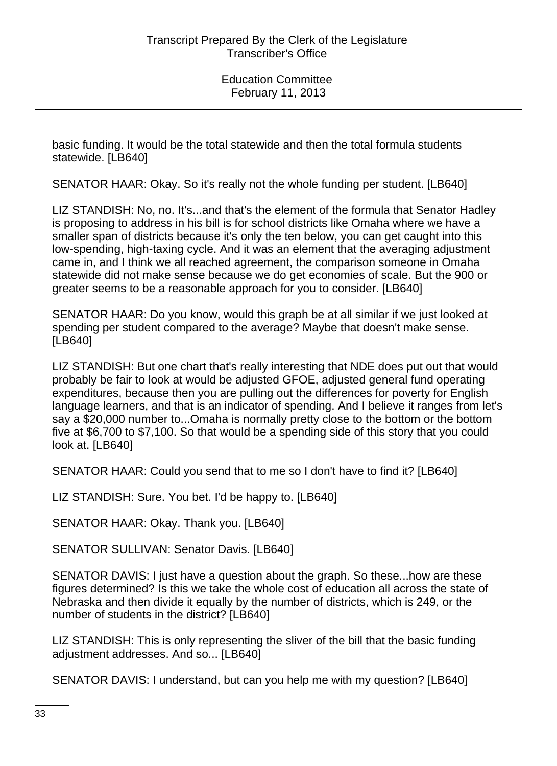basic funding. It would be the total statewide and then the total formula students statewide. [LB640]

SENATOR HAAR: Okay. So it's really not the whole funding per student. [LB640]

LIZ STANDISH: No, no. It's...and that's the element of the formula that Senator Hadley is proposing to address in his bill is for school districts like Omaha where we have a smaller span of districts because it's only the ten below, you can get caught into this low-spending, high-taxing cycle. And it was an element that the averaging adjustment came in, and I think we all reached agreement, the comparison someone in Omaha statewide did not make sense because we do get economies of scale. But the 900 or greater seems to be a reasonable approach for you to consider. [LB640]

SENATOR HAAR: Do you know, would this graph be at all similar if we just looked at spending per student compared to the average? Maybe that doesn't make sense. [LB640]

LIZ STANDISH: But one chart that's really interesting that NDE does put out that would probably be fair to look at would be adjusted GFOE, adjusted general fund operating expenditures, because then you are pulling out the differences for poverty for English language learners, and that is an indicator of spending. And I believe it ranges from let's say a $20,000 number to...Omaha is normally pretty close to the bottom or the bottom five at $6,700 to $7,100. So that would be a spending side of this story that you could look at. [LB640]

SENATOR HAAR: Could you send that to me so I don't have to find it? [LB640]

LIZ STANDISH: Sure. You bet. I'd be happy to. [LB640]

SENATOR HAAR: Okay. Thank you. [LB640]

SENATOR SULLIVAN: Senator Davis. [LB640]

SENATOR DAVIS: I just have a question about the graph. So these...how are these figures determined? Is this we take the whole cost of education all across the state of Nebraska and then divide it equally by the number of districts, which is 249, or the number of students in the district? [LB640]

LIZ STANDISH: This is only representing the sliver of the bill that the basic funding adjustment addresses. And so... [LB640]

SENATOR DAVIS: I understand, but can you help me with my question? [LB640]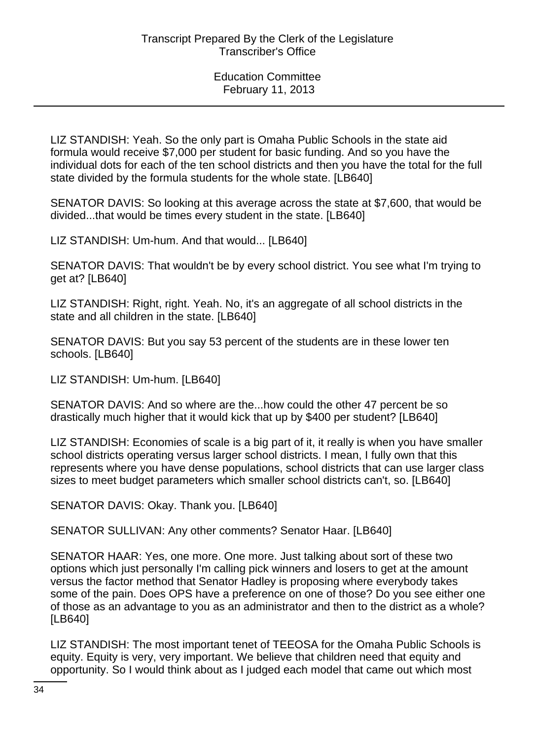LIZ STANDISH: Yeah. So the only part is Omaha Public Schools in the state aid formula would receive $7,000 per student for basic funding. And so you have the individual dots for each of the ten school districts and then you have the total for the full state divided by the formula students for the whole state. [LB640]

SENATOR DAVIS: So looking at this average across the state at $7,600, that would be divided...that would be times every student in the state. [LB640]

LIZ STANDISH: Um-hum. And that would... [LB640]

SENATOR DAVIS: That wouldn't be by every school district. You see what I'm trying to get at? [LB640]

LIZ STANDISH: Right, right. Yeah. No, it's an aggregate of all school districts in the state and all children in the state. [LB640]

SENATOR DAVIS: But you say 53 percent of the students are in these lower ten schools. [LB640]

LIZ STANDISH: Um-hum. [LB640]

SENATOR DAVIS: And so where are the...how could the other 47 percent be so drastically much higher that it would kick that up by $400 per student? [LB640]

LIZ STANDISH: Economies of scale is a big part of it, it really is when you have smaller school districts operating versus larger school districts. I mean, I fully own that this represents where you have dense populations, school districts that can use larger class sizes to meet budget parameters which smaller school districts can't, so. [LB640]

SENATOR DAVIS: Okay. Thank you. [LB640]

SENATOR SULLIVAN: Any other comments? Senator Haar. [LB640]

SENATOR HAAR: Yes, one more. One more. Just talking about sort of these two options which just personally I'm calling pick winners and losers to get at the amount versus the factor method that Senator Hadley is proposing where everybody takes some of the pain. Does OPS have a preference on one of those? Do you see either one of those as an advantage to you as an administrator and then to the district as a whole? [LB640]

LIZ STANDISH: The most important tenet of TEEOSA for the Omaha Public Schools is equity. Equity is very, very important. We believe that children need that equity and opportunity. So I would think about as I judged each model that came out which most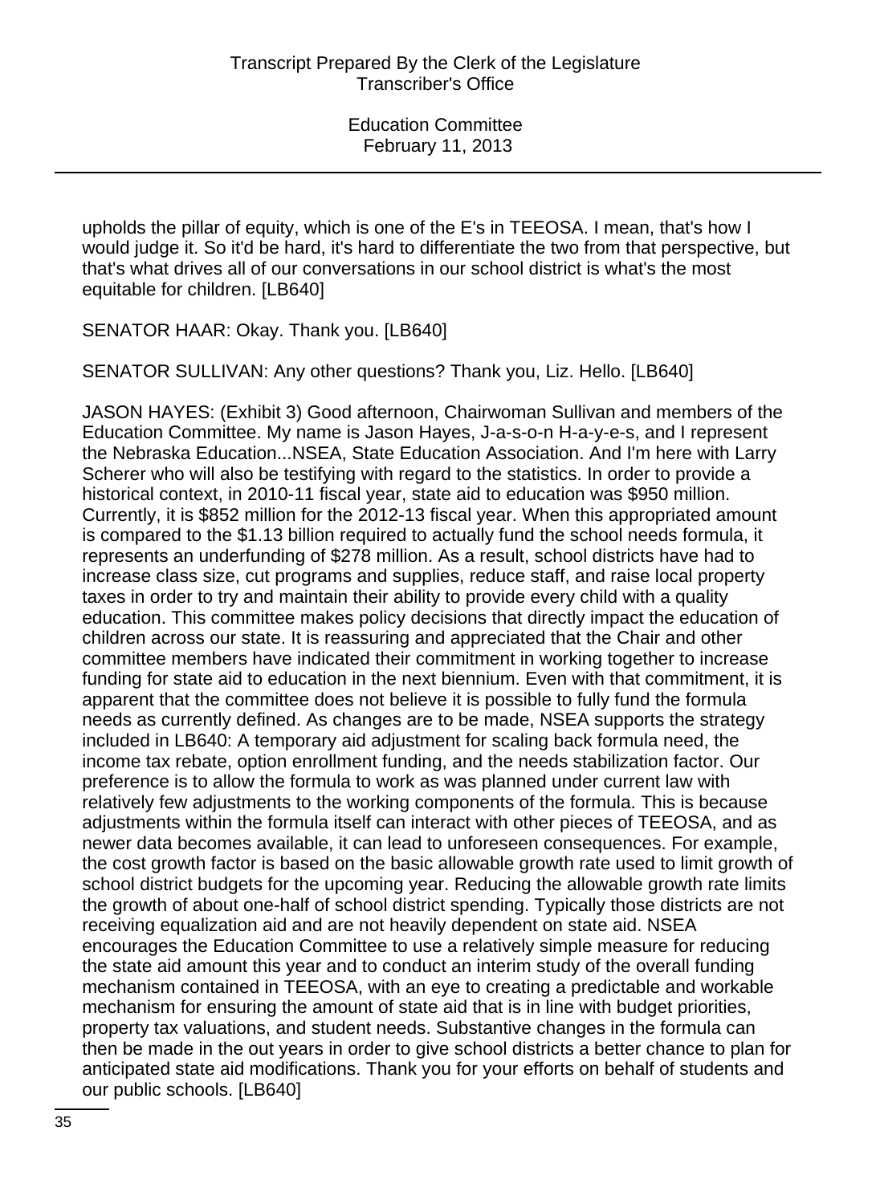upholds the pillar of equity, which is one of the E's in TEEOSA. I mean, that's how I would judge it. So it'd be hard, it's hard to differentiate the two from that perspective, but that's what drives all of our conversations in our school district is what's the most equitable for children. [LB640]

SENATOR HAAR: Okay. Thank you. [LB640]

SENATOR SULLIVAN: Any other questions? Thank you, Liz. Hello. [LB640]

JASON HAYES: (Exhibit 3) Good afternoon, Chairwoman Sullivan and members of the Education Committee. My name is Jason Hayes, J-a-s-o-n H-a-y-e-s, and I represent the Nebraska Education...NSEA, State Education Association. And I'm here with Larry Scherer who will also be testifying with regard to the statistics. In order to provide a historical context, in 2010-11 fiscal year, state aid to education was $950 million. Currently, it is $852 million for the 2012-13 fiscal year. When this appropriated amount is compared to the $1.13 billion required to actually fund the school needs formula, it represents an underfunding of $278 million. As a result, school districts have had to increase class size, cut programs and supplies, reduce staff, and raise local property taxes in order to try and maintain their ability to provide every child with a quality education. This committee makes policy decisions that directly impact the education of children across our state. It is reassuring and appreciated that the Chair and other committee members have indicated their commitment in working together to increase funding for state aid to education in the next biennium. Even with that commitment, it is apparent that the committee does not believe it is possible to fully fund the formula needs as currently defined. As changes are to be made, NSEA supports the strategy included in LB640: A temporary aid adjustment for scaling back formula need, the income tax rebate, option enrollment funding, and the needs stabilization factor. Our preference is to allow the formula to work as was planned under current law with relatively few adjustments to the working components of the formula. This is because adjustments within the formula itself can interact with other pieces of TEEOSA, and as newer data becomes available, it can lead to unforeseen consequences. For example, the cost growth factor is based on the basic allowable growth rate used to limit growth of school district budgets for the upcoming year. Reducing the allowable growth rate limits the growth of about one-half of school district spending. Typically those districts are not receiving equalization aid and are not heavily dependent on state aid. NSEA encourages the Education Committee to use a relatively simple measure for reducing the state aid amount this year and to conduct an interim study of the overall funding mechanism contained in TEEOSA, with an eye to creating a predictable and workable mechanism for ensuring the amount of state aid that is in line with budget priorities, property tax valuations, and student needs. Substantive changes in the formula can then be made in the out years in order to give school districts a better chance to plan for anticipated state aid modifications. Thank you for your efforts on behalf of students and our public schools. [LB640]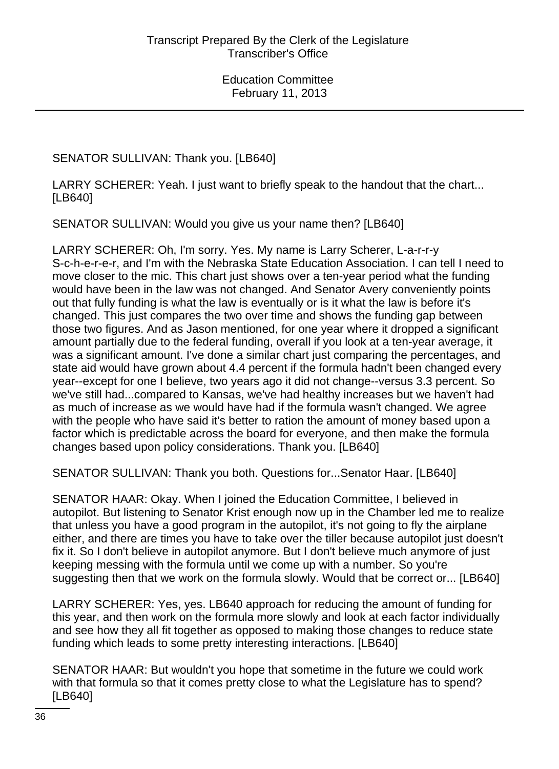SENATOR SULLIVAN: Thank you. [LB640]

LARRY SCHERER: Yeah. I just want to briefly speak to the handout that the chart... [LB640]

SENATOR SULLIVAN: Would you give us your name then? [LB640]

LARRY SCHERER: Oh, I'm sorry. Yes. My name is Larry Scherer, L-a-r-r-y S-c-h-e-r-e-r, and I'm with the Nebraska State Education Association. I can tell I need to move closer to the mic. This chart just shows over a ten-year period what the funding would have been in the law was not changed. And Senator Avery conveniently points out that fully funding is what the law is eventually or is it what the law is before it's changed. This just compares the two over time and shows the funding gap between those two figures. And as Jason mentioned, for one year where it dropped a significant amount partially due to the federal funding, overall if you look at a ten-year average, it was a significant amount. I've done a similar chart just comparing the percentages, and state aid would have grown about 4.4 percent if the formula hadn't been changed every year--except for one I believe, two years ago it did not change--versus 3.3 percent. So we've still had...compared to Kansas, we've had healthy increases but we haven't had as much of increase as we would have had if the formula wasn't changed. We agree with the people who have said it's better to ration the amount of money based upon a factor which is predictable across the board for everyone, and then make the formula changes based upon policy considerations. Thank you. [LB640]

SENATOR SULLIVAN: Thank you both. Questions for...Senator Haar. [LB640]

SENATOR HAAR: Okay. When I joined the Education Committee, I believed in autopilot. But listening to Senator Krist enough now up in the Chamber led me to realize that unless you have a good program in the autopilot, it's not going to fly the airplane either, and there are times you have to take over the tiller because autopilot just doesn't fix it. So I don't believe in autopilot anymore. But I don't believe much anymore of just keeping messing with the formula until we come up with a number. So you're suggesting then that we work on the formula slowly. Would that be correct or... [LB640]

LARRY SCHERER: Yes, yes. LB640 approach for reducing the amount of funding for this year, and then work on the formula more slowly and look at each factor individually and see how they all fit together as opposed to making those changes to reduce state funding which leads to some pretty interesting interactions. [LB640]

SENATOR HAAR: But wouldn't you hope that sometime in the future we could work with that formula so that it comes pretty close to what the Legislature has to spend? [LB640]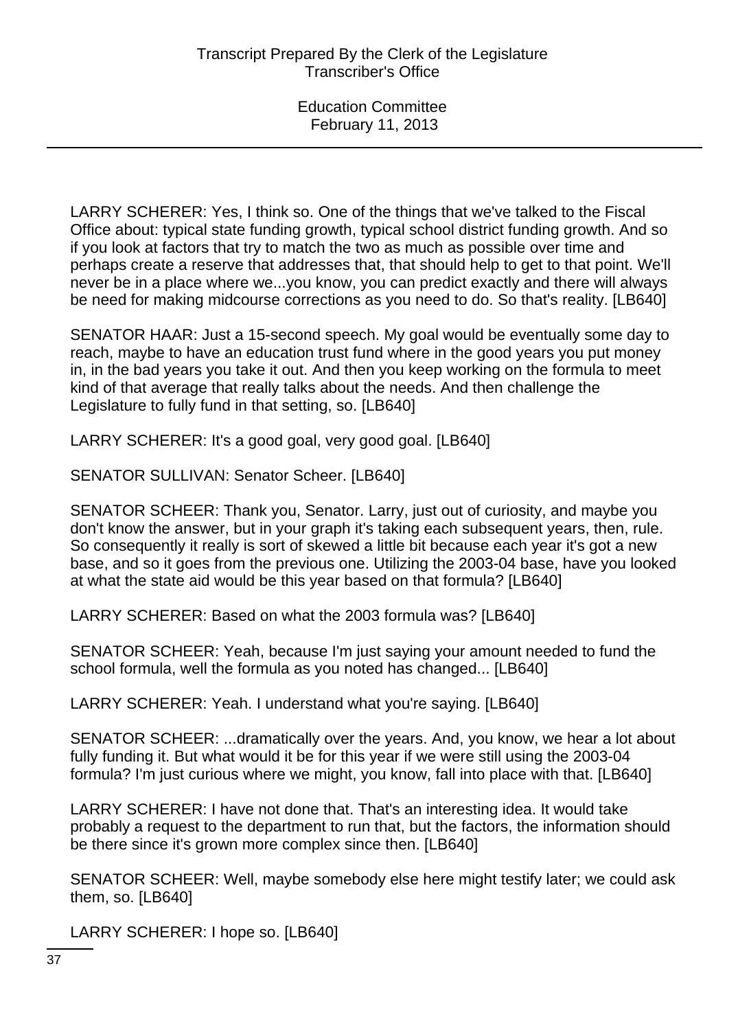LARRY SCHERER: Yes, I think so. One of the things that we've talked to the Fiscal Office about: typical state funding growth, typical school district funding growth. And so if you look at factors that try to match the two as much as possible over time and perhaps create a reserve that addresses that, that should help to get to that point. We'll never be in a place where we...you know, you can predict exactly and there will always be need for making midcourse corrections as you need to do. So that's reality. [LB640]

SENATOR HAAR: Just a 15-second speech. My goal would be eventually some day to reach, maybe to have an education trust fund where in the good years you put money in, in the bad years you take it out. And then you keep working on the formula to meet kind of that average that really talks about the needs. And then challenge the Legislature to fully fund in that setting, so. [LB640]

LARRY SCHERER: It's a good goal, very good goal. [LB640]

SENATOR SULLIVAN: Senator Scheer. [LB640]

SENATOR SCHEER: Thank you, Senator. Larry, just out of curiosity, and maybe you don't know the answer, but in your graph it's taking each subsequent years, then, rule. So consequently it really is sort of skewed a little bit because each year it's got a new base, and so it goes from the previous one. Utilizing the 2003-04 base, have you looked at what the state aid would be this year based on that formula? [LB640]

LARRY SCHERER: Based on what the 2003 formula was? [LB640]

SENATOR SCHEER: Yeah, because I'm just saying your amount needed to fund the school formula, well the formula as you noted has changed... [LB640]

LARRY SCHERER: Yeah. I understand what you're saying. [LB640]

SENATOR SCHEER: ...dramatically over the years. And, you know, we hear a lot about fully funding it. But what would it be for this year if we were still using the 2003-04 formula? I'm just curious where we might, you know, fall into place with that. [LB640]

LARRY SCHERER: I have not done that. That's an interesting idea. It would take probably a request to the department to run that, but the factors, the information should be there since it's grown more complex since then. [LB640]

SENATOR SCHEER: Well, maybe somebody else here might testify later; we could ask them, so. [LB640]

LARRY SCHERER: I hope so. [LB640]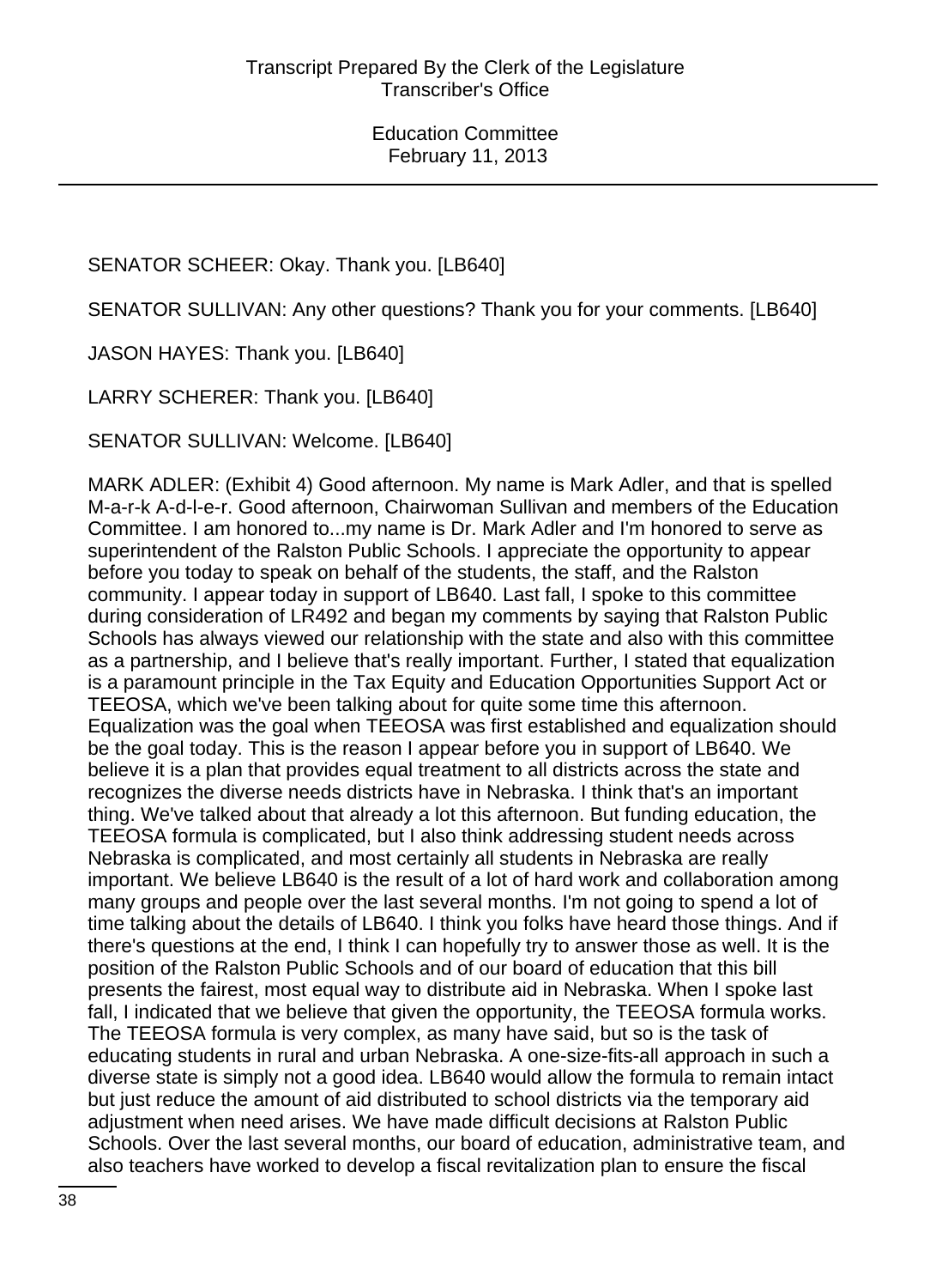SENATOR SCHEER: Okay. Thank you. [LB640]

SENATOR SULLIVAN: Any other questions? Thank you for your comments. [LB640]

JASON HAYES: Thank you. [LB640]

LARRY SCHERER: Thank you. [LB640]

SENATOR SULLIVAN: Welcome. [LB640]

MARK ADLER: (Exhibit 4) Good afternoon. My name is Mark Adler, and that is spelled M-a-r-k A-d-l-e-r. Good afternoon, Chairwoman Sullivan and members of the Education Committee. I am honored to...my name is Dr. Mark Adler and I'm honored to serve as superintendent of the Ralston Public Schools. I appreciate the opportunity to appear before you today to speak on behalf of the students, the staff, and the Ralston community. I appear today in support of LB640. Last fall, I spoke to this committee during consideration of LR492 and began my comments by saying that Ralston Public Schools has always viewed our relationship with the state and also with this committee as a partnership, and I believe that's really important. Further, I stated that equalization is a paramount principle in the Tax Equity and Education Opportunities Support Act or TEEOSA, which we've been talking about for quite some time this afternoon. Equalization was the goal when TEEOSA was first established and equalization should be the goal today. This is the reason I appear before you in support of LB640. We believe it is a plan that provides equal treatment to all districts across the state and recognizes the diverse needs districts have in Nebraska. I think that's an important thing. We've talked about that already a lot this afternoon. But funding education, the TEEOSA formula is complicated, but I also think addressing student needs across Nebraska is complicated, and most certainly all students in Nebraska are really important. We believe LB640 is the result of a lot of hard work and collaboration among many groups and people over the last several months. I'm not going to spend a lot of time talking about the details of LB640. I think you folks have heard those things. And if there's questions at the end, I think I can hopefully try to answer those as well. It is the position of the Ralston Public Schools and of our board of education that this bill presents the fairest, most equal way to distribute aid in Nebraska. When I spoke last fall, I indicated that we believe that given the opportunity, the TEEOSA formula works. The TEEOSA formula is very complex, as many have said, but so is the task of educating students in rural and urban Nebraska. A one-size-fits-all approach in such a diverse state is simply not a good idea. LB640 would allow the formula to remain intact but just reduce the amount of aid distributed to school districts via the temporary aid adjustment when need arises. We have made difficult decisions at Ralston Public Schools. Over the last several months, our board of education, administrative team, and also teachers have worked to develop a fiscal revitalization plan to ensure the fiscal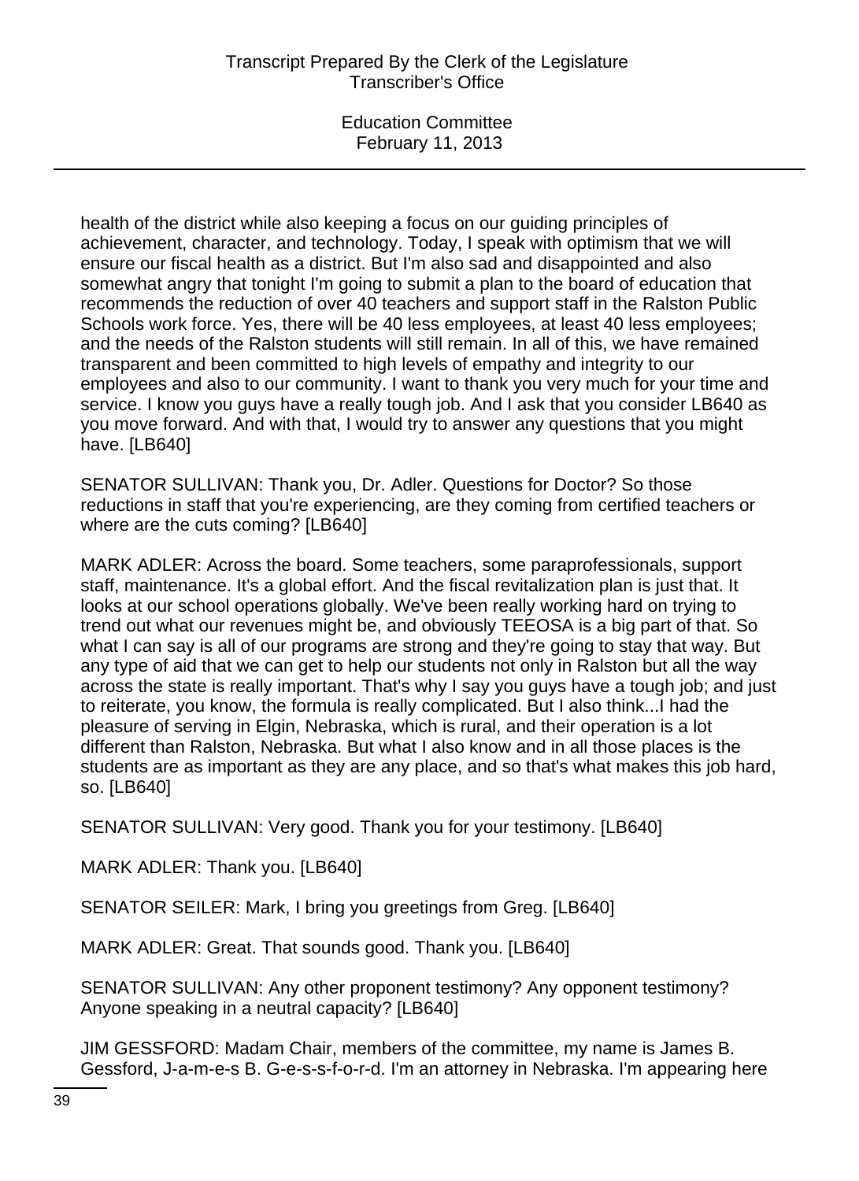health of the district while also keeping a focus on our guiding principles of achievement, character, and technology. Today, I speak with optimism that we will ensure our fiscal health as a district. But I'm also sad and disappointed and also somewhat angry that tonight I'm going to submit a plan to the board of education that recommends the reduction of over 40 teachers and support staff in the Ralston Public Schools work force. Yes, there will be 40 less employees, at least 40 less employees; and the needs of the Ralston students will still remain. In all of this, we have remained transparent and been committed to high levels of empathy and integrity to our employees and also to our community. I want to thank you very much for your time and service. I know you guys have a really tough job. And I ask that you consider LB640 as you move forward. And with that, I would try to answer any questions that you might have. [LB640]

SENATOR SULLIVAN: Thank you, Dr. Adler. Questions for Doctor? So those reductions in staff that you're experiencing, are they coming from certified teachers or where are the cuts coming? [LB640]

MARK ADLER: Across the board. Some teachers, some paraprofessionals, support staff, maintenance. It's a global effort. And the fiscal revitalization plan is just that. It looks at our school operations globally. We've been really working hard on trying to trend out what our revenues might be, and obviously TEEOSA is a big part of that. So what I can say is all of our programs are strong and they're going to stay that way. But any type of aid that we can get to help our students not only in Ralston but all the way across the state is really important. That's why I say you guys have a tough job; and just to reiterate, you know, the formula is really complicated. But I also think...I had the pleasure of serving in Elgin, Nebraska, which is rural, and their operation is a lot different than Ralston, Nebraska. But what I also know and in all those places is the students are as important as they are any place, and so that's what makes this job hard, so. [LB640]

SENATOR SULLIVAN: Very good. Thank you for your testimony. [LB640]

MARK ADLER: Thank you. [LB640]

SENATOR SEILER: Mark, I bring you greetings from Greg. [LB640]

MARK ADLER: Great. That sounds good. Thank you. [LB640]

SENATOR SULLIVAN: Any other proponent testimony? Any opponent testimony? Anyone speaking in a neutral capacity? [LB640]

JIM GESSFORD: Madam Chair, members of the committee, my name is James B. Gessford, J-a-m-e-s B. G-e-s-s-f-o-r-d. I'm an attorney in Nebraska. I'm appearing here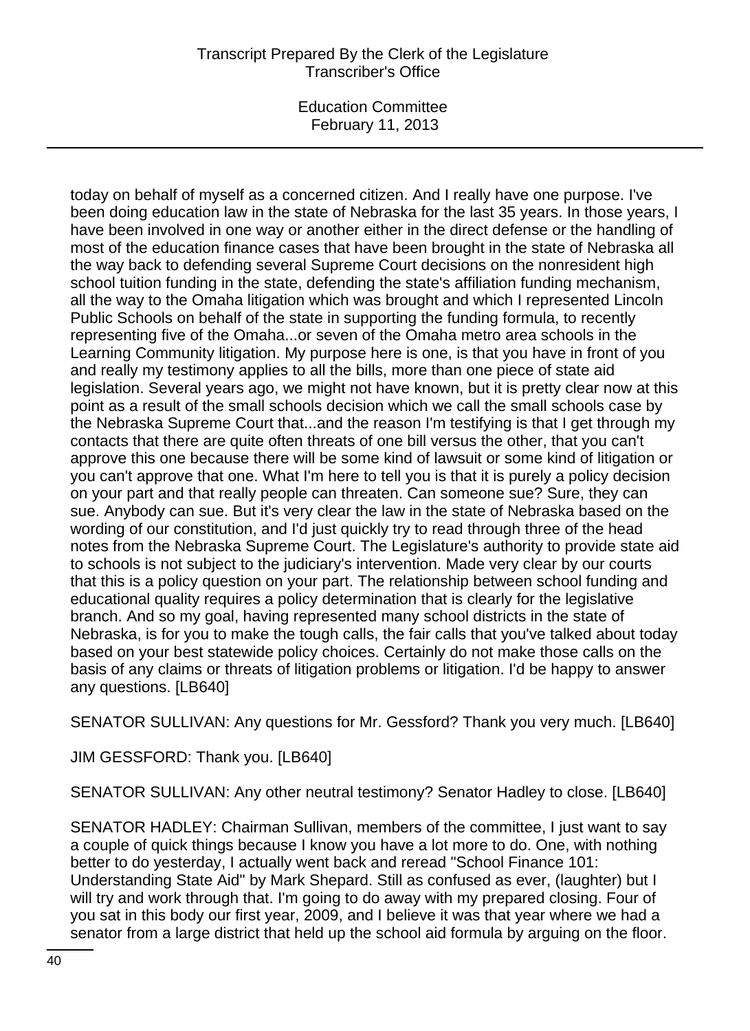today on behalf of myself as a concerned citizen. And I really have one purpose. I've been doing education law in the state of Nebraska for the last 35 years. In those years, I have been involved in one way or another either in the direct defense or the handling of most of the education finance cases that have been brought in the state of Nebraska all the way back to defending several Supreme Court decisions on the nonresident high school tuition funding in the state, defending the state's affiliation funding mechanism, all the way to the Omaha litigation which was brought and which I represented Lincoln Public Schools on behalf of the state in supporting the funding formula, to recently representing five of the Omaha...or seven of the Omaha metro area schools in the Learning Community litigation. My purpose here is one, is that you have in front of you and really my testimony applies to all the bills, more than one piece of state aid legislation. Several years ago, we might not have known, but it is pretty clear now at this point as a result of the small schools decision which we call the small schools case by the Nebraska Supreme Court that...and the reason I'm testifying is that I get through my contacts that there are quite often threats of one bill versus the other, that you can't approve this one because there will be some kind of lawsuit or some kind of litigation or you can't approve that one. What I'm here to tell you is that it is purely a policy decision on your part and that really people can threaten. Can someone sue? Sure, they can sue. Anybody can sue. But it's very clear the law in the state of Nebraska based on the wording of our constitution, and I'd just quickly try to read through three of the head notes from the Nebraska Supreme Court. The Legislature's authority to provide state aid to schools is not subject to the judiciary's intervention. Made very clear by our courts that this is a policy question on your part. The relationship between school funding and educational quality requires a policy determination that is clearly for the legislative branch. And so my goal, having represented many school districts in the state of Nebraska, is for you to make the tough calls, the fair calls that you've talked about today based on your best statewide policy choices. Certainly do not make those calls on the basis of any claims or threats of litigation problems or litigation. I'd be happy to answer any questions. [LB640]

SENATOR SULLIVAN: Any questions for Mr. Gessford? Thank you very much. [LB640]

JIM GESSFORD: Thank you. [LB640]

SENATOR SULLIVAN: Any other neutral testimony? Senator Hadley to close. [LB640]

SENATOR HADLEY: Chairman Sullivan, members of the committee, I just want to say a couple of quick things because I know you have a lot more to do. One, with nothing better to do yesterday, I actually went back and reread "School Finance 101: Understanding State Aid" by Mark Shepard. Still as confused as ever, (laughter) but I will try and work through that. I'm going to do away with my prepared closing. Four of you sat in this body our first year, 2009, and I believe it was that year where we had a senator from a large district that held up the school aid formula by arguing on the floor.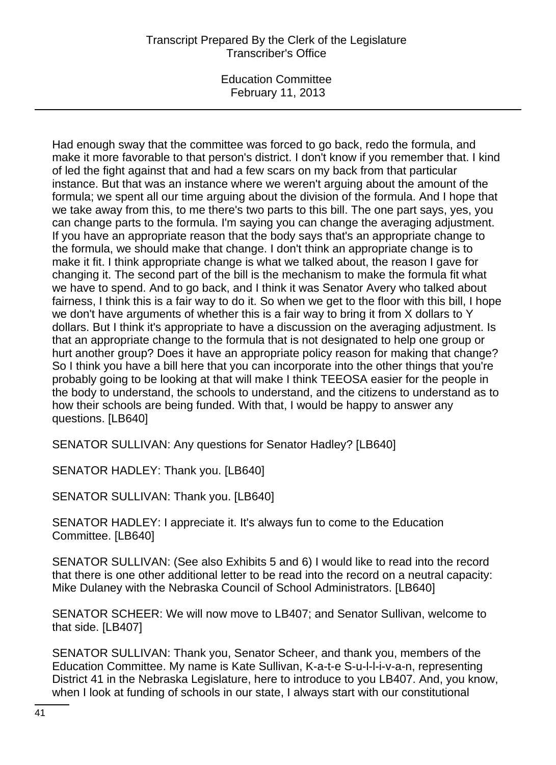Had enough sway that the committee was forced to go back, redo the formula, and make it more favorable to that person's district. I don't know if you remember that. I kind of led the fight against that and had a few scars on my back from that particular instance. But that was an instance where we weren't arguing about the amount of the formula; we spent all our time arguing about the division of the formula. And I hope that we take away from this, to me there's two parts to this bill. The one part says, yes, you can change parts to the formula. I'm saying you can change the averaging adjustment. If you have an appropriate reason that the body says that's an appropriate change to the formula, we should make that change. I don't think an appropriate change is to make it fit. I think appropriate change is what we talked about, the reason I gave for changing it. The second part of the bill is the mechanism to make the formula fit what we have to spend. And to go back, and I think it was Senator Avery who talked about fairness, I think this is a fair way to do it. So when we get to the floor with this bill, I hope we don't have arguments of whether this is a fair way to bring it from X dollars to Y dollars. But I think it's appropriate to have a discussion on the averaging adjustment. Is that an appropriate change to the formula that is not designated to help one group or hurt another group? Does it have an appropriate policy reason for making that change? So I think you have a bill here that you can incorporate into the other things that you're probably going to be looking at that will make I think TEEOSA easier for the people in the body to understand, the schools to understand, and the citizens to understand as to how their schools are being funded. With that, I would be happy to answer any questions. [LB640]

SENATOR SULLIVAN: Any questions for Senator Hadley? [LB640]

SENATOR HADLEY: Thank you. [LB640]

SENATOR SULLIVAN: Thank you. [LB640]

SENATOR HADLEY: I appreciate it. It's always fun to come to the Education Committee. [LB640]

SENATOR SULLIVAN: (See also Exhibits 5 and 6) I would like to read into the record that there is one other additional letter to be read into the record on a neutral capacity: Mike Dulaney with the Nebraska Council of School Administrators. [LB640]

SENATOR SCHEER: We will now move to LB407; and Senator Sullivan, welcome to that side. [LB407]

SENATOR SULLIVAN: Thank you, Senator Scheer, and thank you, members of the Education Committee. My name is Kate Sullivan, K-a-t-e S-u-l-l-i-v-a-n, representing District 41 in the Nebraska Legislature, here to introduce to you LB407. And, you know, when I look at funding of schools in our state, I always start with our constitutional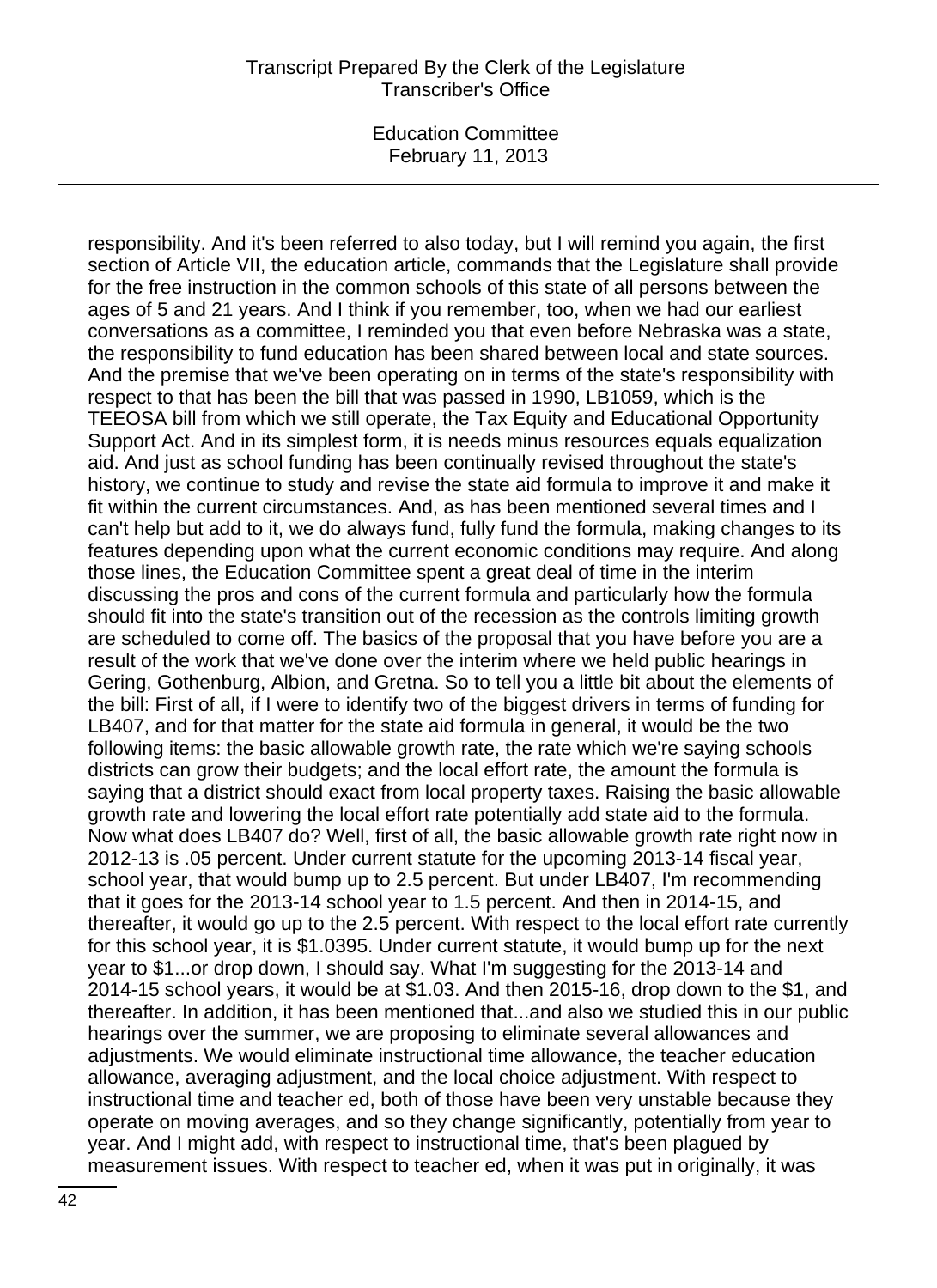responsibility. And it's been referred to also today, but I will remind you again, the first section of Article VII, the education article, commands that the Legislature shall provide for the free instruction in the common schools of this state of all persons between the ages of 5 and 21 years. And I think if you remember, too, when we had our earliest conversations as a committee, I reminded you that even before Nebraska was a state, the responsibility to fund education has been shared between local and state sources. And the premise that we've been operating on in terms of the state's responsibility with respect to that has been the bill that was passed in 1990, LB1059, which is the TEEOSA bill from which we still operate, the Tax Equity and Educational Opportunity Support Act. And in its simplest form, it is needs minus resources equals equalization aid. And just as school funding has been continually revised throughout the state's history, we continue to study and revise the state aid formula to improve it and make it fit within the current circumstances. And, as has been mentioned several times and I can't help but add to it, we do always fund, fully fund the formula, making changes to its features depending upon what the current economic conditions may require. And along those lines, the Education Committee spent a great deal of time in the interim discussing the pros and cons of the current formula and particularly how the formula should fit into the state's transition out of the recession as the controls limiting growth are scheduled to come off. The basics of the proposal that you have before you are a result of the work that we've done over the interim where we held public hearings in Gering, Gothenburg, Albion, and Gretna. So to tell you a little bit about the elements of the bill: First of all, if I were to identify two of the biggest drivers in terms of funding for LB407, and for that matter for the state aid formula in general, it would be the two following items: the basic allowable growth rate, the rate which we're saying schools districts can grow their budgets; and the local effort rate, the amount the formula is saying that a district should exact from local property taxes. Raising the basic allowable growth rate and lowering the local effort rate potentially add state aid to the formula. Now what does LB407 do? Well, first of all, the basic allowable growth rate right now in 2012-13 is .05 percent. Under current statute for the upcoming 2013-14 fiscal year, school year, that would bump up to 2.5 percent. But under LB407, I'm recommending that it goes for the 2013-14 school year to 1.5 percent. And then in 2014-15, and thereafter, it would go up to the 2.5 percent. With respect to the local effort rate currently for this school year, it is $1.0395. Under current statute, it would bump up for the next year to $1...or drop down, I should say. What I'm suggesting for the 2013-14 and 2014-15 school years, it would be at $1.03. And then 2015-16, drop down to the $1, and thereafter. In addition, it has been mentioned that...and also we studied this in our public hearings over the summer, we are proposing to eliminate several allowances and adjustments. We would eliminate instructional time allowance, the teacher education allowance, averaging adjustment, and the local choice adjustment. With respect to instructional time and teacher ed, both of those have been very unstable because they operate on moving averages, and so they change significantly, potentially from year to year. And I might add, with respect to instructional time, that's been plagued by measurement issues. With respect to teacher ed, when it was put in originally, it was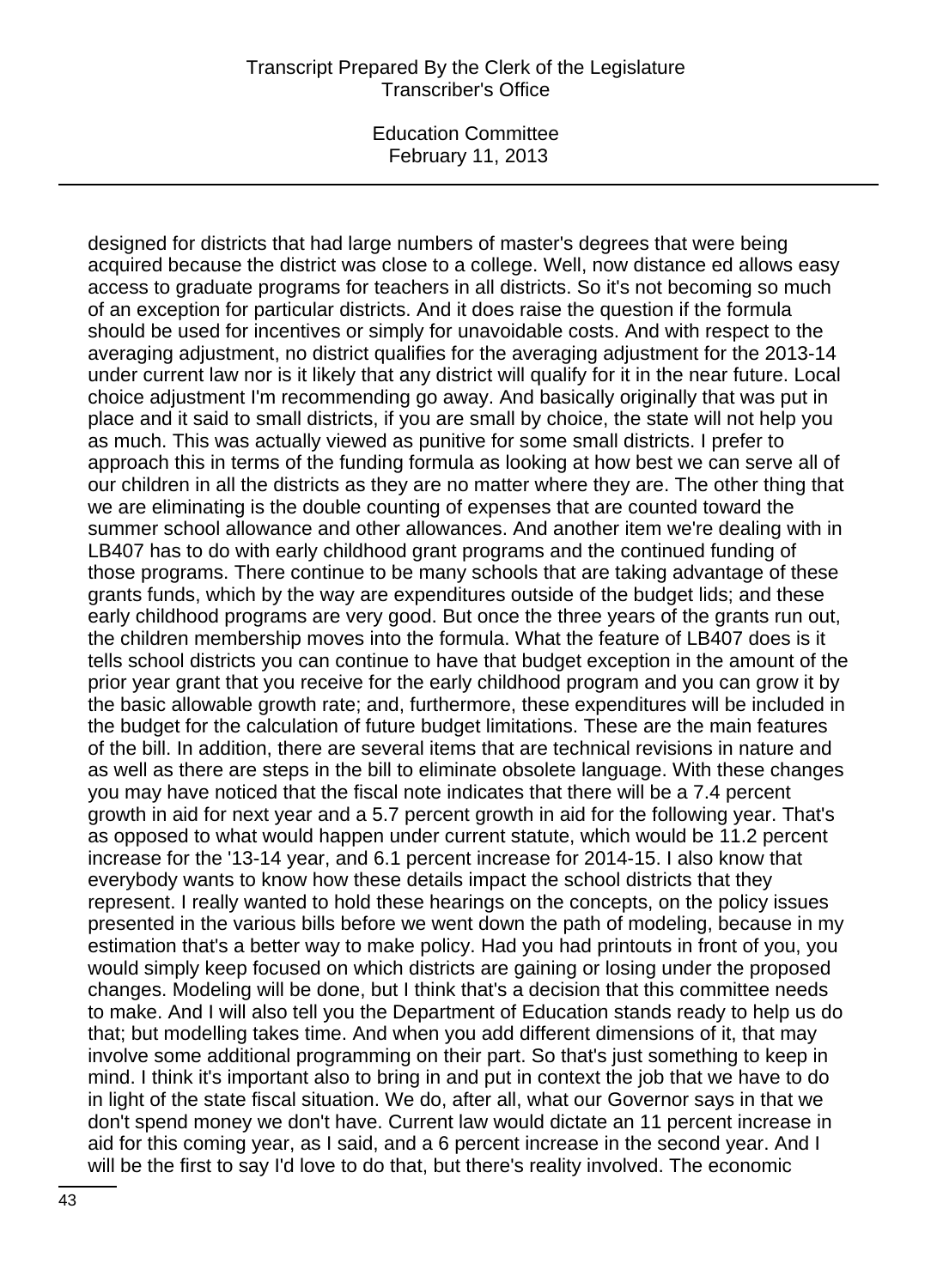designed for districts that had large numbers of master's degrees that were being acquired because the district was close to a college. Well, now distance ed allows easy access to graduate programs for teachers in all districts. So it's not becoming so much of an exception for particular districts. And it does raise the question if the formula should be used for incentives or simply for unavoidable costs. And with respect to the averaging adjustment, no district qualifies for the averaging adjustment for the 2013-14 under current law nor is it likely that any district will qualify for it in the near future. Local choice adjustment I'm recommending go away. And basically originally that was put in place and it said to small districts, if you are small by choice, the state will not help you as much. This was actually viewed as punitive for some small districts. I prefer to approach this in terms of the funding formula as looking at how best we can serve all of our children in all the districts as they are no matter where they are. The other thing that we are eliminating is the double counting of expenses that are counted toward the summer school allowance and other allowances. And another item we're dealing with in LB407 has to do with early childhood grant programs and the continued funding of those programs. There continue to be many schools that are taking advantage of these grants funds, which by the way are expenditures outside of the budget lids; and these early childhood programs are very good. But once the three years of the grants run out, the children membership moves into the formula. What the feature of LB407 does is it tells school districts you can continue to have that budget exception in the amount of the prior year grant that you receive for the early childhood program and you can grow it by the basic allowable growth rate; and, furthermore, these expenditures will be included in the budget for the calculation of future budget limitations. These are the main features of the bill. In addition, there are several items that are technical revisions in nature and as well as there are steps in the bill to eliminate obsolete language. With these changes you may have noticed that the fiscal note indicates that there will be a 7.4 percent growth in aid for next year and a 5.7 percent growth in aid for the following year. That's as opposed to what would happen under current statute, which would be 11.2 percent increase for the '13-14 year, and 6.1 percent increase for 2014-15. I also know that everybody wants to know how these details impact the school districts that they represent. I really wanted to hold these hearings on the concepts, on the policy issues presented in the various bills before we went down the path of modeling, because in my estimation that's a better way to make policy. Had you had printouts in front of you, you would simply keep focused on which districts are gaining or losing under the proposed changes. Modeling will be done, but I think that's a decision that this committee needs to make. And I will also tell you the Department of Education stands ready to help us do that; but modelling takes time. And when you add different dimensions of it, that may involve some additional programming on their part. So that's just something to keep in mind. I think it's important also to bring in and put in context the job that we have to do in light of the state fiscal situation. We do, after all, what our Governor says in that we don't spend money we don't have. Current law would dictate an 11 percent increase in aid for this coming year, as I said, and a 6 percent increase in the second year. And I will be the first to say I'd love to do that, but there's reality involved. The economic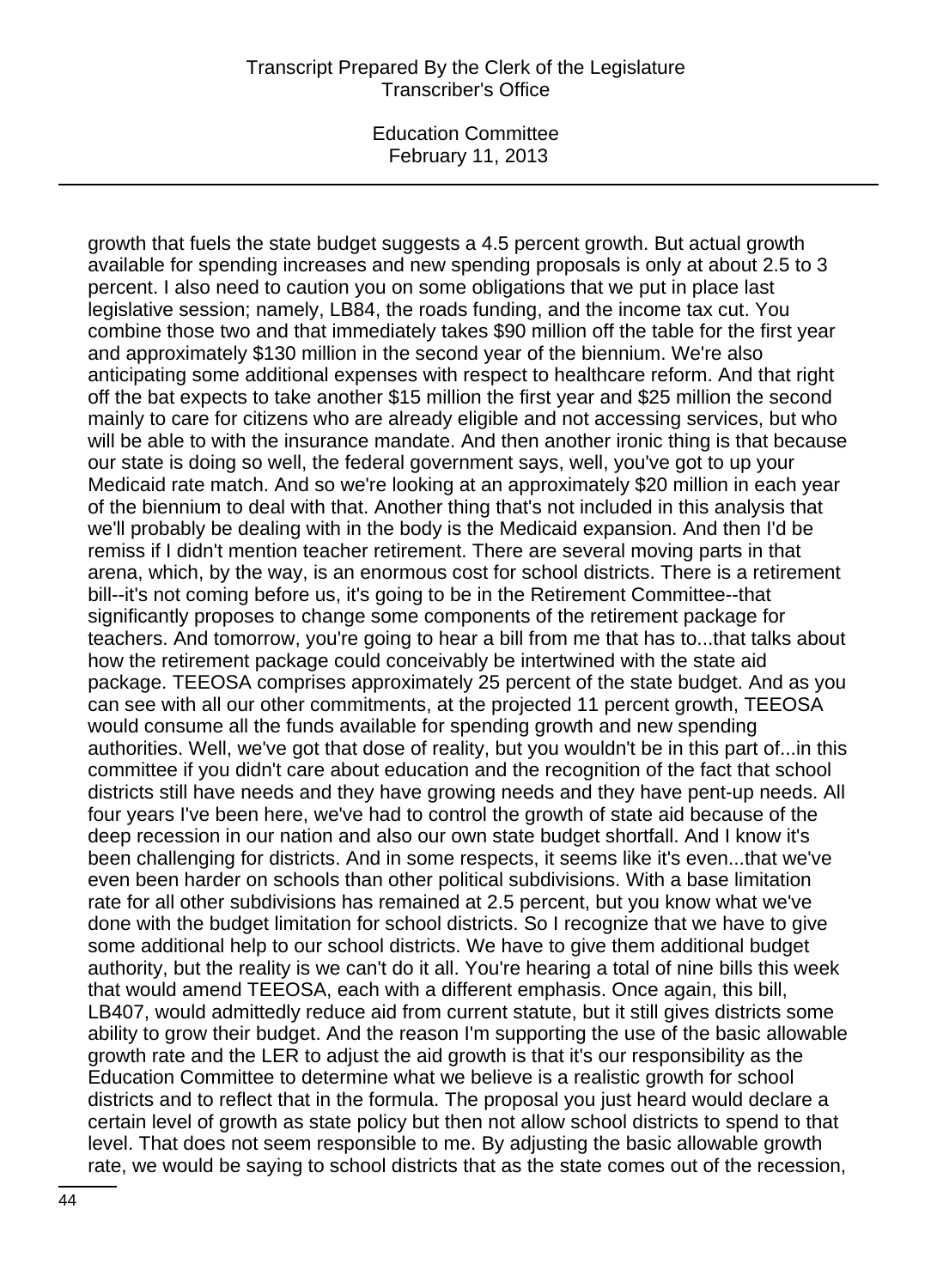growth that fuels the state budget suggests a 4.5 percent growth. But actual growth available for spending increases and new spending proposals is only at about 2.5 to 3 percent. I also need to caution you on some obligations that we put in place last legislative session; namely, LB84, the roads funding, and the income tax cut. You combine those two and that immediately takes $90 million off the table for the first year and approximately $130 million in the second year of the biennium. We're also anticipating some additional expenses with respect to healthcare reform. And that right off the bat expects to take another $15 million the first year and $25 million the second mainly to care for citizens who are already eligible and not accessing services, but who will be able to with the insurance mandate. And then another ironic thing is that because our state is doing so well, the federal government says, well, you've got to up your Medicaid rate match. And so we're looking at an approximately $20 million in each year of the biennium to deal with that. Another thing that's not included in this analysis that we'll probably be dealing with in the body is the Medicaid expansion. And then I'd be remiss if I didn't mention teacher retirement. There are several moving parts in that arena, which, by the way, is an enormous cost for school districts. There is a retirement bill--it's not coming before us, it's going to be in the Retirement Committee--that significantly proposes to change some components of the retirement package for teachers. And tomorrow, you're going to hear a bill from me that has to...that talks about how the retirement package could conceivably be intertwined with the state aid package. TEEOSA comprises approximately 25 percent of the state budget. And as you can see with all our other commitments, at the projected 11 percent growth, TEEOSA would consume all the funds available for spending growth and new spending authorities. Well, we've got that dose of reality, but you wouldn't be in this part of...in this committee if you didn't care about education and the recognition of the fact that school districts still have needs and they have growing needs and they have pent-up needs. All four years I've been here, we've had to control the growth of state aid because of the deep recession in our nation and also our own state budget shortfall. And I know it's been challenging for districts. And in some respects, it seems like it's even...that we've even been harder on schools than other political subdivisions. With a base limitation rate for all other subdivisions has remained at 2.5 percent, but you know what we've done with the budget limitation for school districts. So I recognize that we have to give some additional help to our school districts. We have to give them additional budget authority, but the reality is we can't do it all. You're hearing a total of nine bills this week that would amend TEEOSA, each with a different emphasis. Once again, this bill, LB407, would admittedly reduce aid from current statute, but it still gives districts some ability to grow their budget. And the reason I'm supporting the use of the basic allowable growth rate and the LER to adjust the aid growth is that it's our responsibility as the Education Committee to determine what we believe is a realistic growth for school districts and to reflect that in the formula. The proposal you just heard would declare a certain level of growth as state policy but then not allow school districts to spend to that level. That does not seem responsible to me. By adjusting the basic allowable growth rate, we would be saying to school districts that as the state comes out of the recession,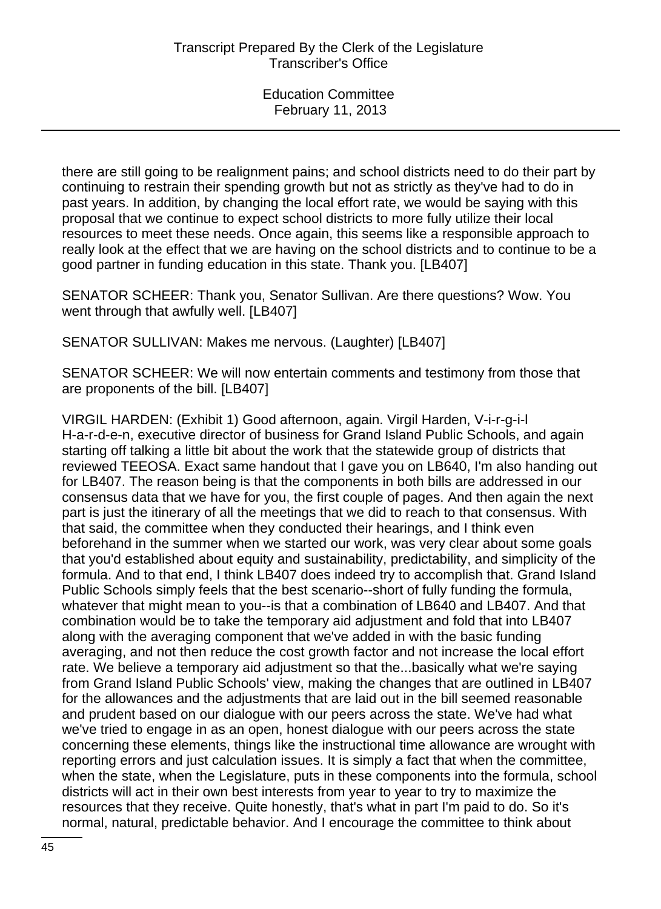there are still going to be realignment pains; and school districts need to do their part by continuing to restrain their spending growth but not as strictly as they've had to do in past years. In addition, by changing the local effort rate, we would be saying with this proposal that we continue to expect school districts to more fully utilize their local resources to meet these needs. Once again, this seems like a responsible approach to really look at the effect that we are having on the school districts and to continue to be a good partner in funding education in this state. Thank you. [LB407]

SENATOR SCHEER: Thank you, Senator Sullivan. Are there questions? Wow. You went through that awfully well. [LB407]

SENATOR SULLIVAN: Makes me nervous. (Laughter) [LB407]

SENATOR SCHEER: We will now entertain comments and testimony from those that are proponents of the bill. [LB407]

VIRGIL HARDEN: (Exhibit 1) Good afternoon, again. Virgil Harden, V-i-r-g-i-l H-a-r-d-e-n, executive director of business for Grand Island Public Schools, and again starting off talking a little bit about the work that the statewide group of districts that reviewed TEEOSA. Exact same handout that I gave you on LB640, I'm also handing out for LB407. The reason being is that the components in both bills are addressed in our consensus data that we have for you, the first couple of pages. And then again the next part is just the itinerary of all the meetings that we did to reach to that consensus. With that said, the committee when they conducted their hearings, and I think even beforehand in the summer when we started our work, was very clear about some goals that you'd established about equity and sustainability, predictability, and simplicity of the formula. And to that end, I think LB407 does indeed try to accomplish that. Grand Island Public Schools simply feels that the best scenario--short of fully funding the formula, whatever that might mean to you--is that a combination of LB640 and LB407. And that combination would be to take the temporary aid adjustment and fold that into LB407 along with the averaging component that we've added in with the basic funding averaging, and not then reduce the cost growth factor and not increase the local effort rate. We believe a temporary aid adjustment so that the...basically what we're saying from Grand Island Public Schools' view, making the changes that are outlined in LB407 for the allowances and the adjustments that are laid out in the bill seemed reasonable and prudent based on our dialogue with our peers across the state. We've had what we've tried to engage in as an open, honest dialogue with our peers across the state concerning these elements, things like the instructional time allowance are wrought with reporting errors and just calculation issues. It is simply a fact that when the committee, when the state, when the Legislature, puts in these components into the formula, school districts will act in their own best interests from year to year to try to maximize the resources that they receive. Quite honestly, that's what in part I'm paid to do. So it's normal, natural, predictable behavior. And I encourage the committee to think about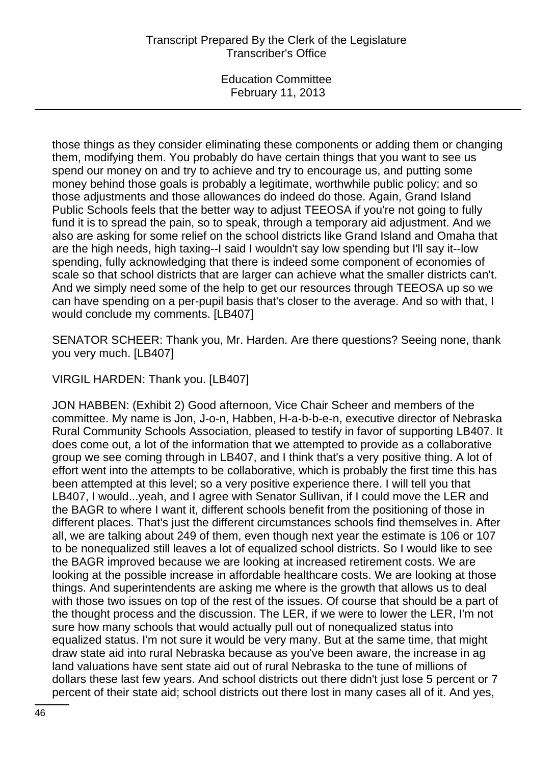those things as they consider eliminating these components or adding them or changing them, modifying them. You probably do have certain things that you want to see us spend our money on and try to achieve and try to encourage us, and putting some money behind those goals is probably a legitimate, worthwhile public policy; and so those adjustments and those allowances do indeed do those. Again, Grand Island Public Schools feels that the better way to adjust TEEOSA if you're not going to fully fund it is to spread the pain, so to speak, through a temporary aid adjustment. And we also are asking for some relief on the school districts like Grand Island and Omaha that are the high needs, high taxing--I said I wouldn't say low spending but I'll say it--low spending, fully acknowledging that there is indeed some component of economies of scale so that school districts that are larger can achieve what the smaller districts can't. And we simply need some of the help to get our resources through TEEOSA up so we can have spending on a per-pupil basis that's closer to the average. And so with that, I would conclude my comments. [LB407]

SENATOR SCHEER: Thank you, Mr. Harden. Are there questions? Seeing none, thank you very much. [LB407]

VIRGIL HARDEN: Thank you. [LB407]

JON HABBEN: (Exhibit 2) Good afternoon, Vice Chair Scheer and members of the committee. My name is Jon, J-o-n, Habben, H-a-b-b-e-n, executive director of Nebraska Rural Community Schools Association, pleased to testify in favor of supporting LB407. It does come out, a lot of the information that we attempted to provide as a collaborative group we see coming through in LB407, and I think that's a very positive thing. A lot of effort went into the attempts to be collaborative, which is probably the first time this has been attempted at this level; so a very positive experience there. I will tell you that LB407, I would...yeah, and I agree with Senator Sullivan, if I could move the LER and the BAGR to where I want it, different schools benefit from the positioning of those in different places. That's just the different circumstances schools find themselves in. After all, we are talking about 249 of them, even though next year the estimate is 106 or 107 to be nonequalized still leaves a lot of equalized school districts. So I would like to see the BAGR improved because we are looking at increased retirement costs. We are looking at the possible increase in affordable healthcare costs. We are looking at those things. And superintendents are asking me where is the growth that allows us to deal with those two issues on top of the rest of the issues. Of course that should be a part of the thought process and the discussion. The LER, if we were to lower the LER, I'm not sure how many schools that would actually pull out of nonequalized status into equalized status. I'm not sure it would be very many. But at the same time, that might draw state aid into rural Nebraska because as you've been aware, the increase in ag land valuations have sent state aid out of rural Nebraska to the tune of millions of dollars these last few years. And school districts out there didn't just lose 5 percent or 7 percent of their state aid; school districts out there lost in many cases all of it. And yes,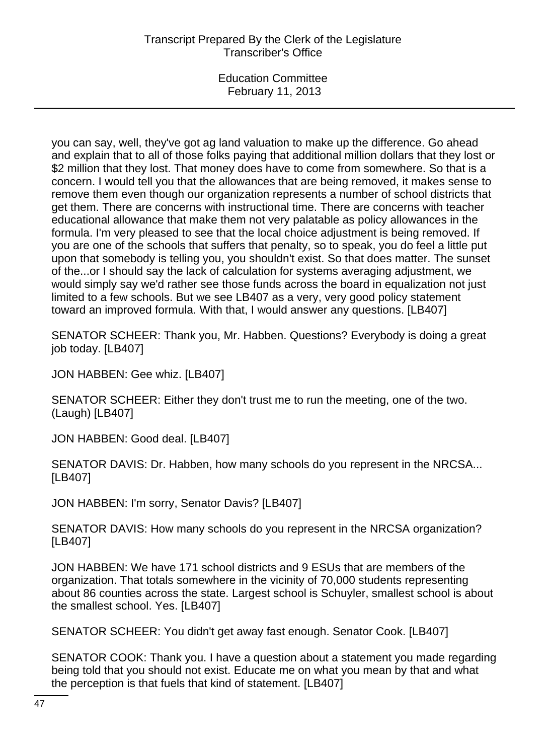you can say, well, they've got ag land valuation to make up the difference. Go ahead and explain that to all of those folks paying that additional million dollars that they lost or $2 million that they lost. That money does have to come from somewhere. So that is a concern. I would tell you that the allowances that are being removed, it makes sense to remove them even though our organization represents a number of school districts that get them. There are concerns with instructional time. There are concerns with teacher educational allowance that make them not very palatable as policy allowances in the formula. I'm very pleased to see that the local choice adjustment is being removed. If you are one of the schools that suffers that penalty, so to speak, you do feel a little put upon that somebody is telling you, you shouldn't exist. So that does matter. The sunset of the...or I should say the lack of calculation for systems averaging adjustment, we would simply say we'd rather see those funds across the board in equalization not just limited to a few schools. But we see LB407 as a very, very good policy statement toward an improved formula. With that, I would answer any questions. [LB407]

SENATOR SCHEER: Thank you, Mr. Habben. Questions? Everybody is doing a great job today. [LB407]

JON HABBEN: Gee whiz. [LB407]

SENATOR SCHEER: Either they don't trust me to run the meeting, one of the two. (Laugh) [LB407]

JON HABBEN: Good deal. [LB407]

SENATOR DAVIS: Dr. Habben, how many schools do you represent in the NRCSA... [LB407]

JON HABBEN: I'm sorry, Senator Davis? [LB407]

SENATOR DAVIS: How many schools do you represent in the NRCSA organization? [LB407]

JON HABBEN: We have 171 school districts and 9 ESUs that are members of the organization. That totals somewhere in the vicinity of 70,000 students representing about 86 counties across the state. Largest school is Schuyler, smallest school is about the smallest school. Yes. [LB407]

SENATOR SCHEER: You didn't get away fast enough. Senator Cook. [LB407]

SENATOR COOK: Thank you. I have a question about a statement you made regarding being told that you should not exist. Educate me on what you mean by that and what the perception is that fuels that kind of statement. [LB407]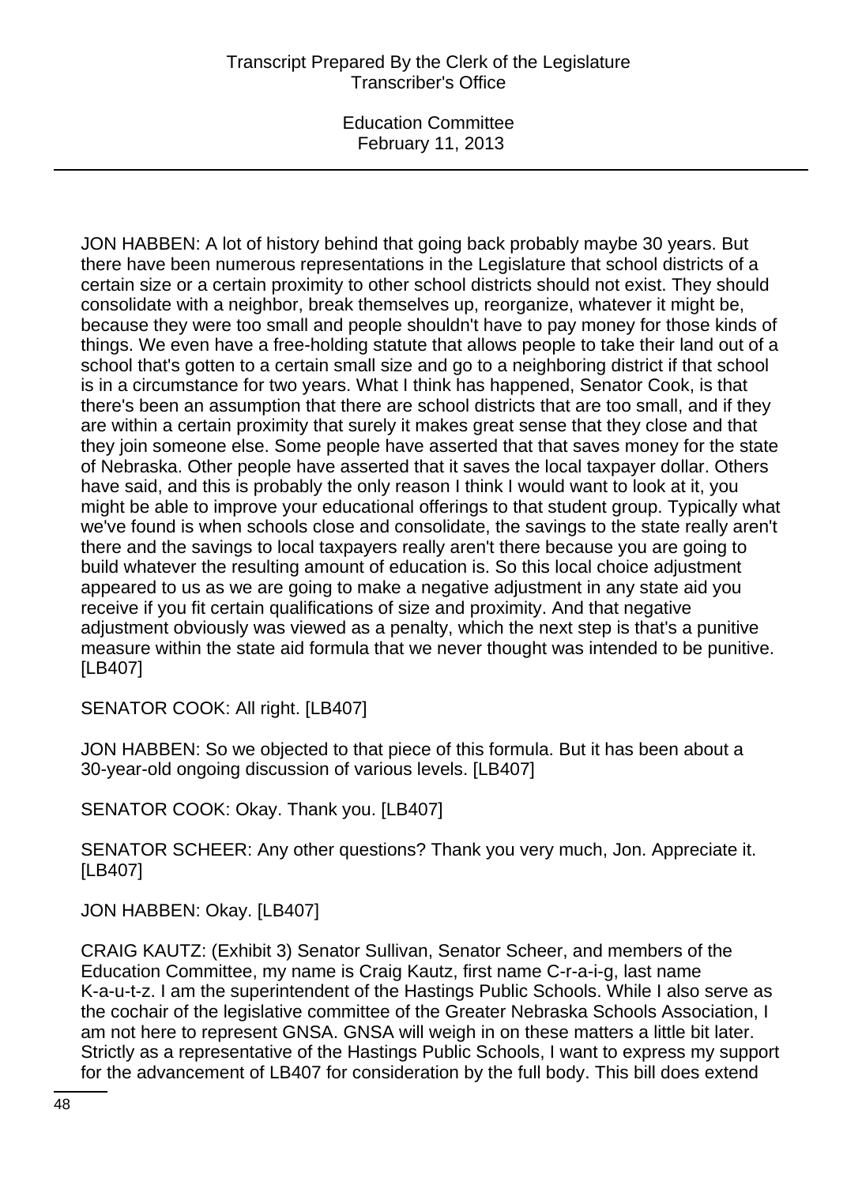JON HABBEN: A lot of history behind that going back probably maybe 30 years. But there have been numerous representations in the Legislature that school districts of a certain size or a certain proximity to other school districts should not exist. They should consolidate with a neighbor, break themselves up, reorganize, whatever it might be, because they were too small and people shouldn't have to pay money for those kinds of things. We even have a free-holding statute that allows people to take their land out of a school that's gotten to a certain small size and go to a neighboring district if that school is in a circumstance for two years. What I think has happened, Senator Cook, is that there's been an assumption that there are school districts that are too small, and if they are within a certain proximity that surely it makes great sense that they close and that they join someone else. Some people have asserted that that saves money for the state of Nebraska. Other people have asserted that it saves the local taxpayer dollar. Others have said, and this is probably the only reason I think I would want to look at it, you might be able to improve your educational offerings to that student group. Typically what we've found is when schools close and consolidate, the savings to the state really aren't there and the savings to local taxpayers really aren't there because you are going to build whatever the resulting amount of education is. So this local choice adjustment appeared to us as we are going to make a negative adjustment in any state aid you receive if you fit certain qualifications of size and proximity. And that negative adjustment obviously was viewed as a penalty, which the next step is that's a punitive measure within the state aid formula that we never thought was intended to be punitive. [LB407]

SENATOR COOK: All right. [LB407]

JON HABBEN: So we objected to that piece of this formula. But it has been about a 30-year-old ongoing discussion of various levels. [LB407]

SENATOR COOK: Okay. Thank you. [LB407]

SENATOR SCHEER: Any other questions? Thank you very much, Jon. Appreciate it. [LB407]

JON HABBEN: Okay. [LB407]

CRAIG KAUTZ: (Exhibit 3) Senator Sullivan, Senator Scheer, and members of the Education Committee, my name is Craig Kautz, first name C-r-a-i-g, last name K-a-u-t-z. I am the superintendent of the Hastings Public Schools. While I also serve as the cochair of the legislative committee of the Greater Nebraska Schools Association, I am not here to represent GNSA. GNSA will weigh in on these matters a little bit later. Strictly as a representative of the Hastings Public Schools, I want to express my support for the advancement of LB407 for consideration by the full body. This bill does extend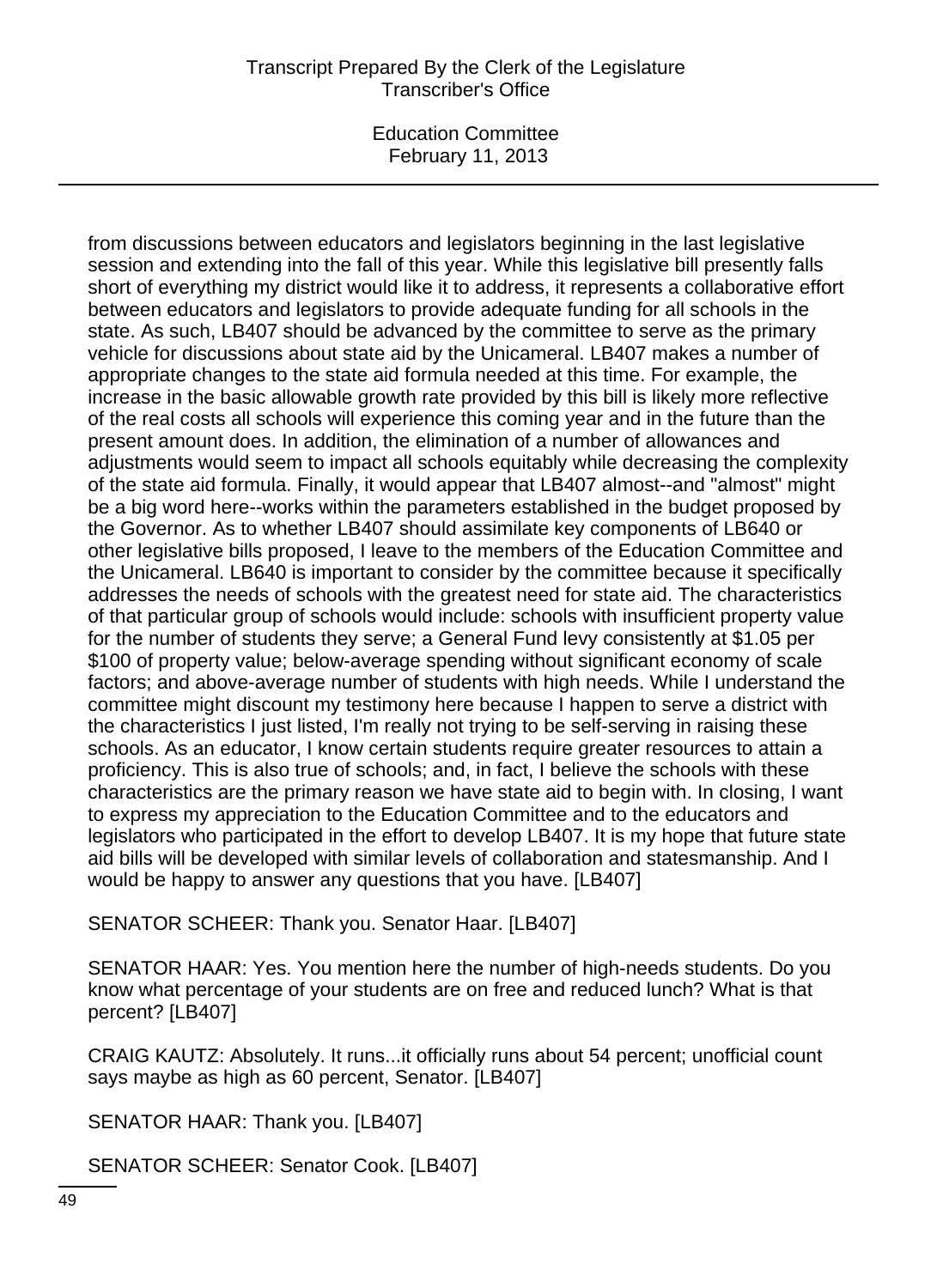from discussions between educators and legislators beginning in the last legislative session and extending into the fall of this year. While this legislative bill presently falls short of everything my district would like it to address, it represents a collaborative effort between educators and legislators to provide adequate funding for all schools in the state. As such, LB407 should be advanced by the committee to serve as the primary vehicle for discussions about state aid by the Unicameral. LB407 makes a number of appropriate changes to the state aid formula needed at this time. For example, the increase in the basic allowable growth rate provided by this bill is likely more reflective of the real costs all schools will experience this coming year and in the future than the present amount does. In addition, the elimination of a number of allowances and adjustments would seem to impact all schools equitably while decreasing the complexity of the state aid formula. Finally, it would appear that LB407 almost--and "almost" might be a big word here--works within the parameters established in the budget proposed by the Governor. As to whether LB407 should assimilate key components of LB640 or other legislative bills proposed, I leave to the members of the Education Committee and the Unicameral. LB640 is important to consider by the committee because it specifically addresses the needs of schools with the greatest need for state aid. The characteristics of that particular group of schools would include: schools with insufficient property value for the number of students they serve; a General Fund levy consistently at $1.05 per $100 of property value; below-average spending without significant economy of scale factors; and above-average number of students with high needs. While I understand the committee might discount my testimony here because I happen to serve a district with the characteristics I just listed, I'm really not trying to be self-serving in raising these schools. As an educator, I know certain students require greater resources to attain a proficiency. This is also true of schools; and, in fact, I believe the schools with these characteristics are the primary reason we have state aid to begin with. In closing, I want to express my appreciation to the Education Committee and to the educators and legislators who participated in the effort to develop LB407. It is my hope that future state aid bills will be developed with similar levels of collaboration and statesmanship. And I would be happy to answer any questions that you have. [LB407]

SENATOR SCHEER: Thank you. Senator Haar. [LB407]

SENATOR HAAR: Yes. You mention here the number of high-needs students. Do you know what percentage of your students are on free and reduced lunch? What is that percent? [LB407]

CRAIG KAUTZ: Absolutely. It runs...it officially runs about 54 percent; unofficial count says maybe as high as 60 percent, Senator. [LB407]

SENATOR HAAR: Thank you. [LB407]

SENATOR SCHEER: Senator Cook. [LB407]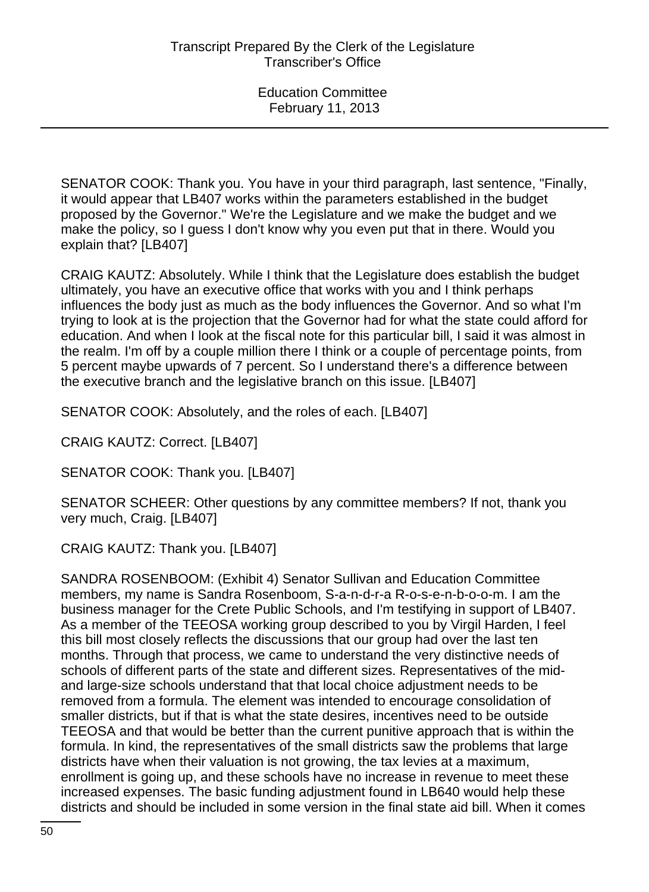SENATOR COOK: Thank you. You have in your third paragraph, last sentence, "Finally, it would appear that LB407 works within the parameters established in the budget proposed by the Governor." We're the Legislature and we make the budget and we make the policy, so I guess I don't know why you even put that in there. Would you explain that? [LB407]

CRAIG KAUTZ: Absolutely. While I think that the Legislature does establish the budget ultimately, you have an executive office that works with you and I think perhaps influences the body just as much as the body influences the Governor. And so what I'm trying to look at is the projection that the Governor had for what the state could afford for education. And when I look at the fiscal note for this particular bill, I said it was almost in the realm. I'm off by a couple million there I think or a couple of percentage points, from 5 percent maybe upwards of 7 percent. So I understand there's a difference between the executive branch and the legislative branch on this issue. [LB407]

SENATOR COOK: Absolutely, and the roles of each. [LB407]

CRAIG KAUTZ: Correct. [LB407]

SENATOR COOK: Thank you. [LB407]

SENATOR SCHEER: Other questions by any committee members? If not, thank you very much, Craig. [LB407]

CRAIG KAUTZ: Thank you. [LB407]

SANDRA ROSENBOOM: (Exhibit 4) Senator Sullivan and Education Committee members, my name is Sandra Rosenboom, S-a-n-d-r-a R-o-s-e-n-b-o-o-m. I am the business manager for the Crete Public Schools, and I'm testifying in support of LB407. As a member of the TEEOSA working group described to you by Virgil Harden, I feel this bill most closely reflects the discussions that our group had over the last ten months. Through that process, we came to understand the very distinctive needs of schools of different parts of the state and different sizes. Representatives of the mid- and large-size schools understand that that local choice adjustment needs to be removed from a formula. The element was intended to encourage consolidation of smaller districts, but if that is what the state desires, incentives need to be outside TEEOSA and that would be better than the current punitive approach that is within the formula. In kind, the representatives of the small districts saw the problems that large districts have when their valuation is not growing, the tax levies at a maximum, enrollment is going up, and these schools have no increase in revenue to meet these increased expenses. The basic funding adjustment found in LB640 would help these districts and should be included in some version in the final state aid bill. When it comes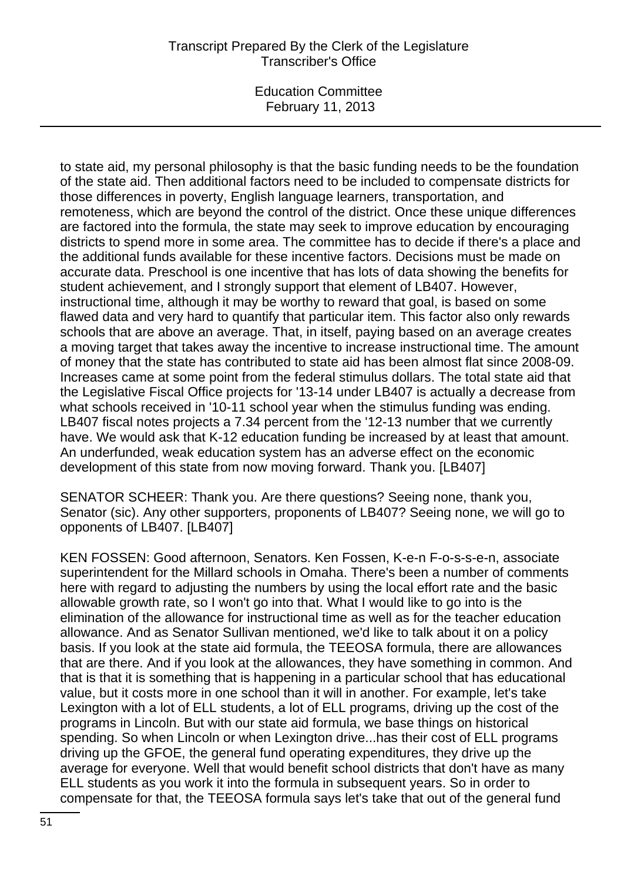to state aid, my personal philosophy is that the basic funding needs to be the foundation of the state aid. Then additional factors need to be included to compensate districts for those differences in poverty, English language learners, transportation, and remoteness, which are beyond the control of the district. Once these unique differences are factored into the formula, the state may seek to improve education by encouraging districts to spend more in some area. The committee has to decide if there's a place and the additional funds available for these incentive factors. Decisions must be made on accurate data. Preschool is one incentive that has lots of data showing the benefits for student achievement, and I strongly support that element of LB407. However, instructional time, although it may be worthy to reward that goal, is based on some flawed data and very hard to quantify that particular item. This factor also only rewards schools that are above an average. That, in itself, paying based on an average creates a moving target that takes away the incentive to increase instructional time. The amount of money that the state has contributed to state aid has been almost flat since 2008-09. Increases came at some point from the federal stimulus dollars. The total state aid that the Legislative Fiscal Office projects for '13-14 under LB407 is actually a decrease from what schools received in '10-11 school year when the stimulus funding was ending. LB407 fiscal notes projects a 7.34 percent from the '12-13 number that we currently have. We would ask that K-12 education funding be increased by at least that amount. An underfunded, weak education system has an adverse effect on the economic development of this state from now moving forward. Thank you. [LB407]

SENATOR SCHEER: Thank you. Are there questions? Seeing none, thank you, Senator (sic). Any other supporters, proponents of LB407? Seeing none, we will go to opponents of LB407. [LB407]

KEN FOSSEN: Good afternoon, Senators. Ken Fossen, K-e-n F-o-s-s-e-n, associate superintendent for the Millard schools in Omaha. There's been a number of comments here with regard to adjusting the numbers by using the local effort rate and the basic allowable growth rate, so I won't go into that. What I would like to go into is the elimination of the allowance for instructional time as well as for the teacher education allowance. And as Senator Sullivan mentioned, we'd like to talk about it on a policy basis. If you look at the state aid formula, the TEEOSA formula, there are allowances that are there. And if you look at the allowances, they have something in common. And that is that it is something that is happening in a particular school that has educational value, but it costs more in one school than it will in another. For example, let's take Lexington with a lot of ELL students, a lot of ELL programs, driving up the cost of the programs in Lincoln. But with our state aid formula, we base things on historical spending. So when Lincoln or when Lexington drive...has their cost of ELL programs driving up the GFOE, the general fund operating expenditures, they drive up the average for everyone. Well that would benefit school districts that don't have as many ELL students as you work it into the formula in subsequent years. So in order to compensate for that, the TEEOSA formula says let's take that out of the general fund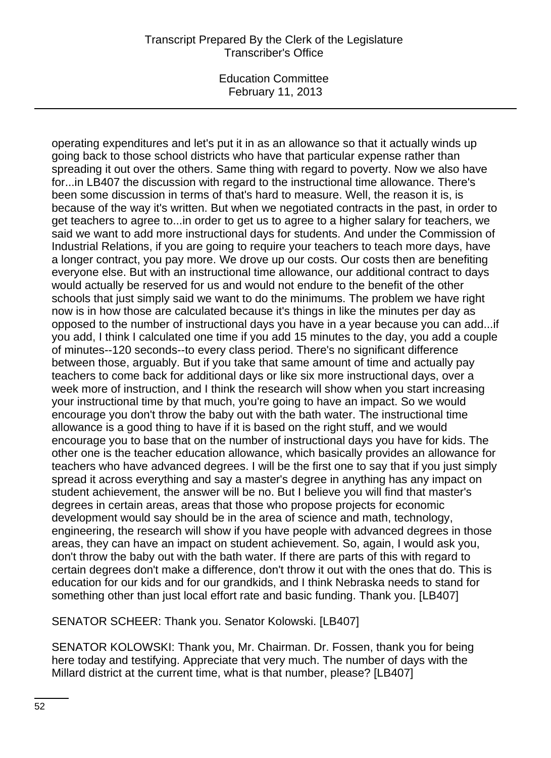operating expenditures and let's put it in as an allowance so that it actually winds up going back to those school districts who have that particular expense rather than spreading it out over the others. Same thing with regard to poverty. Now we also have for...in LB407 the discussion with regard to the instructional time allowance. There's been some discussion in terms of that's hard to measure. Well, the reason it is, is because of the way it's written. But when we negotiated contracts in the past, in order to get teachers to agree to...in order to get us to agree to a higher salary for teachers, we said we want to add more instructional days for students. And under the Commission of Industrial Relations, if you are going to require your teachers to teach more days, have a longer contract, you pay more. We drove up our costs. Our costs then are benefiting everyone else. But with an instructional time allowance, our additional contract to days would actually be reserved for us and would not endure to the benefit of the other schools that just simply said we want to do the minimums. The problem we have right now is in how those are calculated because it's things in like the minutes per day as opposed to the number of instructional days you have in a year because you can add...if you add, I think I calculated one time if you add 15 minutes to the day, you add a couple of minutes--120 seconds--to every class period. There's no significant difference between those, arguably. But if you take that same amount of time and actually pay teachers to come back for additional days or like six more instructional days, over a week more of instruction, and I think the research will show when you start increasing your instructional time by that much, you're going to have an impact. So we would encourage you don't throw the baby out with the bath water. The instructional time allowance is a good thing to have if it is based on the right stuff, and we would encourage you to base that on the number of instructional days you have for kids. The other one is the teacher education allowance, which basically provides an allowance for teachers who have advanced degrees. I will be the first one to say that if you just simply spread it across everything and say a master's degree in anything has any impact on student achievement, the answer will be no. But I believe you will find that master's degrees in certain areas, areas that those who propose projects for economic development would say should be in the area of science and math, technology, engineering, the research will show if you have people with advanced degrees in those areas, they can have an impact on student achievement. So, again, I would ask you, don't throw the baby out with the bath water. If there are parts of this with regard to certain degrees don't make a difference, don't throw it out with the ones that do. This is education for our kids and for our grandkids, and I think Nebraska needs to stand for something other than just local effort rate and basic funding. Thank you. [LB407]

SENATOR SCHEER: Thank you. Senator Kolowski. [LB407]

SENATOR KOLOWSKI: Thank you, Mr. Chairman. Dr. Fossen, thank you for being here today and testifying. Appreciate that very much. The number of days with the Millard district at the current time, what is that number, please? [LB407]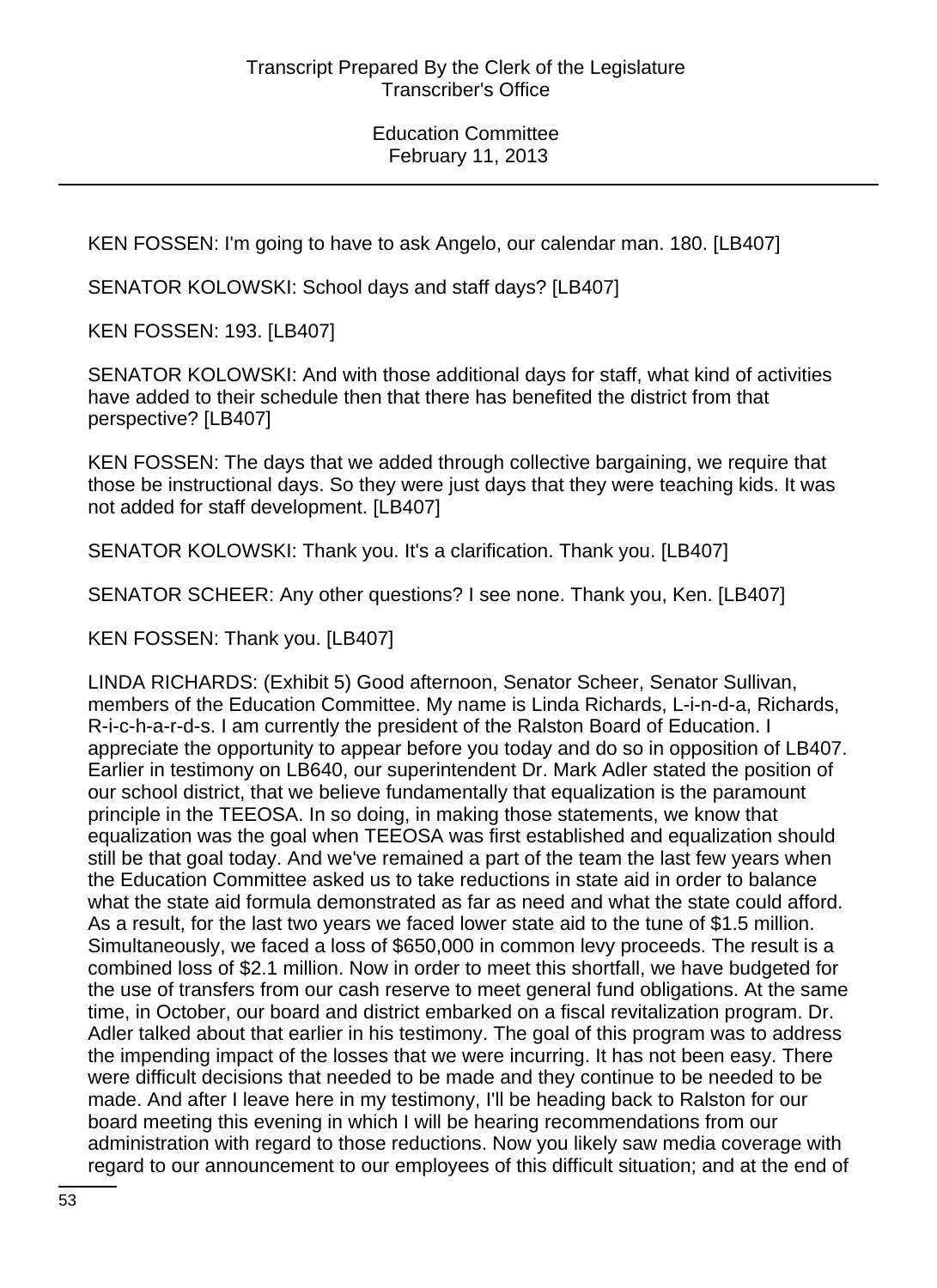KEN FOSSEN: I'm going to have to ask Angelo, our calendar man. 180. [LB407]

SENATOR KOLOWSKI: School days and staff days? [LB407]

KEN FOSSEN: 193. [LB407]

SENATOR KOLOWSKI: And with those additional days for staff, what kind of activities have added to their schedule then that there has benefited the district from that perspective? [LB407]

KEN FOSSEN: The days that we added through collective bargaining, we require that those be instructional days. So they were just days that they were teaching kids. It was not added for staff development. [LB407]

SENATOR KOLOWSKI: Thank you. It's a clarification. Thank you. [LB407]

SENATOR SCHEER: Any other questions? I see none. Thank you, Ken. [LB407]

KEN FOSSEN: Thank you. [LB407]

LINDA RICHARDS: (Exhibit 5) Good afternoon, Senator Scheer, Senator Sullivan, members of the Education Committee. My name is Linda Richards, L-i-n-d-a, Richards, R-i-c-h-a-r-d-s. I am currently the president of the Ralston Board of Education. I appreciate the opportunity to appear before you today and do so in opposition of LB407. Earlier in testimony on LB640, our superintendent Dr. Mark Adler stated the position of our school district, that we believe fundamentally that equalization is the paramount principle in the TEEOSA. In so doing, in making those statements, we know that equalization was the goal when TEEOSA was first established and equalization should still be that goal today. And we've remained a part of the team the last few years when the Education Committee asked us to take reductions in state aid in order to balance what the state aid formula demonstrated as far as need and what the state could afford. As a result, for the last two years we faced lower state aid to the tune of $1.5 million. Simultaneously, we faced a loss of $650,000 in common levy proceeds. The result is a combined loss of $2.1 million. Now in order to meet this shortfall, we have budgeted for the use of transfers from our cash reserve to meet general fund obligations. At the same time, in October, our board and district embarked on a fiscal revitalization program. Dr. Adler talked about that earlier in his testimony. The goal of this program was to address the impending impact of the losses that we were incurring. It has not been easy. There were difficult decisions that needed to be made and they continue to be needed to be made. And after I leave here in my testimony, I'll be heading back to Ralston for our board meeting this evening in which I will be hearing recommendations from our administration with regard to those reductions. Now you likely saw media coverage with regard to our announcement to our employees of this difficult situation; and at the end of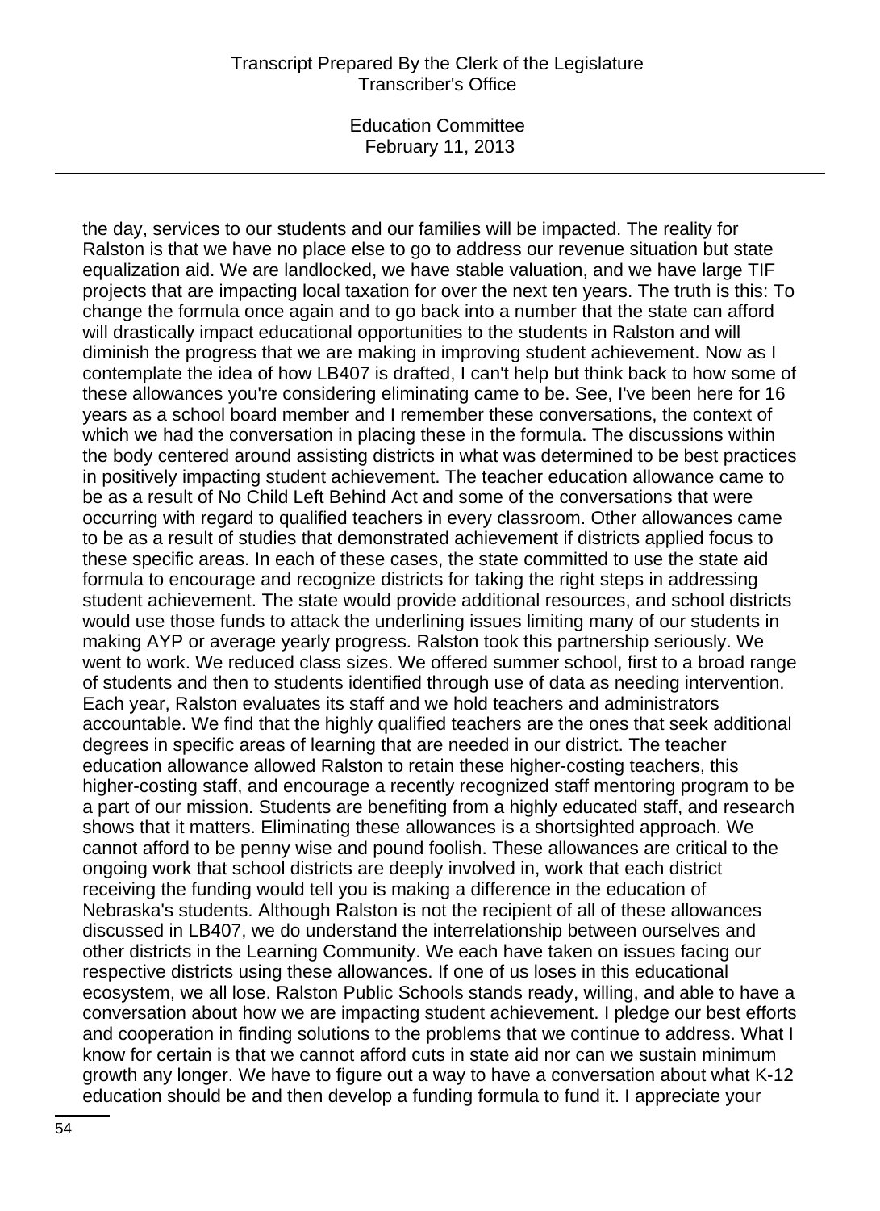the day, services to our students and our families will be impacted. The reality for Ralston is that we have no place else to go to address our revenue situation but state equalization aid. We are landlocked, we have stable valuation, and we have large TIF projects that are impacting local taxation for over the next ten years. The truth is this: To change the formula once again and to go back into a number that the state can afford will drastically impact educational opportunities to the students in Ralston and will diminish the progress that we are making in improving student achievement. Now as I contemplate the idea of how LB407 is drafted, I can't help but think back to how some of these allowances you're considering eliminating came to be. See, I've been here for 16 years as a school board member and I remember these conversations, the context of which we had the conversation in placing these in the formula. The discussions within the body centered around assisting districts in what was determined to be best practices in positively impacting student achievement. The teacher education allowance came to be as a result of No Child Left Behind Act and some of the conversations that were occurring with regard to qualified teachers in every classroom. Other allowances came to be as a result of studies that demonstrated achievement if districts applied focus to these specific areas. In each of these cases, the state committed to use the state aid formula to encourage and recognize districts for taking the right steps in addressing student achievement. The state would provide additional resources, and school districts would use those funds to attack the underlining issues limiting many of our students in making AYP or average yearly progress. Ralston took this partnership seriously. We went to work. We reduced class sizes. We offered summer school, first to a broad range of students and then to students identified through use of data as needing intervention. Each year, Ralston evaluates its staff and we hold teachers and administrators accountable. We find that the highly qualified teachers are the ones that seek additional degrees in specific areas of learning that are needed in our district. The teacher education allowance allowed Ralston to retain these higher-costing teachers, this higher-costing staff, and encourage a recently recognized staff mentoring program to be a part of our mission. Students are benefiting from a highly educated staff, and research shows that it matters. Eliminating these allowances is a shortsighted approach. We cannot afford to be penny wise and pound foolish. These allowances are critical to the ongoing work that school districts are deeply involved in, work that each district receiving the funding would tell you is making a difference in the education of Nebraska's students. Although Ralston is not the recipient of all of these allowances discussed in LB407, we do understand the interrelationship between ourselves and other districts in the Learning Community. We each have taken on issues facing our respective districts using these allowances. If one of us loses in this educational ecosystem, we all lose. Ralston Public Schools stands ready, willing, and able to have a conversation about how we are impacting student achievement. I pledge our best efforts and cooperation in finding solutions to the problems that we continue to address. What I know for certain is that we cannot afford cuts in state aid nor can we sustain minimum growth any longer. We have to figure out a way to have a conversation about what K-12 education should be and then develop a funding formula to fund it. I appreciate your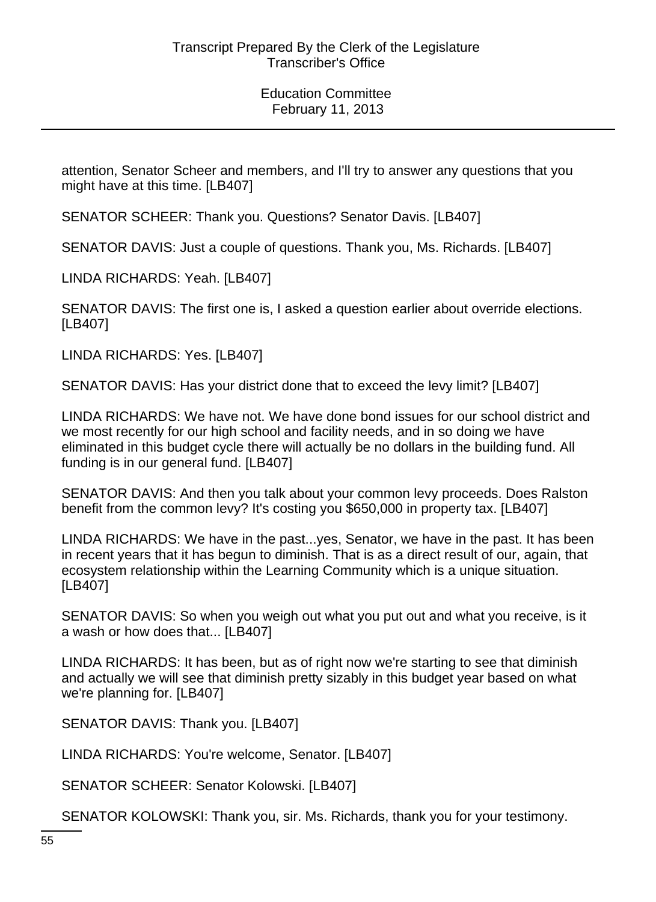attention, Senator Scheer and members, and I'll try to answer any questions that you might have at this time. [LB407]

SENATOR SCHEER: Thank you. Questions? Senator Davis. [LB407]

SENATOR DAVIS: Just a couple of questions. Thank you, Ms. Richards. [LB407]

LINDA RICHARDS: Yeah. [LB407]

SENATOR DAVIS: The first one is, I asked a question earlier about override elections. [LB407]

LINDA RICHARDS: Yes. [LB407]

SENATOR DAVIS: Has your district done that to exceed the levy limit? [LB407]

LINDA RICHARDS: We have not. We have done bond issues for our school district and we most recently for our high school and facility needs, and in so doing we have eliminated in this budget cycle there will actually be no dollars in the building fund. All funding is in our general fund. [LB407]

SENATOR DAVIS: And then you talk about your common levy proceeds. Does Ralston benefit from the common levy? It's costing you $650,000 in property tax. [LB407]

LINDA RICHARDS: We have in the past...yes, Senator, we have in the past. It has been in recent years that it has begun to diminish. That is as a direct result of our, again, that ecosystem relationship within the Learning Community which is a unique situation. [LB407]

SENATOR DAVIS: So when you weigh out what you put out and what you receive, is it a wash or how does that... [LB407]

LINDA RICHARDS: It has been, but as of right now we're starting to see that diminish and actually we will see that diminish pretty sizably in this budget year based on what we're planning for. [LB407]

SENATOR DAVIS: Thank you. [LB407]

LINDA RICHARDS: You're welcome, Senator. [LB407]

SENATOR SCHEER: Senator Kolowski. [LB407]

SENATOR KOLOWSKI: Thank you, sir. Ms. Richards, thank you for your testimony.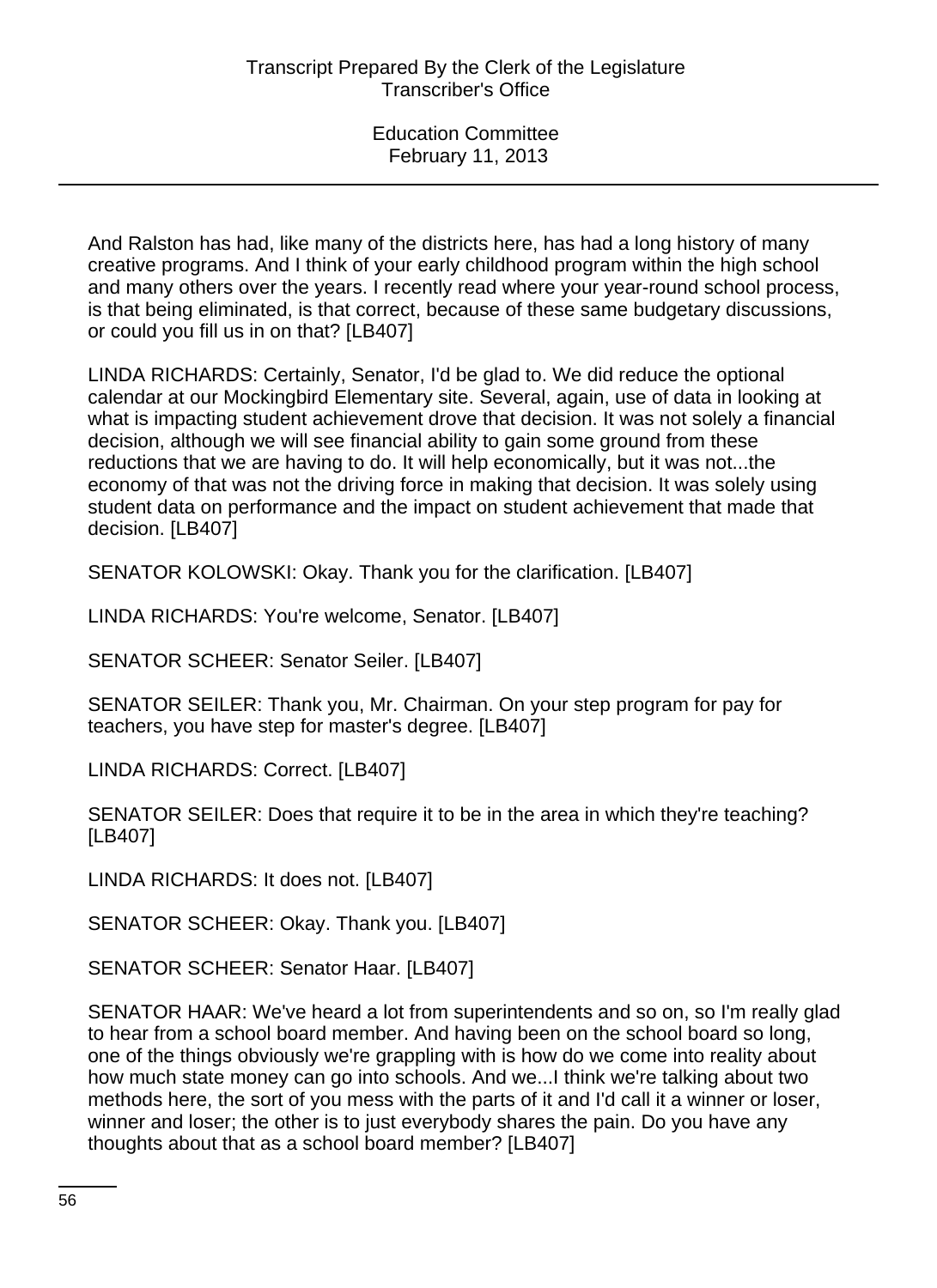And Ralston has had, like many of the districts here, has had a long history of many creative programs. And I think of your early childhood program within the high school and many others over the years. I recently read where your year-round school process, is that being eliminated, is that correct, because of these same budgetary discussions, or could you fill us in on that? [LB407]

LINDA RICHARDS: Certainly, Senator, I'd be glad to. We did reduce the optional calendar at our Mockingbird Elementary site. Several, again, use of data in looking at what is impacting student achievement drove that decision. It was not solely a financial decision, although we will see financial ability to gain some ground from these reductions that we are having to do. It will help economically, but it was not...the economy of that was not the driving force in making that decision. It was solely using student data on performance and the impact on student achievement that made that decision. [LB407]

SENATOR KOLOWSKI: Okay. Thank you for the clarification. [LB407]

LINDA RICHARDS: You're welcome, Senator. [LB407]

SENATOR SCHEER: Senator Seiler. [LB407]

SENATOR SEILER: Thank you, Mr. Chairman. On your step program for pay for teachers, you have step for master's degree. [LB407]

LINDA RICHARDS: Correct. [LB407]

SENATOR SEILER: Does that require it to be in the area in which they're teaching? [LB407]

LINDA RICHARDS: It does not. [LB407]

SENATOR SCHEER: Okay. Thank you. [LB407]

SENATOR SCHEER: Senator Haar. [LB407]

SENATOR HAAR: We've heard a lot from superintendents and so on, so I'm really glad to hear from a school board member. And having been on the school board so long, one of the things obviously we're grappling with is how do we come into reality about how much state money can go into schools. And we...I think we're talking about two methods here, the sort of you mess with the parts of it and I'd call it a winner or loser, winner and loser; the other is to just everybody shares the pain. Do you have any thoughts about that as a school board member? [LB407]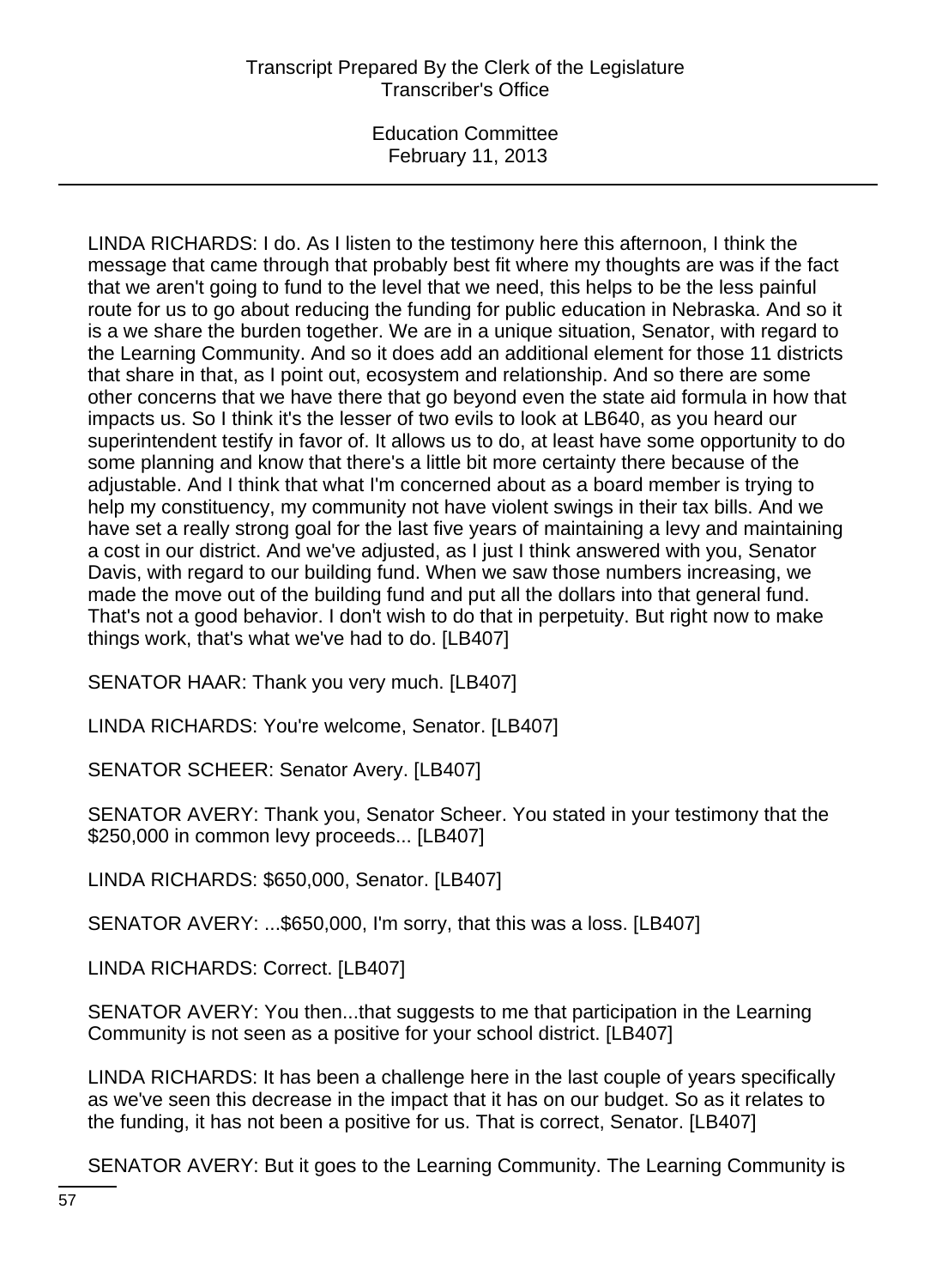LINDA RICHARDS: I do. As I listen to the testimony here this afternoon, I think the message that came through that probably best fit where my thoughts are was if the fact that we aren't going to fund to the level that we need, this helps to be the less painful route for us to go about reducing the funding for public education in Nebraska. And so it is a we share the burden together. We are in a unique situation, Senator, with regard to the Learning Community. And so it does add an additional element for those 11 districts that share in that, as I point out, ecosystem and relationship. And so there are some other concerns that we have there that go beyond even the state aid formula in how that impacts us. So I think it's the lesser of two evils to look at LB640, as you heard our superintendent testify in favor of. It allows us to do, at least have some opportunity to do some planning and know that there's a little bit more certainty there because of the adjustable. And I think that what I'm concerned about as a board member is trying to help my constituency, my community not have violent swings in their tax bills. And we have set a really strong goal for the last five years of maintaining a levy and maintaining a cost in our district. And we've adjusted, as I just I think answered with you, Senator Davis, with regard to our building fund. When we saw those numbers increasing, we made the move out of the building fund and put all the dollars into that general fund. That's not a good behavior. I don't wish to do that in perpetuity. But right now to make things work, that's what we've had to do. [LB407]

SENATOR HAAR: Thank you very much. [LB407]

LINDA RICHARDS: You're welcome, Senator. [LB407]

SENATOR SCHEER: Senator Avery. [LB407]

SENATOR AVERY: Thank you, Senator Scheer. You stated in your testimony that the $250,000 in common levy proceeds... [LB407]

LINDA RICHARDS: $650,000, Senator. [LB407]

SENATOR AVERY: ...$650,000, I'm sorry, that this was a loss. [LB407]

LINDA RICHARDS: Correct. [LB407]

SENATOR AVERY: You then...that suggests to me that participation in the Learning Community is not seen as a positive for your school district. [LB407]

LINDA RICHARDS: It has been a challenge here in the last couple of years specifically as we've seen this decrease in the impact that it has on our budget. So as it relates to the funding, it has not been a positive for us. That is correct, Senator. [LB407]

SENATOR AVERY: But it goes to the Learning Community. The Learning Community is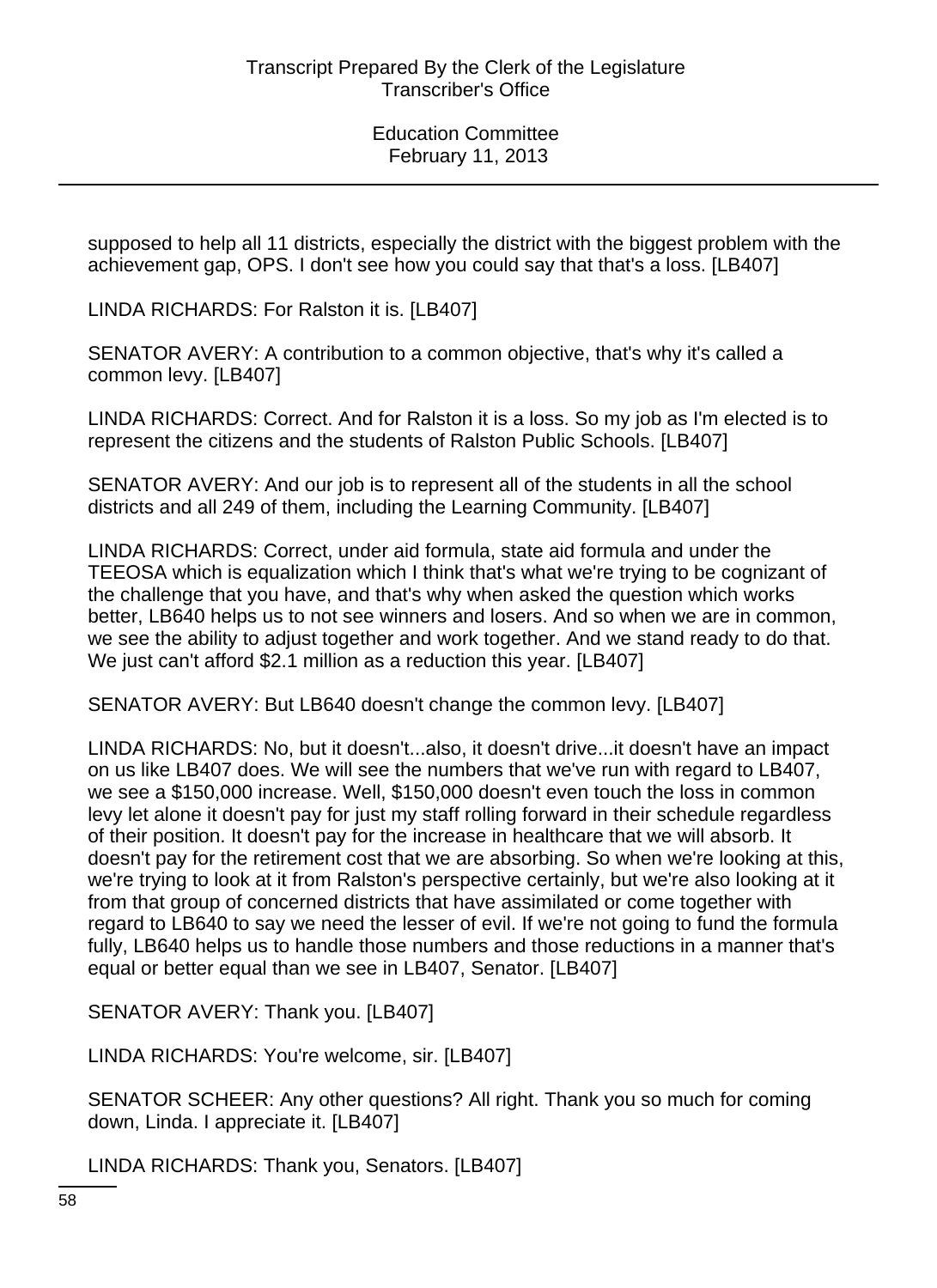supposed to help all 11 districts, especially the district with the biggest problem with the achievement gap, OPS. I don't see how you could say that that's a loss. [LB407]

LINDA RICHARDS: For Ralston it is. [LB407]

SENATOR AVERY: A contribution to a common objective, that's why it's called a common levy. [LB407]

LINDA RICHARDS: Correct. And for Ralston it is a loss. So my job as I'm elected is to represent the citizens and the students of Ralston Public Schools. [LB407]

SENATOR AVERY: And our job is to represent all of the students in all the school districts and all 249 of them, including the Learning Community. [LB407]

LINDA RICHARDS: Correct, under aid formula, state aid formula and under the TEEOSA which is equalization which I think that's what we're trying to be cognizant of the challenge that you have, and that's why when asked the question which works better, LB640 helps us to not see winners and losers. And so when we are in common, we see the ability to adjust together and work together. And we stand ready to do that. We just can't afford $2.1 million as a reduction this year. [LB407]

SENATOR AVERY: But LB640 doesn't change the common levy. [LB407]

LINDA RICHARDS: No, but it doesn't...also, it doesn't drive...it doesn't have an impact on us like LB407 does. We will see the numbers that we've run with regard to LB407, we see a $150,000 increase. Well, $150,000 doesn't even touch the loss in common levy let alone it doesn't pay for just my staff rolling forward in their schedule regardless of their position. It doesn't pay for the increase in healthcare that we will absorb. It doesn't pay for the retirement cost that we are absorbing. So when we're looking at this, we're trying to look at it from Ralston's perspective certainly, but we're also looking at it from that group of concerned districts that have assimilated or come together with regard to LB640 to say we need the lesser of evil. If we're not going to fund the formula fully, LB640 helps us to handle those numbers and those reductions in a manner that's equal or better equal than we see in LB407, Senator. [LB407]

SENATOR AVERY: Thank you. [LB407]

LINDA RICHARDS: You're welcome, sir. [LB407]

SENATOR SCHEER: Any other questions? All right. Thank you so much for coming down, Linda. I appreciate it. [LB407]

LINDA RICHARDS: Thank you, Senators. [LB407]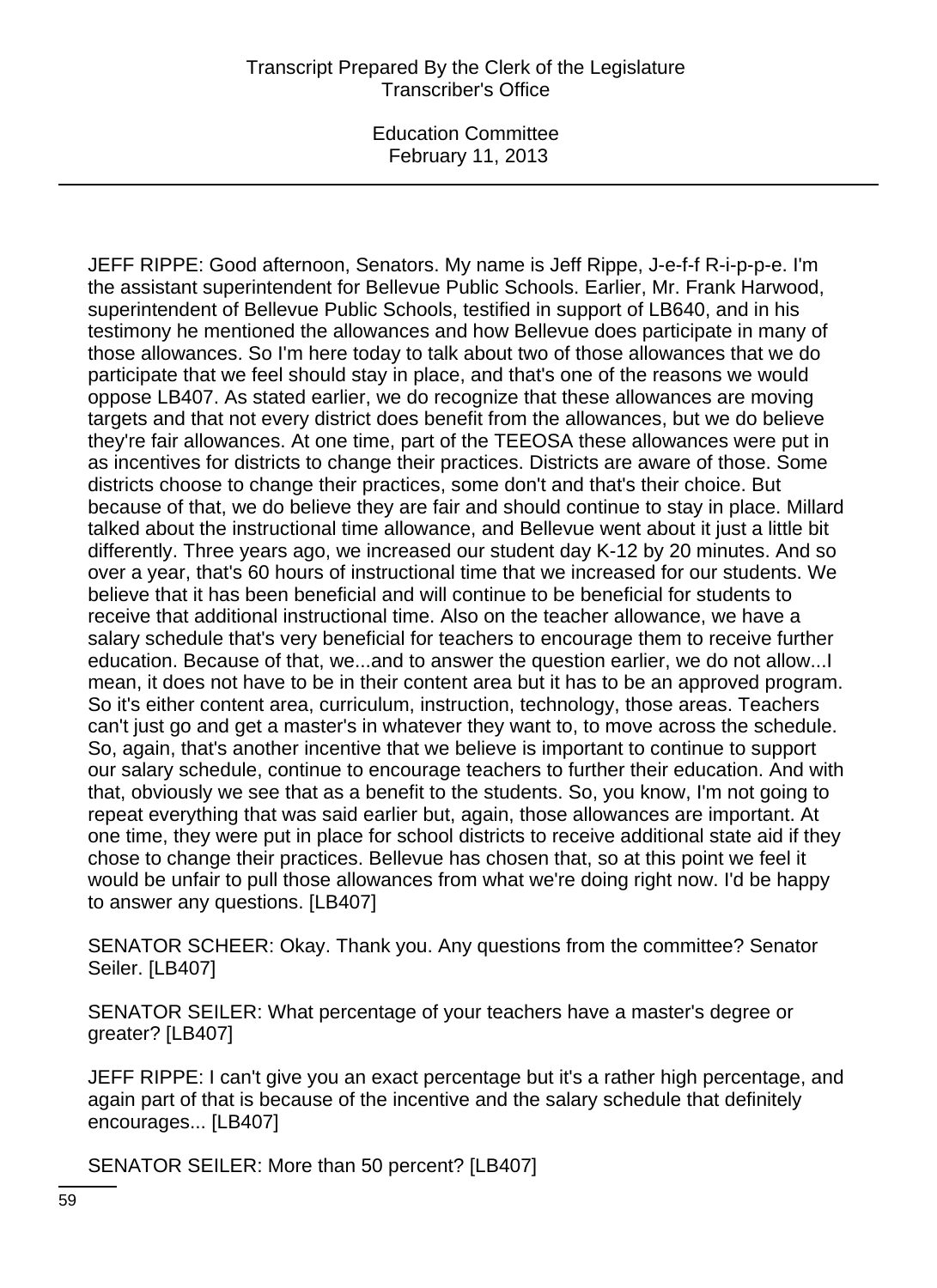JEFF RIPPE: Good afternoon, Senators. My name is Jeff Rippe, J-e-f-f R-i-p-p-e. I'm the assistant superintendent for Bellevue Public Schools. Earlier, Mr. Frank Harwood, superintendent of Bellevue Public Schools, testified in support of LB640, and in his testimony he mentioned the allowances and how Bellevue does participate in many of those allowances. So I'm here today to talk about two of those allowances that we do participate that we feel should stay in place, and that's one of the reasons we would oppose LB407. As stated earlier, we do recognize that these allowances are moving targets and that not every district does benefit from the allowances, but we do believe they're fair allowances. At one time, part of the TEEOSA these allowances were put in as incentives for districts to change their practices. Districts are aware of those. Some districts choose to change their practices, some don't and that's their choice. But because of that, we do believe they are fair and should continue to stay in place. Millard talked about the instructional time allowance, and Bellevue went about it just a little bit differently. Three years ago, we increased our student day K-12 by 20 minutes. And so over a year, that's 60 hours of instructional time that we increased for our students. We believe that it has been beneficial and will continue to be beneficial for students to receive that additional instructional time. Also on the teacher allowance, we have a salary schedule that's very beneficial for teachers to encourage them to receive further education. Because of that, we...and to answer the question earlier, we do not allow...I mean, it does not have to be in their content area but it has to be an approved program. So it's either content area, curriculum, instruction, technology, those areas. Teachers can't just go and get a master's in whatever they want to, to move across the schedule. So, again, that's another incentive that we believe is important to continue to support our salary schedule, continue to encourage teachers to further their education. And with that, obviously we see that as a benefit to the students. So, you know, I'm not going to repeat everything that was said earlier but, again, those allowances are important. At one time, they were put in place for school districts to receive additional state aid if they chose to change their practices. Bellevue has chosen that, so at this point we feel it would be unfair to pull those allowances from what we're doing right now. I'd be happy to answer any questions. [LB407]

SENATOR SCHEER: Okay. Thank you. Any questions from the committee? Senator Seiler. [LB407]

SENATOR SEILER: What percentage of your teachers have a master's degree or greater? [LB407]

JEFF RIPPE: I can't give you an exact percentage but it's a rather high percentage, and again part of that is because of the incentive and the salary schedule that definitely encourages... [LB407]

SENATOR SEILER: More than 50 percent? [LB407]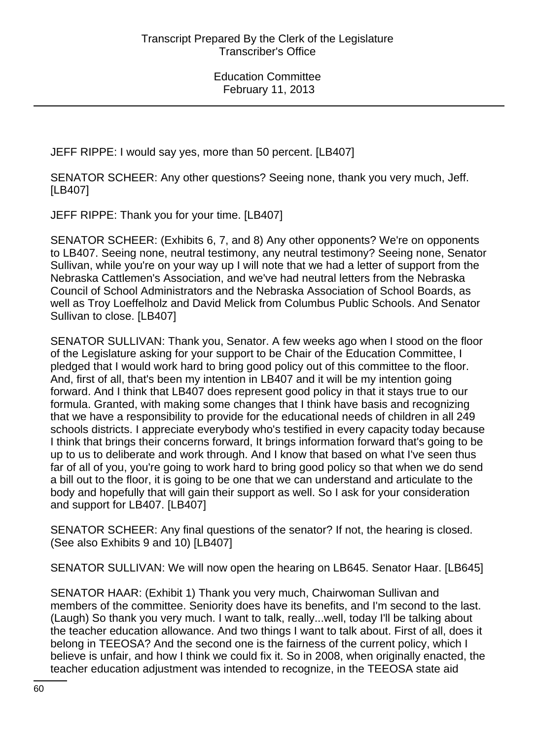JEFF RIPPE: I would say yes, more than 50 percent. [LB407]

SENATOR SCHEER: Any other questions? Seeing none, thank you very much, Jeff. [LB407]

JEFF RIPPE: Thank you for your time. [LB407]

SENATOR SCHEER: (Exhibits 6, 7, and 8) Any other opponents? We're on opponents to LB407. Seeing none, neutral testimony, any neutral testimony? Seeing none, Senator Sullivan, while you're on your way up I will note that we had a letter of support from the Nebraska Cattlemen's Association, and we've had neutral letters from the Nebraska Council of School Administrators and the Nebraska Association of School Boards, as well as Troy Loeffelholz and David Melick from Columbus Public Schools. And Senator Sullivan to close. [LB407]

SENATOR SULLIVAN: Thank you, Senator. A few weeks ago when I stood on the floor of the Legislature asking for your support to be Chair of the Education Committee, I pledged that I would work hard to bring good policy out of this committee to the floor. And, first of all, that's been my intention in LB407 and it will be my intention going forward. And I think that LB407 does represent good policy in that it stays true to our formula. Granted, with making some changes that I think have basis and recognizing that we have a responsibility to provide for the educational needs of children in all 249 schools districts. I appreciate everybody who's testified in every capacity today because I think that brings their concerns forward, It brings information forward that's going to be up to us to deliberate and work through. And I know that based on what I've seen thus far of all of you, you're going to work hard to bring good policy so that when we do send a bill out to the floor, it is going to be one that we can understand and articulate to the body and hopefully that will gain their support as well. So I ask for your consideration and support for LB407. [LB407]

SENATOR SCHEER: Any final questions of the senator? If not, the hearing is closed. (See also Exhibits 9 and 10) [LB407]

SENATOR SULLIVAN: We will now open the hearing on LB645. Senator Haar. [LB645]

SENATOR HAAR: (Exhibit 1) Thank you very much, Chairwoman Sullivan and members of the committee. Seniority does have its benefits, and I'm second to the last. (Laugh) So thank you very much. I want to talk, really...well, today I'll be talking about the teacher education allowance. And two things I want to talk about. First of all, does it belong in TEEOSA? And the second one is the fairness of the current policy, which I believe is unfair, and how I think we could fix it. So in 2008, when originally enacted, the teacher education adjustment was intended to recognize, in the TEEOSA state aid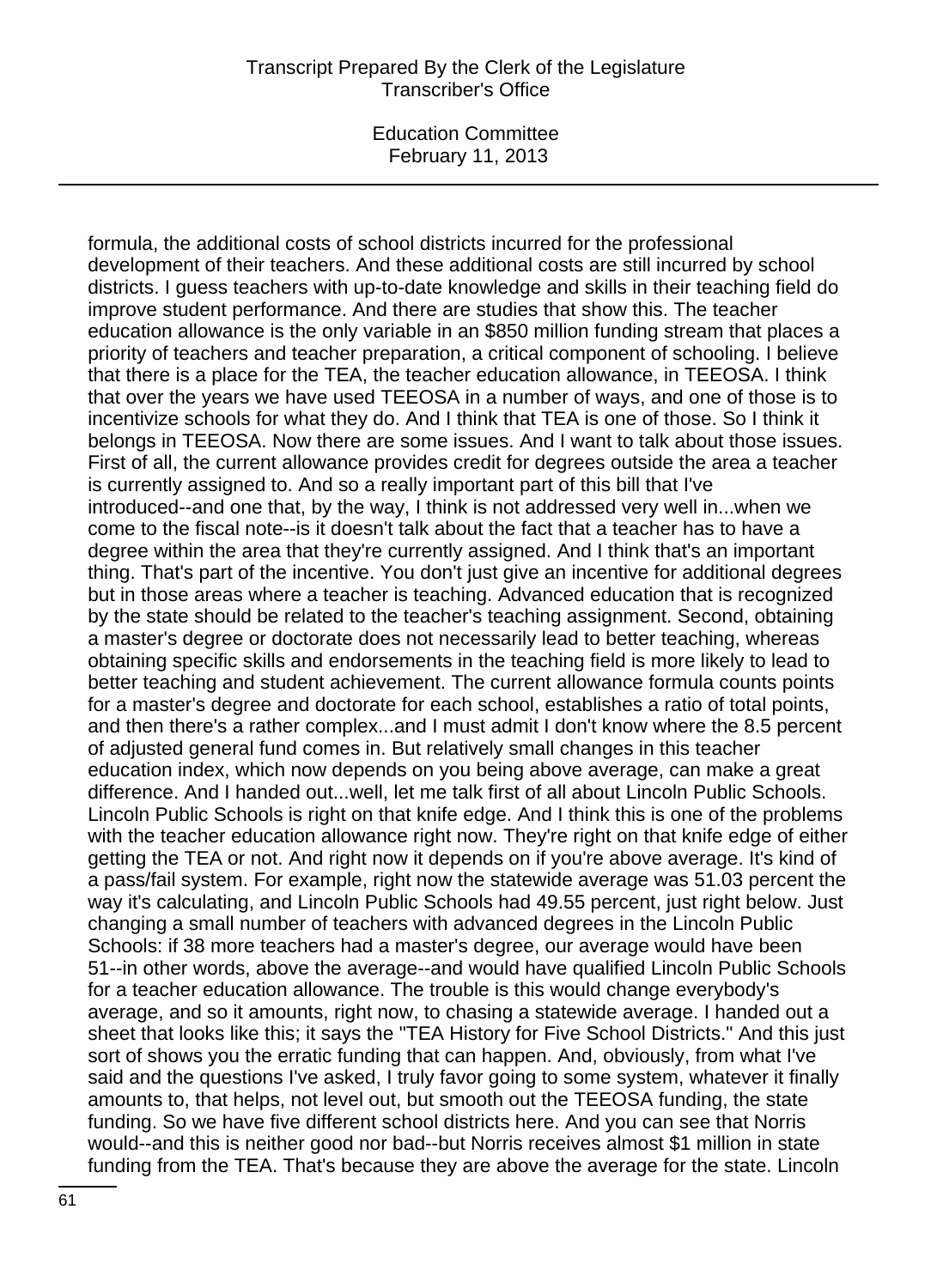formula, the additional costs of school districts incurred for the professional development of their teachers. And these additional costs are still incurred by school districts. I guess teachers with up-to-date knowledge and skills in their teaching field do improve student performance. And there are studies that show this. The teacher education allowance is the only variable in an $850 million funding stream that places a priority of teachers and teacher preparation, a critical component of schooling. I believe that there is a place for the TEA, the teacher education allowance, in TEEOSA. I think that over the years we have used TEEOSA in a number of ways, and one of those is to incentivize schools for what they do. And I think that TEA is one of those. So I think it belongs in TEEOSA. Now there are some issues. And I want to talk about those issues. First of all, the current allowance provides credit for degrees outside the area a teacher is currently assigned to. And so a really important part of this bill that I've introduced--and one that, by the way, I think is not addressed very well in...when we come to the fiscal note--is it doesn't talk about the fact that a teacher has to have a degree within the area that they're currently assigned. And I think that's an important thing. That's part of the incentive. You don't just give an incentive for additional degrees but in those areas where a teacher is teaching. Advanced education that is recognized by the state should be related to the teacher's teaching assignment. Second, obtaining a master's degree or doctorate does not necessarily lead to better teaching, whereas obtaining specific skills and endorsements in the teaching field is more likely to lead to better teaching and student achievement. The current allowance formula counts points for a master's degree and doctorate for each school, establishes a ratio of total points, and then there's a rather complex...and I must admit I don't know where the 8.5 percent of adjusted general fund comes in. But relatively small changes in this teacher education index, which now depends on you being above average, can make a great difference. And I handed out...well, let me talk first of all about Lincoln Public Schools. Lincoln Public Schools is right on that knife edge. And I think this is one of the problems with the teacher education allowance right now. They're right on that knife edge of either getting the TEA or not. And right now it depends on if you're above average. It's kind of a pass/fail system. For example, right now the statewide average was 51.03 percent the way it's calculating, and Lincoln Public Schools had 49.55 percent, just right below. Just changing a small number of teachers with advanced degrees in the Lincoln Public Schools: if 38 more teachers had a master's degree, our average would have been 51--in other words, above the average--and would have qualified Lincoln Public Schools for a teacher education allowance. The trouble is this would change everybody's average, and so it amounts, right now, to chasing a statewide average. I handed out a sheet that looks like this; it says the "TEA History for Five School Districts." And this just sort of shows you the erratic funding that can happen. And, obviously, from what I've said and the questions I've asked, I truly favor going to some system, whatever it finally amounts to, that helps, not level out, but smooth out the TEEOSA funding, the state funding. So we have five different school districts here. And you can see that Norris would--and this is neither good nor bad--but Norris receives almost $1 million in state funding from the TEA. That's because they are above the average for the state. Lincoln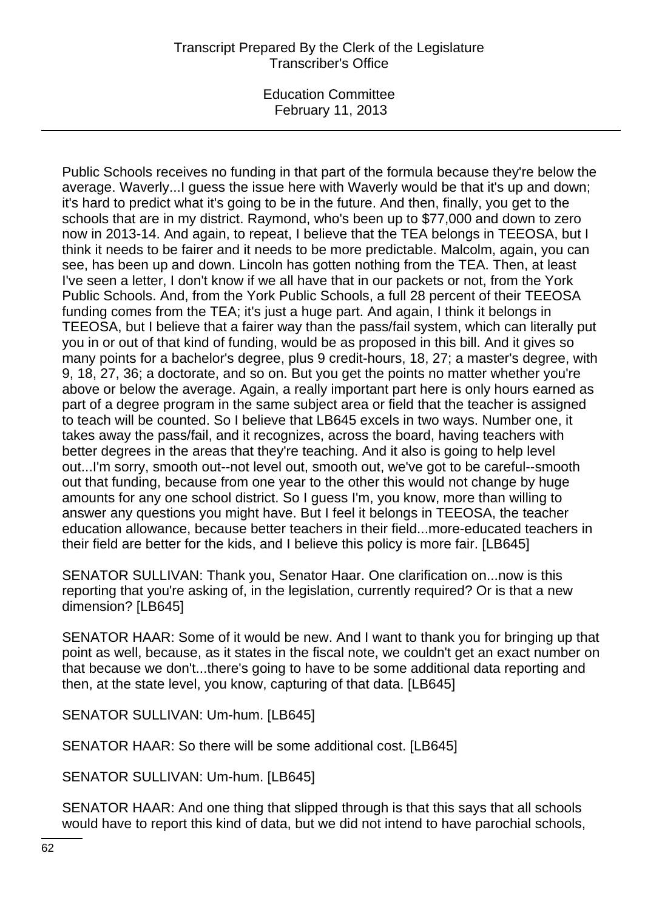Public Schools receives no funding in that part of the formula because they're below the average. Waverly...I guess the issue here with Waverly would be that it's up and down; it's hard to predict what it's going to be in the future. And then, finally, you get to the schools that are in my district. Raymond, who's been up to $77,000 and down to zero now in 2013-14. And again, to repeat, I believe that the TEA belongs in TEEOSA, but I think it needs to be fairer and it needs to be more predictable. Malcolm, again, you can see, has been up and down. Lincoln has gotten nothing from the TEA. Then, at least I've seen a letter, I don't know if we all have that in our packets or not, from the York Public Schools. And, from the York Public Schools, a full 28 percent of their TEEOSA funding comes from the TEA; it's just a huge part. And again, I think it belongs in TEEOSA, but I believe that a fairer way than the pass/fail system, which can literally put you in or out of that kind of funding, would be as proposed in this bill. And it gives so many points for a bachelor's degree, plus 9 credit-hours, 18, 27; a master's degree, with 9, 18, 27, 36; a doctorate, and so on. But you get the points no matter whether you're above or below the average. Again, a really important part here is only hours earned as part of a degree program in the same subject area or field that the teacher is assigned to teach will be counted. So I believe that LB645 excels in two ways. Number one, it takes away the pass/fail, and it recognizes, across the board, having teachers with better degrees in the areas that they're teaching. And it also is going to help level out...I'm sorry, smooth out--not level out, smooth out, we've got to be careful--smooth out that funding, because from one year to the other this would not change by huge amounts for any one school district. So I guess I'm, you know, more than willing to answer any questions you might have. But I feel it belongs in TEEOSA, the teacher education allowance, because better teachers in their field...more-educated teachers in their field are better for the kids, and I believe this policy is more fair. [LB645]

SENATOR SULLIVAN: Thank you, Senator Haar. One clarification on...now is this reporting that you're asking of, in the legislation, currently required? Or is that a new dimension? [LB645]

SENATOR HAAR: Some of it would be new. And I want to thank you for bringing up that point as well, because, as it states in the fiscal note, we couldn't get an exact number on that because we don't...there's going to have to be some additional data reporting and then, at the state level, you know, capturing of that data. [LB645]

SENATOR SULLIVAN: Um-hum. [LB645]

SENATOR HAAR: So there will be some additional cost. [LB645]

SENATOR SULLIVAN: Um-hum. [LB645]

SENATOR HAAR: And one thing that slipped through is that this says that all schools would have to report this kind of data, but we did not intend to have parochial schools,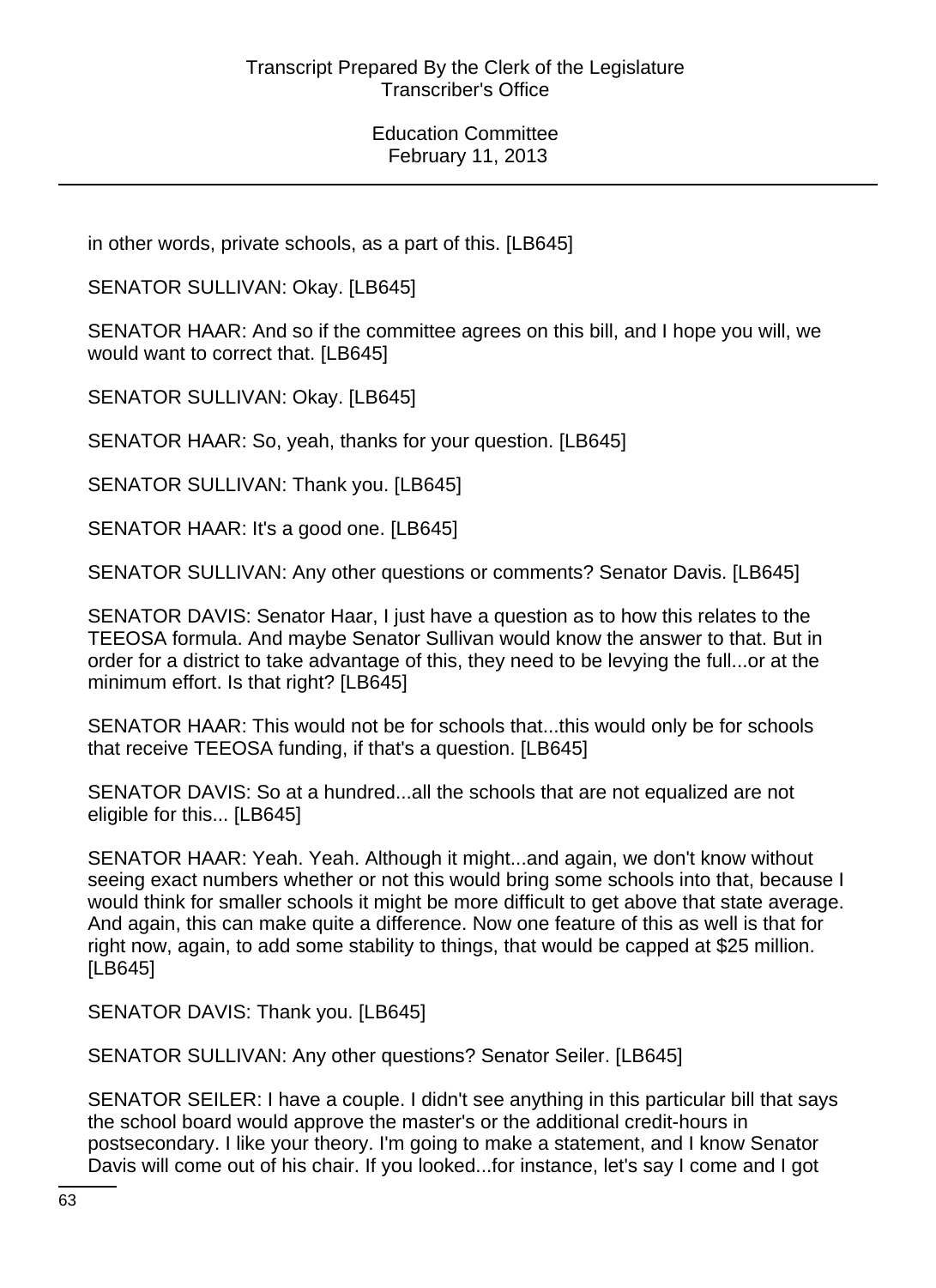in other words, private schools, as a part of this. [LB645]

SENATOR SULLIVAN: Okay. [LB645]

SENATOR HAAR: And so if the committee agrees on this bill, and I hope you will, we would want to correct that. [LB645]

SENATOR SULLIVAN: Okay. [LB645]

SENATOR HAAR: So, yeah, thanks for your question. [LB645]

SENATOR SULLIVAN: Thank you. [LB645]

SENATOR HAAR: It's a good one. [LB645]

SENATOR SULLIVAN: Any other questions or comments? Senator Davis. [LB645]

SENATOR DAVIS: Senator Haar, I just have a question as to how this relates to the TEEOSA formula. And maybe Senator Sullivan would know the answer to that. But in order for a district to take advantage of this, they need to be levying the full...or at the minimum effort. Is that right? [LB645]

SENATOR HAAR: This would not be for schools that...this would only be for schools that receive TEEOSA funding, if that's a question. [LB645]

SENATOR DAVIS: So at a hundred...all the schools that are not equalized are not eligible for this... [LB645]

SENATOR HAAR: Yeah. Yeah. Although it might...and again, we don't know without seeing exact numbers whether or not this would bring some schools into that, because I would think for smaller schools it might be more difficult to get above that state average. And again, this can make quite a difference. Now one feature of this as well is that for right now, again, to add some stability to things, that would be capped at $25 million. [LB645]

SENATOR DAVIS: Thank you. [LB645]

SENATOR SULLIVAN: Any other questions? Senator Seiler. [LB645]

SENATOR SEILER: I have a couple. I didn't see anything in this particular bill that says the school board would approve the master's or the additional credit-hours in postsecondary. I like your theory. I'm going to make a statement, and I know Senator Davis will come out of his chair. If you looked...for instance, let's say I come and I got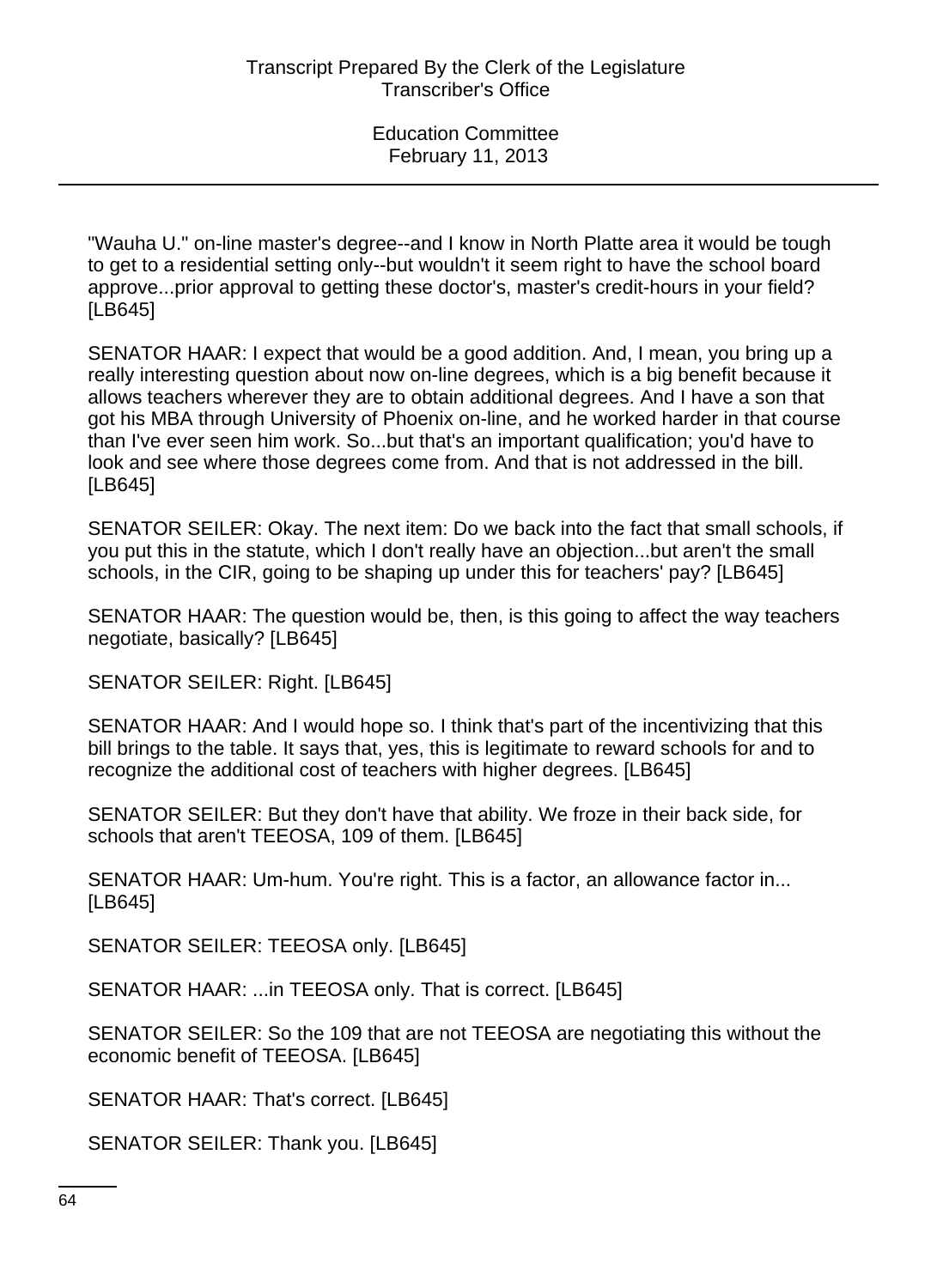"Wauha U." on-line master's degree--and I know in North Platte area it would be tough to get to a residential setting only--but wouldn't it seem right to have the school board approve...prior approval to getting these doctor's, master's credit-hours in your field? [LB645]

SENATOR HAAR: I expect that would be a good addition. And, I mean, you bring up a really interesting question about now on-line degrees, which is a big benefit because it allows teachers wherever they are to obtain additional degrees. And I have a son that got his MBA through University of Phoenix on-line, and he worked harder in that course than I've ever seen him work. So...but that's an important qualification; you'd have to look and see where those degrees come from. And that is not addressed in the bill. [LB645]

SENATOR SEILER: Okay. The next item: Do we back into the fact that small schools, if you put this in the statute, which I don't really have an objection...but aren't the small schools, in the CIR, going to be shaping up under this for teachers' pay? [LB645]

SENATOR HAAR: The question would be, then, is this going to affect the way teachers negotiate, basically? [LB645]

SENATOR SEILER: Right. [LB645]

SENATOR HAAR: And I would hope so. I think that's part of the incentivizing that this bill brings to the table. It says that, yes, this is legitimate to reward schools for and to recognize the additional cost of teachers with higher degrees. [LB645]

SENATOR SEILER: But they don't have that ability. We froze in their back side, for schools that aren't TEEOSA, 109 of them. [LB645]

SENATOR HAAR: Um-hum. You're right. This is a factor, an allowance factor in... [LB645]

SENATOR SEILER: TEEOSA only. [LB645]

SENATOR HAAR: ...in TEEOSA only. That is correct. [LB645]

SENATOR SEILER: So the 109 that are not TEEOSA are negotiating this without the economic benefit of TEEOSA. [LB645]

SENATOR HAAR: That's correct. [LB645]

SENATOR SEILER: Thank you. [LB645]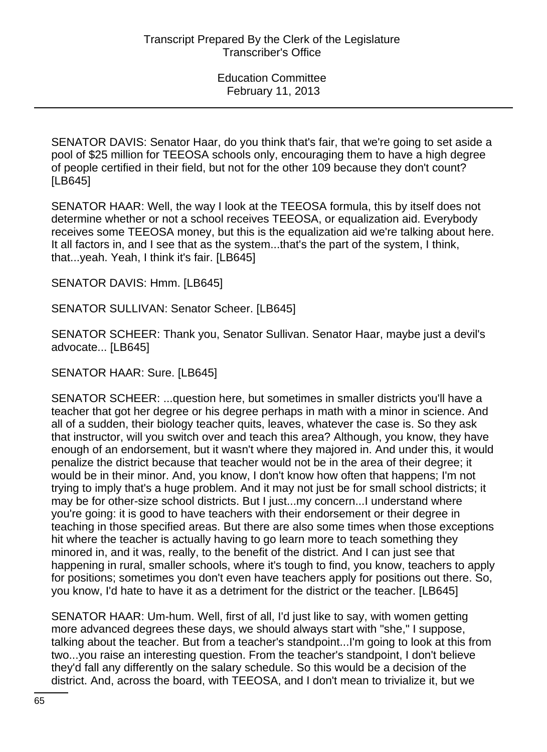SENATOR DAVIS: Senator Haar, do you think that's fair, that we're going to set aside a pool of $25 million for TEEOSA schools only, encouraging them to have a high degree of people certified in their field, but not for the other 109 because they don't count? [LB645]

SENATOR HAAR: Well, the way I look at the TEEOSA formula, this by itself does not determine whether or not a school receives TEEOSA, or equalization aid. Everybody receives some TEEOSA money, but this is the equalization aid we're talking about here. It all factors in, and I see that as the system...that's the part of the system, I think, that...yeah. Yeah, I think it's fair. [LB645]

SENATOR DAVIS: Hmm. [LB645]

SENATOR SULLIVAN: Senator Scheer. [LB645]

SENATOR SCHEER: Thank you, Senator Sullivan. Senator Haar, maybe just a devil's advocate... [LB645]

SENATOR HAAR: Sure. [LB645]

SENATOR SCHEER: ...question here, but sometimes in smaller districts you'll have a teacher that got her degree or his degree perhaps in math with a minor in science. And all of a sudden, their biology teacher quits, leaves, whatever the case is. So they ask that instructor, will you switch over and teach this area? Although, you know, they have enough of an endorsement, but it wasn't where they majored in. And under this, it would penalize the district because that teacher would not be in the area of their degree; it would be in their minor. And, you know, I don't know how often that happens; I'm not trying to imply that's a huge problem. And it may not just be for small school districts; it may be for other-size school districts. But I just...my concern...I understand where you're going: it is good to have teachers with their endorsement or their degree in teaching in those specified areas. But there are also some times when those exceptions hit where the teacher is actually having to go learn more to teach something they minored in, and it was, really, to the benefit of the district. And I can just see that happening in rural, smaller schools, where it's tough to find, you know, teachers to apply for positions; sometimes you don't even have teachers apply for positions out there. So, you know, I'd hate to have it as a detriment for the district or the teacher. [LB645]

SENATOR HAAR: Um-hum. Well, first of all, I'd just like to say, with women getting more advanced degrees these days, we should always start with "she," I suppose, talking about the teacher. But from a teacher's standpoint...I'm going to look at this from two...you raise an interesting question. From the teacher's standpoint, I don't believe they'd fall any differently on the salary schedule. So this would be a decision of the district. And, across the board, with TEEOSA, and I don't mean to trivialize it, but we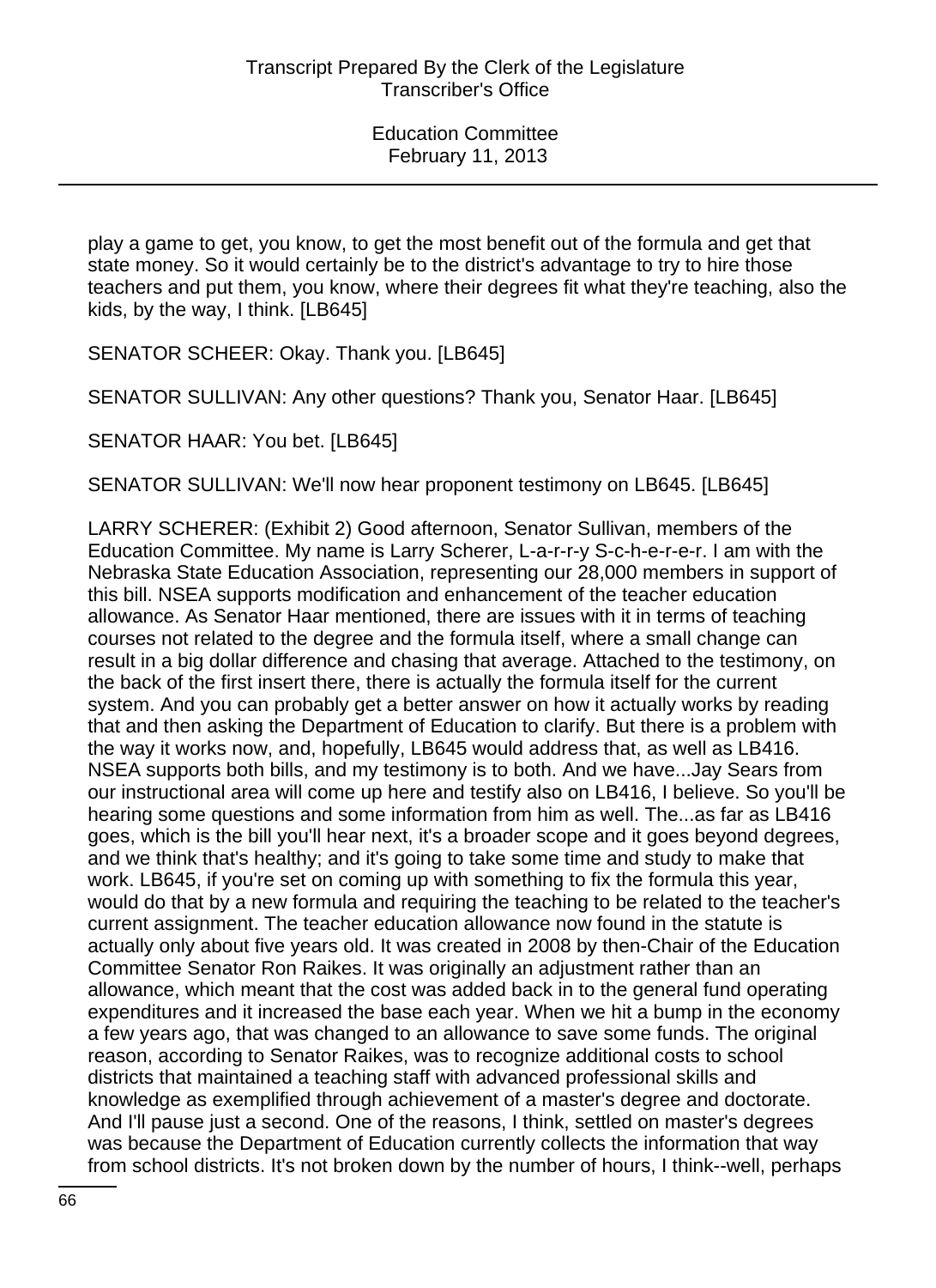play a game to get, you know, to get the most benefit out of the formula and get that state money. So it would certainly be to the district's advantage to try to hire those teachers and put them, you know, where their degrees fit what they're teaching, also the kids, by the way, I think. [LB645]

SENATOR SCHEER: Okay. Thank you. [LB645]

SENATOR SULLIVAN: Any other questions? Thank you, Senator Haar. [LB645]

SENATOR HAAR: You bet. [LB645]

SENATOR SULLIVAN: We'll now hear proponent testimony on LB645. [LB645]

LARRY SCHERER: (Exhibit 2) Good afternoon, Senator Sullivan, members of the Education Committee. My name is Larry Scherer, L-a-r-r-y S-c-h-e-r-e-r. I am with the Nebraska State Education Association, representing our 28,000 members in support of this bill. NSEA supports modification and enhancement of the teacher education allowance. As Senator Haar mentioned, there are issues with it in terms of teaching courses not related to the degree and the formula itself, where a small change can result in a big dollar difference and chasing that average. Attached to the testimony, on the back of the first insert there, there is actually the formula itself for the current system. And you can probably get a better answer on how it actually works by reading that and then asking the Department of Education to clarify. But there is a problem with the way it works now, and, hopefully, LB645 would address that, as well as LB416. NSEA supports both bills, and my testimony is to both. And we have...Jay Sears from our instructional area will come up here and testify also on LB416, I believe. So you'll be hearing some questions and some information from him as well. The...as far as LB416 goes, which is the bill you'll hear next, it's a broader scope and it goes beyond degrees, and we think that's healthy; and it's going to take some time and study to make that work. LB645, if you're set on coming up with something to fix the formula this year, would do that by a new formula and requiring the teaching to be related to the teacher's current assignment. The teacher education allowance now found in the statute is actually only about five years old. It was created in 2008 by then-Chair of the Education Committee Senator Ron Raikes. It was originally an adjustment rather than an allowance, which meant that the cost was added back in to the general fund operating expenditures and it increased the base each year. When we hit a bump in the economy a few years ago, that was changed to an allowance to save some funds. The original reason, according to Senator Raikes, was to recognize additional costs to school districts that maintained a teaching staff with advanced professional skills and knowledge as exemplified through achievement of a master's degree and doctorate. And I'll pause just a second. One of the reasons, I think, settled on master's degrees was because the Department of Education currently collects the information that way from school districts. It's not broken down by the number of hours, I think--well, perhaps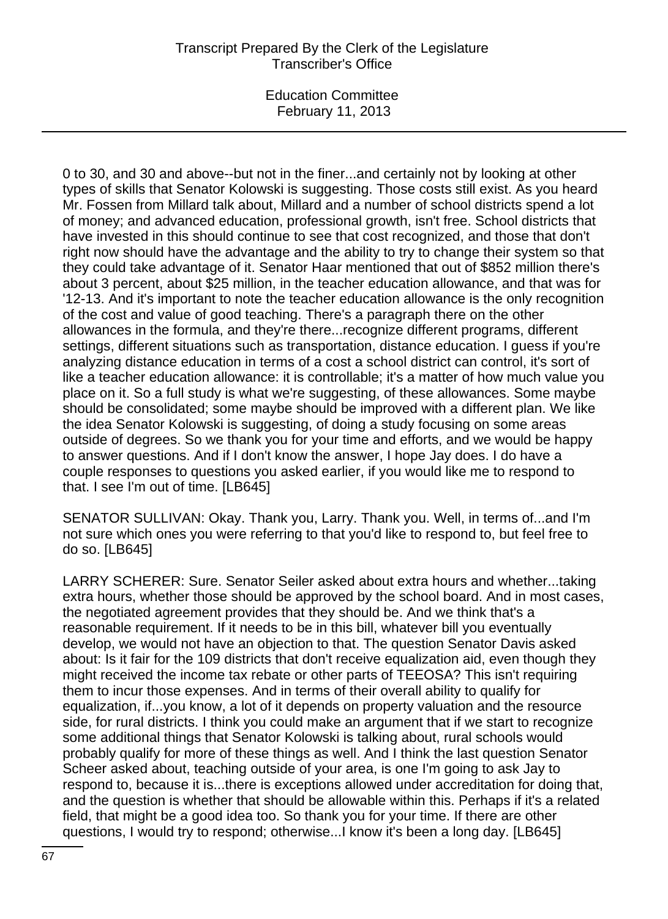0 to 30, and 30 and above--but not in the finer...and certainly not by looking at other types of skills that Senator Kolowski is suggesting. Those costs still exist. As you heard Mr. Fossen from Millard talk about, Millard and a number of school districts spend a lot of money; and advanced education, professional growth, isn't free. School districts that have invested in this should continue to see that cost recognized, and those that don't right now should have the advantage and the ability to try to change their system so that they could take advantage of it. Senator Haar mentioned that out of $852 million there's about 3 percent, about $25 million, in the teacher education allowance, and that was for '12-13. And it's important to note the teacher education allowance is the only recognition of the cost and value of good teaching. There's a paragraph there on the other allowances in the formula, and they're there...recognize different programs, different settings, different situations such as transportation, distance education. I guess if you're analyzing distance education in terms of a cost a school district can control, it's sort of like a teacher education allowance: it is controllable; it's a matter of how much value you place on it. So a full study is what we're suggesting, of these allowances. Some maybe should be consolidated; some maybe should be improved with a different plan. We like the idea Senator Kolowski is suggesting, of doing a study focusing on some areas outside of degrees. So we thank you for your time and efforts, and we would be happy to answer questions. And if I don't know the answer, I hope Jay does. I do have a couple responses to questions you asked earlier, if you would like me to respond to that. I see I'm out of time. [LB645]

SENATOR SULLIVAN: Okay. Thank you, Larry. Thank you. Well, in terms of...and I'm not sure which ones you were referring to that you'd like to respond to, but feel free to do so. [LB645]

LARRY SCHERER: Sure. Senator Seiler asked about extra hours and whether...taking extra hours, whether those should be approved by the school board. And in most cases, the negotiated agreement provides that they should be. And we think that's a reasonable requirement. If it needs to be in this bill, whatever bill you eventually develop, we would not have an objection to that. The question Senator Davis asked about: Is it fair for the 109 districts that don't receive equalization aid, even though they might received the income tax rebate or other parts of TEEOSA? This isn't requiring them to incur those expenses. And in terms of their overall ability to qualify for equalization, if...you know, a lot of it depends on property valuation and the resource side, for rural districts. I think you could make an argument that if we start to recognize some additional things that Senator Kolowski is talking about, rural schools would probably qualify for more of these things as well. And I think the last question Senator Scheer asked about, teaching outside of your area, is one I'm going to ask Jay to respond to, because it is...there is exceptions allowed under accreditation for doing that, and the question is whether that should be allowable within this. Perhaps if it's a related field, that might be a good idea too. So thank you for your time. If there are other questions, I would try to respond; otherwise...I know it's been a long day. [LB645]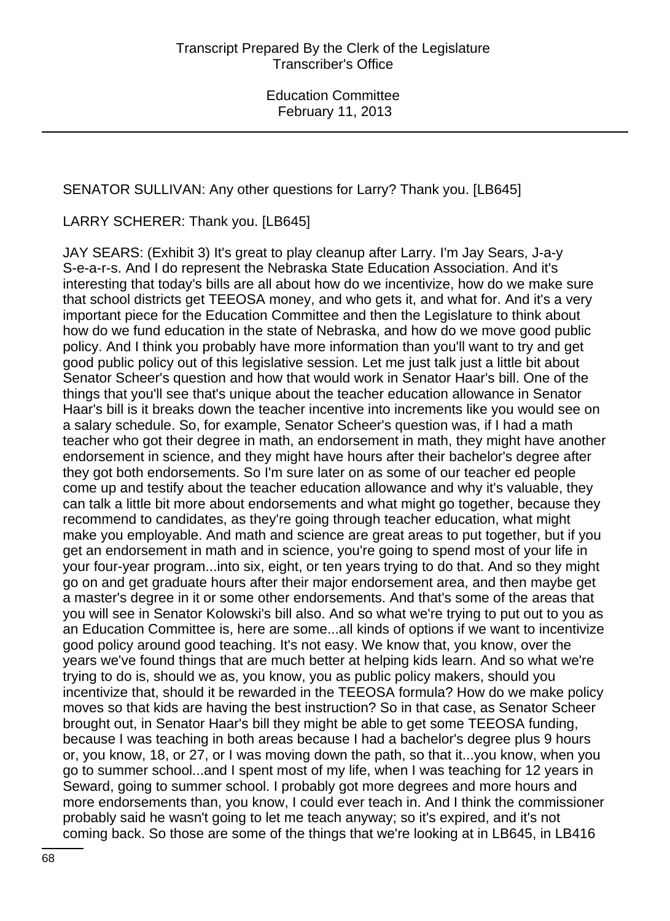SENATOR SULLIVAN: Any other questions for Larry? Thank you. [LB645]

LARRY SCHERER: Thank you. [LB645]

JAY SEARS: (Exhibit 3) It's great to play cleanup after Larry. I'm Jay Sears, J-a-y S-e-a-r-s. And I do represent the Nebraska State Education Association. And it's interesting that today's bills are all about how do we incentivize, how do we make sure that school districts get TEEOSA money, and who gets it, and what for. And it's a very important piece for the Education Committee and then the Legislature to think about how do we fund education in the state of Nebraska, and how do we move good public policy. And I think you probably have more information than you'll want to try and get good public policy out of this legislative session. Let me just talk just a little bit about Senator Scheer's question and how that would work in Senator Haar's bill. One of the things that you'll see that's unique about the teacher education allowance in Senator Haar's bill is it breaks down the teacher incentive into increments like you would see on a salary schedule. So, for example, Senator Scheer's question was, if I had a math teacher who got their degree in math, an endorsement in math, they might have another endorsement in science, and they might have hours after their bachelor's degree after they got both endorsements. So I'm sure later on as some of our teacher ed people come up and testify about the teacher education allowance and why it's valuable, they can talk a little bit more about endorsements and what might go together, because they recommend to candidates, as they're going through teacher education, what might make you employable. And math and science are great areas to put together, but if you get an endorsement in math and in science, you're going to spend most of your life in your four-year program...into six, eight, or ten years trying to do that. And so they might go on and get graduate hours after their major endorsement area, and then maybe get a master's degree in it or some other endorsements. And that's some of the areas that you will see in Senator Kolowski's bill also. And so what we're trying to put out to you as an Education Committee is, here are some...all kinds of options if we want to incentivize good policy around good teaching. It's not easy. We know that, you know, over the years we've found things that are much better at helping kids learn. And so what we're trying to do is, should we as, you know, you as public policy makers, should you incentivize that, should it be rewarded in the TEEOSA formula? How do we make policy moves so that kids are having the best instruction? So in that case, as Senator Scheer brought out, in Senator Haar's bill they might be able to get some TEEOSA funding, because I was teaching in both areas because I had a bachelor's degree plus 9 hours or, you know, 18, or 27, or I was moving down the path, so that it...you know, when you go to summer school...and I spent most of my life, when I was teaching for 12 years in Seward, going to summer school. I probably got more degrees and more hours and more endorsements than, you know, I could ever teach in. And I think the commissioner probably said he wasn't going to let me teach anyway; so it's expired, and it's not coming back. So those are some of the things that we're looking at in LB645, in LB416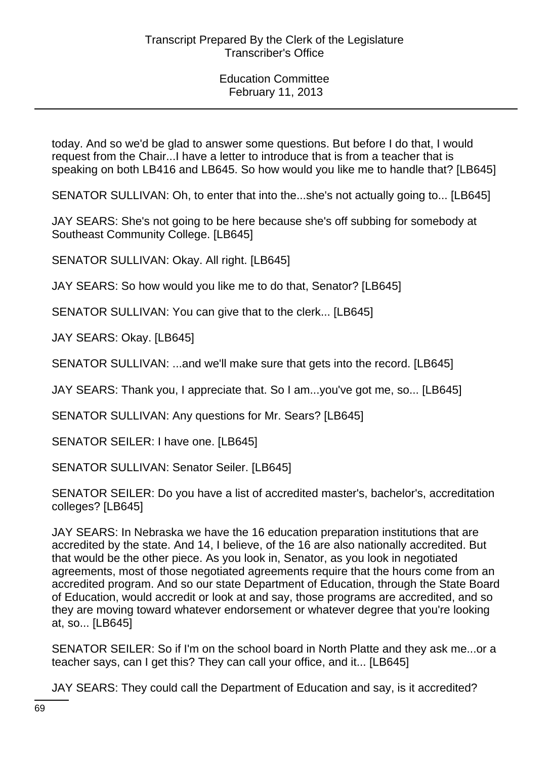today. And so we'd be glad to answer some questions. But before I do that, I would request from the Chair...I have a letter to introduce that is from a teacher that is speaking on both LB416 and LB645. So how would you like me to handle that? [LB645]

SENATOR SULLIVAN: Oh, to enter that into the...she's not actually going to... [LB645]

JAY SEARS: She's not going to be here because she's off subbing for somebody at Southeast Community College. [LB645]

SENATOR SULLIVAN: Okay. All right. [LB645]

JAY SEARS: So how would you like me to do that, Senator? [LB645]

SENATOR SULLIVAN: You can give that to the clerk... [LB645]

JAY SEARS: Okay. [LB645]

SENATOR SULLIVAN: ...and we'll make sure that gets into the record. [LB645]

JAY SEARS: Thank you, I appreciate that. So I am...you've got me, so... [LB645]

SENATOR SULLIVAN: Any questions for Mr. Sears? [LB645]

SENATOR SEILER: I have one. [LB645]

SENATOR SULLIVAN: Senator Seiler. [LB645]

SENATOR SEILER: Do you have a list of accredited master's, bachelor's, accreditation colleges? [LB645]

JAY SEARS: In Nebraska we have the 16 education preparation institutions that are accredited by the state. And 14, I believe, of the 16 are also nationally accredited. But that would be the other piece. As you look in, Senator, as you look in negotiated agreements, most of those negotiated agreements require that the hours come from an accredited program. And so our state Department of Education, through the State Board of Education, would accredit or look at and say, those programs are accredited, and so they are moving toward whatever endorsement or whatever degree that you're looking at, so... [LB645]

SENATOR SEILER: So if I'm on the school board in North Platte and they ask me...or a teacher says, can I get this? They can call your office, and it... [LB645]

JAY SEARS: They could call the Department of Education and say, is it accredited?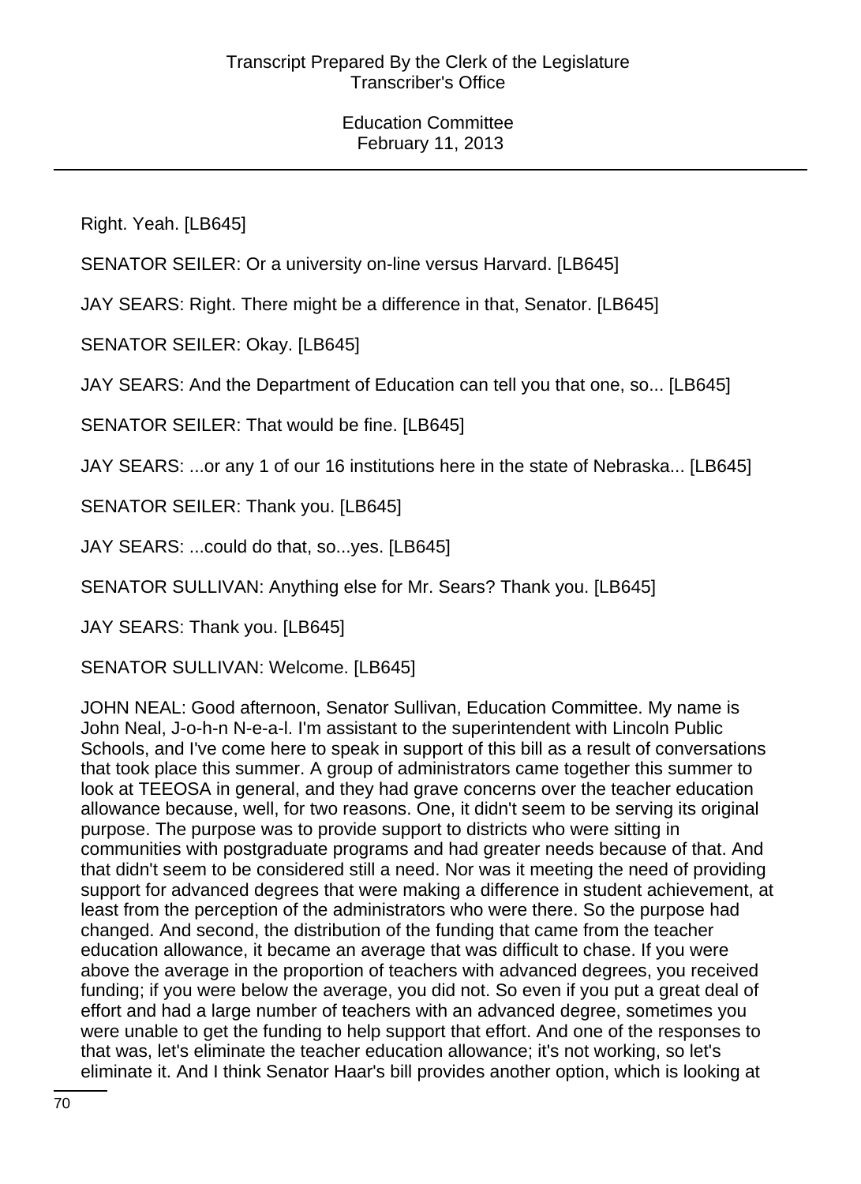Right. Yeah. [LB645]

SENATOR SEILER: Or a university on-line versus Harvard. [LB645]

JAY SEARS: Right. There might be a difference in that, Senator. [LB645]

SENATOR SEILER: Okay. [LB645]

JAY SEARS: And the Department of Education can tell you that one, so... [LB645]

SENATOR SEILER: That would be fine. [LB645]

JAY SEARS: ...or any 1 of our 16 institutions here in the state of Nebraska... [LB645]

SENATOR SEILER: Thank you. [LB645]

JAY SEARS: ...could do that, so...yes. [LB645]

SENATOR SULLIVAN: Anything else for Mr. Sears? Thank you. [LB645]

JAY SEARS: Thank you. [LB645]

SENATOR SULLIVAN: Welcome. [LB645]

JOHN NEAL: Good afternoon, Senator Sullivan, Education Committee. My name is John Neal, J-o-h-n N-e-a-l. I'm assistant to the superintendent with Lincoln Public Schools, and I've come here to speak in support of this bill as a result of conversations that took place this summer. A group of administrators came together this summer to look at TEEOSA in general, and they had grave concerns over the teacher education allowance because, well, for two reasons. One, it didn't seem to be serving its original purpose. The purpose was to provide support to districts who were sitting in communities with postgraduate programs and had greater needs because of that. And that didn't seem to be considered still a need. Nor was it meeting the need of providing support for advanced degrees that were making a difference in student achievement, at least from the perception of the administrators who were there. So the purpose had changed. And second, the distribution of the funding that came from the teacher education allowance, it became an average that was difficult to chase. If you were above the average in the proportion of teachers with advanced degrees, you received funding; if you were below the average, you did not. So even if you put a great deal of effort and had a large number of teachers with an advanced degree, sometimes you were unable to get the funding to help support that effort. And one of the responses to that was, let's eliminate the teacher education allowance; it's not working, so let's eliminate it. And I think Senator Haar's bill provides another option, which is looking at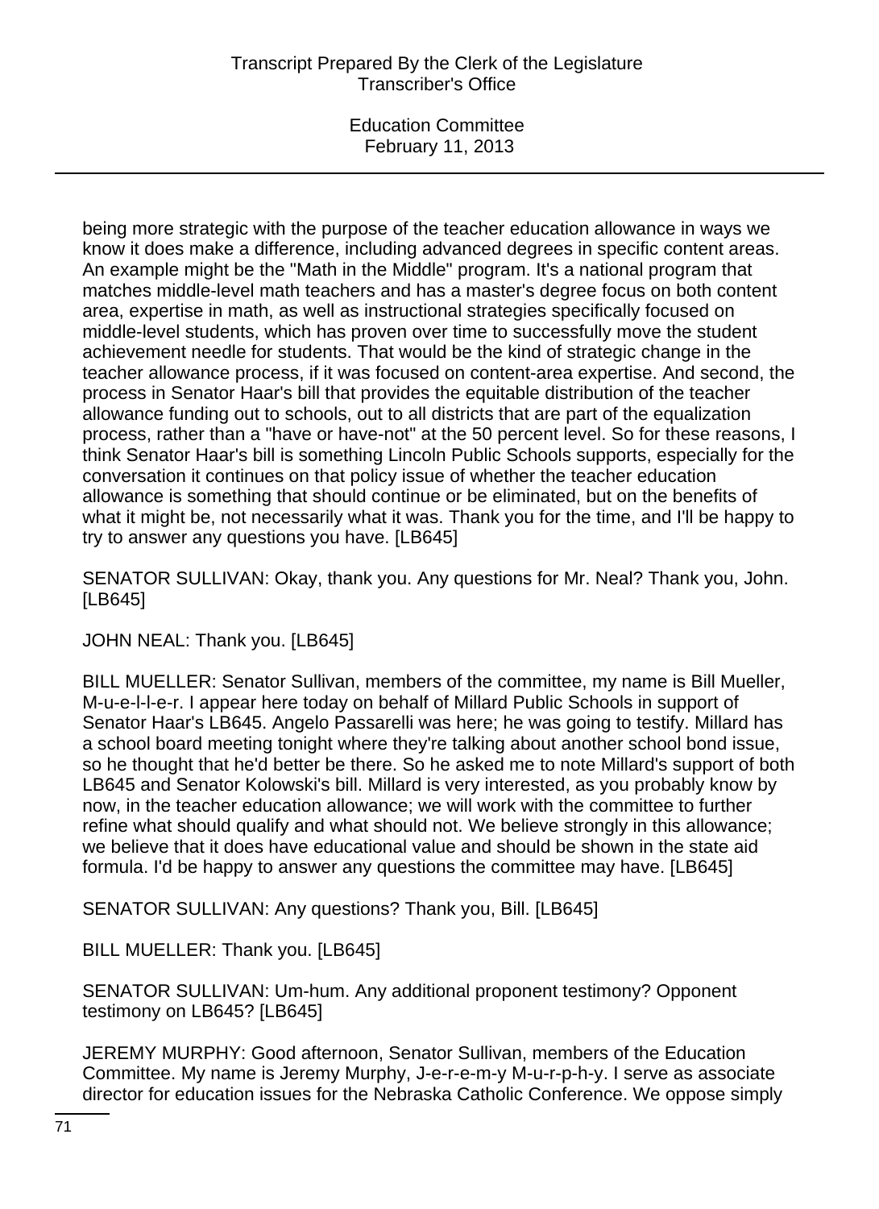being more strategic with the purpose of the teacher education allowance in ways we know it does make a difference, including advanced degrees in specific content areas. An example might be the "Math in the Middle" program. It's a national program that matches middle-level math teachers and has a master's degree focus on both content area, expertise in math, as well as instructional strategies specifically focused on middle-level students, which has proven over time to successfully move the student achievement needle for students. That would be the kind of strategic change in the teacher allowance process, if it was focused on content-area expertise. And second, the process in Senator Haar's bill that provides the equitable distribution of the teacher allowance funding out to schools, out to all districts that are part of the equalization process, rather than a "have or have-not" at the 50 percent level. So for these reasons, I think Senator Haar's bill is something Lincoln Public Schools supports, especially for the conversation it continues on that policy issue of whether the teacher education allowance is something that should continue or be eliminated, but on the benefits of what it might be, not necessarily what it was. Thank you for the time, and I'll be happy to try to answer any questions you have. [LB645]

SENATOR SULLIVAN: Okay, thank you. Any questions for Mr. Neal? Thank you, John. [LB645]

JOHN NEAL: Thank you. [LB645]

BILL MUELLER: Senator Sullivan, members of the committee, my name is Bill Mueller, M-u-e-l-l-e-r. I appear here today on behalf of Millard Public Schools in support of Senator Haar's LB645. Angelo Passarelli was here; he was going to testify. Millard has a school board meeting tonight where they're talking about another school bond issue, so he thought that he'd better be there. So he asked me to note Millard's support of both LB645 and Senator Kolowski's bill. Millard is very interested, as you probably know by now, in the teacher education allowance; we will work with the committee to further refine what should qualify and what should not. We believe strongly in this allowance; we believe that it does have educational value and should be shown in the state aid formula. I'd be happy to answer any questions the committee may have. [LB645]

SENATOR SULLIVAN: Any questions? Thank you, Bill. [LB645]

BILL MUELLER: Thank you. [LB645]

SENATOR SULLIVAN: Um-hum. Any additional proponent testimony? Opponent testimony on LB645? [LB645]

JEREMY MURPHY: Good afternoon, Senator Sullivan, members of the Education Committee. My name is Jeremy Murphy, J-e-r-e-m-y M-u-r-p-h-y. I serve as associate director for education issues for the Nebraska Catholic Conference. We oppose simply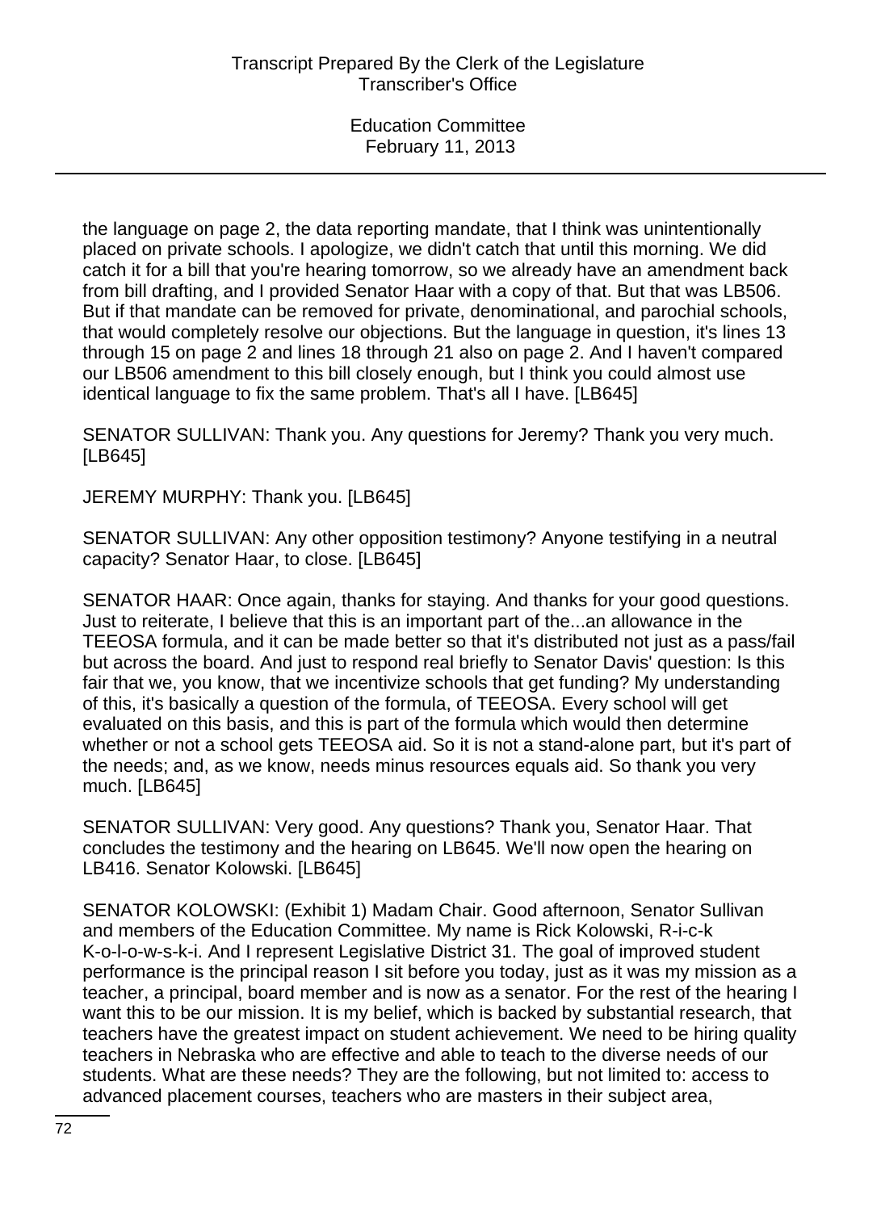the language on page 2, the data reporting mandate, that I think was unintentionally placed on private schools. I apologize, we didn't catch that until this morning. We did catch it for a bill that you're hearing tomorrow, so we already have an amendment back from bill drafting, and I provided Senator Haar with a copy of that. But that was LB506. But if that mandate can be removed for private, denominational, and parochial schools, that would completely resolve our objections. But the language in question, it's lines 13 through 15 on page 2 and lines 18 through 21 also on page 2. And I haven't compared our LB506 amendment to this bill closely enough, but I think you could almost use identical language to fix the same problem. That's all I have. [LB645]

SENATOR SULLIVAN: Thank you. Any questions for Jeremy? Thank you very much. [LB645]

JEREMY MURPHY: Thank you. [LB645]

SENATOR SULLIVAN: Any other opposition testimony? Anyone testifying in a neutral capacity? Senator Haar, to close. [LB645]

SENATOR HAAR: Once again, thanks for staying. And thanks for your good questions. Just to reiterate, I believe that this is an important part of the...an allowance in the TEEOSA formula, and it can be made better so that it's distributed not just as a pass/fail but across the board. And just to respond real briefly to Senator Davis' question: Is this fair that we, you know, that we incentivize schools that get funding? My understanding of this, it's basically a question of the formula, of TEEOSA. Every school will get evaluated on this basis, and this is part of the formula which would then determine whether or not a school gets TEEOSA aid. So it is not a stand-alone part, but it's part of the needs; and, as we know, needs minus resources equals aid. So thank you very much. [LB645]

SENATOR SULLIVAN: Very good. Any questions? Thank you, Senator Haar. That concludes the testimony and the hearing on LB645. We'll now open the hearing on LB416. Senator Kolowski. [LB645]

SENATOR KOLOWSKI: (Exhibit 1) Madam Chair. Good afternoon, Senator Sullivan and members of the Education Committee. My name is Rick Kolowski, R-i-c-k K-o-l-o-w-s-k-i. And I represent Legislative District 31. The goal of improved student performance is the principal reason I sit before you today, just as it was my mission as a teacher, a principal, board member and is now as a senator. For the rest of the hearing I want this to be our mission. It is my belief, which is backed by substantial research, that teachers have the greatest impact on student achievement. We need to be hiring quality teachers in Nebraska who are effective and able to teach to the diverse needs of our students. What are these needs? They are the following, but not limited to: access to advanced placement courses, teachers who are masters in their subject area,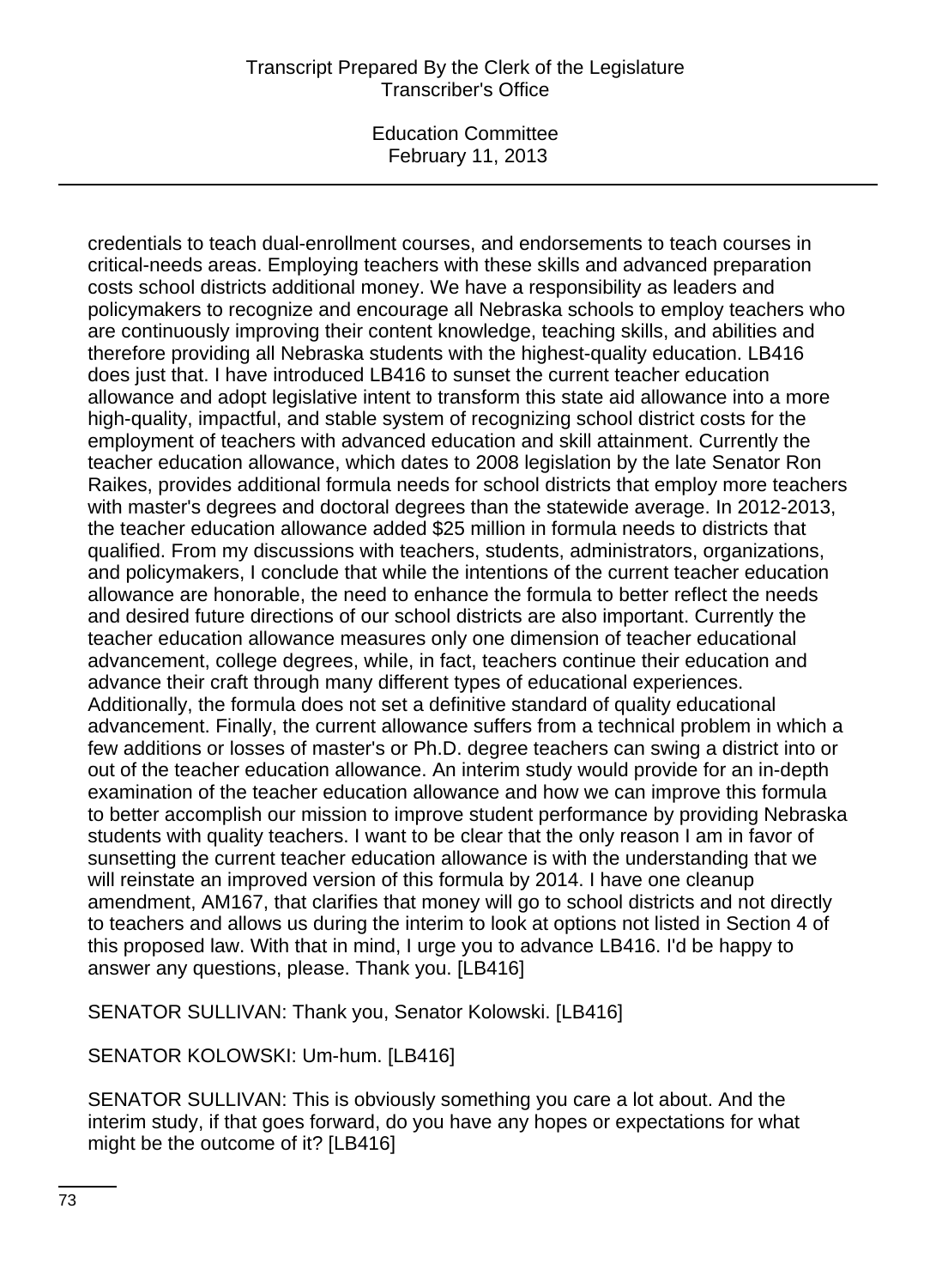credentials to teach dual-enrollment courses, and endorsements to teach courses in critical-needs areas. Employing teachers with these skills and advanced preparation costs school districts additional money. We have a responsibility as leaders and policymakers to recognize and encourage all Nebraska schools to employ teachers who are continuously improving their content knowledge, teaching skills, and abilities and therefore providing all Nebraska students with the highest-quality education. LB416 does just that. I have introduced LB416 to sunset the current teacher education allowance and adopt legislative intent to transform this state aid allowance into a more high-quality, impactful, and stable system of recognizing school district costs for the employment of teachers with advanced education and skill attainment. Currently the teacher education allowance, which dates to 2008 legislation by the late Senator Ron Raikes, provides additional formula needs for school districts that employ more teachers with master's degrees and doctoral degrees than the statewide average. In 2012-2013, the teacher education allowance added $25 million in formula needs to districts that qualified. From my discussions with teachers, students, administrators, organizations, and policymakers, I conclude that while the intentions of the current teacher education allowance are honorable, the need to enhance the formula to better reflect the needs and desired future directions of our school districts are also important. Currently the teacher education allowance measures only one dimension of teacher educational advancement, college degrees, while, in fact, teachers continue their education and advance their craft through many different types of educational experiences. Additionally, the formula does not set a definitive standard of quality educational advancement. Finally, the current allowance suffers from a technical problem in which a few additions or losses of master's or Ph.D. degree teachers can swing a district into or out of the teacher education allowance. An interim study would provide for an in-depth examination of the teacher education allowance and how we can improve this formula to better accomplish our mission to improve student performance by providing Nebraska students with quality teachers. I want to be clear that the only reason I am in favor of sunsetting the current teacher education allowance is with the understanding that we will reinstate an improved version of this formula by 2014. I have one cleanup amendment, AM167, that clarifies that money will go to school districts and not directly to teachers and allows us during the interim to look at options not listed in Section 4 of this proposed law. With that in mind, I urge you to advance LB416. I'd be happy to answer any questions, please. Thank you. [LB416]

SENATOR SULLIVAN: Thank you, Senator Kolowski. [LB416]

SENATOR KOLOWSKI: Um-hum. [LB416]

SENATOR SULLIVAN: This is obviously something you care a lot about. And the interim study, if that goes forward, do you have any hopes or expectations for what might be the outcome of it? [LB416]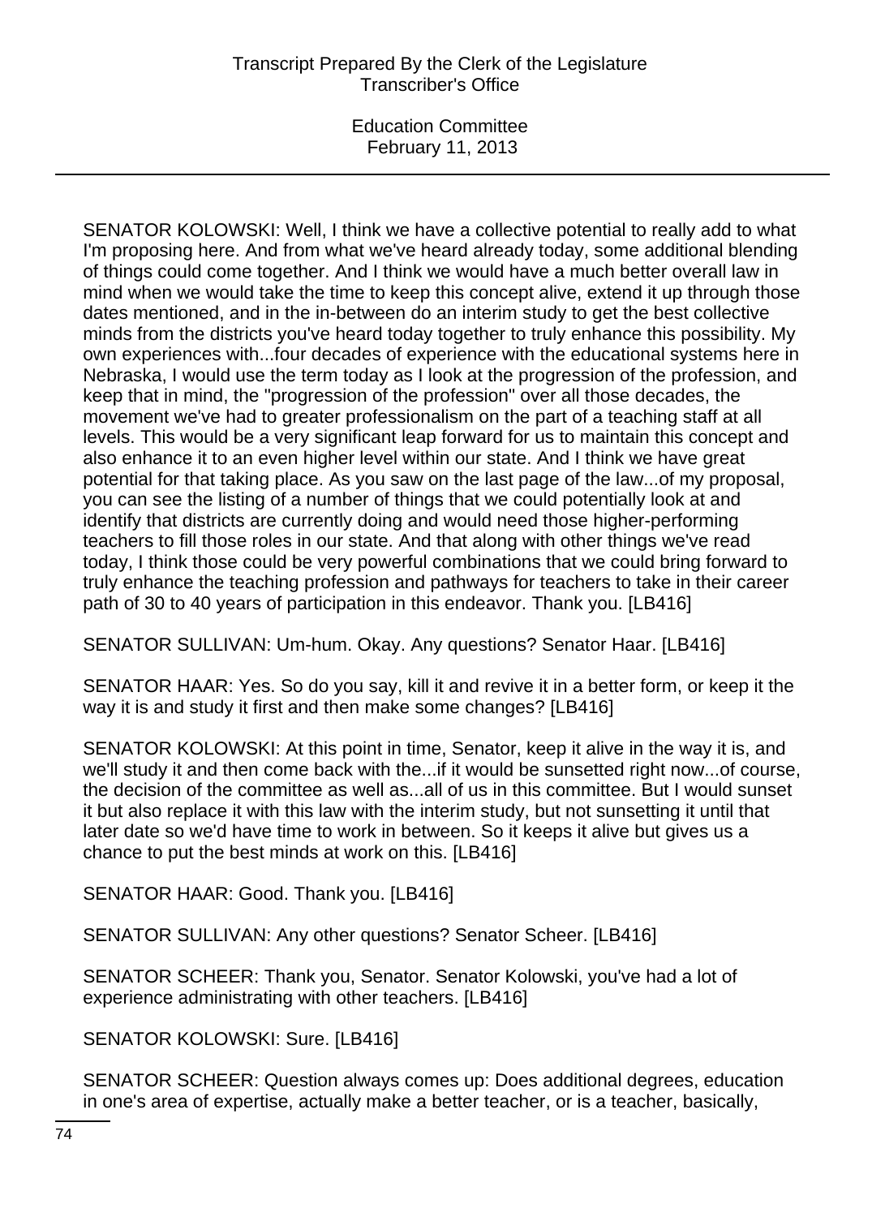SENATOR KOLOWSKI: Well, I think we have a collective potential to really add to what I'm proposing here. And from what we've heard already today, some additional blending of things could come together. And I think we would have a much better overall law in mind when we would take the time to keep this concept alive, extend it up through those dates mentioned, and in the in-between do an interim study to get the best collective minds from the districts you've heard today together to truly enhance this possibility. My own experiences with...four decades of experience with the educational systems here in Nebraska, I would use the term today as I look at the progression of the profession, and keep that in mind, the "progression of the profession" over all those decades, the movement we've had to greater professionalism on the part of a teaching staff at all levels. This would be a very significant leap forward for us to maintain this concept and also enhance it to an even higher level within our state. And I think we have great potential for that taking place. As you saw on the last page of the law...of my proposal, you can see the listing of a number of things that we could potentially look at and identify that districts are currently doing and would need those higher-performing teachers to fill those roles in our state. And that along with other things we've read today, I think those could be very powerful combinations that we could bring forward to truly enhance the teaching profession and pathways for teachers to take in their career path of 30 to 40 years of participation in this endeavor. Thank you. [LB416]

SENATOR SULLIVAN: Um-hum. Okay. Any questions? Senator Haar. [LB416]

SENATOR HAAR: Yes. So do you say, kill it and revive it in a better form, or keep it the way it is and study it first and then make some changes? [LB416]

SENATOR KOLOWSKI: At this point in time, Senator, keep it alive in the way it is, and we'll study it and then come back with the...if it would be sunsetted right now...of course, the decision of the committee as well as...all of us in this committee. But I would sunset it but also replace it with this law with the interim study, but not sunsetting it until that later date so we'd have time to work in between. So it keeps it alive but gives us a chance to put the best minds at work on this. [LB416]

SENATOR HAAR: Good. Thank you. [LB416]

SENATOR SULLIVAN: Any other questions? Senator Scheer. [LB416]

SENATOR SCHEER: Thank you, Senator. Senator Kolowski, you've had a lot of experience administrating with other teachers. [LB416]

SENATOR KOLOWSKI: Sure. [LB416]

SENATOR SCHEER: Question always comes up: Does additional degrees, education in one's area of expertise, actually make a better teacher, or is a teacher, basically,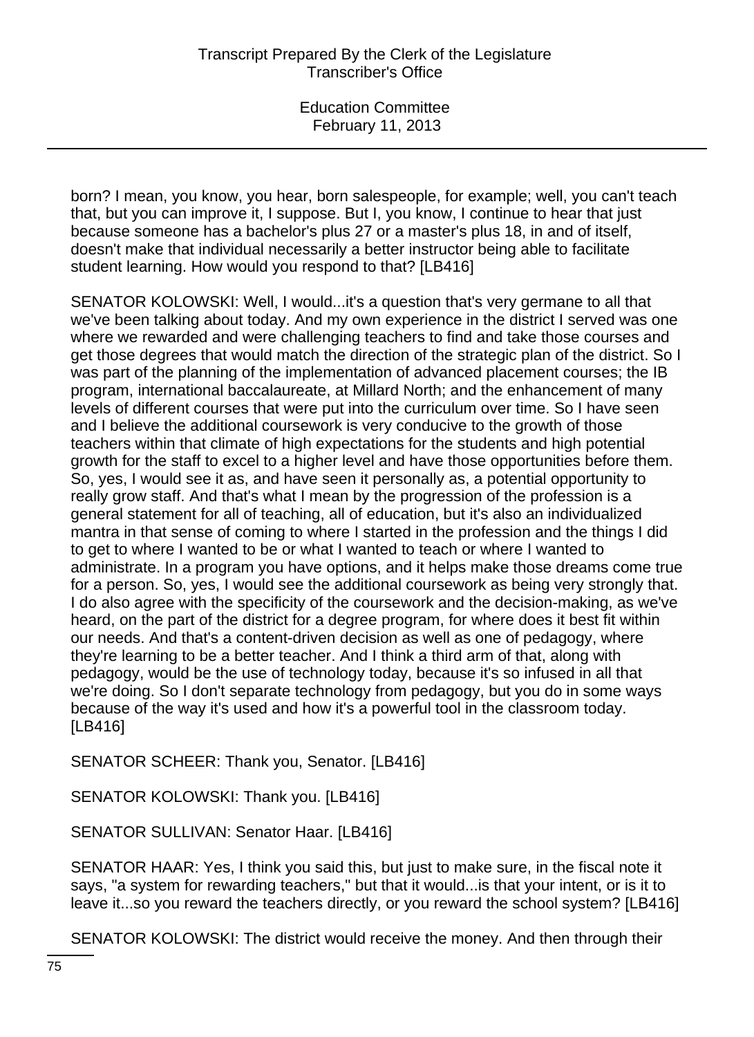born? I mean, you know, you hear, born salespeople, for example; well, you can't teach that, but you can improve it, I suppose. But I, you know, I continue to hear that just because someone has a bachelor's plus 27 or a master's plus 18, in and of itself, doesn't make that individual necessarily a better instructor being able to facilitate student learning. How would you respond to that? [LB416]

SENATOR KOLOWSKI: Well, I would...it's a question that's very germane to all that we've been talking about today. And my own experience in the district I served was one where we rewarded and were challenging teachers to find and take those courses and get those degrees that would match the direction of the strategic plan of the district. So I was part of the planning of the implementation of advanced placement courses; the IB program, international baccalaureate, at Millard North; and the enhancement of many levels of different courses that were put into the curriculum over time. So I have seen and I believe the additional coursework is very conducive to the growth of those teachers within that climate of high expectations for the students and high potential growth for the staff to excel to a higher level and have those opportunities before them. So, yes, I would see it as, and have seen it personally as, a potential opportunity to really grow staff. And that's what I mean by the progression of the profession is a general statement for all of teaching, all of education, but it's also an individualized mantra in that sense of coming to where I started in the profession and the things I did to get to where I wanted to be or what I wanted to teach or where I wanted to administrate. In a program you have options, and it helps make those dreams come true for a person. So, yes, I would see the additional coursework as being very strongly that. I do also agree with the specificity of the coursework and the decision-making, as we've heard, on the part of the district for a degree program, for where does it best fit within our needs. And that's a content-driven decision as well as one of pedagogy, where they're learning to be a better teacher. And I think a third arm of that, along with pedagogy, would be the use of technology today, because it's so infused in all that we're doing. So I don't separate technology from pedagogy, but you do in some ways because of the way it's used and how it's a powerful tool in the classroom today. [LB416]

SENATOR SCHEER: Thank you, Senator. [LB416]

SENATOR KOLOWSKI: Thank you. [LB416]

SENATOR SULLIVAN: Senator Haar. [LB416]

SENATOR HAAR: Yes, I think you said this, but just to make sure, in the fiscal note it says, "a system for rewarding teachers," but that it would...is that your intent, or is it to leave it...so you reward the teachers directly, or you reward the school system? [LB416]

SENATOR KOLOWSKI: The district would receive the money. And then through their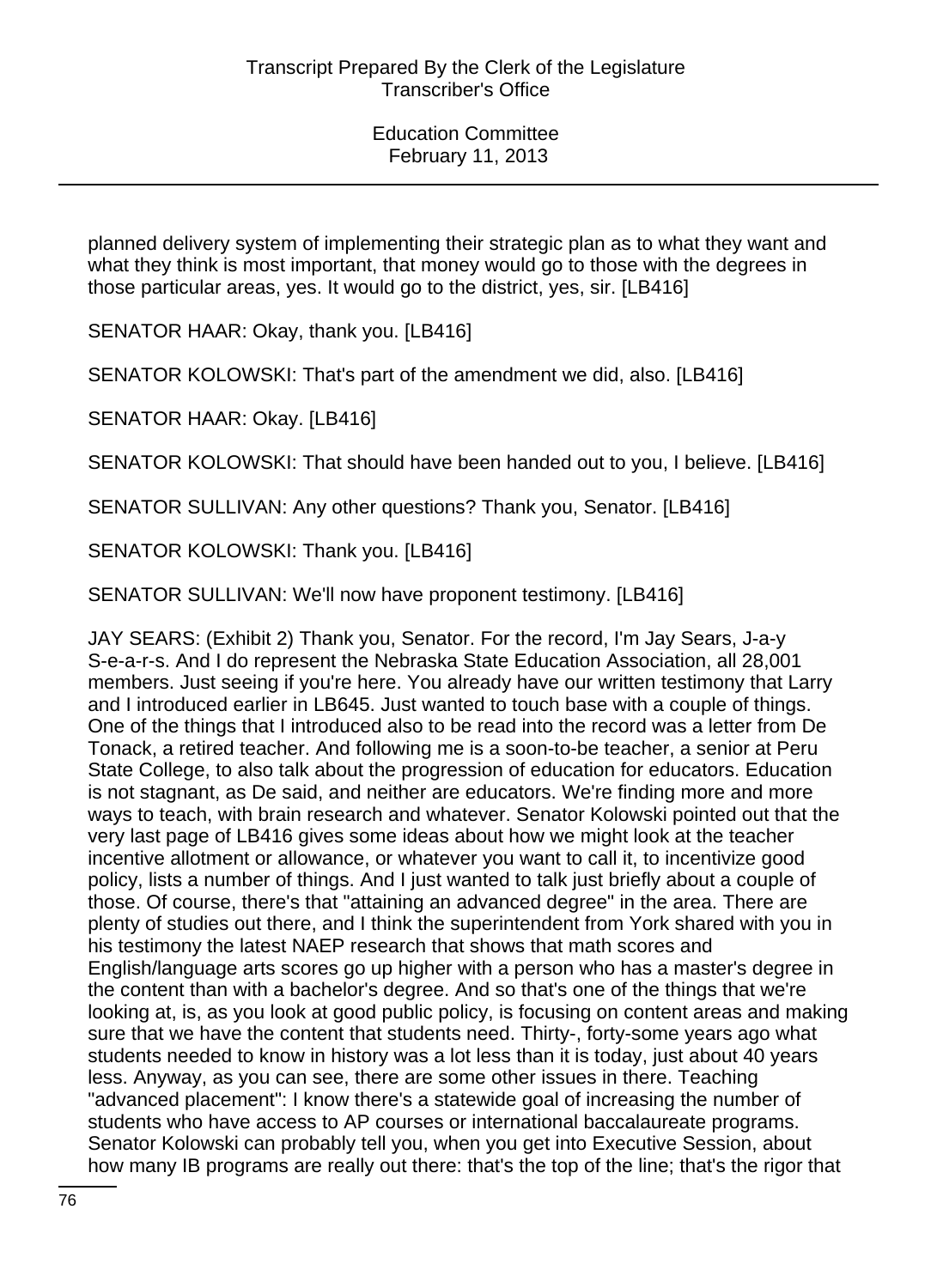planned delivery system of implementing their strategic plan as to what they want and what they think is most important, that money would go to those with the degrees in those particular areas, yes. It would go to the district, yes, sir. [LB416]

SENATOR HAAR: Okay, thank you. [LB416]

SENATOR KOLOWSKI: That's part of the amendment we did, also. [LB416]

SENATOR HAAR: Okay. [LB416]

SENATOR KOLOWSKI: That should have been handed out to you, I believe. [LB416]

SENATOR SULLIVAN: Any other questions? Thank you, Senator. [LB416]

SENATOR KOLOWSKI: Thank you. [LB416]

SENATOR SULLIVAN: We'll now have proponent testimony. [LB416]

JAY SEARS: (Exhibit 2) Thank you, Senator. For the record, I'm Jay Sears, J-a-y S-e-a-r-s. And I do represent the Nebraska State Education Association, all 28,001 members. Just seeing if you're here. You already have our written testimony that Larry and I introduced earlier in LB645. Just wanted to touch base with a couple of things. One of the things that I introduced also to be read into the record was a letter from De Tonack, a retired teacher. And following me is a soon-to-be teacher, a senior at Peru State College, to also talk about the progression of education for educators. Education is not stagnant, as De said, and neither are educators. We're finding more and more ways to teach, with brain research and whatever. Senator Kolowski pointed out that the very last page of LB416 gives some ideas about how we might look at the teacher incentive allotment or allowance, or whatever you want to call it, to incentivize good policy, lists a number of things. And I just wanted to talk just briefly about a couple of those. Of course, there's that "attaining an advanced degree" in the area. There are plenty of studies out there, and I think the superintendent from York shared with you in his testimony the latest NAEP research that shows that math scores and English/language arts scores go up higher with a person who has a master's degree in the content than with a bachelor's degree. And so that's one of the things that we're looking at, is, as you look at good public policy, is focusing on content areas and making sure that we have the content that students need. Thirty-, forty-some years ago what students needed to know in history was a lot less than it is today, just about 40 years less. Anyway, as you can see, there are some other issues in there. Teaching "advanced placement": I know there's a statewide goal of increasing the number of students who have access to AP courses or international baccalaureate programs. Senator Kolowski can probably tell you, when you get into Executive Session, about how many IB programs are really out there: that's the top of the line; that's the rigor that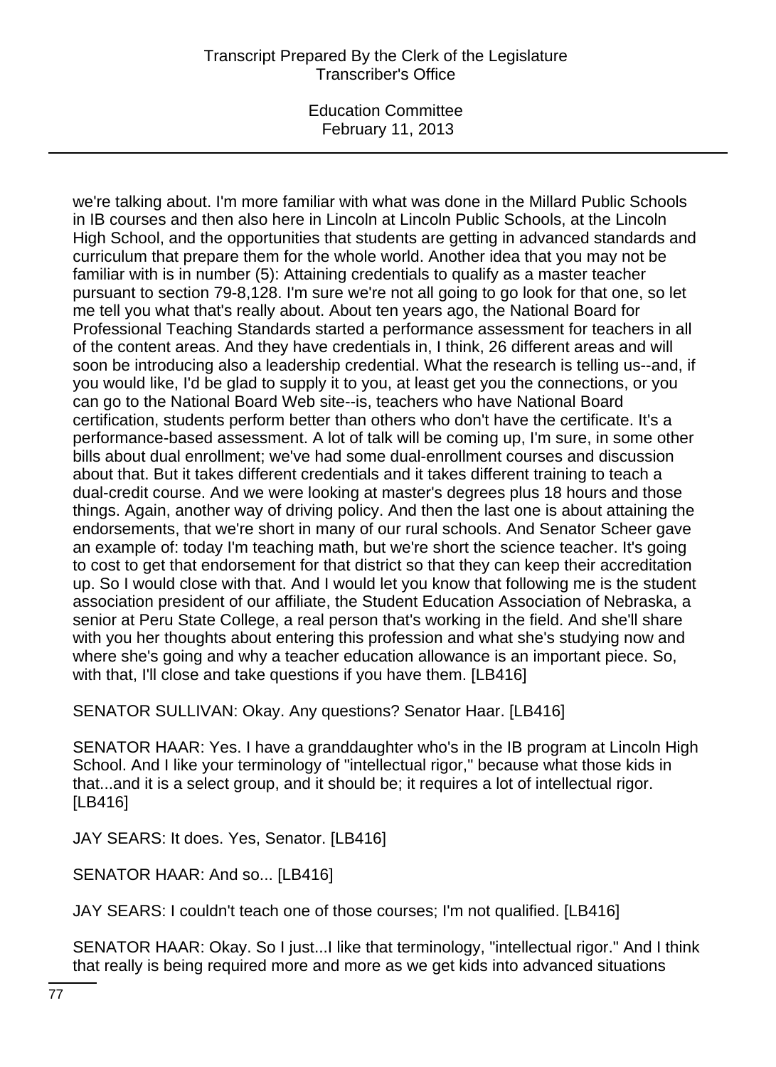we're talking about. I'm more familiar with what was done in the Millard Public Schools in IB courses and then also here in Lincoln at Lincoln Public Schools, at the Lincoln High School, and the opportunities that students are getting in advanced standards and curriculum that prepare them for the whole world. Another idea that you may not be familiar with is in number (5): Attaining credentials to qualify as a master teacher pursuant to section 79-8,128. I'm sure we're not all going to go look for that one, so let me tell you what that's really about. About ten years ago, the National Board for Professional Teaching Standards started a performance assessment for teachers in all of the content areas. And they have credentials in, I think, 26 different areas and will soon be introducing also a leadership credential. What the research is telling us--and, if you would like, I'd be glad to supply it to you, at least get you the connections, or you can go to the National Board Web site--is, teachers who have National Board certification, students perform better than others who don't have the certificate. It's a performance-based assessment. A lot of talk will be coming up, I'm sure, in some other bills about dual enrollment; we've had some dual-enrollment courses and discussion about that. But it takes different credentials and it takes different training to teach a dual-credit course. And we were looking at master's degrees plus 18 hours and those things. Again, another way of driving policy. And then the last one is about attaining the endorsements, that we're short in many of our rural schools. And Senator Scheer gave an example of: today I'm teaching math, but we're short the science teacher. It's going to cost to get that endorsement for that district so that they can keep their accreditation up. So I would close with that. And I would let you know that following me is the student association president of our affiliate, the Student Education Association of Nebraska, a senior at Peru State College, a real person that's working in the field. And she'll share with you her thoughts about entering this profession and what she's studying now and where she's going and why a teacher education allowance is an important piece. So, with that, I'll close and take questions if you have them. [LB416]

SENATOR SULLIVAN: Okay. Any questions? Senator Haar. [LB416]

SENATOR HAAR: Yes. I have a granddaughter who's in the IB program at Lincoln High School. And I like your terminology of "intellectual rigor," because what those kids in that...and it is a select group, and it should be; it requires a lot of intellectual rigor. [LB416]

JAY SEARS: It does. Yes, Senator. [LB416]

SENATOR HAAR: And so... [LB416]

JAY SEARS: I couldn't teach one of those courses; I'm not qualified. [LB416]

SENATOR HAAR: Okay. So I just...I like that terminology, "intellectual rigor." And I think that really is being required more and more as we get kids into advanced situations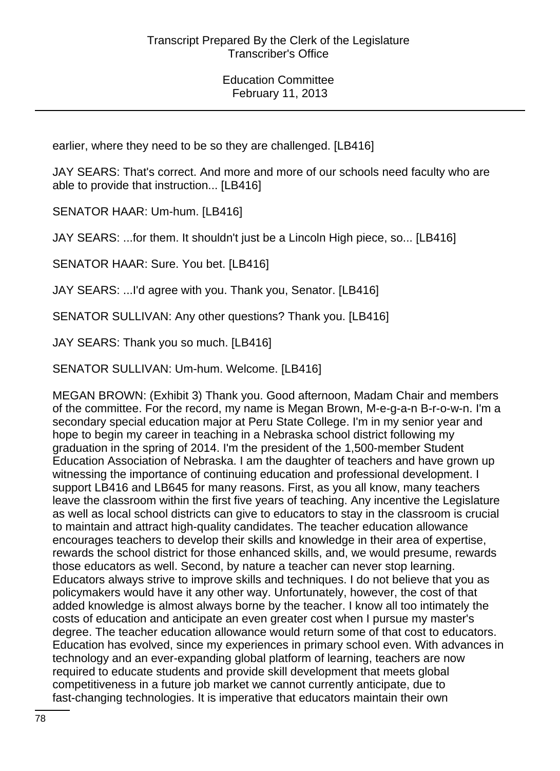earlier, where they need to be so they are challenged. [LB416]

JAY SEARS: That's correct. And more and more of our schools need faculty who are able to provide that instruction... [LB416]

SENATOR HAAR: Um-hum. [LB416]

JAY SEARS: ...for them. It shouldn't just be a Lincoln High piece, so... [LB416]

SENATOR HAAR: Sure. You bet. [LB416]

JAY SEARS: ...I'd agree with you. Thank you, Senator. [LB416]

SENATOR SULLIVAN: Any other questions? Thank you. [LB416]

JAY SEARS: Thank you so much. [LB416]

SENATOR SULLIVAN: Um-hum. Welcome. [LB416]

MEGAN BROWN: (Exhibit 3) Thank you. Good afternoon, Madam Chair and members of the committee. For the record, my name is Megan Brown, M-e-g-a-n B-r-o-w-n. I'm a secondary special education major at Peru State College. I'm in my senior year and hope to begin my career in teaching in a Nebraska school district following my graduation in the spring of 2014. I'm the president of the 1,500-member Student Education Association of Nebraska. I am the daughter of teachers and have grown up witnessing the importance of continuing education and professional development. I support LB416 and LB645 for many reasons. First, as you all know, many teachers leave the classroom within the first five years of teaching. Any incentive the Legislature as well as local school districts can give to educators to stay in the classroom is crucial to maintain and attract high-quality candidates. The teacher education allowance encourages teachers to develop their skills and knowledge in their area of expertise, rewards the school district for those enhanced skills, and, we would presume, rewards those educators as well. Second, by nature a teacher can never stop learning. Educators always strive to improve skills and techniques. I do not believe that you as policymakers would have it any other way. Unfortunately, however, the cost of that added knowledge is almost always borne by the teacher. I know all too intimately the costs of education and anticipate an even greater cost when I pursue my master's degree. The teacher education allowance would return some of that cost to educators. Education has evolved, since my experiences in primary school even. With advances in technology and an ever-expanding global platform of learning, teachers are now required to educate students and provide skill development that meets global competitiveness in a future job market we cannot currently anticipate, due to fast-changing technologies. It is imperative that educators maintain their own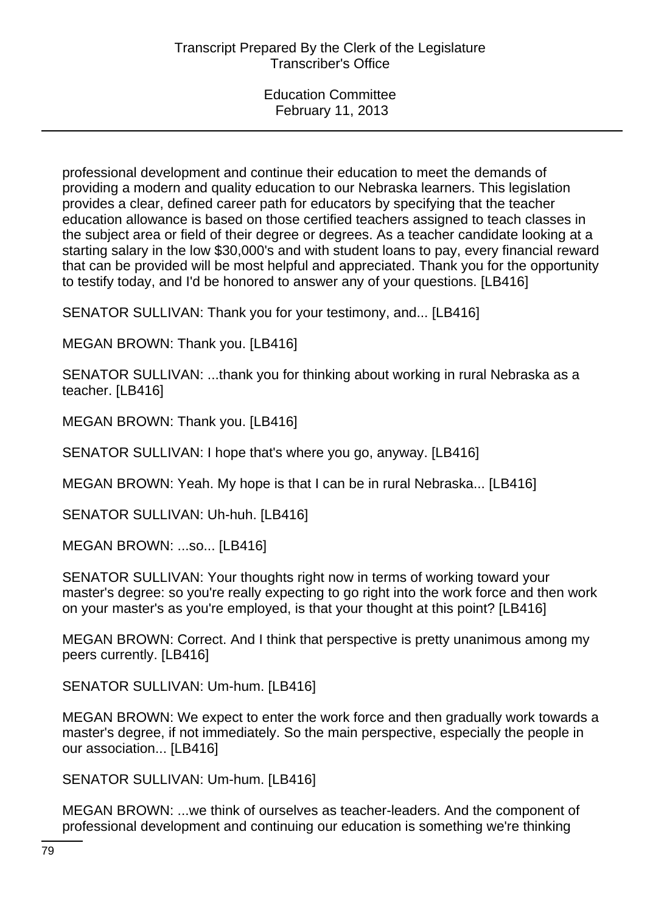professional development and continue their education to meet the demands of providing a modern and quality education to our Nebraska learners. This legislation provides a clear, defined career path for educators by specifying that the teacher education allowance is based on those certified teachers assigned to teach classes in the subject area or field of their degree or degrees. As a teacher candidate looking at a starting salary in the low $30,000's and with student loans to pay, every financial reward that can be provided will be most helpful and appreciated. Thank you for the opportunity to testify today, and I'd be honored to answer any of your questions. [LB416]

SENATOR SULLIVAN: Thank you for your testimony, and... [LB416]

MEGAN BROWN: Thank you. [LB416]

SENATOR SULLIVAN: ...thank you for thinking about working in rural Nebraska as a teacher. [LB416]

MEGAN BROWN: Thank you. [LB416]

SENATOR SULLIVAN: I hope that's where you go, anyway. [LB416]

MEGAN BROWN: Yeah. My hope is that I can be in rural Nebraska... [LB416]

SENATOR SULLIVAN: Uh-huh. [LB416]

MEGAN BROWN: ...so... [LB416]

SENATOR SULLIVAN: Your thoughts right now in terms of working toward your master's degree: so you're really expecting to go right into the work force and then work on your master's as you're employed, is that your thought at this point? [LB416]

MEGAN BROWN: Correct. And I think that perspective is pretty unanimous among my peers currently. [LB416]

SENATOR SULLIVAN: Um-hum. [LB416]

MEGAN BROWN: We expect to enter the work force and then gradually work towards a master's degree, if not immediately. So the main perspective, especially the people in our association... [LB416]

SENATOR SULLIVAN: Um-hum. [LB416]

MEGAN BROWN: ...we think of ourselves as teacher-leaders. And the component of professional development and continuing our education is something we're thinking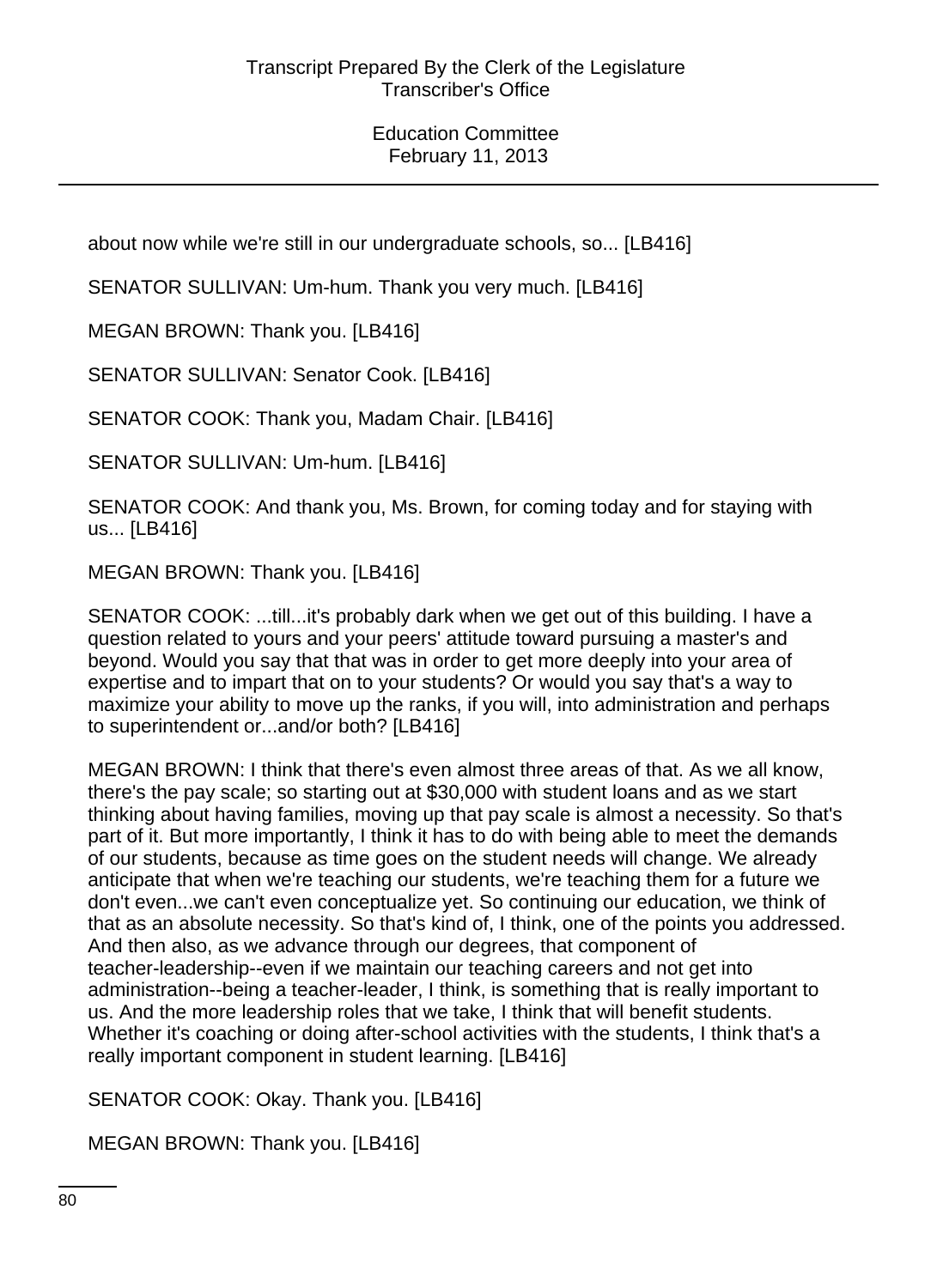about now while we're still in our undergraduate schools, so... [LB416]

SENATOR SULLIVAN: Um-hum. Thank you very much. [LB416]

MEGAN BROWN: Thank you. [LB416]

SENATOR SULLIVAN: Senator Cook. [LB416]

SENATOR COOK: Thank you, Madam Chair. [LB416]

SENATOR SULLIVAN: Um-hum. [LB416]

SENATOR COOK: And thank you, Ms. Brown, for coming today and for staying with us... [LB416]

MEGAN BROWN: Thank you. [LB416]

SENATOR COOK: ...till...it's probably dark when we get out of this building. I have a question related to yours and your peers' attitude toward pursuing a master's and beyond. Would you say that that was in order to get more deeply into your area of expertise and to impart that on to your students? Or would you say that's a way to maximize your ability to move up the ranks, if you will, into administration and perhaps to superintendent or...and/or both? [LB416]

MEGAN BROWN: I think that there's even almost three areas of that. As we all know, there's the pay scale; so starting out at $30,000 with student loans and as we start thinking about having families, moving up that pay scale is almost a necessity. So that's part of it. But more importantly, I think it has to do with being able to meet the demands of our students, because as time goes on the student needs will change. We already anticipate that when we're teaching our students, we're teaching them for a future we don't even...we can't even conceptualize yet. So continuing our education, we think of that as an absolute necessity. So that's kind of, I think, one of the points you addressed. And then also, as we advance through our degrees, that component of teacher-leadership--even if we maintain our teaching careers and not get into administration--being a teacher-leader, I think, is something that is really important to us. And the more leadership roles that we take, I think that will benefit students. Whether it's coaching or doing after-school activities with the students, I think that's a really important component in student learning. [LB416]

SENATOR COOK: Okay. Thank you. [LB416]

MEGAN BROWN: Thank you. [LB416]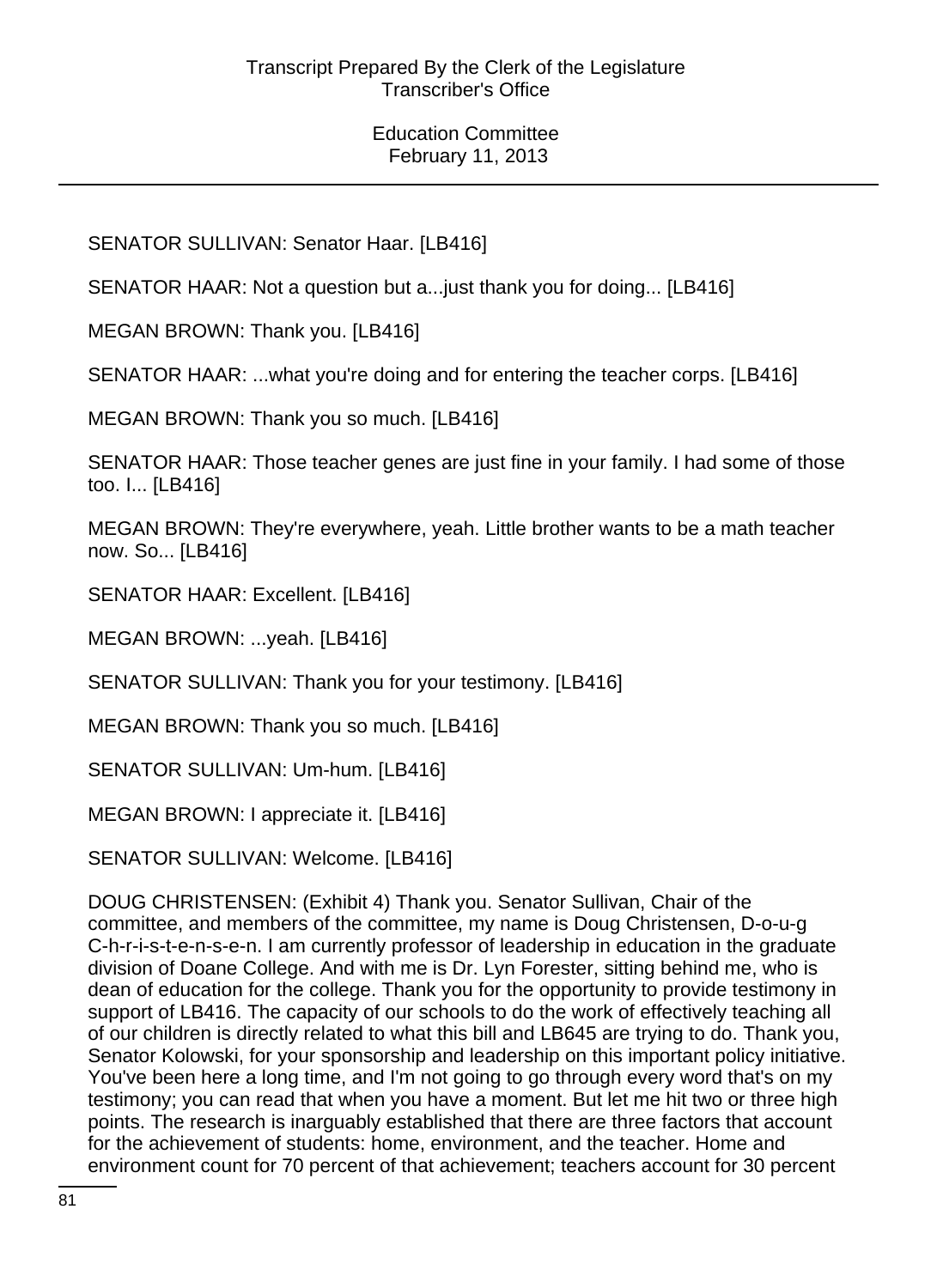SENATOR SULLIVAN: Senator Haar. [LB416]

SENATOR HAAR: Not a question but a...just thank you for doing... [LB416]

MEGAN BROWN: Thank you. [LB416]

SENATOR HAAR: ...what you're doing and for entering the teacher corps. [LB416]

MEGAN BROWN: Thank you so much. [LB416]

SENATOR HAAR: Those teacher genes are just fine in your family. I had some of those too. I... [LB416]

MEGAN BROWN: They're everywhere, yeah. Little brother wants to be a math teacher now. So... [LB416]

SENATOR HAAR: Excellent. [LB416]

MEGAN BROWN: ...yeah. [LB416]

SENATOR SULLIVAN: Thank you for your testimony. [LB416]

MEGAN BROWN: Thank you so much. [LB416]

SENATOR SULLIVAN: Um-hum. [LB416]

MEGAN BROWN: I appreciate it. [LB416]

SENATOR SULLIVAN: Welcome. [LB416]

DOUG CHRISTENSEN: (Exhibit 4) Thank you. Senator Sullivan, Chair of the committee, and members of the committee, my name is Doug Christensen, D-o-u-g C-h-r-i-s-t-e-n-s-e-n. I am currently professor of leadership in education in the graduate division of Doane College. And with me is Dr. Lyn Forester, sitting behind me, who is dean of education for the college. Thank you for the opportunity to provide testimony in support of LB416. The capacity of our schools to do the work of effectively teaching all of our children is directly related to what this bill and LB645 are trying to do. Thank you, Senator Kolowski, for your sponsorship and leadership on this important policy initiative. You've been here a long time, and I'm not going to go through every word that's on my testimony; you can read that when you have a moment. But let me hit two or three high points. The research is inarguably established that there are three factors that account for the achievement of students: home, environment, and the teacher. Home and environment count for 70 percent of that achievement; teachers account for 30 percent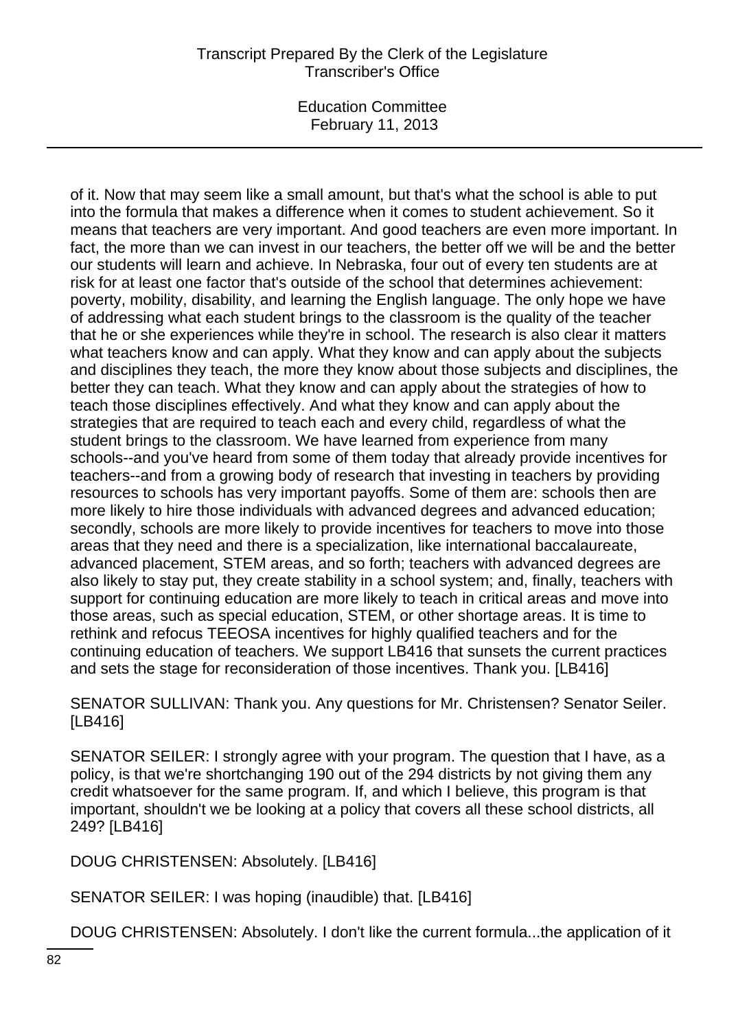of it. Now that may seem like a small amount, but that's what the school is able to put into the formula that makes a difference when it comes to student achievement. So it means that teachers are very important. And good teachers are even more important. In fact, the more than we can invest in our teachers, the better off we will be and the better our students will learn and achieve. In Nebraska, four out of every ten students are at risk for at least one factor that's outside of the school that determines achievement: poverty, mobility, disability, and learning the English language. The only hope we have of addressing what each student brings to the classroom is the quality of the teacher that he or she experiences while they're in school. The research is also clear it matters what teachers know and can apply. What they know and can apply about the subjects and disciplines they teach, the more they know about those subjects and disciplines, the better they can teach. What they know and can apply about the strategies of how to teach those disciplines effectively. And what they know and can apply about the strategies that are required to teach each and every child, regardless of what the student brings to the classroom. We have learned from experience from many schools--and you've heard from some of them today that already provide incentives for teachers--and from a growing body of research that investing in teachers by providing resources to schools has very important payoffs. Some of them are: schools then are more likely to hire those individuals with advanced degrees and advanced education; secondly, schools are more likely to provide incentives for teachers to move into those areas that they need and there is a specialization, like international baccalaureate, advanced placement, STEM areas, and so forth; teachers with advanced degrees are also likely to stay put, they create stability in a school system; and, finally, teachers with support for continuing education are more likely to teach in critical areas and move into those areas, such as special education, STEM, or other shortage areas. It is time to rethink and refocus TEEOSA incentives for highly qualified teachers and for the continuing education of teachers. We support LB416 that sunsets the current practices and sets the stage for reconsideration of those incentives. Thank you. [LB416]

SENATOR SULLIVAN: Thank you. Any questions for Mr. Christensen? Senator Seiler. [LB416]

SENATOR SEILER: I strongly agree with your program. The question that I have, as a policy, is that we're shortchanging 190 out of the 294 districts by not giving them any credit whatsoever for the same program. If, and which I believe, this program is that important, shouldn't we be looking at a policy that covers all these school districts, all 249? [LB416]

DOUG CHRISTENSEN: Absolutely. [LB416]

SENATOR SEILER: I was hoping (inaudible) that. [LB416]

DOUG CHRISTENSEN: Absolutely. I don't like the current formula...the application of it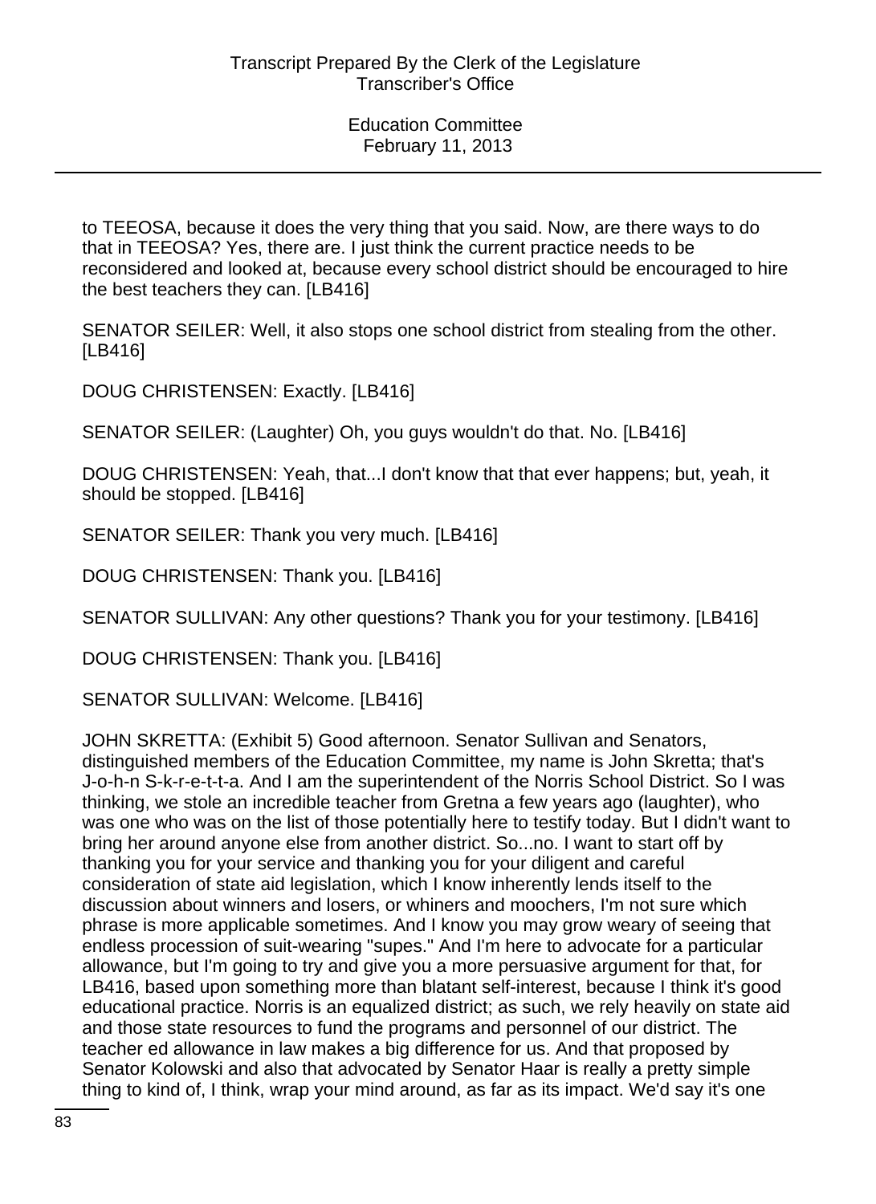to TEEOSA, because it does the very thing that you said. Now, are there ways to do that in TEEOSA? Yes, there are. I just think the current practice needs to be reconsidered and looked at, because every school district should be encouraged to hire the best teachers they can. [LB416]

SENATOR SEILER: Well, it also stops one school district from stealing from the other. [LB416]

DOUG CHRISTENSEN: Exactly. [LB416]

SENATOR SEILER: (Laughter) Oh, you guys wouldn't do that. No. [LB416]

DOUG CHRISTENSEN: Yeah, that...I don't know that that ever happens; but, yeah, it should be stopped. [LB416]

SENATOR SEILER: Thank you very much. [LB416]

DOUG CHRISTENSEN: Thank you. [LB416]

SENATOR SULLIVAN: Any other questions? Thank you for your testimony. [LB416]

DOUG CHRISTENSEN: Thank you. [LB416]

SENATOR SULLIVAN: Welcome. [LB416]

JOHN SKRETTA: (Exhibit 5) Good afternoon. Senator Sullivan and Senators, distinguished members of the Education Committee, my name is John Skretta; that's J-o-h-n S-k-r-e-t-t-a. And I am the superintendent of the Norris School District. So I was thinking, we stole an incredible teacher from Gretna a few years ago (laughter), who was one who was on the list of those potentially here to testify today. But I didn't want to bring her around anyone else from another district. So...no. I want to start off by thanking you for your service and thanking you for your diligent and careful consideration of state aid legislation, which I know inherently lends itself to the discussion about winners and losers, or whiners and moochers, I'm not sure which phrase is more applicable sometimes. And I know you may grow weary of seeing that endless procession of suit-wearing "supes." And I'm here to advocate for a particular allowance, but I'm going to try and give you a more persuasive argument for that, for LB416, based upon something more than blatant self-interest, because I think it's good educational practice. Norris is an equalized district; as such, we rely heavily on state aid and those state resources to fund the programs and personnel of our district. The teacher ed allowance in law makes a big difference for us. And that proposed by Senator Kolowski and also that advocated by Senator Haar is really a pretty simple thing to kind of, I think, wrap your mind around, as far as its impact. We'd say it's one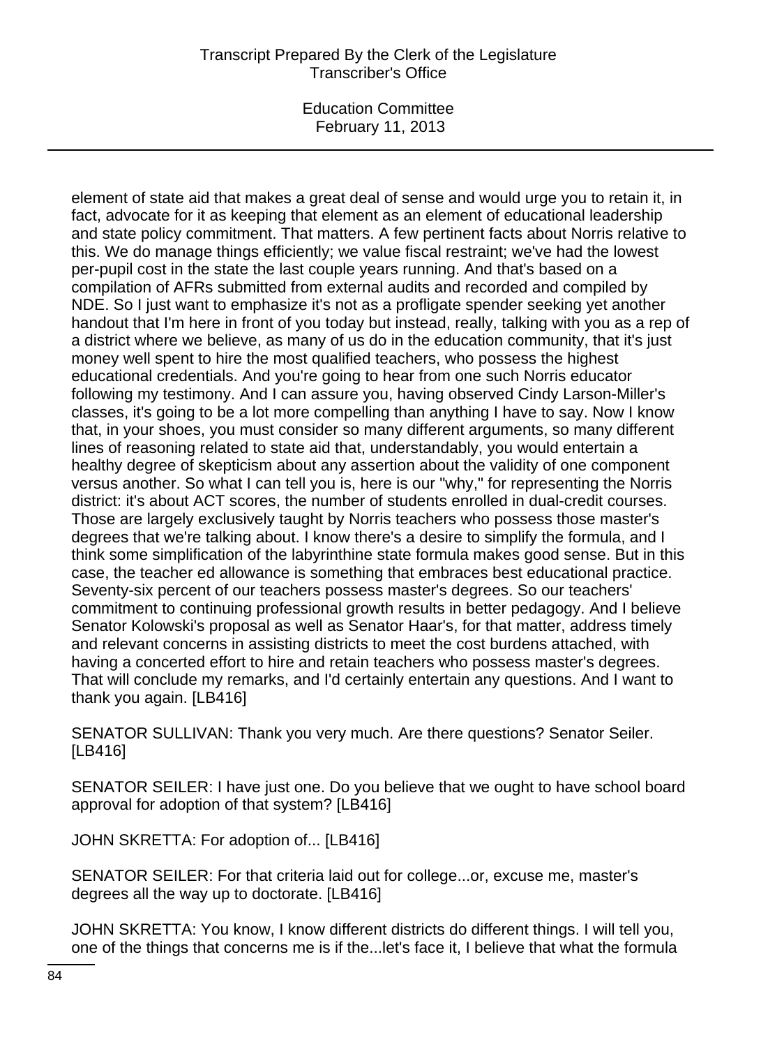element of state aid that makes a great deal of sense and would urge you to retain it, in fact, advocate for it as keeping that element as an element of educational leadership and state policy commitment. That matters. A few pertinent facts about Norris relative to this. We do manage things efficiently; we value fiscal restraint; we've had the lowest per-pupil cost in the state the last couple years running. And that's based on a compilation of AFRs submitted from external audits and recorded and compiled by NDE. So I just want to emphasize it's not as a profligate spender seeking yet another handout that I'm here in front of you today but instead, really, talking with you as a rep of a district where we believe, as many of us do in the education community, that it's just money well spent to hire the most qualified teachers, who possess the highest educational credentials. And you're going to hear from one such Norris educator following my testimony. And I can assure you, having observed Cindy Larson-Miller's classes, it's going to be a lot more compelling than anything I have to say. Now I know that, in your shoes, you must consider so many different arguments, so many different lines of reasoning related to state aid that, understandably, you would entertain a healthy degree of skepticism about any assertion about the validity of one component versus another. So what I can tell you is, here is our "why," for representing the Norris district: it's about ACT scores, the number of students enrolled in dual-credit courses. Those are largely exclusively taught by Norris teachers who possess those master's degrees that we're talking about. I know there's a desire to simplify the formula, and I think some simplification of the labyrinthine state formula makes good sense. But in this case, the teacher ed allowance is something that embraces best educational practice. Seventy-six percent of our teachers possess master's degrees. So our teachers' commitment to continuing professional growth results in better pedagogy. And I believe Senator Kolowski's proposal as well as Senator Haar's, for that matter, address timely and relevant concerns in assisting districts to meet the cost burdens attached, with having a concerted effort to hire and retain teachers who possess master's degrees. That will conclude my remarks, and I'd certainly entertain any questions. And I want to thank you again. [LB416]

SENATOR SULLIVAN: Thank you very much. Are there questions? Senator Seiler. [LB416]

SENATOR SEILER: I have just one. Do you believe that we ought to have school board approval for adoption of that system? [LB416]

JOHN SKRETTA: For adoption of... [LB416]

SENATOR SEILER: For that criteria laid out for college...or, excuse me, master's degrees all the way up to doctorate. [LB416]

JOHN SKRETTA: You know, I know different districts do different things. I will tell you, one of the things that concerns me is if the...let's face it, I believe that what the formula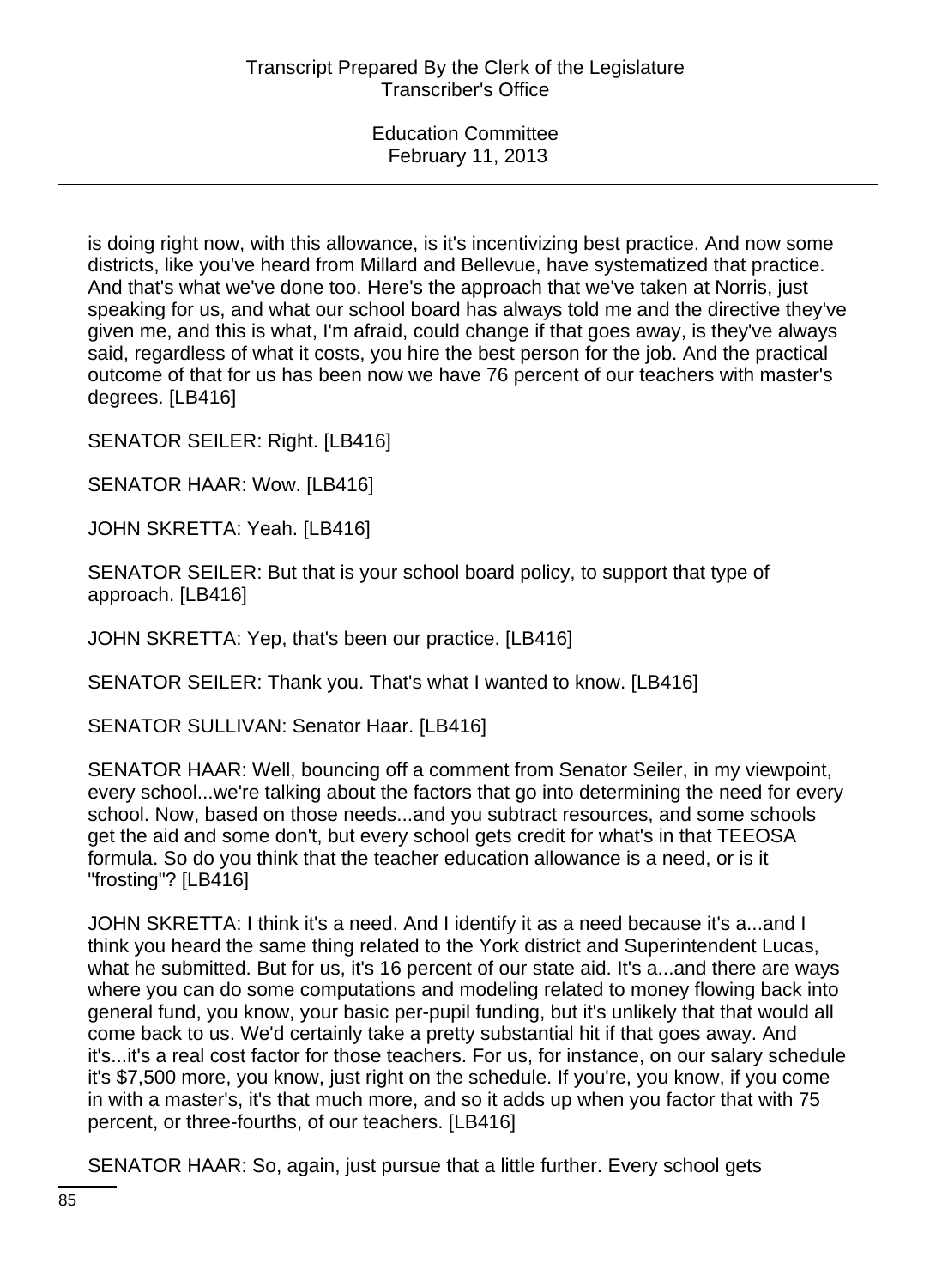is doing right now, with this allowance, is it's incentivizing best practice. And now some districts, like you've heard from Millard and Bellevue, have systematized that practice. And that's what we've done too. Here's the approach that we've taken at Norris, just speaking for us, and what our school board has always told me and the directive they've given me, and this is what, I'm afraid, could change if that goes away, is they've always said, regardless of what it costs, you hire the best person for the job. And the practical outcome of that for us has been now we have 76 percent of our teachers with master's degrees. [LB416]

SENATOR SEILER: Right. [LB416]

SENATOR HAAR: Wow. [LB416]

JOHN SKRETTA: Yeah. [LB416]

SENATOR SEILER: But that is your school board policy, to support that type of approach. [LB416]

JOHN SKRETTA: Yep, that's been our practice. [LB416]

SENATOR SEILER: Thank you. That's what I wanted to know. [LB416]

SENATOR SULLIVAN: Senator Haar. [LB416]

SENATOR HAAR: Well, bouncing off a comment from Senator Seiler, in my viewpoint, every school...we're talking about the factors that go into determining the need for every school. Now, based on those needs...and you subtract resources, and some schools get the aid and some don't, but every school gets credit for what's in that TEEOSA formula. So do you think that the teacher education allowance is a need, or is it "frosting"? [LB416]

JOHN SKRETTA: I think it's a need. And I identify it as a need because it's a...and I think you heard the same thing related to the York district and Superintendent Lucas, what he submitted. But for us, it's 16 percent of our state aid. It's a...and there are ways where you can do some computations and modeling related to money flowing back into general fund, you know, your basic per-pupil funding, but it's unlikely that that would all come back to us. We'd certainly take a pretty substantial hit if that goes away. And it's...it's a real cost factor for those teachers. For us, for instance, on our salary schedule it's $7,500 more, you know, just right on the schedule. If you're, you know, if you come in with a master's, it's that much more, and so it adds up when you factor that with 75 percent, or three-fourths, of our teachers. [LB416]

SENATOR HAAR: So, again, just pursue that a little further. Every school gets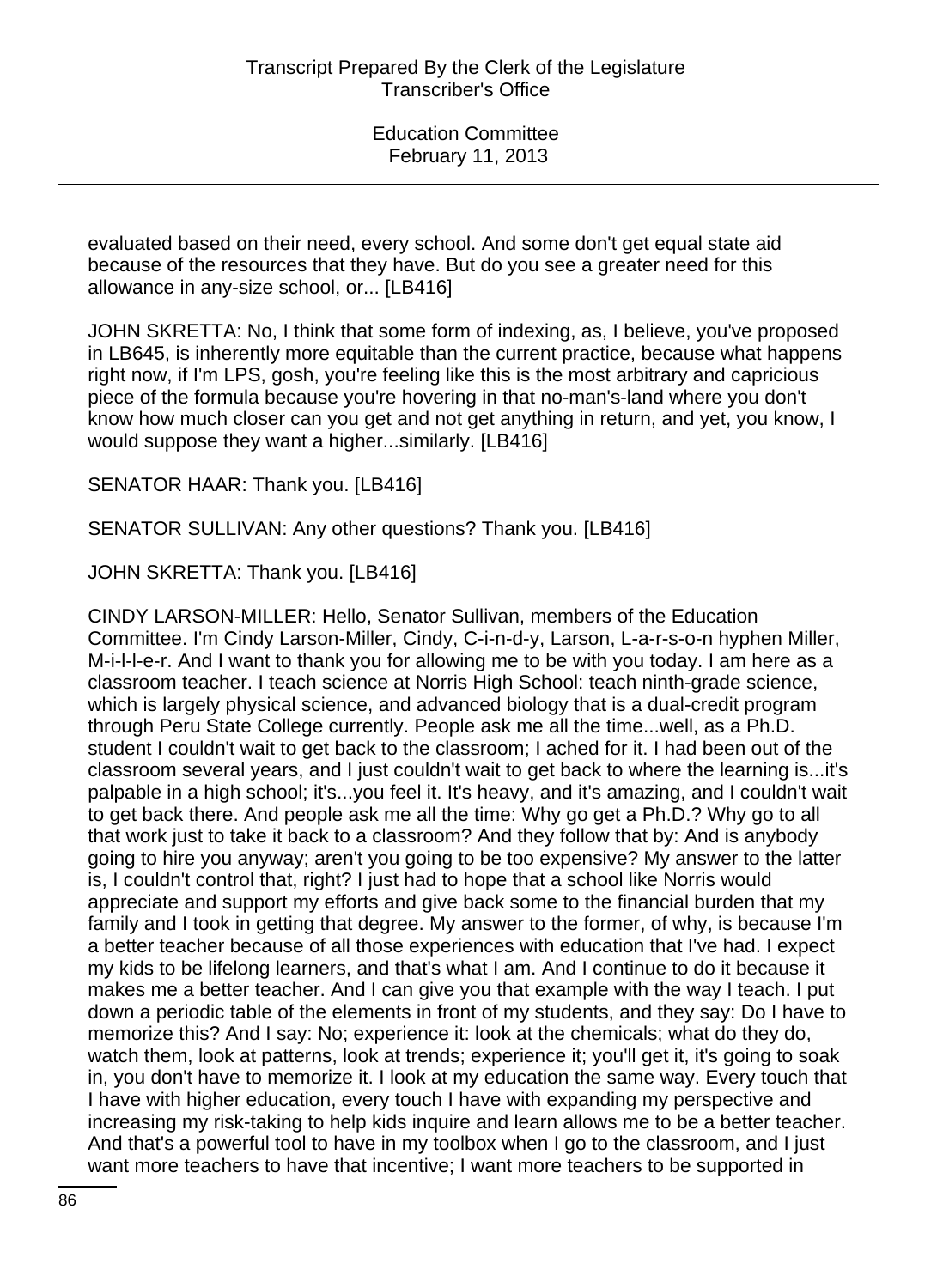evaluated based on their need, every school. And some don't get equal state aid because of the resources that they have. But do you see a greater need for this allowance in any-size school, or... [LB416]

JOHN SKRETTA: No, I think that some form of indexing, as, I believe, you've proposed in LB645, is inherently more equitable than the current practice, because what happens right now, if I'm LPS, gosh, you're feeling like this is the most arbitrary and capricious piece of the formula because you're hovering in that no-man's-land where you don't know how much closer can you get and not get anything in return, and yet, you know, I would suppose they want a higher...similarly. [LB416]

SENATOR HAAR: Thank you. [LB416]

SENATOR SULLIVAN: Any other questions? Thank you. [LB416]

JOHN SKRETTA: Thank you. [LB416]

CINDY LARSON-MILLER: Hello, Senator Sullivan, members of the Education Committee. I'm Cindy Larson-Miller, Cindy, C-i-n-d-y, Larson, L-a-r-s-o-n hyphen Miller, M-i-l-l-e-r. And I want to thank you for allowing me to be with you today. I am here as a classroom teacher. I teach science at Norris High School: teach ninth-grade science, which is largely physical science, and advanced biology that is a dual-credit program through Peru State College currently. People ask me all the time...well, as a Ph.D. student I couldn't wait to get back to the classroom; I ached for it. I had been out of the classroom several years, and I just couldn't wait to get back to where the learning is...it's palpable in a high school; it's...you feel it. It's heavy, and it's amazing, and I couldn't wait to get back there. And people ask me all the time: Why go get a Ph.D.? Why go to all that work just to take it back to a classroom? And they follow that by: And is anybody going to hire you anyway; aren't you going to be too expensive? My answer to the latter is, I couldn't control that, right? I just had to hope that a school like Norris would appreciate and support my efforts and give back some to the financial burden that my family and I took in getting that degree. My answer to the former, of why, is because I'm a better teacher because of all those experiences with education that I've had. I expect my kids to be lifelong learners, and that's what I am. And I continue to do it because it makes me a better teacher. And I can give you that example with the way I teach. I put down a periodic table of the elements in front of my students, and they say: Do I have to memorize this? And I say: No; experience it: look at the chemicals; what do they do, watch them, look at patterns, look at trends; experience it; you'll get it, it's going to soak in, you don't have to memorize it. I look at my education the same way. Every touch that I have with higher education, every touch I have with expanding my perspective and increasing my risk-taking to help kids inquire and learn allows me to be a better teacher. And that's a powerful tool to have in my toolbox when I go to the classroom, and I just want more teachers to have that incentive; I want more teachers to be supported in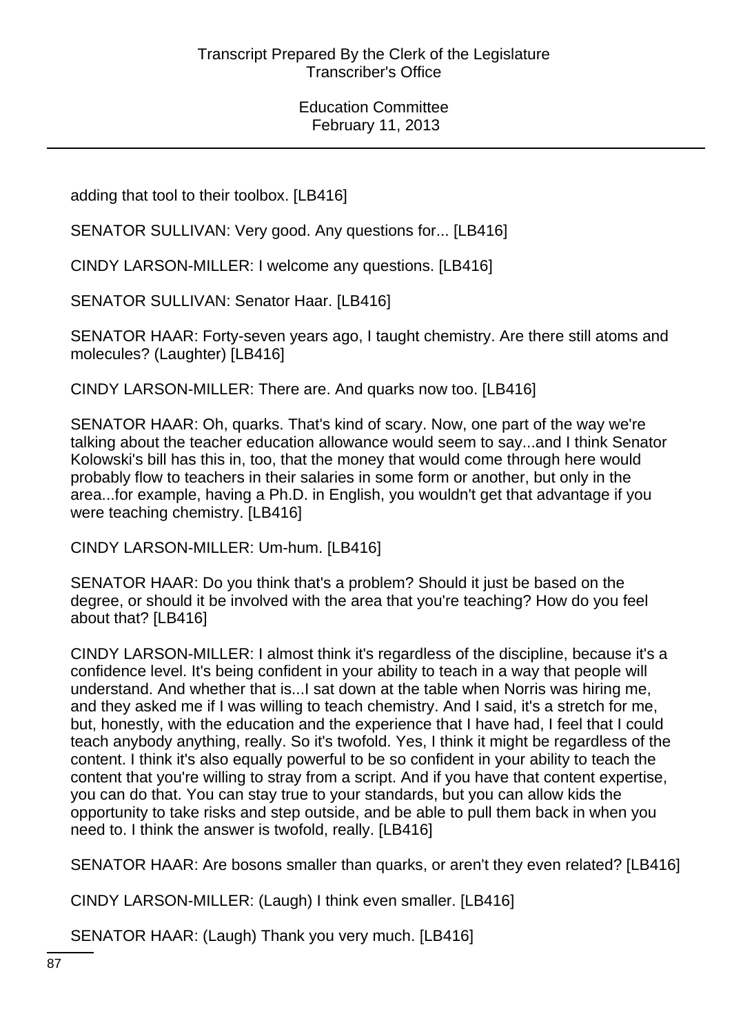adding that tool to their toolbox. [LB416]

SENATOR SULLIVAN: Very good. Any questions for... [LB416]

CINDY LARSON-MILLER: I welcome any questions. [LB416]

SENATOR SULLIVAN: Senator Haar. [LB416]

SENATOR HAAR: Forty-seven years ago, I taught chemistry. Are there still atoms and molecules? (Laughter) [LB416]

CINDY LARSON-MILLER: There are. And quarks now too. [LB416]

SENATOR HAAR: Oh, quarks. That's kind of scary. Now, one part of the way we're talking about the teacher education allowance would seem to say...and I think Senator Kolowski's bill has this in, too, that the money that would come through here would probably flow to teachers in their salaries in some form or another, but only in the area...for example, having a Ph.D. in English, you wouldn't get that advantage if you were teaching chemistry. [LB416]

CINDY LARSON-MILLER: Um-hum. [LB416]

SENATOR HAAR: Do you think that's a problem? Should it just be based on the degree, or should it be involved with the area that you're teaching? How do you feel about that? [LB416]

CINDY LARSON-MILLER: I almost think it's regardless of the discipline, because it's a confidence level. It's being confident in your ability to teach in a way that people will understand. And whether that is...I sat down at the table when Norris was hiring me, and they asked me if I was willing to teach chemistry. And I said, it's a stretch for me, but, honestly, with the education and the experience that I have had, I feel that I could teach anybody anything, really. So it's twofold. Yes, I think it might be regardless of the content. I think it's also equally powerful to be so confident in your ability to teach the content that you're willing to stray from a script. And if you have that content expertise, you can do that. You can stay true to your standards, but you can allow kids the opportunity to take risks and step outside, and be able to pull them back in when you need to. I think the answer is twofold, really. [LB416]

SENATOR HAAR: Are bosons smaller than quarks, or aren't they even related? [LB416]

CINDY LARSON-MILLER: (Laugh) I think even smaller. [LB416]

SENATOR HAAR: (Laugh) Thank you very much. [LB416]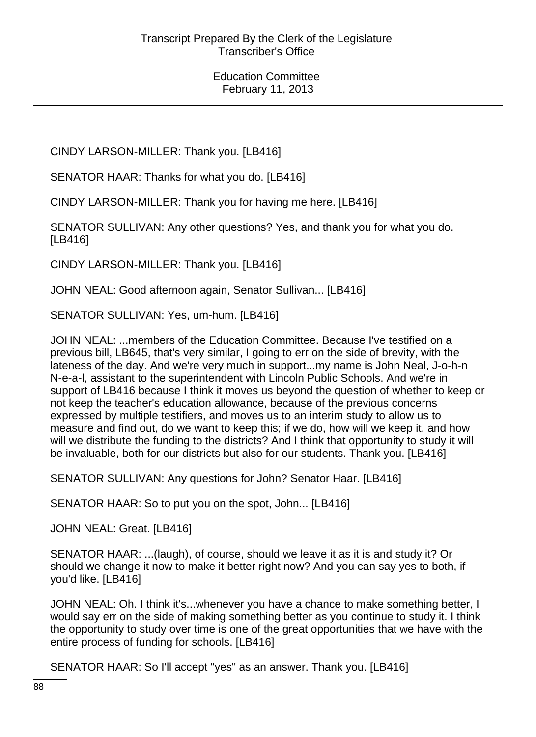CINDY LARSON-MILLER: Thank you. [LB416]

SENATOR HAAR: Thanks for what you do. [LB416]

CINDY LARSON-MILLER: Thank you for having me here. [LB416]

SENATOR SULLIVAN: Any other questions? Yes, and thank you for what you do. [LB416]

CINDY LARSON-MILLER: Thank you. [LB416]

JOHN NEAL: Good afternoon again, Senator Sullivan... [LB416]

SENATOR SULLIVAN: Yes, um-hum. [LB416]

JOHN NEAL: ...members of the Education Committee. Because I've testified on a previous bill, LB645, that's very similar, I going to err on the side of brevity, with the lateness of the day. And we're very much in support...my name is John Neal, J-o-h-n N-e-a-l, assistant to the superintendent with Lincoln Public Schools. And we're in support of LB416 because I think it moves us beyond the question of whether to keep or not keep the teacher's education allowance, because of the previous concerns expressed by multiple testifiers, and moves us to an interim study to allow us to measure and find out, do we want to keep this; if we do, how will we keep it, and how will we distribute the funding to the districts? And I think that opportunity to study it will be invaluable, both for our districts but also for our students. Thank you. [LB416]

SENATOR SULLIVAN: Any questions for John? Senator Haar. [LB416]

SENATOR HAAR: So to put you on the spot, John... [LB416]

JOHN NEAL: Great. [LB416]

SENATOR HAAR: ...(laugh), of course, should we leave it as it is and study it? Or should we change it now to make it better right now? And you can say yes to both, if you'd like. [LB416]

JOHN NEAL: Oh. I think it's...whenever you have a chance to make something better, I would say err on the side of making something better as you continue to study it. I think the opportunity to study over time is one of the great opportunities that we have with the entire process of funding for schools. [LB416]

SENATOR HAAR: So I'll accept "yes" as an answer. Thank you. [LB416]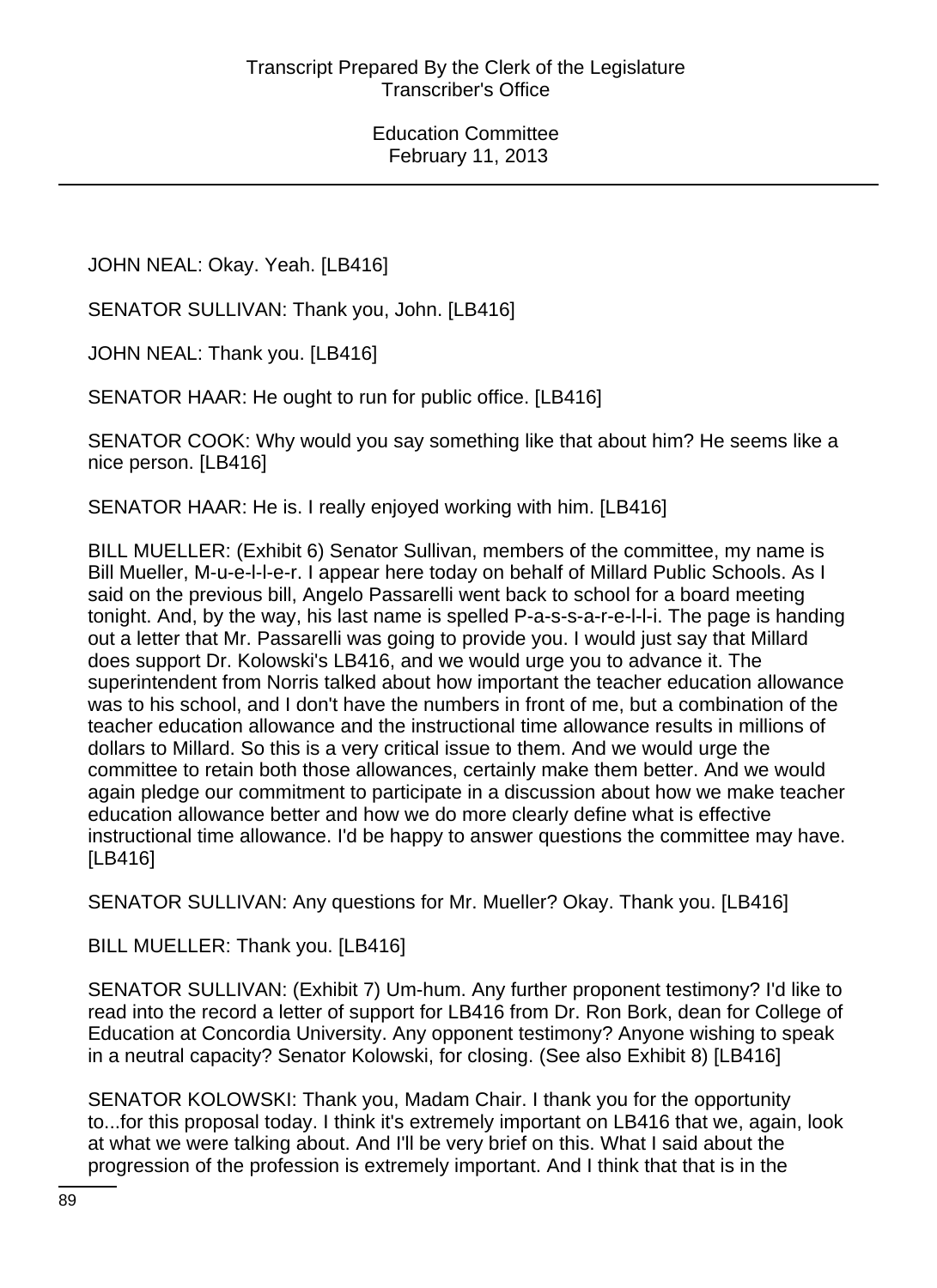JOHN NEAL: Okay. Yeah. [LB416]

SENATOR SULLIVAN: Thank you, John. [LB416]

JOHN NEAL: Thank you. [LB416]

SENATOR HAAR: He ought to run for public office. [LB416]

SENATOR COOK: Why would you say something like that about him? He seems like a nice person. [LB416]

SENATOR HAAR: He is. I really enjoyed working with him. [LB416]

BILL MUELLER: (Exhibit 6) Senator Sullivan, members of the committee, my name is Bill Mueller, M-u-e-l-l-e-r. I appear here today on behalf of Millard Public Schools. As I said on the previous bill, Angelo Passarelli went back to school for a board meeting tonight. And, by the way, his last name is spelled P-a-s-s-a-r-e-l-l-i. The page is handing out a letter that Mr. Passarelli was going to provide you. I would just say that Millard does support Dr. Kolowski's LB416, and we would urge you to advance it. The superintendent from Norris talked about how important the teacher education allowance was to his school, and I don't have the numbers in front of me, but a combination of the teacher education allowance and the instructional time allowance results in millions of dollars to Millard. So this is a very critical issue to them. And we would urge the committee to retain both those allowances, certainly make them better. And we would again pledge our commitment to participate in a discussion about how we make teacher education allowance better and how we do more clearly define what is effective instructional time allowance. I'd be happy to answer questions the committee may have. [LB416]

SENATOR SULLIVAN: Any questions for Mr. Mueller? Okay. Thank you. [LB416]

BILL MUELLER: Thank you. [LB416]

SENATOR SULLIVAN: (Exhibit 7) Um-hum. Any further proponent testimony? I'd like to read into the record a letter of support for LB416 from Dr. Ron Bork, dean for College of Education at Concordia University. Any opponent testimony? Anyone wishing to speak in a neutral capacity? Senator Kolowski, for closing. (See also Exhibit 8) [LB416]

SENATOR KOLOWSKI: Thank you, Madam Chair. I thank you for the opportunity to...for this proposal today. I think it's extremely important on LB416 that we, again, look at what we were talking about. And I'll be very brief on this. What I said about the progression of the profession is extremely important. And I think that that is in the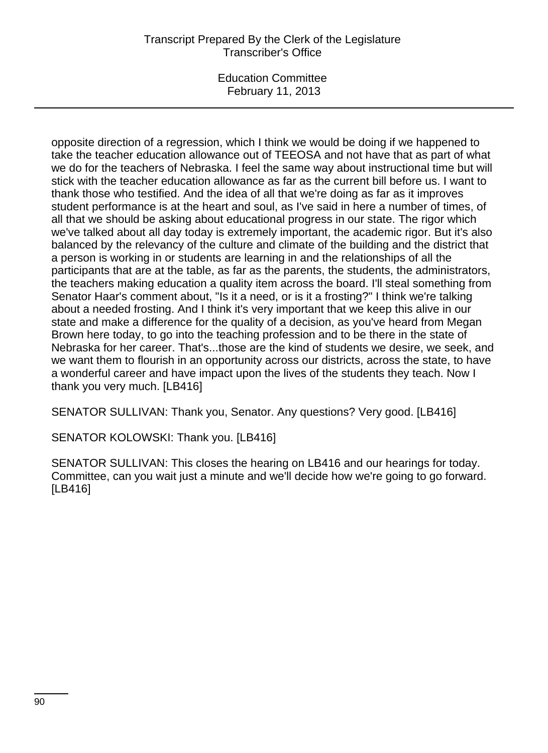opposite direction of a regression, which I think we would be doing if we happened to take the teacher education allowance out of TEEOSA and not have that as part of what we do for the teachers of Nebraska. I feel the same way about instructional time but will stick with the teacher education allowance as far as the current bill before us. I want to thank those who testified. And the idea of all that we're doing as far as it improves student performance is at the heart and soul, as I've said in here a number of times, of all that we should be asking about educational progress in our state. The rigor which we've talked about all day today is extremely important, the academic rigor. But it's also balanced by the relevancy of the culture and climate of the building and the district that a person is working in or students are learning in and the relationships of all the participants that are at the table, as far as the parents, the students, the administrators, the teachers making education a quality item across the board. I'll steal something from Senator Haar's comment about, "Is it a need, or is it a frosting?" I think we're talking about a needed frosting. And I think it's very important that we keep this alive in our state and make a difference for the quality of a decision, as you've heard from Megan Brown here today, to go into the teaching profession and to be there in the state of Nebraska for her career. That's...those are the kind of students we desire, we seek, and we want them to flourish in an opportunity across our districts, across the state, to have a wonderful career and have impact upon the lives of the students they teach. Now I thank you very much. [LB416]

SENATOR SULLIVAN: Thank you, Senator. Any questions? Very good. [LB416]

SENATOR KOLOWSKI: Thank you. [LB416]

SENATOR SULLIVAN: This closes the hearing on LB416 and our hearings for today. Committee, can you wait just a minute and we'll decide how we're going to go forward. [LB416]